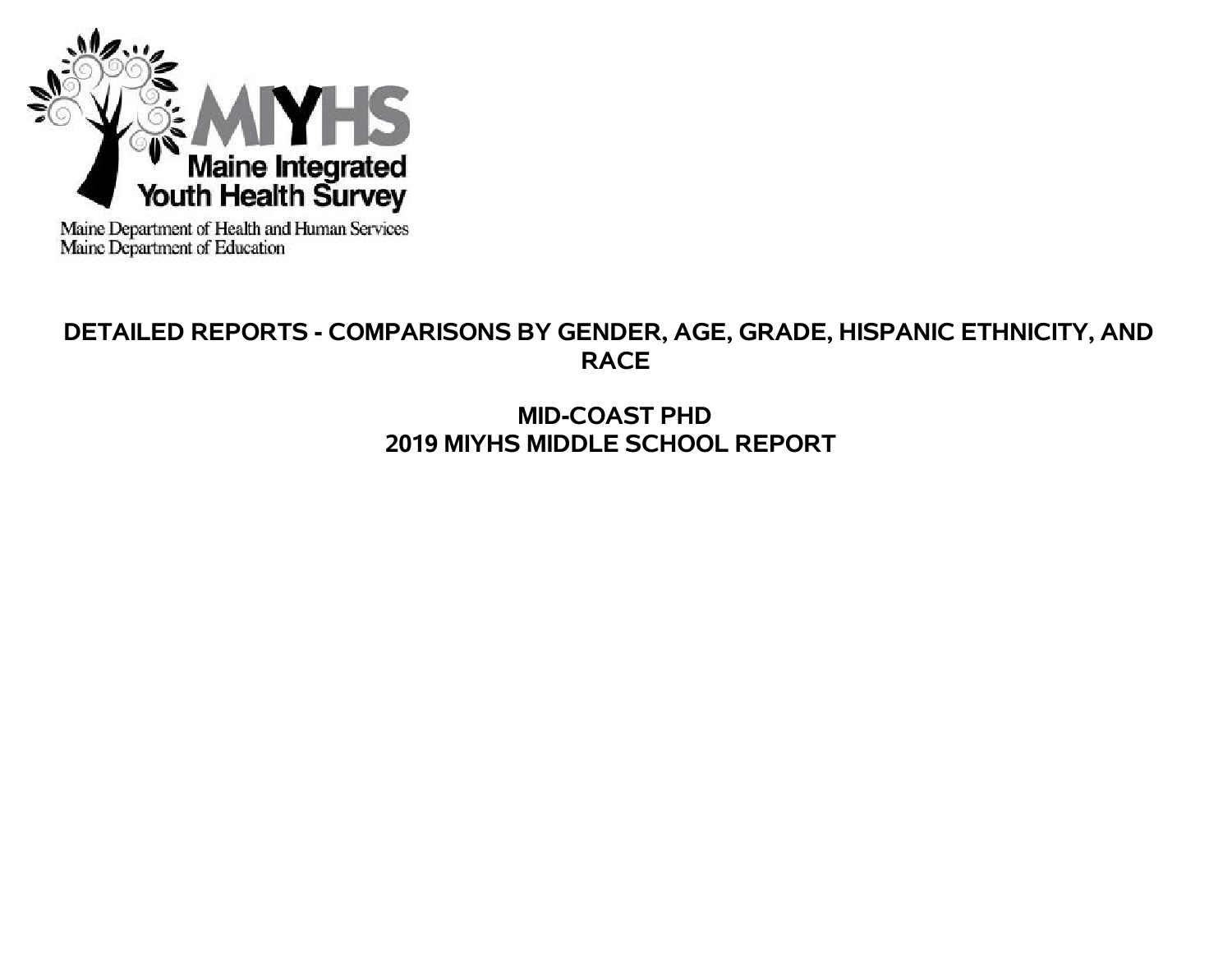MIYHS
Maine Integrated Youth Health Survey

Maine Department of Health and Human Services
Maine Department of Education

# DETAILED REPORTS - COMPARISONS BY GENDER, AGE, GRADE, HISPANIC ETHNICITY, AND RACE

## MID-COAST PHD
## 2019 MIYHS MIDDLE SCHOOL REPORT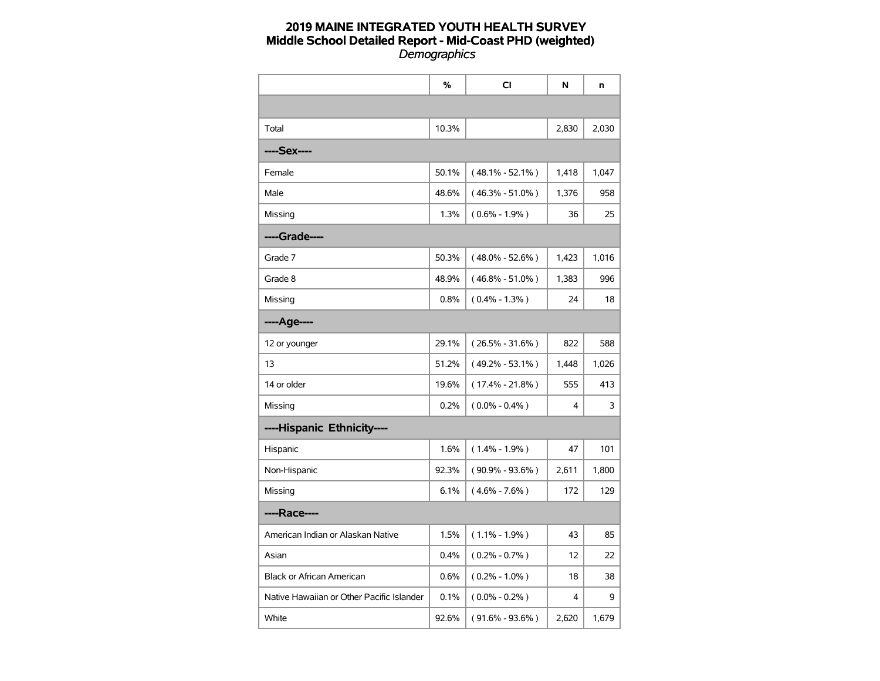# 2019 MAINE INTEGRATED YOUTH HEALTH SURVEY
## Middle School Detailed Report - Mid-Coast PHD (weighted)
*Demographics*

| | % | CI | N | n |
|---|---|---|---|---|
| | | | | |
| Total | 10.3% | | 2,830 | 2,030 |
| **----Sex----** | | | | |
| Female | 50.1% | ( 48.1% - 52.1% ) | 1,418 | 1,047 |
| Male | 48.6% | ( 46.3% - 51.0% ) | 1,376 | 958 |
| Missing | 1.3% | ( 0.6% - 1.9% ) | 36 | 25 |
| **----Grade----** | | | | |
| Grade 7 | 50.3% | ( 48.0% - 52.6% ) | 1,423 | 1,016 |
| Grade 8 | 48.9% | ( 46.8% - 51.0% ) | 1,383 | 996 |
| Missing | 0.8% | ( 0.4% - 1.3% ) | 24 | 18 |
| **----Age----** | | | | |
| 12 or younger | 29.1% | ( 26.5% - 31.6% ) | 822 | 588 |
| 13 | 51.2% | ( 49.2% - 53.1% ) | 1,448 | 1,026 |
| 14 or older | 19.6% | ( 17.4% - 21.8% ) | 555 | 413 |
| Missing | 0.2% | ( 0.0% - 0.4% ) | 4 | 3 |
| **----Hispanic Ethnicity----** | | | | |
| Hispanic | 1.6% | ( 1.4% - 1.9% ) | 47 | 101 |
| Non-Hispanic | 92.3% | ( 90.9% - 93.6% ) | 2,611 | 1,800 |
| Missing | 6.1% | ( 4.6% - 7.6% ) | 172 | 129 |
| **----Race----** | | | | |
| American Indian or Alaskan Native | 1.5% | ( 1.1% - 1.9% ) | 43 | 85 |
| Asian | 0.4% | ( 0.2% - 0.7% ) | 12 | 22 |
| Black or African American | 0.6% | ( 0.2% - 1.0% ) | 18 | 38 |
| Native Hawaiian or Other Pacific Islander | 0.1% | ( 0.0% - 0.2% ) | 4 | 9 |
| White | 92.6% | ( 91.6% - 93.6% ) | 2,620 | 1,679 |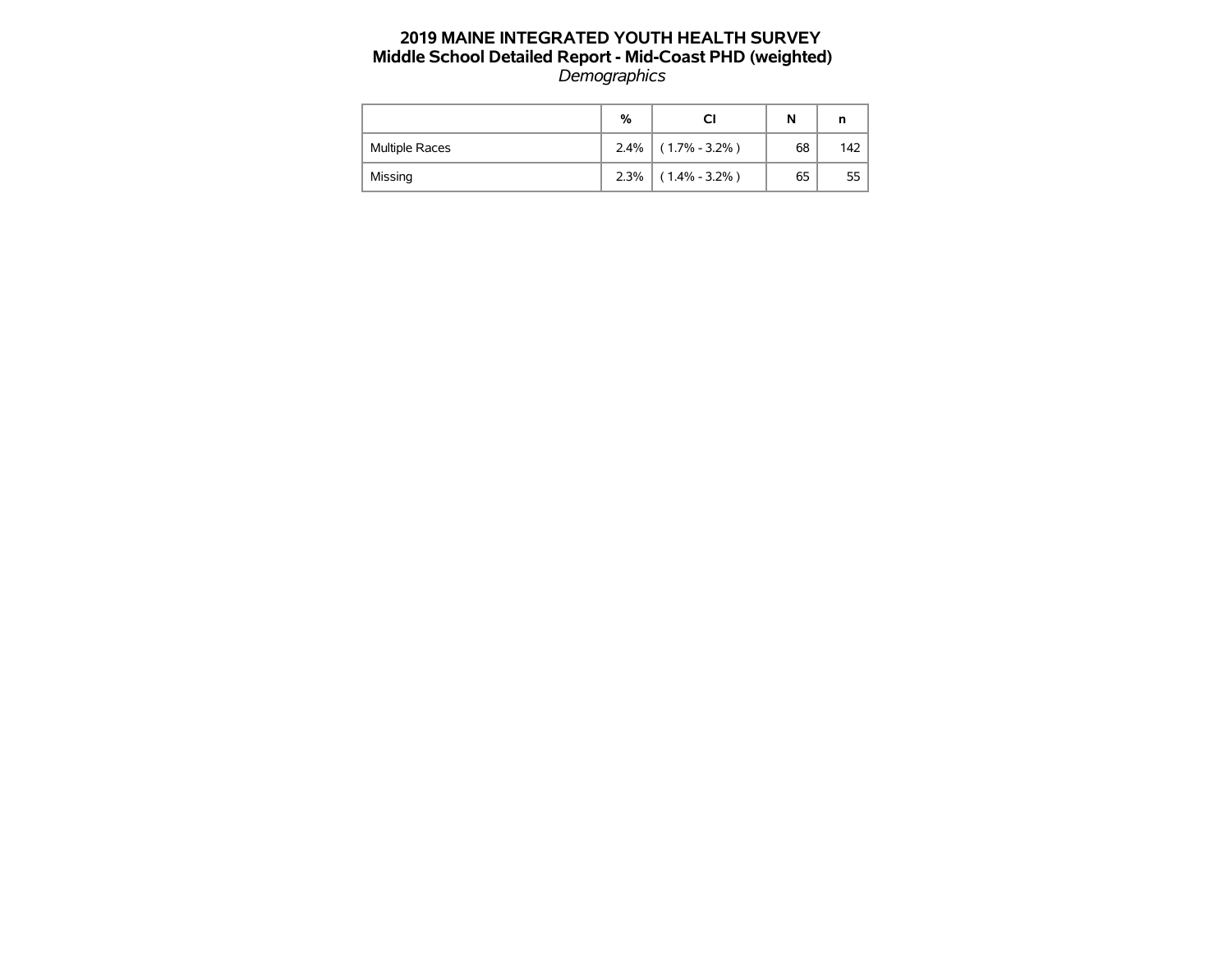# 2019 MAINE INTEGRATED YOUTH HEALTH SURVEY
## Middle School Detailed Report - Mid-Coast PHD (weighted)
*Demographics*

| | % | CI | N | n |
|---|---|---|---|---|
| Multiple Races | 2.4% | ( 1.7% - 3.2% ) | 68 | 142 |
| Missing | 2.3% | ( 1.4% - 3.2% ) | 65 | 55 |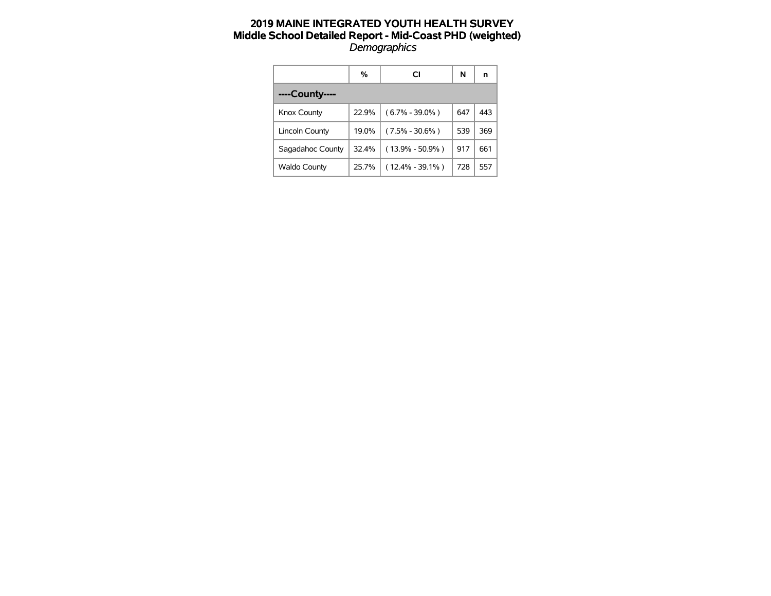# 2019 MAINE INTEGRATED YOUTH HEALTH SURVEY

## Middle School Detailed Report - Mid-Coast PHD (weighted)

*Demographics*

| | % | CI | N | n |
|---|---|---|---|---|
| **----County----** | | | | |
| Knox County | 22.9% | ( 6.7% - 39.0% ) | 647 | 443 |
| Lincoln County | 19.0% | ( 7.5% - 30.6% ) | 539 | 369 |
| Sagadahoc County | 32.4% | ( 13.9% - 50.9% ) | 917 | 661 |
| Waldo County | 25.7% | ( 12.4% - 39.1% ) | 728 | 557 |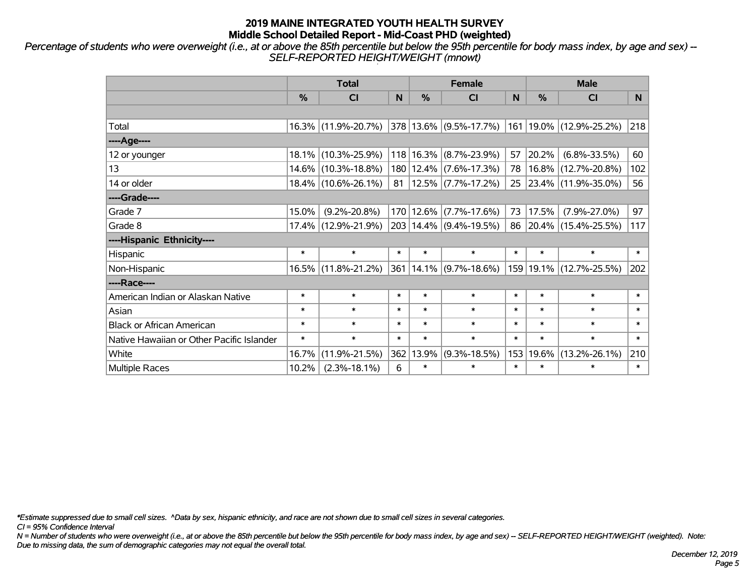# 2019 MAINE INTEGRATED YOUTH HEALTH SURVEY
## Middle School Detailed Report - Mid-Coast PHD (weighted)

*Percentage of students who were overweight (i.e., at or above the 85th percentile but below the 95th percentile for body mass index, by age and sex) -- SELF-REPORTED HEIGHT/WEIGHT (mnowt)*

| | Total | | | Female | | | Male | | |
|---|---|---|---|---|---|---|---|---|---|
| | % | CI | N | % | CI | N | % | CI | N |
| | | | | | | | | | |
| Total | 16.3% | (11.9%-20.7%) | 378 | 13.6% | (9.5%-17.7%) | 161 | 19.0% | (12.9%-25.2%) | 218 |
| ----Age---- | | | | | | | | | |
| 12 or younger | 18.1% | (10.3%-25.9%) | 118 | 16.3% | (8.7%-23.9%) | 57 | 20.2% | (6.8%-33.5%) | 60 |
| 13 | 14.6% | (10.3%-18.8%) | 180 | 12.4% | (7.6%-17.3%) | 78 | 16.8% | (12.7%-20.8%) | 102 |
| 14 or older | 18.4% | (10.6%-26.1%) | 81 | 12.5% | (7.7%-17.2%) | 25 | 23.4% | (11.9%-35.0%) | 56 |
| ----Grade---- | | | | | | | | | |
| Grade 7 | 15.0% | (9.2%-20.8%) | 170 | 12.6% | (7.7%-17.6%) | 73 | 17.5% | (7.9%-27.0%) | 97 |
| Grade 8 | 17.4% | (12.9%-21.9%) | 203 | 14.4% | (9.4%-19.5%) | 86 | 20.4% | (15.4%-25.5%) | 117 |
| ----Hispanic Ethnicity---- | | | | | | | | | |
| Hispanic | * | * | * | * | * | * | * | * | * |
| Non-Hispanic | 16.5% | (11.8%-21.2%) | 361 | 14.1% | (9.7%-18.6%) | 159 | 19.1% | (12.7%-25.5%) | 202 |
| ----Race---- | | | | | | | | | |
| American Indian or Alaskan Native | * | * | * | * | * | * | * | * | * |
| Asian | * | * | * | * | * | * | * | * | * |
| Black or African American | * | * | * | * | * | * | * | * | * |
| Native Hawaiian or Other Pacific Islander | * | * | * | * | * | * | * | * | * |
| White | 16.7% | (11.9%-21.5%) | 362 | 13.9% | (9.3%-18.5%) | 153 | 19.6% | (13.2%-26.1%) | 210 |
| Multiple Races | 10.2% | (2.3%-18.1%) | 6 | * | * | * | * | * | * |

*\*Estimate suppressed due to small cell sizes. ^Data by sex, hispanic ethnicity, and race are not shown due to small cell sizes in several categories.*

*CI = 95% Confidence Interval*

*N = Number of students who were overweight (i.e., at or above the 85th percentile but below the 95th percentile for body mass index, by age and sex) -- SELF-REPORTED HEIGHT/WEIGHT (weighted). Note: Due to missing data, the sum of demographic categories may not equal the overall total.*

*December 12, 2019*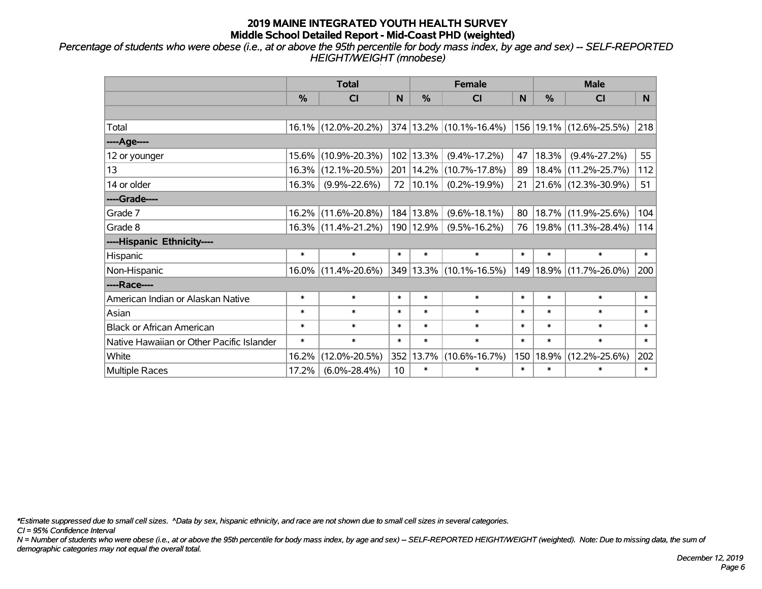# 2019 MAINE INTEGRATED YOUTH HEALTH SURVEY
## Middle School Detailed Report - Mid-Coast PHD (weighted)

*Percentage of students who were obese (i.e., at or above the 95th percentile for body mass index, by age and sex) -- SELF-REPORTED HEIGHT/WEIGHT (mnobese)*

| | Total | | | Female | | | Male | | |
|---|---|---|---|---|---|---|---|---|---|
| | % | CI | N | % | CI | N | % | CI | N |
| | | | | | | | | | |
| Total | 16.1% | (12.0%-20.2%) | 374 | 13.2% | (10.1%-16.4%) | 156 | 19.1% | (12.6%-25.5%) | 218 |
| ----Age---- | | | | | | | | | |
| 12 or younger | 15.6% | (10.9%-20.3%) | 102 | 13.3% | (9.4%-17.2%) | 47 | 18.3% | (9.4%-27.2%) | 55 |
| 13 | 16.3% | (12.1%-20.5%) | 201 | 14.2% | (10.7%-17.8%) | 89 | 18.4% | (11.2%-25.7%) | 112 |
| 14 or older | 16.3% | (9.9%-22.6%) | 72 | 10.1% | (0.2%-19.9%) | 21 | 21.6% | (12.3%-30.9%) | 51 |
| ----Grade---- | | | | | | | | | |
| Grade 7 | 16.2% | (11.6%-20.8%) | 184 | 13.8% | (9.6%-18.1%) | 80 | 18.7% | (11.9%-25.6%) | 104 |
| Grade 8 | 16.3% | (11.4%-21.2%) | 190 | 12.9% | (9.5%-16.2%) | 76 | 19.8% | (11.3%-28.4%) | 114 |
| ----Hispanic Ethnicity---- | | | | | | | | | |
| Hispanic | * | * | * | * | * | * | * | * | * |
| Non-Hispanic | 16.0% | (11.4%-20.6%) | 349 | 13.3% | (10.1%-16.5%) | 149 | 18.9% | (11.7%-26.0%) | 200 |
| ----Race---- | | | | | | | | | |
| American Indian or Alaskan Native | * | * | * | * | * | * | * | * | * |
| Asian | * | * | * | * | * | * | * | * | * |
| Black or African American | * | * | * | * | * | * | * | * | * |
| Native Hawaiian or Other Pacific Islander | * | * | * | * | * | * | * | * | * |
| White | 16.2% | (12.0%-20.5%) | 352 | 13.7% | (10.6%-16.7%) | 150 | 18.9% | (12.2%-25.6%) | 202 |
| Multiple Races | 17.2% | (6.0%-28.4%) | 10 | * | * | * | * | * | * |

*\*Estimate suppressed due to small cell sizes. ^Data by sex, hispanic ethnicity, and race are not shown due to small cell sizes in several categories.*

*CI = 95% Confidence Interval*

*N = Number of students who were obese (i.e., at or above the 95th percentile for body mass index, by age and sex) -- SELF-REPORTED HEIGHT/WEIGHT (weighted). Note: Due to missing data, the sum of demographic categories may not equal the overall total.*

*December 12, 2019*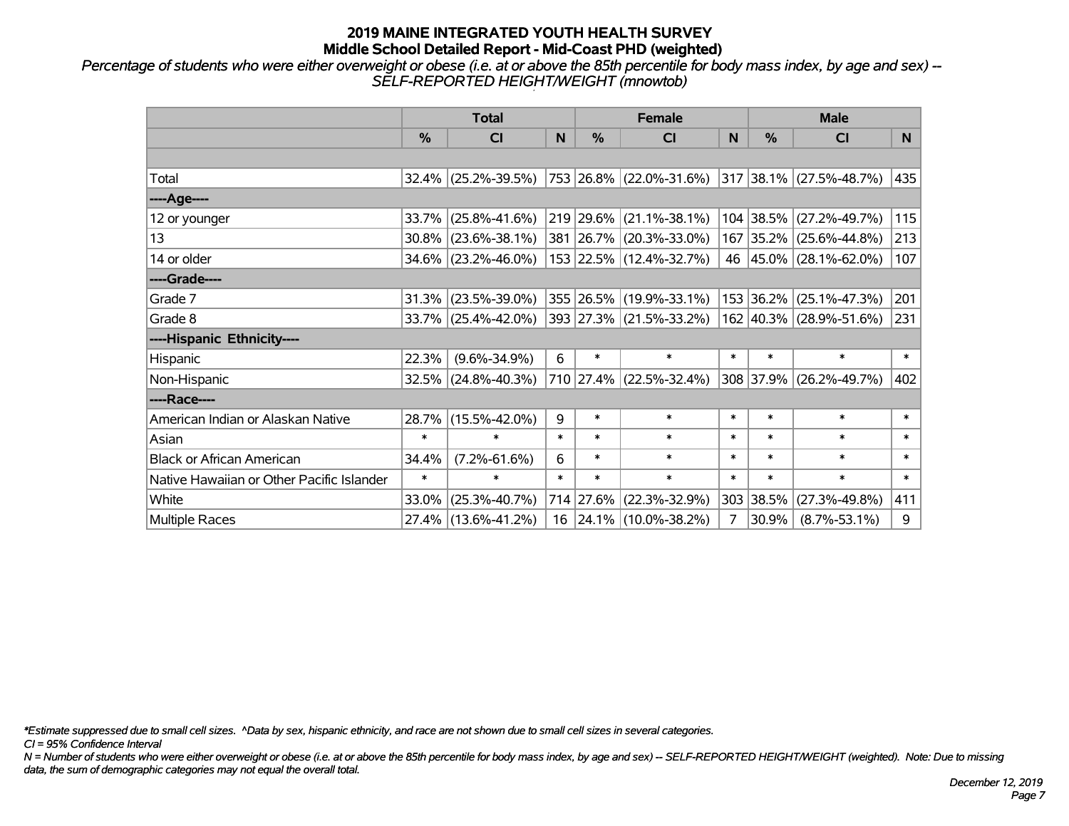# 2019 MAINE INTEGRATED YOUTH HEALTH SURVEY
## Middle School Detailed Report - Mid-Coast PHD (weighted)

*Percentage of students who were either overweight or obese (i.e. at or above the 85th percentile for body mass index, by age and sex) -- SELF-REPORTED HEIGHT/WEIGHT (mnowtob)*

| | Total | | | Female | | | Male | | |
|---|---|---|---|---|---|---|---|---|---|
| | % | CI | N | % | CI | N | % | CI | N |
| Total | 32.4% | (25.2%-39.5%) | 753 | 26.8% | (22.0%-31.6%) | 317 | 38.1% | (27.5%-48.7%) | 435 |
| ----Age---- | | | | | | | | | |
| 12 or younger | 33.7% | (25.8%-41.6%) | 219 | 29.6% | (21.1%-38.1%) | 104 | 38.5% | (27.2%-49.7%) | 115 |
| 13 | 30.8% | (23.6%-38.1%) | 381 | 26.7% | (20.3%-33.0%) | 167 | 35.2% | (25.6%-44.8%) | 213 |
| 14 or older | 34.6% | (23.2%-46.0%) | 153 | 22.5% | (12.4%-32.7%) | 46 | 45.0% | (28.1%-62.0%) | 107 |
| ----Grade---- | | | | | | | | | |
| Grade 7 | 31.3% | (23.5%-39.0%) | 355 | 26.5% | (19.9%-33.1%) | 153 | 36.2% | (25.1%-47.3%) | 201 |
| Grade 8 | 33.7% | (25.4%-42.0%) | 393 | 27.3% | (21.5%-33.2%) | 162 | 40.3% | (28.9%-51.6%) | 231 |
| ----Hispanic Ethnicity---- | | | | | | | | | |
| Hispanic | 22.3% | (9.6%-34.9%) | 6 | * | * | * | * | * | * |
| Non-Hispanic | 32.5% | (24.8%-40.3%) | 710 | 27.4% | (22.5%-32.4%) | 308 | 37.9% | (26.2%-49.7%) | 402 |
| ----Race---- | | | | | | | | | |
| American Indian or Alaskan Native | 28.7% | (15.5%-42.0%) | 9 | * | * | * | * | * | * |
| Asian | * | * | * | * | * | * | * | * | * |
| Black or African American | 34.4% | (7.2%-61.6%) | 6 | * | * | * | * | * | * |
| Native Hawaiian or Other Pacific Islander | * | * | * | * | * | * | * | * | * |
| White | 33.0% | (25.3%-40.7%) | 714 | 27.6% | (22.3%-32.9%) | 303 | 38.5% | (27.3%-49.8%) | 411 |
| Multiple Races | 27.4% | (13.6%-41.2%) | 16 | 24.1% | (10.0%-38.2%) | 7 | 30.9% | (8.7%-53.1%) | 9 |

*\*Estimate suppressed due to small cell sizes. ^Data by sex, hispanic ethnicity, and race are not shown due to small cell sizes in several categories.*

*CI = 95% Confidence Interval*

*N = Number of students who were either overweight or obese (i.e. at or above the 85th percentile for body mass index, by age and sex) -- SELF-REPORTED HEIGHT/WEIGHT (weighted). Note: Due to missing data, the sum of demographic categories may not equal the overall total.*

*December 12, 2019*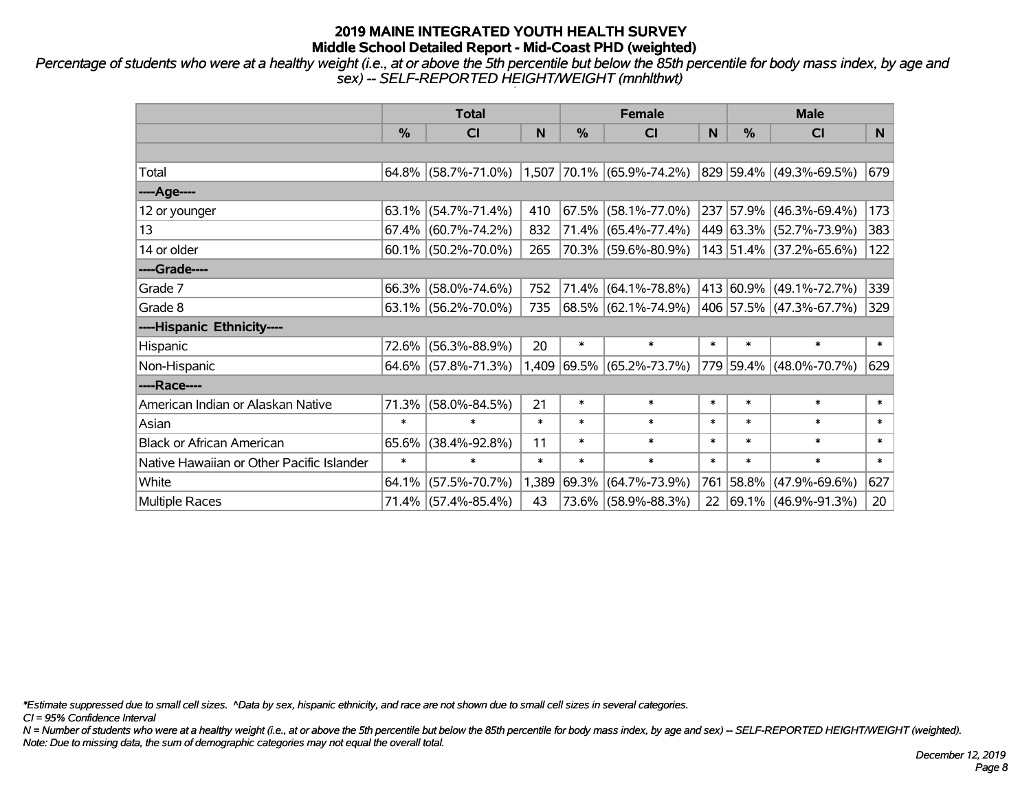# 2019 MAINE INTEGRATED YOUTH HEALTH SURVEY
## Middle School Detailed Report - Mid-Coast PHD (weighted)

*Percentage of students who were at a healthy weight (i.e., at or above the 5th percentile but below the 85th percentile for body mass index, by age and sex) -- SELF-REPORTED HEIGHT/WEIGHT (mnhlthwt)*

| | Total | | | Female | | | Male | | |
|---|---|---|---|---|---|---|---|---|---|
| | % | CI | N | % | CI | N | % | CI | N |
| | | | | | | | | | |
| Total | 64.8% | (58.7%-71.0%) | 1,507 | 70.1% | (65.9%-74.2%) | 829 | 59.4% | (49.3%-69.5%) | 679 |
| ----Age---- | | | | | | | | | |
| 12 or younger | 63.1% | (54.7%-71.4%) | 410 | 67.5% | (58.1%-77.0%) | 237 | 57.9% | (46.3%-69.4%) | 173 |
| 13 | 67.4% | (60.7%-74.2%) | 832 | 71.4% | (65.4%-77.4%) | 449 | 63.3% | (52.7%-73.9%) | 383 |
| 14 or older | 60.1% | (50.2%-70.0%) | 265 | 70.3% | (59.6%-80.9%) | 143 | 51.4% | (37.2%-65.6%) | 122 |
| ----Grade---- | | | | | | | | | |
| Grade 7 | 66.3% | (58.0%-74.6%) | 752 | 71.4% | (64.1%-78.8%) | 413 | 60.9% | (49.1%-72.7%) | 339 |
| Grade 8 | 63.1% | (56.2%-70.0%) | 735 | 68.5% | (62.1%-74.9%) | 406 | 57.5% | (47.3%-67.7%) | 329 |
| ----Hispanic Ethnicity---- | | | | | | | | | |
| Hispanic | 72.6% | (56.3%-88.9%) | 20 | * | * | * | * | * | * |
| Non-Hispanic | 64.6% | (57.8%-71.3%) | 1,409 | 69.5% | (65.2%-73.7%) | 779 | 59.4% | (48.0%-70.7%) | 629 |
| ----Race---- | | | | | | | | | |
| American Indian or Alaskan Native | 71.3% | (58.0%-84.5%) | 21 | * | * | * | * | * | * |
| Asian | * | * | * | * | * | * | * | * | * |
| Black or African American | 65.6% | (38.4%-92.8%) | 11 | * | * | * | * | * | * |
| Native Hawaiian or Other Pacific Islander | * | * | * | * | * | * | * | * | * |
| White | 64.1% | (57.5%-70.7%) | 1,389 | 69.3% | (64.7%-73.9%) | 761 | 58.8% | (47.9%-69.6%) | 627 |
| Multiple Races | 71.4% | (57.4%-85.4%) | 43 | 73.6% | (58.9%-88.3%) | 22 | 69.1% | (46.9%-91.3%) | 20 |

*\*Estimate suppressed due to small cell sizes. ^Data by sex, hispanic ethnicity, and race are not shown due to small cell sizes in several categories.*
*CI = 95% Confidence Interval*
*N = Number of students who were at a healthy weight (i.e., at or above the 5th percentile but below the 85th percentile for body mass index, by age and sex) -- SELF-REPORTED HEIGHT/WEIGHT (weighted).*
*Note: Due to missing data, the sum of demographic categories may not equal the overall total.*

*December 12, 2019*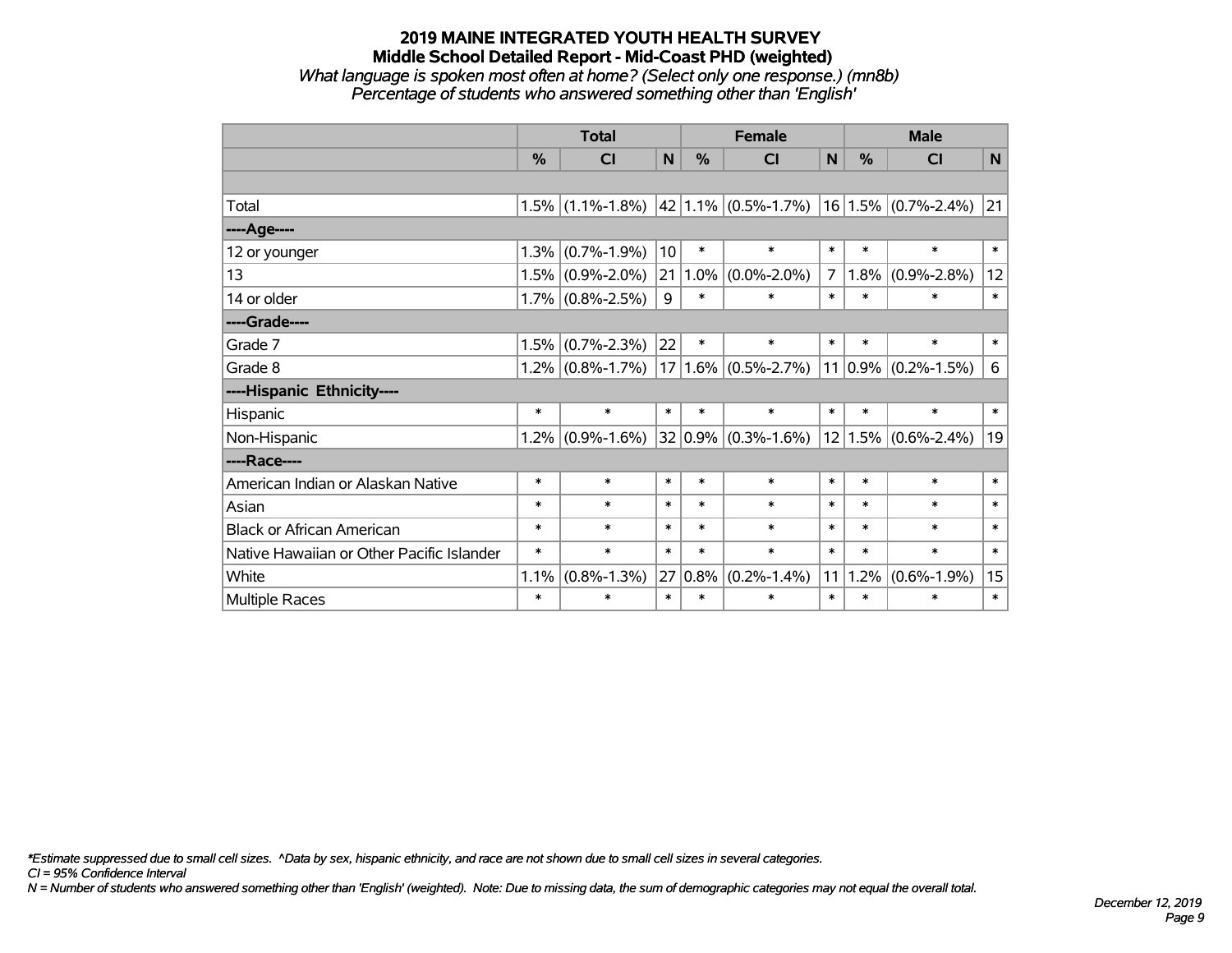# 2019 MAINE INTEGRATED YOUTH HEALTH SURVEY
## Middle School Detailed Report - Mid-Coast PHD (weighted)
*What language is spoken most often at home? (Select only one response.) (mn8b)*
*Percentage of students who answered something other than 'English'*

| | Total | | | Female | | | Male | | |
|---|---|---|---|---|---|---|---|---|---|
| | % | CI | N | % | CI | N | % | CI | N |
| | | | | | | | | | |
| Total | 1.5% | (1.1%-1.8%) | 42 | 1.1% | (0.5%-1.7%) | 16 | 1.5% | (0.7%-2.4%) | 21 |
| ----Age---- | | | | | | | | | |
| 12 or younger | 1.3% | (0.7%-1.9%) | 10 | * | * | * | * | * | * |
| 13 | 1.5% | (0.9%-2.0%) | 21 | 1.0% | (0.0%-2.0%) | 7 | 1.8% | (0.9%-2.8%) | 12 |
| 14 or older | 1.7% | (0.8%-2.5%) | 9 | * | * | * | * | * | * |
| ----Grade---- | | | | | | | | | |
| Grade 7 | 1.5% | (0.7%-2.3%) | 22 | * | * | * | * | * | * |
| Grade 8 | 1.2% | (0.8%-1.7%) | 17 | 1.6% | (0.5%-2.7%) | 11 | 0.9% | (0.2%-1.5%) | 6 |
| ----Hispanic Ethnicity---- | | | | | | | | | |
| Hispanic | * | * | * | * | * | * | * | * | * |
| Non-Hispanic | 1.2% | (0.9%-1.6%) | 32 | 0.9% | (0.3%-1.6%) | 12 | 1.5% | (0.6%-2.4%) | 19 |
| ----Race---- | | | | | | | | | |
| American Indian or Alaskan Native | * | * | * | * | * | * | * | * | * |
| Asian | * | * | * | * | * | * | * | * | * |
| Black or African American | * | * | * | * | * | * | * | * | * |
| Native Hawaiian or Other Pacific Islander | * | * | * | * | * | * | * | * | * |
| White | 1.1% | (0.8%-1.3%) | 27 | 0.8% | (0.2%-1.4%) | 11 | 1.2% | (0.6%-1.9%) | 15 |
| Multiple Races | * | * | * | * | * | * | * | * | * |

*\*Estimate suppressed due to small cell sizes. ^Data by sex, hispanic ethnicity, and race are not shown due to small cell sizes in several categories.*
*CI = 95% Confidence Interval*
*N = Number of students who answered something other than 'English' (weighted). Note: Due to missing data, the sum of demographic categories may not equal the overall total.*

*December 12, 2019*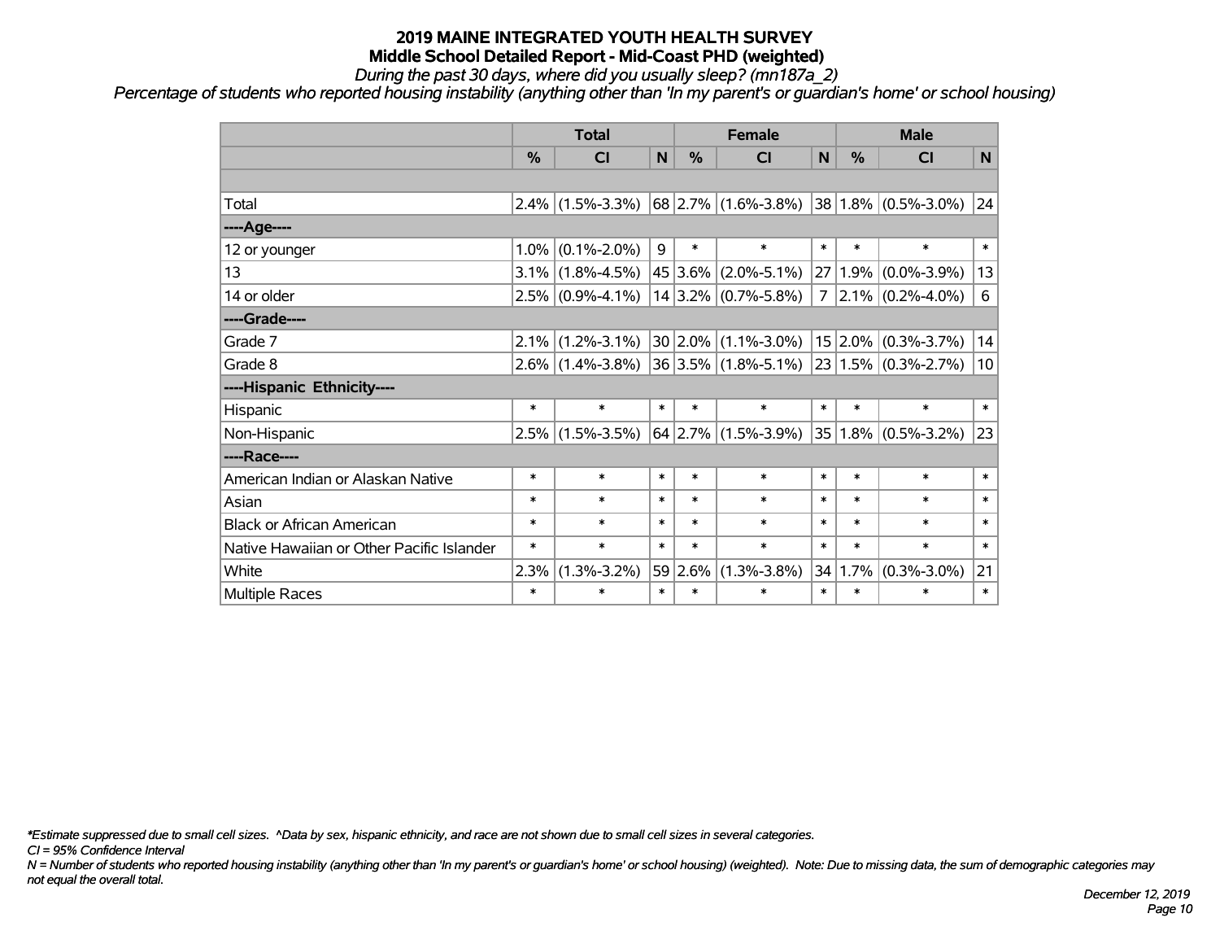# 2019 MAINE INTEGRATED YOUTH HEALTH SURVEY
## Middle School Detailed Report - Mid-Coast PHD (weighted)

*During the past 30 days, where did you usually sleep? (mn187a_2)*

*Percentage of students who reported housing instability (anything other than 'In my parent's or guardian's home' or school housing)*

| | Total | | | Female | | | Male | | |
|---|---|---|---|---|---|---|---|---|---|
| | % | CI | N | % | CI | N | % | CI | N |
| | | | | | | | | | |
| Total | 2.4% | (1.5%-3.3%) | 68 | 2.7% | (1.6%-3.8%) | 38 | 1.8% | (0.5%-3.0%) | 24 |
| ----Age---- | | | | | | | | | |
| 12 or younger | 1.0% | (0.1%-2.0%) | 9 | * | * | * | * | * | * |
| 13 | 3.1% | (1.8%-4.5%) | 45 | 3.6% | (2.0%-5.1%) | 27 | 1.9% | (0.0%-3.9%) | 13 |
| 14 or older | 2.5% | (0.9%-4.1%) | 14 | 3.2% | (0.7%-5.8%) | 7 | 2.1% | (0.2%-4.0%) | 6 |
| ----Grade---- | | | | | | | | | |
| Grade 7 | 2.1% | (1.2%-3.1%) | 30 | 2.0% | (1.1%-3.0%) | 15 | 2.0% | (0.3%-3.7%) | 14 |
| Grade 8 | 2.6% | (1.4%-3.8%) | 36 | 3.5% | (1.8%-5.1%) | 23 | 1.5% | (0.3%-2.7%) | 10 |
| ----Hispanic Ethnicity---- | | | | | | | | | |
| Hispanic | * | * | * | * | * | * | * | * | * |
| Non-Hispanic | 2.5% | (1.5%-3.5%) | 64 | 2.7% | (1.5%-3.9%) | 35 | 1.8% | (0.5%-3.2%) | 23 |
| ----Race---- | | | | | | | | | |
| American Indian or Alaskan Native | * | * | * | * | * | * | * | * | * |
| Asian | * | * | * | * | * | * | * | * | * |
| Black or African American | * | * | * | * | * | * | * | * | * |
| Native Hawaiian or Other Pacific Islander | * | * | * | * | * | * | * | * | * |
| White | 2.3% | (1.3%-3.2%) | 59 | 2.6% | (1.3%-3.8%) | 34 | 1.7% | (0.3%-3.0%) | 21 |
| Multiple Races | * | * | * | * | * | * | * | * | * |

*\*Estimate suppressed due to small cell sizes. ^Data by sex, hispanic ethnicity, and race are not shown due to small cell sizes in several categories.*

*CI = 95% Confidence Interval*

*N = Number of students who reported housing instability (anything other than 'In my parent's or guardian's home' or school housing) (weighted). Note: Due to missing data, the sum of demographic categories may not equal the overall total.*

*December 12, 2019*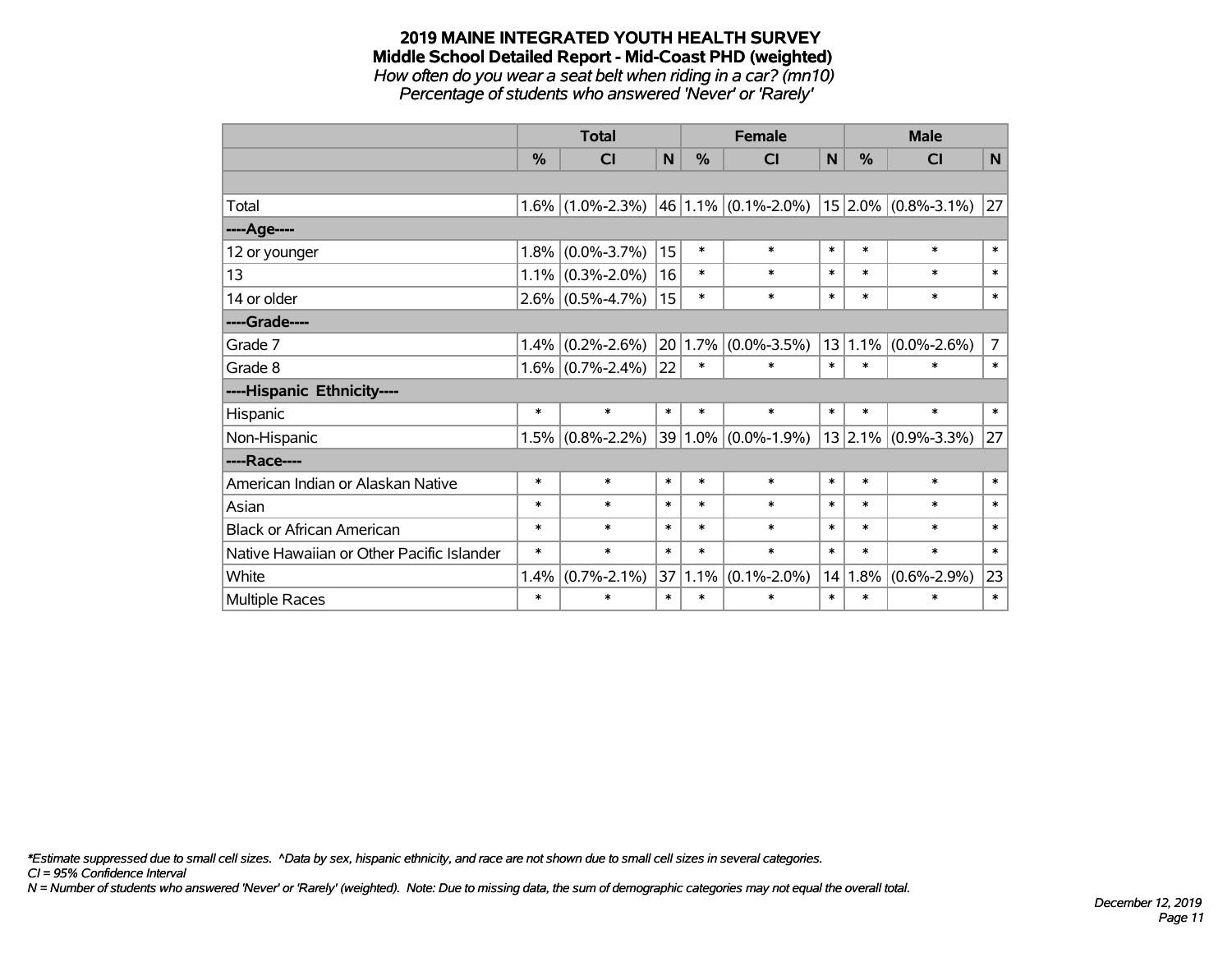# 2019 MAINE INTEGRATED YOUTH HEALTH SURVEY

## Middle School Detailed Report - Mid-Coast PHD (weighted)

*How often do you wear a seat belt when riding in a car? (mn10)*

*Percentage of students who answered 'Never' or 'Rarely'*

| | Total | | | Female | | | Male | | |
|---|---|---|---|---|---|---|---|---|---|
| | % | CI | N | % | CI | N | % | CI | N |
| | | | | | | | | | |
| Total | 1.6% | (1.0%-2.3%) | 46 | 1.1% | (0.1%-2.0%) | 15 | 2.0% | (0.8%-3.1%) | 27 |
| ----Age---- | | | | | | | | | |
| 12 or younger | 1.8% | (0.0%-3.7%) | 15 | * | * | * | * | * | * |
| 13 | 1.1% | (0.3%-2.0%) | 16 | * | * | * | * | * | * |
| 14 or older | 2.6% | (0.5%-4.7%) | 15 | * | * | * | * | * | * |
| ----Grade---- | | | | | | | | | |
| Grade 7 | 1.4% | (0.2%-2.6%) | 20 | 1.7% | (0.0%-3.5%) | 13 | 1.1% | (0.0%-2.6%) | 7 |
| Grade 8 | 1.6% | (0.7%-2.4%) | 22 | * | * | * | * | * | * |
| ----Hispanic Ethnicity---- | | | | | | | | | |
| Hispanic | * | * | * | * | * | * | * | * | * |
| Non-Hispanic | 1.5% | (0.8%-2.2%) | 39 | 1.0% | (0.0%-1.9%) | 13 | 2.1% | (0.9%-3.3%) | 27 |
| ----Race---- | | | | | | | | | |
| American Indian or Alaskan Native | * | * | * | * | * | * | * | * | * |
| Asian | * | * | * | * | * | * | * | * | * |
| Black or African American | * | * | * | * | * | * | * | * | * |
| Native Hawaiian or Other Pacific Islander | * | * | * | * | * | * | * | * | * |
| White | 1.4% | (0.7%-2.1%) | 37 | 1.1% | (0.1%-2.0%) | 14 | 1.8% | (0.6%-2.9%) | 23 |
| Multiple Races | * | * | * | * | * | * | * | * | * |

*\*Estimate suppressed due to small cell sizes. ^Data by sex, hispanic ethnicity, and race are not shown due to small cell sizes in several categories.*

*CI = 95% Confidence Interval*

*N = Number of students who answered 'Never' or 'Rarely' (weighted). Note: Due to missing data, the sum of demographic categories may not equal the overall total.*

*December 12, 2019*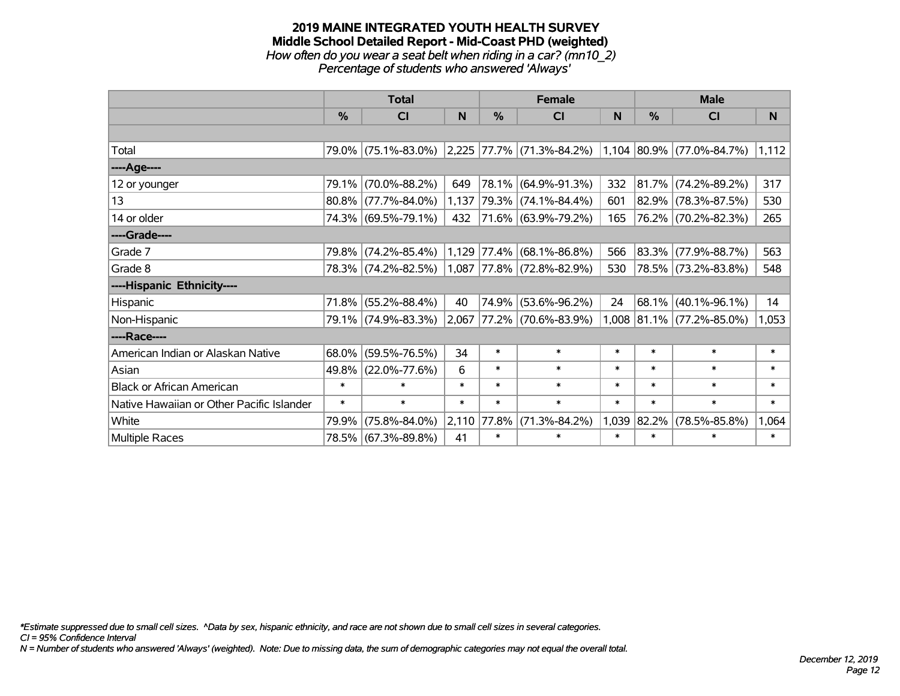# 2019 MAINE INTEGRATED YOUTH HEALTH SURVEY
## Middle School Detailed Report - Mid-Coast PHD (weighted)
*How often do you wear a seat belt when riding in a car? (mn10_2)*
*Percentage of students who answered 'Always'*

| | Total | | | Female | | | Male | | |
|---|---|---|---|---|---|---|---|---|---|
| | % | CI | N | % | CI | N | % | CI | N |
| Total | 79.0% | (75.1%-83.0%) | 2,225 | 77.7% | (71.3%-84.2%) | 1,104 | 80.9% | (77.0%-84.7%) | 1,112 |
| ----Age---- | | | | | | | | | |
| 12 or younger | 79.1% | (70.0%-88.2%) | 649 | 78.1% | (64.9%-91.3%) | 332 | 81.7% | (74.2%-89.2%) | 317 |
| 13 | 80.8% | (77.7%-84.0%) | 1,137 | 79.3% | (74.1%-84.4%) | 601 | 82.9% | (78.3%-87.5%) | 530 |
| 14 or older | 74.3% | (69.5%-79.1%) | 432 | 71.6% | (63.9%-79.2%) | 165 | 76.2% | (70.2%-82.3%) | 265 |
| ----Grade---- | | | | | | | | | |
| Grade 7 | 79.8% | (74.2%-85.4%) | 1,129 | 77.4% | (68.1%-86.8%) | 566 | 83.3% | (77.9%-88.7%) | 563 |
| Grade 8 | 78.3% | (74.2%-82.5%) | 1,087 | 77.8% | (72.8%-82.9%) | 530 | 78.5% | (73.2%-83.8%) | 548 |
| ----Hispanic Ethnicity---- | | | | | | | | | |
| Hispanic | 71.8% | (55.2%-88.4%) | 40 | 74.9% | (53.6%-96.2%) | 24 | 68.1% | (40.1%-96.1%) | 14 |
| Non-Hispanic | 79.1% | (74.9%-83.3%) | 2,067 | 77.2% | (70.6%-83.9%) | 1,008 | 81.1% | (77.2%-85.0%) | 1,053 |
| ----Race---- | | | | | | | | | |
| American Indian or Alaskan Native | 68.0% | (59.5%-76.5%) | 34 | * | * | * | * | * | * |
| Asian | 49.8% | (22.0%-77.6%) | 6 | * | * | * | * | * | * |
| Black or African American | * | * | * | * | * | * | * | * | * |
| Native Hawaiian or Other Pacific Islander | * | * | * | * | * | * | * | * | * |
| White | 79.9% | (75.8%-84.0%) | 2,110 | 77.8% | (71.3%-84.2%) | 1,039 | 82.2% | (78.5%-85.8%) | 1,064 |
| Multiple Races | 78.5% | (67.3%-89.8%) | 41 | * | * | * | * | * | * |

*\*Estimate suppressed due to small cell sizes. ^Data by sex, hispanic ethnicity, and race are not shown due to small cell sizes in several categories.*
*CI = 95% Confidence Interval*
*N = Number of students who answered 'Always' (weighted). Note: Due to missing data, the sum of demographic categories may not equal the overall total.*

*December 12, 2019*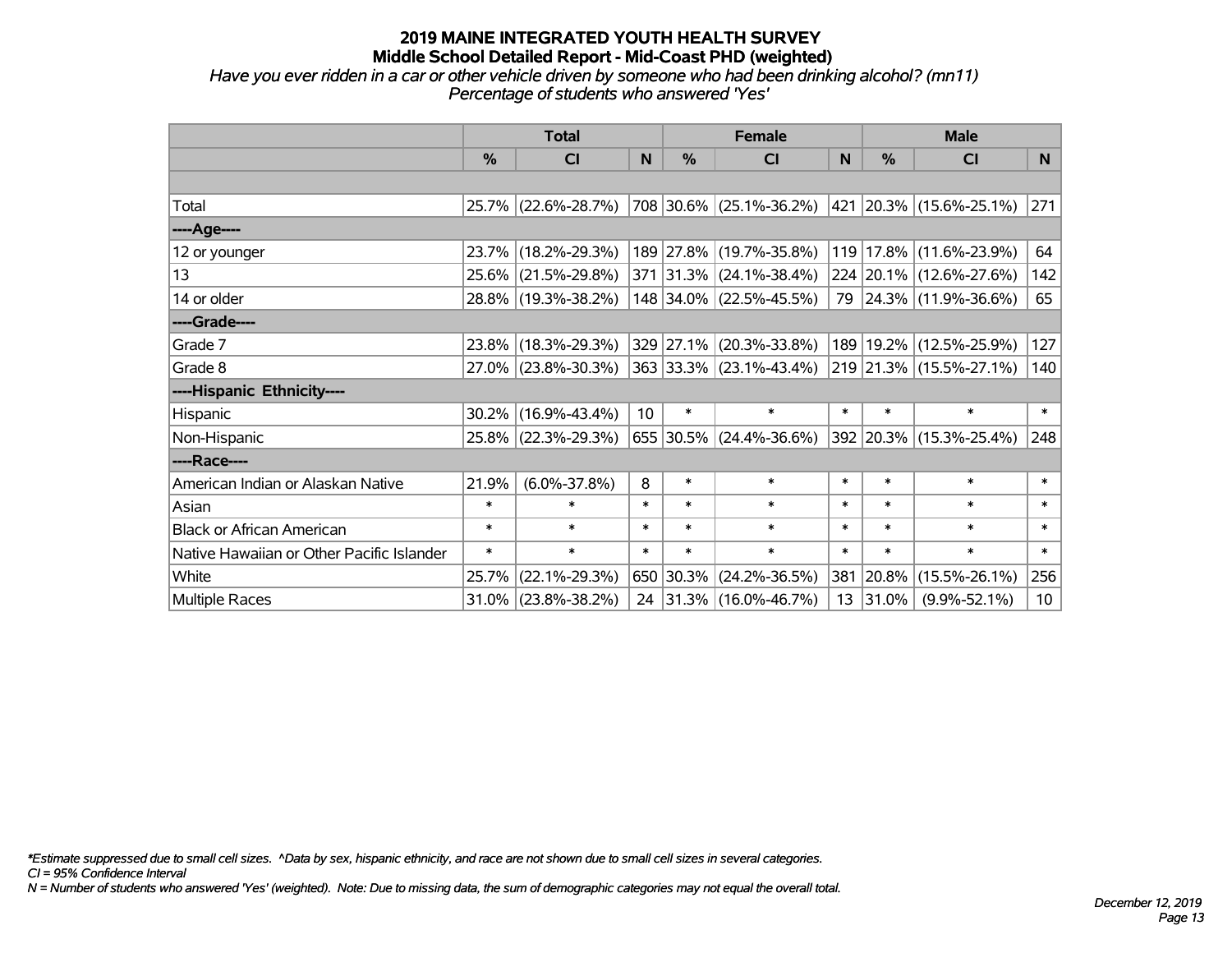# 2019 MAINE INTEGRATED YOUTH HEALTH SURVEY
## Middle School Detailed Report - Mid-Coast PHD (weighted)

*Have you ever ridden in a car or other vehicle driven by someone who had been drinking alcohol? (mn11)*
*Percentage of students who answered 'Yes'*

| | Total | | | Female | | | Male | | |
|---|---|---|---|---|---|---|---|---|---|
| | % | CI | N | % | CI | N | % | CI | N |
| Total | 25.7% | (22.6%-28.7%) | 708 | 30.6% | (25.1%-36.2%) | 421 | 20.3% | (15.6%-25.1%) | 271 |
| **----Age----** | | | | | | | | | |
| 12 or younger | 23.7% | (18.2%-29.3%) | 189 | 27.8% | (19.7%-35.8%) | 119 | 17.8% | (11.6%-23.9%) | 64 |
| 13 | 25.6% | (21.5%-29.8%) | 371 | 31.3% | (24.1%-38.4%) | 224 | 20.1% | (12.6%-27.6%) | 142 |
| 14 or older | 28.8% | (19.3%-38.2%) | 148 | 34.0% | (22.5%-45.5%) | 79 | 24.3% | (11.9%-36.6%) | 65 |
| **----Grade----** | | | | | | | | | |
| Grade 7 | 23.8% | (18.3%-29.3%) | 329 | 27.1% | (20.3%-33.8%) | 189 | 19.2% | (12.5%-25.9%) | 127 |
| Grade 8 | 27.0% | (23.8%-30.3%) | 363 | 33.3% | (23.1%-43.4%) | 219 | 21.3% | (15.5%-27.1%) | 140 |
| **----Hispanic Ethnicity----** | | | | | | | | | |
| Hispanic | 30.2% | (16.9%-43.4%) | 10 | * | * | * | * | * | * |
| Non-Hispanic | 25.8% | (22.3%-29.3%) | 655 | 30.5% | (24.4%-36.6%) | 392 | 20.3% | (15.3%-25.4%) | 248 |
| **----Race----** | | | | | | | | | |
| American Indian or Alaskan Native | 21.9% | (6.0%-37.8%) | 8 | * | * | * | * | * | * |
| Asian | * | * | * | * | * | * | * | * | * |
| Black or African American | * | * | * | * | * | * | * | * | * |
| Native Hawaiian or Other Pacific Islander | * | * | * | * | * | * | * | * | * |
| White | 25.7% | (22.1%-29.3%) | 650 | 30.3% | (24.2%-36.5%) | 381 | 20.8% | (15.5%-26.1%) | 256 |
| Multiple Races | 31.0% | (23.8%-38.2%) | 24 | 31.3% | (16.0%-46.7%) | 13 | 31.0% | (9.9%-52.1%) | 10 |

*\*Estimate suppressed due to small cell sizes. ^Data by sex, hispanic ethnicity, and race are not shown due to small cell sizes in several categories.*
*CI = 95% Confidence Interval*
*N = Number of students who answered 'Yes' (weighted). Note: Due to missing data, the sum of demographic categories may not equal the overall total.*

*December 12, 2019*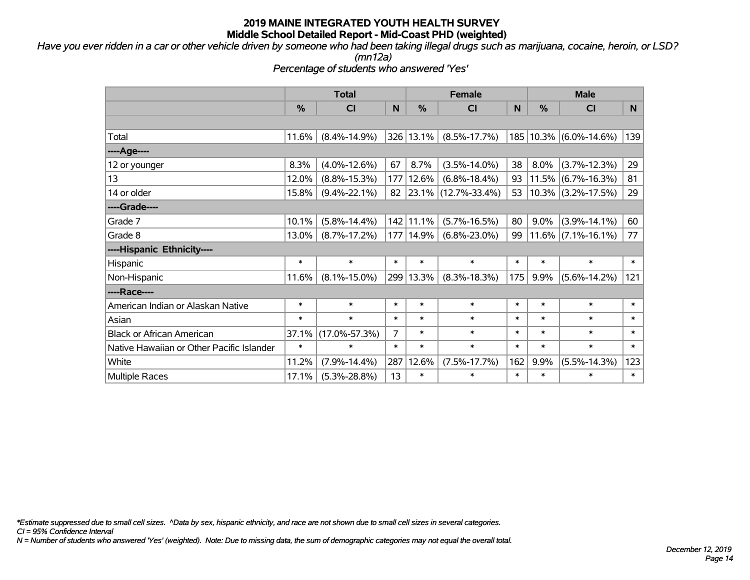# 2019 MAINE INTEGRATED YOUTH HEALTH SURVEY
## Middle School Detailed Report - Mid-Coast PHD (weighted)

*Have you ever ridden in a car or other vehicle driven by someone who had been taking illegal drugs such as marijuana, cocaine, heroin, or LSD? (mn12a)*

*Percentage of students who answered 'Yes'*

| | Total | | | Female | | | Male | | |
|---|---|---|---|---|---|---|---|---|---|
| | % | CI | N | % | CI | N | % | CI | N |
| | | | | | | | | | |
| Total | 11.6% | (8.4%-14.9%) | 326 | 13.1% | (8.5%-17.7%) | 185 | 10.3% | (6.0%-14.6%) | 139 |
| ----Age---- | | | | | | | | | |
| 12 or younger | 8.3% | (4.0%-12.6%) | 67 | 8.7% | (3.5%-14.0%) | 38 | 8.0% | (3.7%-12.3%) | 29 |
| 13 | 12.0% | (8.8%-15.3%) | 177 | 12.6% | (6.8%-18.4%) | 93 | 11.5% | (6.7%-16.3%) | 81 |
| 14 or older | 15.8% | (9.4%-22.1%) | 82 | 23.1% | (12.7%-33.4%) | 53 | 10.3% | (3.2%-17.5%) | 29 |
| ----Grade---- | | | | | | | | | |
| Grade 7 | 10.1% | (5.8%-14.4%) | 142 | 11.1% | (5.7%-16.5%) | 80 | 9.0% | (3.9%-14.1%) | 60 |
| Grade 8 | 13.0% | (8.7%-17.2%) | 177 | 14.9% | (6.8%-23.0%) | 99 | 11.6% | (7.1%-16.1%) | 77 |
| ----Hispanic Ethnicity---- | | | | | | | | | |
| Hispanic | * | * | * | * | * | * | * | * | * |
| Non-Hispanic | 11.6% | (8.1%-15.0%) | 299 | 13.3% | (8.3%-18.3%) | 175 | 9.9% | (5.6%-14.2%) | 121 |
| ----Race---- | | | | | | | | | |
| American Indian or Alaskan Native | * | * | * | * | * | * | * | * | * |
| Asian | * | * | * | * | * | * | * | * | * |
| Black or African American | 37.1% | (17.0%-57.3%) | 7 | * | * | * | * | * | * |
| Native Hawaiian or Other Pacific Islander | * | * | * | * | * | * | * | * | * |
| White | 11.2% | (7.9%-14.4%) | 287 | 12.6% | (7.5%-17.7%) | 162 | 9.9% | (5.5%-14.3%) | 123 |
| Multiple Races | 17.1% | (5.3%-28.8%) | 13 | * | * | * | * | * | * |

*\*Estimate suppressed due to small cell sizes. ^Data by sex, hispanic ethnicity, and race are not shown due to small cell sizes in several categories.*
*CI = 95% Confidence Interval*
*N = Number of students who answered 'Yes' (weighted). Note: Due to missing data, the sum of demographic categories may not equal the overall total.*

*December 12, 2019*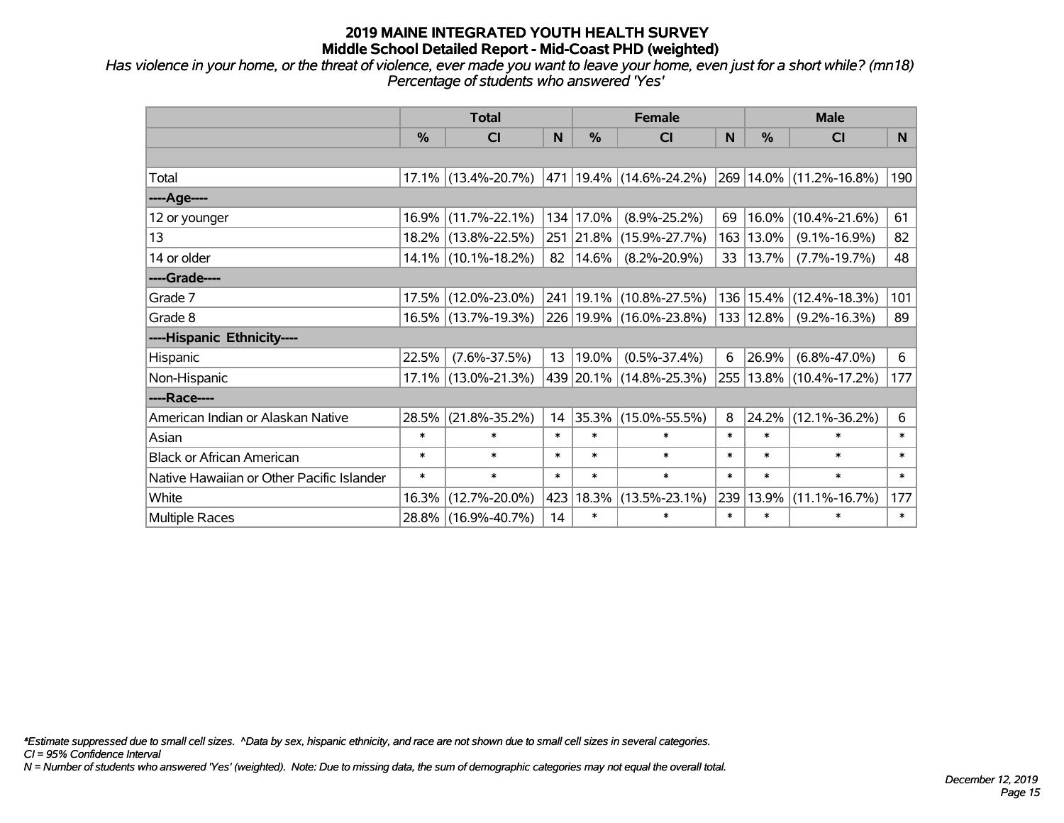# 2019 MAINE INTEGRATED YOUTH HEALTH SURVEY
## Middle School Detailed Report - Mid-Coast PHD (weighted)

*Has violence in your home, or the threat of violence, ever made you want to leave your home, even just for a short while? (mn18)*
*Percentage of students who answered 'Yes'*

| | Total | | | Female | | | Male | | |
|---|---|---|---|---|---|---|---|---|---|
| | % | CI | N | % | CI | N | % | CI | N |
| Total | 17.1% | (13.4%-20.7%) | 471 | 19.4% | (14.6%-24.2%) | 269 | 14.0% | (11.2%-16.8%) | 190 |
| ----Age---- | | | | | | | | | |
| 12 or younger | 16.9% | (11.7%-22.1%) | 134 | 17.0% | (8.9%-25.2%) | 69 | 16.0% | (10.4%-21.6%) | 61 |
| 13 | 18.2% | (13.8%-22.5%) | 251 | 21.8% | (15.9%-27.7%) | 163 | 13.0% | (9.1%-16.9%) | 82 |
| 14 or older | 14.1% | (10.1%-18.2%) | 82 | 14.6% | (8.2%-20.9%) | 33 | 13.7% | (7.7%-19.7%) | 48 |
| ----Grade---- | | | | | | | | | |
| Grade 7 | 17.5% | (12.0%-23.0%) | 241 | 19.1% | (10.8%-27.5%) | 136 | 15.4% | (12.4%-18.3%) | 101 |
| Grade 8 | 16.5% | (13.7%-19.3%) | 226 | 19.9% | (16.0%-23.8%) | 133 | 12.8% | (9.2%-16.3%) | 89 |
| ----Hispanic Ethnicity---- | | | | | | | | | |
| Hispanic | 22.5% | (7.6%-37.5%) | 13 | 19.0% | (0.5%-37.4%) | 6 | 26.9% | (6.8%-47.0%) | 6 |
| Non-Hispanic | 17.1% | (13.0%-21.3%) | 439 | 20.1% | (14.8%-25.3%) | 255 | 13.8% | (10.4%-17.2%) | 177 |
| ----Race---- | | | | | | | | | |
| American Indian or Alaskan Native | 28.5% | (21.8%-35.2%) | 14 | 35.3% | (15.0%-55.5%) | 8 | 24.2% | (12.1%-36.2%) | 6 |
| Asian | * | * | * | * | * | * | * | * | * |
| Black or African American | * | * | * | * | * | * | * | * | * |
| Native Hawaiian or Other Pacific Islander | * | * | * | * | * | * | * | * | * |
| White | 16.3% | (12.7%-20.0%) | 423 | 18.3% | (13.5%-23.1%) | 239 | 13.9% | (11.1%-16.7%) | 177 |
| Multiple Races | 28.8% | (16.9%-40.7%) | 14 | * | * | * | * | * | * |

*\*Estimate suppressed due to small cell sizes. ^Data by sex, hispanic ethnicity, and race are not shown due to small cell sizes in several categories.*
*CI = 95% Confidence Interval*
*N = Number of students who answered 'Yes' (weighted). Note: Due to missing data, the sum of demographic categories may not equal the overall total.*

*December 12, 2019*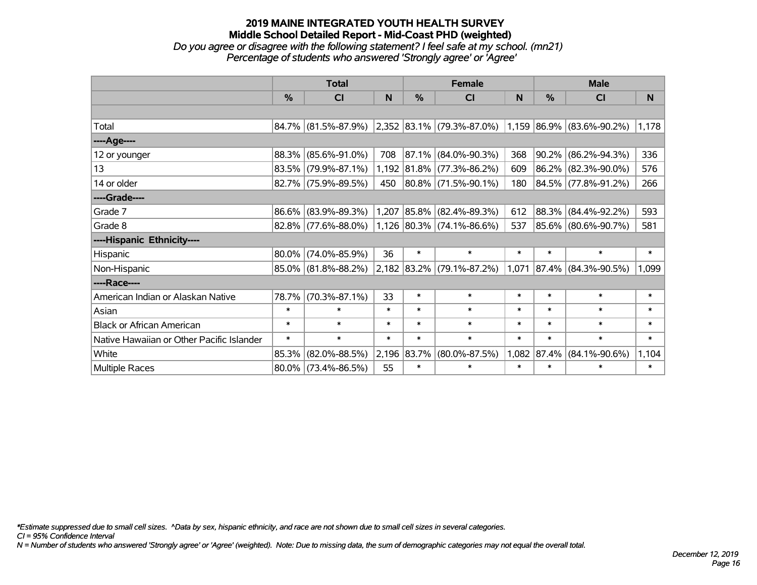# 2019 MAINE INTEGRATED YOUTH HEALTH SURVEY
## Middle School Detailed Report - Mid-Coast PHD (weighted)
*Do you agree or disagree with the following statement? I feel safe at my school. (mn21)*
*Percentage of students who answered 'Strongly agree' or 'Agree'*

| | Total | | | Female | | | Male | | |
|---|---|---|---|---|---|---|---|---|---|
| | % | CI | N | % | CI | N | % | CI | N |
| | | | | | | | | | |
| Total | 84.7% | (81.5%-87.9%) | 2,352 | 83.1% | (79.3%-87.0%) | 1,159 | 86.9% | (83.6%-90.2%) | 1,178 |
| ----Age---- | | | | | | | | | |
| 12 or younger | 88.3% | (85.6%-91.0%) | 708 | 87.1% | (84.0%-90.3%) | 368 | 90.2% | (86.2%-94.3%) | 336 |
| 13 | 83.5% | (79.9%-87.1%) | 1,192 | 81.8% | (77.3%-86.2%) | 609 | 86.2% | (82.3%-90.0%) | 576 |
| 14 or older | 82.7% | (75.9%-89.5%) | 450 | 80.8% | (71.5%-90.1%) | 180 | 84.5% | (77.8%-91.2%) | 266 |
| ----Grade---- | | | | | | | | | |
| Grade 7 | 86.6% | (83.9%-89.3%) | 1,207 | 85.8% | (82.4%-89.3%) | 612 | 88.3% | (84.4%-92.2%) | 593 |
| Grade 8 | 82.8% | (77.6%-88.0%) | 1,126 | 80.3% | (74.1%-86.6%) | 537 | 85.6% | (80.6%-90.7%) | 581 |
| ----Hispanic Ethnicity---- | | | | | | | | | |
| Hispanic | 80.0% | (74.0%-85.9%) | 36 | * | * | * | * | * | * |
| Non-Hispanic | 85.0% | (81.8%-88.2%) | 2,182 | 83.2% | (79.1%-87.2%) | 1,071 | 87.4% | (84.3%-90.5%) | 1,099 |
| ----Race---- | | | | | | | | | |
| American Indian or Alaskan Native | 78.7% | (70.3%-87.1%) | 33 | * | * | * | * | * | * |
| Asian | * | * | * | * | * | * | * | * | * |
| Black or African American | * | * | * | * | * | * | * | * | * |
| Native Hawaiian or Other Pacific Islander | * | * | * | * | * | * | * | * | * |
| White | 85.3% | (82.0%-88.5%) | 2,196 | 83.7% | (80.0%-87.5%) | 1,082 | 87.4% | (84.1%-90.6%) | 1,104 |
| Multiple Races | 80.0% | (73.4%-86.5%) | 55 | * | * | * | * | * | * |

*\*Estimate suppressed due to small cell sizes. ^Data by sex, hispanic ethnicity, and race are not shown due to small cell sizes in several categories.*
*CI = 95% Confidence Interval*
*N = Number of students who answered 'Strongly agree' or 'Agree' (weighted). Note: Due to missing data, the sum of demographic categories may not equal the overall total.*

*December 12, 2019*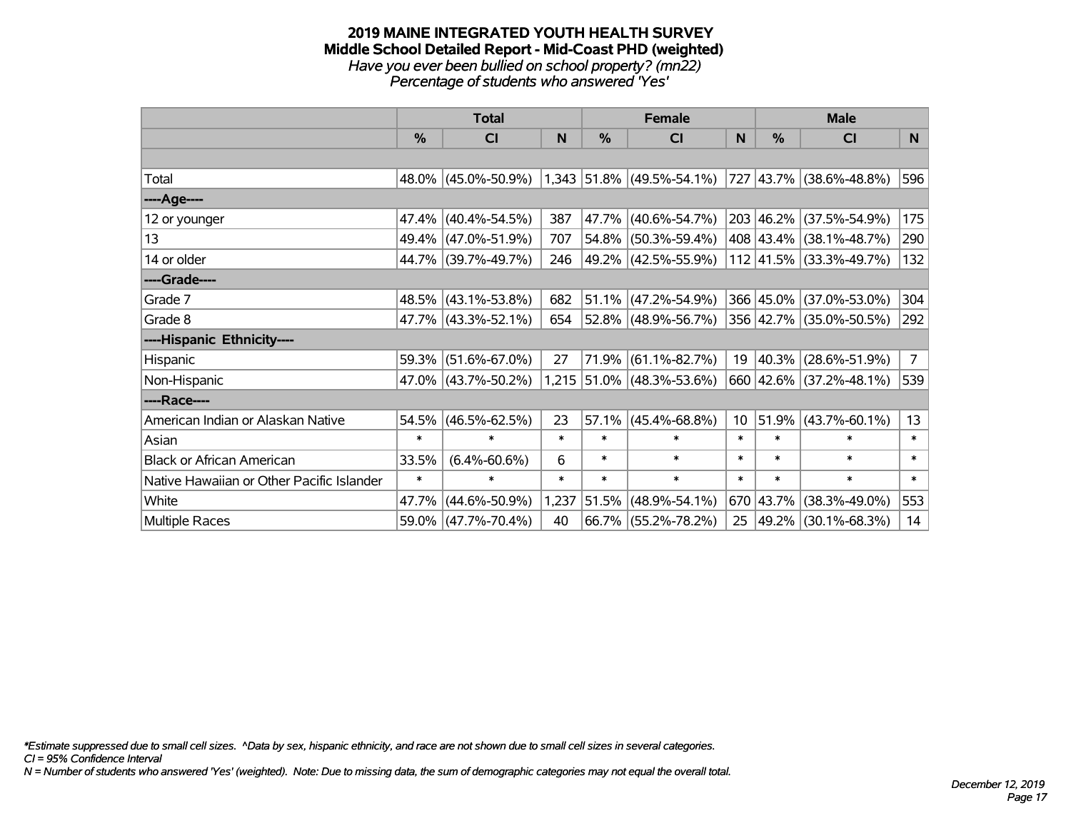# 2019 MAINE INTEGRATED YOUTH HEALTH SURVEY

## Middle School Detailed Report - Mid-Coast PHD (weighted)

*Have you ever been bullied on school property? (mn22)*

*Percentage of students who answered 'Yes'*

| | Total | | | Female | | | Male | | |
|---|---|---|---|---|---|---|---|---|---|
| | % | CI | N | % | CI | N | % | CI | N |
| | | | | | | | | | |
| Total | 48.0% | (45.0%-50.9%) | 1,343 | 51.8% | (49.5%-54.1%) | 727 | 43.7% | (38.6%-48.8%) | 596 |
| ----Age---- | | | | | | | | | |
| 12 or younger | 47.4% | (40.4%-54.5%) | 387 | 47.7% | (40.6%-54.7%) | 203 | 46.2% | (37.5%-54.9%) | 175 |
| 13 | 49.4% | (47.0%-51.9%) | 707 | 54.8% | (50.3%-59.4%) | 408 | 43.4% | (38.1%-48.7%) | 290 |
| 14 or older | 44.7% | (39.7%-49.7%) | 246 | 49.2% | (42.5%-55.9%) | 112 | 41.5% | (33.3%-49.7%) | 132 |
| ----Grade---- | | | | | | | | | |
| Grade 7 | 48.5% | (43.1%-53.8%) | 682 | 51.1% | (47.2%-54.9%) | 366 | 45.0% | (37.0%-53.0%) | 304 |
| Grade 8 | 47.7% | (43.3%-52.1%) | 654 | 52.8% | (48.9%-56.7%) | 356 | 42.7% | (35.0%-50.5%) | 292 |
| ----Hispanic Ethnicity---- | | | | | | | | | |
| Hispanic | 59.3% | (51.6%-67.0%) | 27 | 71.9% | (61.1%-82.7%) | 19 | 40.3% | (28.6%-51.9%) | 7 |
| Non-Hispanic | 47.0% | (43.7%-50.2%) | 1,215 | 51.0% | (48.3%-53.6%) | 660 | 42.6% | (37.2%-48.1%) | 539 |
| ----Race---- | | | | | | | | | |
| American Indian or Alaskan Native | 54.5% | (46.5%-62.5%) | 23 | 57.1% | (45.4%-68.8%) | 10 | 51.9% | (43.7%-60.1%) | 13 |
| Asian | * | * | * | * | * | * | * | * | * |
| Black or African American | 33.5% | (6.4%-60.6%) | 6 | * | * | * | * | * | * |
| Native Hawaiian or Other Pacific Islander | * | * | * | * | * | * | * | * | * |
| White | 47.7% | (44.6%-50.9%) | 1,237 | 51.5% | (48.9%-54.1%) | 670 | 43.7% | (38.3%-49.0%) | 553 |
| Multiple Races | 59.0% | (47.7%-70.4%) | 40 | 66.7% | (55.2%-78.2%) | 25 | 49.2% | (30.1%-68.3%) | 14 |

*\*Estimate suppressed due to small cell sizes. ^Data by sex, hispanic ethnicity, and race are not shown due to small cell sizes in several categories.*

*CI = 95% Confidence Interval*

*N = Number of students who answered 'Yes' (weighted). Note: Due to missing data, the sum of demographic categories may not equal the overall total.*

*December 12, 2019*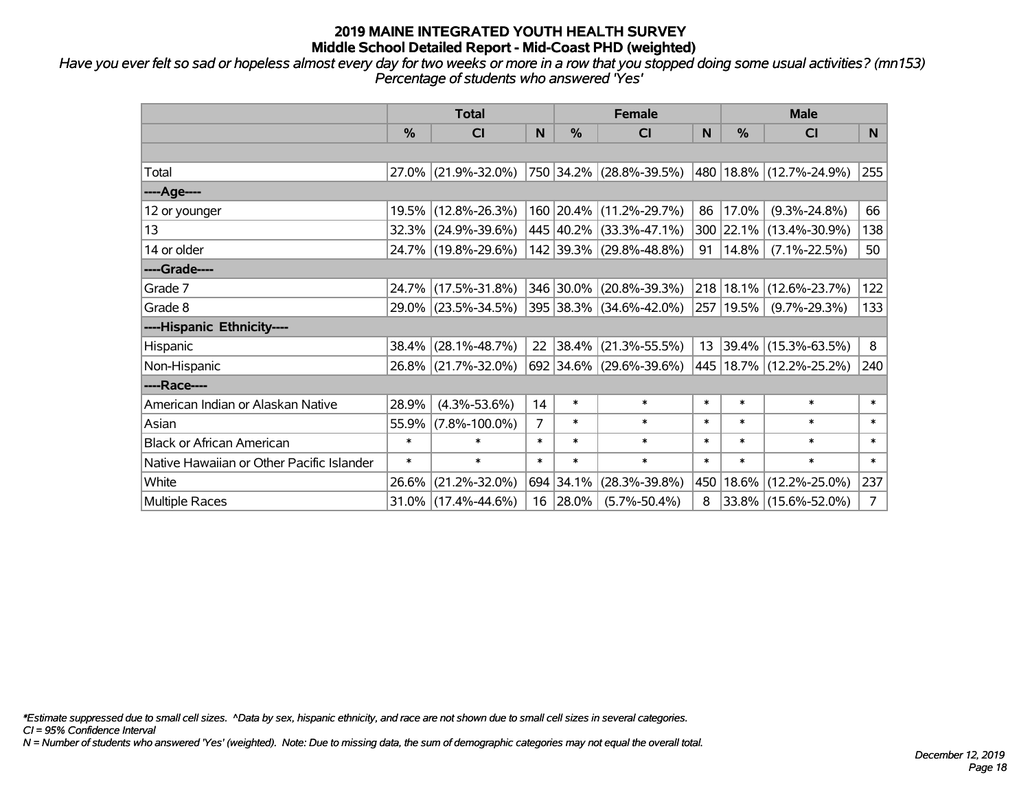# 2019 MAINE INTEGRATED YOUTH HEALTH SURVEY
## Middle School Detailed Report - Mid-Coast PHD (weighted)

*Have you ever felt so sad or hopeless almost every day for two weeks or more in a row that you stopped doing some usual activities? (mn153)*
*Percentage of students who answered 'Yes'*

| | Total | | | Female | | | Male | | |
|---|---|---|---|---|---|---|---|---|---|
| | % | CI | N | % | CI | N | % | CI | N |
| Total | 27.0% | (21.9%-32.0%) | 750 | 34.2% | (28.8%-39.5%) | 480 | 18.8% | (12.7%-24.9%) | 255 |
| ----Age---- | | | | | | | | | |
| 12 or younger | 19.5% | (12.8%-26.3%) | 160 | 20.4% | (11.2%-29.7%) | 86 | 17.0% | (9.3%-24.8%) | 66 |
| 13 | 32.3% | (24.9%-39.6%) | 445 | 40.2% | (33.3%-47.1%) | 300 | 22.1% | (13.4%-30.9%) | 138 |
| 14 or older | 24.7% | (19.8%-29.6%) | 142 | 39.3% | (29.8%-48.8%) | 91 | 14.8% | (7.1%-22.5%) | 50 |
| ----Grade---- | | | | | | | | | |
| Grade 7 | 24.7% | (17.5%-31.8%) | 346 | 30.0% | (20.8%-39.3%) | 218 | 18.1% | (12.6%-23.7%) | 122 |
| Grade 8 | 29.0% | (23.5%-34.5%) | 395 | 38.3% | (34.6%-42.0%) | 257 | 19.5% | (9.7%-29.3%) | 133 |
| ----Hispanic Ethnicity---- | | | | | | | | | |
| Hispanic | 38.4% | (28.1%-48.7%) | 22 | 38.4% | (21.3%-55.5%) | 13 | 39.4% | (15.3%-63.5%) | 8 |
| Non-Hispanic | 26.8% | (21.7%-32.0%) | 692 | 34.6% | (29.6%-39.6%) | 445 | 18.7% | (12.2%-25.2%) | 240 |
| ----Race---- | | | | | | | | | |
| American Indian or Alaskan Native | 28.9% | (4.3%-53.6%) | 14 | * | * | * | * | * | * |
| Asian | 55.9% | (7.8%-100.0%) | 7 | * | * | * | * | * | * |
| Black or African American | * | * | * | * | * | * | * | * | * |
| Native Hawaiian or Other Pacific Islander | * | * | * | * | * | * | * | * | * |
| White | 26.6% | (21.2%-32.0%) | 694 | 34.1% | (28.3%-39.8%) | 450 | 18.6% | (12.2%-25.0%) | 237 |
| Multiple Races | 31.0% | (17.4%-44.6%) | 16 | 28.0% | (5.7%-50.4%) | 8 | 33.8% | (15.6%-52.0%) | 7 |

*\*Estimate suppressed due to small cell sizes. ^Data by sex, hispanic ethnicity, and race are not shown due to small cell sizes in several categories.*
*CI = 95% Confidence Interval*
*N = Number of students who answered 'Yes' (weighted). Note: Due to missing data, the sum of demographic categories may not equal the overall total.*

*December 12, 2019*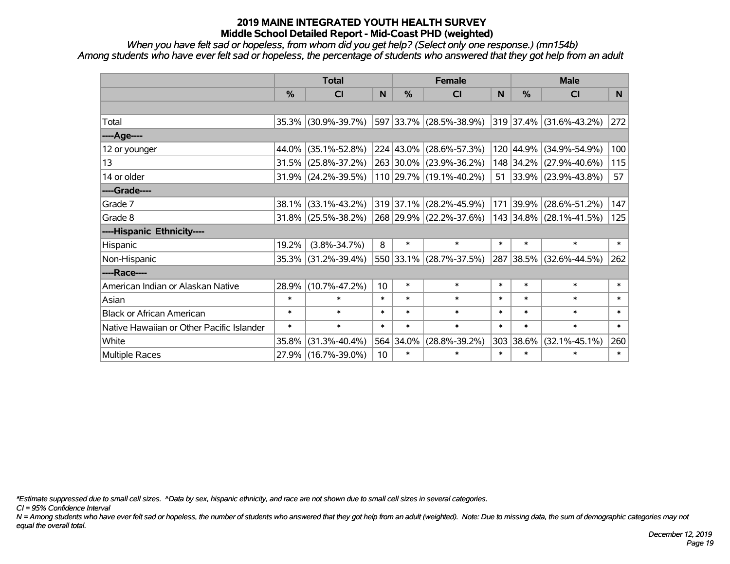# 2019 MAINE INTEGRATED YOUTH HEALTH SURVEY
## Middle School Detailed Report - Mid-Coast PHD (weighted)

*When you have felt sad or hopeless, from whom did you get help? (Select only one response.) (mn154b)*
*Among students who have ever felt sad or hopeless, the percentage of students who answered that they got help from an adult*

| | Total | | | Female | | | Male | | |
|---|---|---|---|---|---|---|---|---|---|
| | % | CI | N | % | CI | N | % | CI | N |
| Total | 35.3% | (30.9%-39.7%) | 597 | 33.7% | (28.5%-38.9%) | 319 | 37.4% | (31.6%-43.2%) | 272 |
| ----Age---- | | | | | | | | | |
| 12 or younger | 44.0% | (35.1%-52.8%) | 224 | 43.0% | (28.6%-57.3%) | 120 | 44.9% | (34.9%-54.9%) | 100 |
| 13 | 31.5% | (25.8%-37.2%) | 263 | 30.0% | (23.9%-36.2%) | 148 | 34.2% | (27.9%-40.6%) | 115 |
| 14 or older | 31.9% | (24.2%-39.5%) | 110 | 29.7% | (19.1%-40.2%) | 51 | 33.9% | (23.9%-43.8%) | 57 |
| ----Grade---- | | | | | | | | | |
| Grade 7 | 38.1% | (33.1%-43.2%) | 319 | 37.1% | (28.2%-45.9%) | 171 | 39.9% | (28.6%-51.2%) | 147 |
| Grade 8 | 31.8% | (25.5%-38.2%) | 268 | 29.9% | (22.2%-37.6%) | 143 | 34.8% | (28.1%-41.5%) | 125 |
| ----Hispanic Ethnicity---- | | | | | | | | | |
| Hispanic | 19.2% | (3.8%-34.7%) | 8 | * | * | * | * | * | * |
| Non-Hispanic | 35.3% | (31.2%-39.4%) | 550 | 33.1% | (28.7%-37.5%) | 287 | 38.5% | (32.6%-44.5%) | 262 |
| ----Race---- | | | | | | | | | |
| American Indian or Alaskan Native | 28.9% | (10.7%-47.2%) | 10 | * | * | * | * | * | * |
| Asian | * | * | * | * | * | * | * | * | * |
| Black or African American | * | * | * | * | * | * | * | * | * |
| Native Hawaiian or Other Pacific Islander | * | * | * | * | * | * | * | * | * |
| White | 35.8% | (31.3%-40.4%) | 564 | 34.0% | (28.8%-39.2%) | 303 | 38.6% | (32.1%-45.1%) | 260 |
| Multiple Races | 27.9% | (16.7%-39.0%) | 10 | * | * | * | * | * | * |

*\*Estimate suppressed due to small cell sizes. ^Data by sex, hispanic ethnicity, and race are not shown due to small cell sizes in several categories.*
*CI = 95% Confidence Interval*
*N = Among students who have ever felt sad or hopeless, the number of students who answered that they got help from an adult (weighted). Note: Due to missing data, the sum of demographic categories may not equal the overall total.*

*December 12, 2019*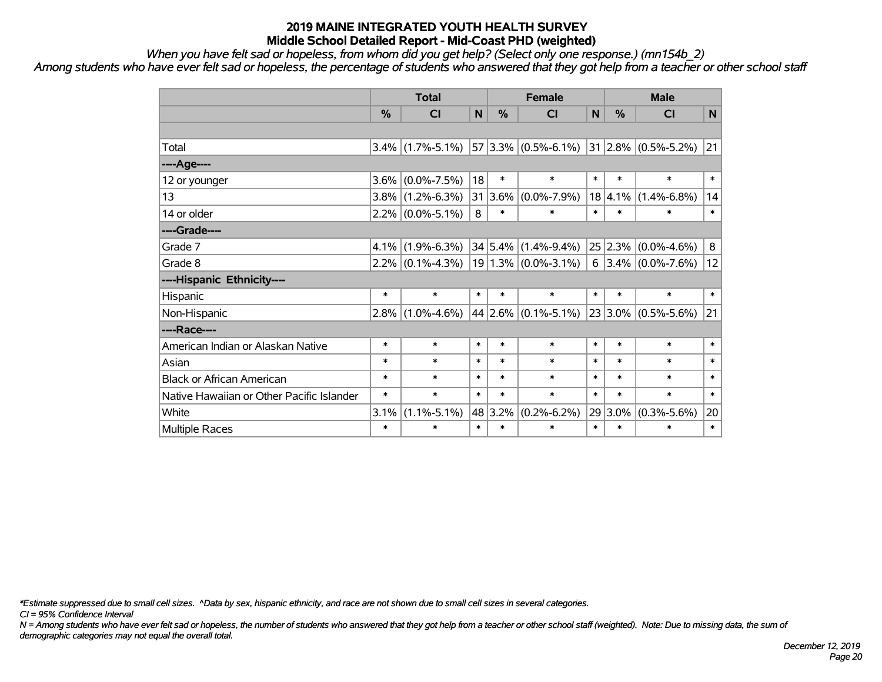# 2019 MAINE INTEGRATED YOUTH HEALTH SURVEY
## Middle School Detailed Report - Mid-Coast PHD (weighted)

*When you have felt sad or hopeless, from whom did you get help? (Select only one response.) (mn154b_2)*

*Among students who have ever felt sad or hopeless, the percentage of students who answered that they got help from a teacher or other school staff*

| | Total | | | Female | | | Male | | |
|---|---|---|---|---|---|---|---|---|---|
| | % | CI | N | % | CI | N | % | CI | N |
| | | | | | | | | | |
| Total | 3.4% | (1.7%-5.1%) | 57 | 3.3% | (0.5%-6.1%) | 31 | 2.8% | (0.5%-5.2%) | 21 |
| ----Age---- | | | | | | | | | |
| 12 or younger | 3.6% | (0.0%-7.5%) | 18 | * | * | * | * | * | * |
| 13 | 3.8% | (1.2%-6.3%) | 31 | 3.6% | (0.0%-7.9%) | 18 | 4.1% | (1.4%-6.8%) | 14 |
| 14 or older | 2.2% | (0.0%-5.1%) | 8 | * | * | * | * | * | * |
| ----Grade---- | | | | | | | | | |
| Grade 7 | 4.1% | (1.9%-6.3%) | 34 | 5.4% | (1.4%-9.4%) | 25 | 2.3% | (0.0%-4.6%) | 8 |
| Grade 8 | 2.2% | (0.1%-4.3%) | 19 | 1.3% | (0.0%-3.1%) | 6 | 3.4% | (0.0%-7.6%) | 12 |
| ----Hispanic Ethnicity---- | | | | | | | | | |
| Hispanic | * | * | * | * | * | * | * | * | * |
| Non-Hispanic | 2.8% | (1.0%-4.6%) | 44 | 2.6% | (0.1%-5.1%) | 23 | 3.0% | (0.5%-5.6%) | 21 |
| ----Race---- | | | | | | | | | |
| American Indian or Alaskan Native | * | * | * | * | * | * | * | * | * |
| Asian | * | * | * | * | * | * | * | * | * |
| Black or African American | * | * | * | * | * | * | * | * | * |
| Native Hawaiian or Other Pacific Islander | * | * | * | * | * | * | * | * | * |
| White | 3.1% | (1.1%-5.1%) | 48 | 3.2% | (0.2%-6.2%) | 29 | 3.0% | (0.3%-5.6%) | 20 |
| Multiple Races | * | * | * | * | * | * | * | * | * |

*\*Estimate suppressed due to small cell sizes. ^Data by sex, hispanic ethnicity, and race are not shown due to small cell sizes in several categories.*

*CI = 95% Confidence Interval*

*N = Among students who have ever felt sad or hopeless, the number of students who answered that they got help from a teacher or other school staff (weighted). Note: Due to missing data, the sum of demographic categories may not equal the overall total.*

*December 12, 2019*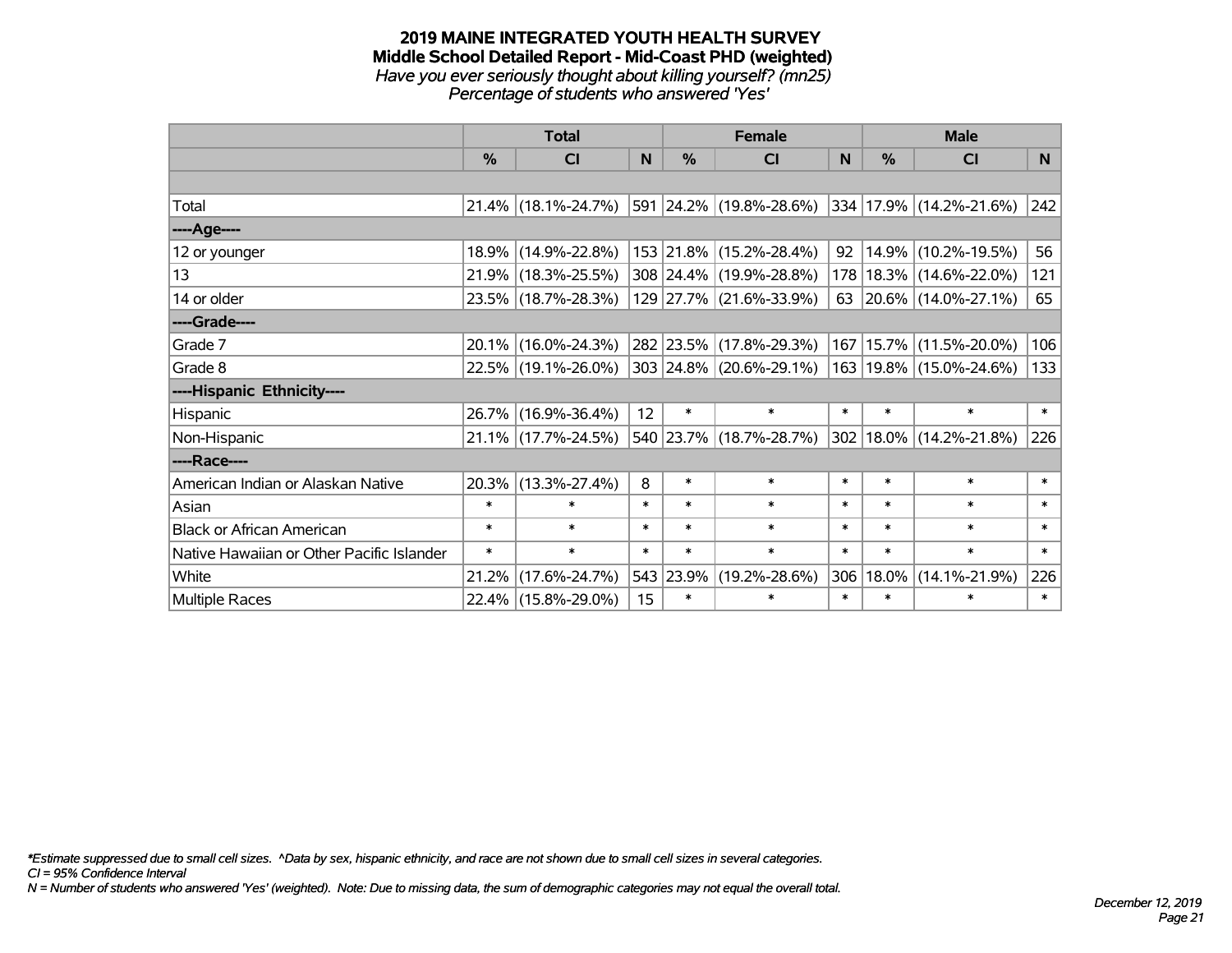# 2019 MAINE INTEGRATED YOUTH HEALTH SURVEY
## Middle School Detailed Report - Mid-Coast PHD (weighted)
*Have you ever seriously thought about killing yourself? (mn25)*
*Percentage of students who answered 'Yes'*

| | Total | | | Female | | | Male | | |
|---|---|---|---|---|---|---|---|---|---|
| | % | CI | N | % | CI | N | % | CI | N |
| | | | | | | | | | |
| Total | 21.4% | (18.1%-24.7%) | 591 | 24.2% | (19.8%-28.6%) | 334 | 17.9% | (14.2%-21.6%) | 242 |
| ----Age---- | | | | | | | | | |
| 12 or younger | 18.9% | (14.9%-22.8%) | 153 | 21.8% | (15.2%-28.4%) | 92 | 14.9% | (10.2%-19.5%) | 56 |
| 13 | 21.9% | (18.3%-25.5%) | 308 | 24.4% | (19.9%-28.8%) | 178 | 18.3% | (14.6%-22.0%) | 121 |
| 14 or older | 23.5% | (18.7%-28.3%) | 129 | 27.7% | (21.6%-33.9%) | 63 | 20.6% | (14.0%-27.1%) | 65 |
| ----Grade---- | | | | | | | | | |
| Grade 7 | 20.1% | (16.0%-24.3%) | 282 | 23.5% | (17.8%-29.3%) | 167 | 15.7% | (11.5%-20.0%) | 106 |
| Grade 8 | 22.5% | (19.1%-26.0%) | 303 | 24.8% | (20.6%-29.1%) | 163 | 19.8% | (15.0%-24.6%) | 133 |
| ----Hispanic Ethnicity---- | | | | | | | | | |
| Hispanic | 26.7% | (16.9%-36.4%) | 12 | * | * | * | * | * | * |
| Non-Hispanic | 21.1% | (17.7%-24.5%) | 540 | 23.7% | (18.7%-28.7%) | 302 | 18.0% | (14.2%-21.8%) | 226 |
| ----Race---- | | | | | | | | | |
| American Indian or Alaskan Native | 20.3% | (13.3%-27.4%) | 8 | * | * | * | * | * | * |
| Asian | * | * | * | * | * | * | * | * | * |
| Black or African American | * | * | * | * | * | * | * | * | * |
| Native Hawaiian or Other Pacific Islander | * | * | * | * | * | * | * | * | * |
| White | 21.2% | (17.6%-24.7%) | 543 | 23.9% | (19.2%-28.6%) | 306 | 18.0% | (14.1%-21.9%) | 226 |
| Multiple Races | 22.4% | (15.8%-29.0%) | 15 | * | * | * | * | * | * |

*Estimate suppressed due to small cell sizes. ^Data by sex, hispanic ethnicity, and race are not shown due to small cell sizes in several categories.
CI = 95% Confidence Interval
N = Number of students who answered 'Yes' (weighted). Note: Due to missing data, the sum of demographic categories may not equal the overall total.

*December 12, 2019*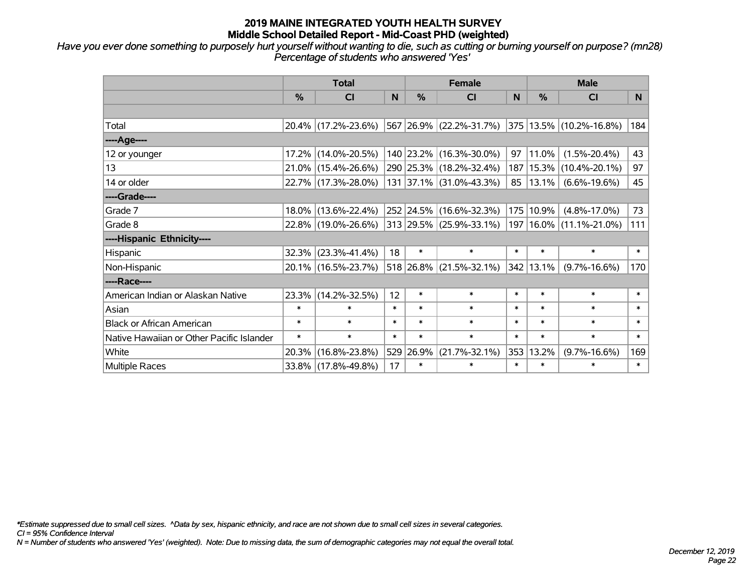# 2019 MAINE INTEGRATED YOUTH HEALTH SURVEY
## Middle School Detailed Report - Mid-Coast PHD (weighted)

*Have you ever done something to purposely hurt yourself without wanting to die, such as cutting or burning yourself on purpose? (mn28)*
*Percentage of students who answered 'Yes'*

| | Total | | | Female | | | Male | | |
|---|---|---|---|---|---|---|---|---|---|
| | % | CI | N | % | CI | N | % | CI | N |
| Total | 20.4% | (17.2%-23.6%) | 567 | 26.9% | (22.2%-31.7%) | 375 | 13.5% | (10.2%-16.8%) | 184 |
| ----Age---- | | | | | | | | | |
| 12 or younger | 17.2% | (14.0%-20.5%) | 140 | 23.2% | (16.3%-30.0%) | 97 | 11.0% | (1.5%-20.4%) | 43 |
| 13 | 21.0% | (15.4%-26.6%) | 290 | 25.3% | (18.2%-32.4%) | 187 | 15.3% | (10.4%-20.1%) | 97 |
| 14 or older | 22.7% | (17.3%-28.0%) | 131 | 37.1% | (31.0%-43.3%) | 85 | 13.1% | (6.6%-19.6%) | 45 |
| ----Grade---- | | | | | | | | | |
| Grade 7 | 18.0% | (13.6%-22.4%) | 252 | 24.5% | (16.6%-32.3%) | 175 | 10.9% | (4.8%-17.0%) | 73 |
| Grade 8 | 22.8% | (19.0%-26.6%) | 313 | 29.5% | (25.9%-33.1%) | 197 | 16.0% | (11.1%-21.0%) | 111 |
| ----Hispanic Ethnicity---- | | | | | | | | | |
| Hispanic | 32.3% | (23.3%-41.4%) | 18 | * | * | * | * | * | * |
| Non-Hispanic | 20.1% | (16.5%-23.7%) | 518 | 26.8% | (21.5%-32.1%) | 342 | 13.1% | (9.7%-16.6%) | 170 |
| ----Race---- | | | | | | | | | |
| American Indian or Alaskan Native | 23.3% | (14.2%-32.5%) | 12 | * | * | * | * | * | * |
| Asian | * | * | * | * | * | * | * | * | * |
| Black or African American | * | * | * | * | * | * | * | * | * |
| Native Hawaiian or Other Pacific Islander | * | * | * | * | * | * | * | * | * |
| White | 20.3% | (16.8%-23.8%) | 529 | 26.9% | (21.7%-32.1%) | 353 | 13.2% | (9.7%-16.6%) | 169 |
| Multiple Races | 33.8% | (17.8%-49.8%) | 17 | * | * | * | * | * | * |

*Estimate suppressed due to small cell sizes. ^Data by sex, hispanic ethnicity, and race are not shown due to small cell sizes in several categories.
CI = 95% Confidence Interval
N = Number of students who answered 'Yes' (weighted). Note: Due to missing data, the sum of demographic categories may not equal the overall total.

December 12, 2019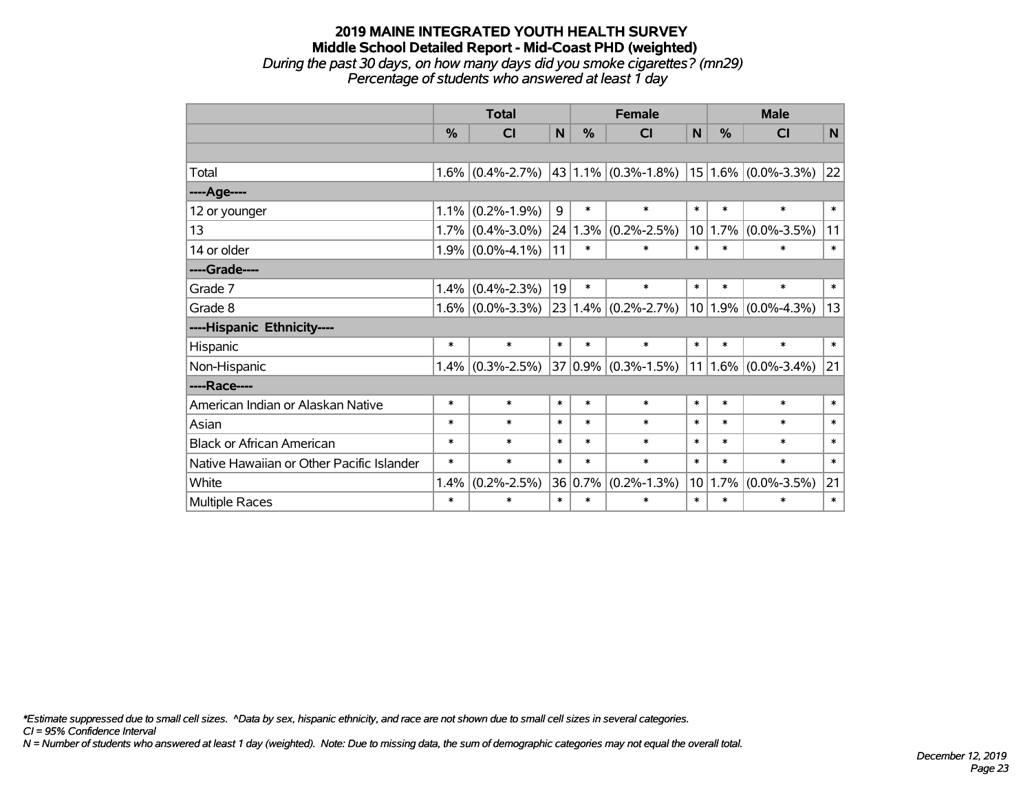# 2019 MAINE INTEGRATED YOUTH HEALTH SURVEY

## Middle School Detailed Report - Mid-Coast PHD (weighted)

*During the past 30 days, on how many days did you smoke cigarettes? (mn29)*

*Percentage of students who answered at least 1 day*

| | Total | | | Female | | | Male | | |
|---|---|---|---|---|---|---|---|---|---|
| | % | CI | N | % | CI | N | % | CI | N |
| | | | | | | | | | |
| Total | 1.6% | (0.4%-2.7%) | 43 | 1.1% | (0.3%-1.8%) | 15 | 1.6% | (0.0%-3.3%) | 22 |
| ----Age---- | | | | | | | | | |
| 12 or younger | 1.1% | (0.2%-1.9%) | 9 | * | * | * | * | * | * |
| 13 | 1.7% | (0.4%-3.0%) | 24 | 1.3% | (0.2%-2.5%) | 10 | 1.7% | (0.0%-3.5%) | 11 |
| 14 or older | 1.9% | (0.0%-4.1%) | 11 | * | * | * | * | * | * |
| ----Grade---- | | | | | | | | | |
| Grade 7 | 1.4% | (0.4%-2.3%) | 19 | * | * | * | * | * | * |
| Grade 8 | 1.6% | (0.0%-3.3%) | 23 | 1.4% | (0.2%-2.7%) | 10 | 1.9% | (0.0%-4.3%) | 13 |
| ----Hispanic Ethnicity---- | | | | | | | | | |
| Hispanic | * | * | * | * | * | * | * | * | * |
| Non-Hispanic | 1.4% | (0.3%-2.5%) | 37 | 0.9% | (0.3%-1.5%) | 11 | 1.6% | (0.0%-3.4%) | 21 |
| ----Race---- | | | | | | | | | |
| American Indian or Alaskan Native | * | * | * | * | * | * | * | * | * |
| Asian | * | * | * | * | * | * | * | * | * |
| Black or African American | * | * | * | * | * | * | * | * | * |
| Native Hawaiian or Other Pacific Islander | * | * | * | * | * | * | * | * | * |
| White | 1.4% | (0.2%-2.5%) | 36 | 0.7% | (0.2%-1.3%) | 10 | 1.7% | (0.0%-3.5%) | 21 |
| Multiple Races | * | * | * | * | * | * | * | * | * |

*\*Estimate suppressed due to small cell sizes. ^Data by sex, hispanic ethnicity, and race are not shown due to small cell sizes in several categories.*
*CI = 95% Confidence Interval*
*N = Number of students who answered at least 1 day (weighted). Note: Due to missing data, the sum of demographic categories may not equal the overall total.*

*December 12, 2019*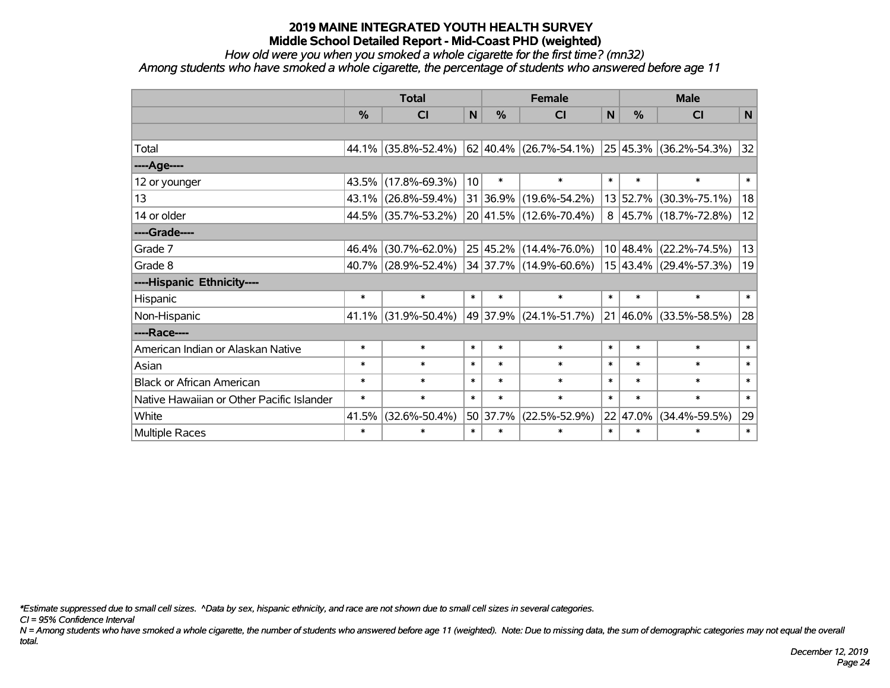## 2019 MAINE INTEGRATED YOUTH HEALTH SURVEY
### Middle School Detailed Report - Mid-Coast PHD (weighted)

*How old were you when you smoked a whole cigarette for the first time? (mn32)*
*Among students who have smoked a whole cigarette, the percentage of students who answered before age 11*

| | Total | | | Female | | | Male | | |
|---|---|---|---|---|---|---|---|---|---|
| | % | CI | N | % | CI | N | % | CI | N |
| | | | | | | | | | |
| Total | 44.1% | (35.8%-52.4%) | 62 | 40.4% | (26.7%-54.1%) | 25 | 45.3% | (36.2%-54.3%) | 32 |
| ----Age---- | | | | | | | | | |
| 12 or younger | 43.5% | (17.8%-69.3%) | 10 | * | * | * | * | * | * |
| 13 | 43.1% | (26.8%-59.4%) | 31 | 36.9% | (19.6%-54.2%) | 13 | 52.7% | (30.3%-75.1%) | 18 |
| 14 or older | 44.5% | (35.7%-53.2%) | 20 | 41.5% | (12.6%-70.4%) | 8 | 45.7% | (18.7%-72.8%) | 12 |
| ----Grade---- | | | | | | | | | |
| Grade 7 | 46.4% | (30.7%-62.0%) | 25 | 45.2% | (14.4%-76.0%) | 10 | 48.4% | (22.2%-74.5%) | 13 |
| Grade 8 | 40.7% | (28.9%-52.4%) | 34 | 37.7% | (14.9%-60.6%) | 15 | 43.4% | (29.4%-57.3%) | 19 |
| ----Hispanic Ethnicity---- | | | | | | | | | |
| Hispanic | * | * | * | * | * | * | * | * | * |
| Non-Hispanic | 41.1% | (31.9%-50.4%) | 49 | 37.9% | (24.1%-51.7%) | 21 | 46.0% | (33.5%-58.5%) | 28 |
| ----Race---- | | | | | | | | | |
| American Indian or Alaskan Native | * | * | * | * | * | * | * | * | * |
| Asian | * | * | * | * | * | * | * | * | * |
| Black or African American | * | * | * | * | * | * | * | * | * |
| Native Hawaiian or Other Pacific Islander | * | * | * | * | * | * | * | * | * |
| White | 41.5% | (32.6%-50.4%) | 50 | 37.7% | (22.5%-52.9%) | 22 | 47.0% | (34.4%-59.5%) | 29 |
| Multiple Races | * | * | * | * | * | * | * | * | * |

*\*Estimate suppressed due to small cell sizes. ^Data by sex, hispanic ethnicity, and race are not shown due to small cell sizes in several categories.*

*CI = 95% Confidence Interval*

*N = Among students who have smoked a whole cigarette, the number of students who answered before age 11 (weighted). Note: Due to missing data, the sum of demographic categories may not equal the overall total.*

*December 12, 2019*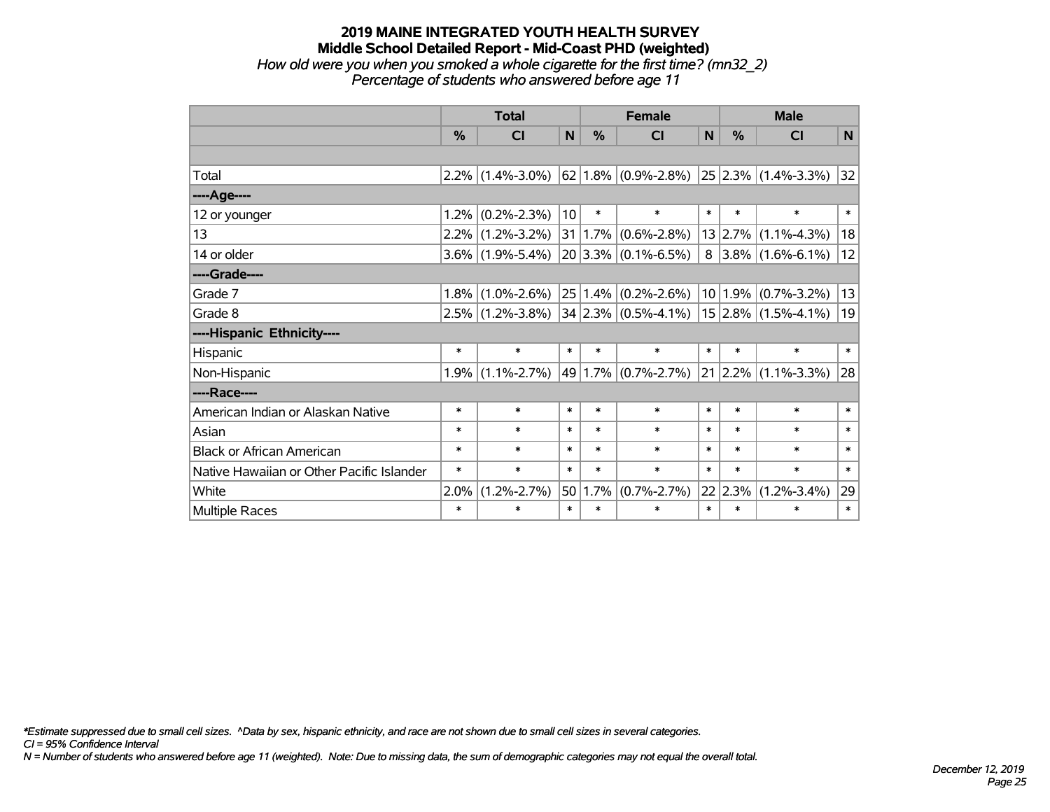# 2019 MAINE INTEGRATED YOUTH HEALTH SURVEY
## Middle School Detailed Report - Mid-Coast PHD (weighted)
*How old were you when you smoked a whole cigarette for the first time? (mn32_2)*
*Percentage of students who answered before age 11*

| | Total | | | Female | | | Male | | |
|---|---|---|---|---|---|---|---|---|---|
| | % | CI | N | % | CI | N | % | CI | N |
| | | | | | | | | | |
| Total | 2.2% | (1.4%-3.0%) | 62 | 1.8% | (0.9%-2.8%) | 25 | 2.3% | (1.4%-3.3%) | 32 |
| ----Age---- | | | | | | | | | |
| 12 or younger | 1.2% | (0.2%-2.3%) | 10 | * | * | * | * | * | * |
| 13 | 2.2% | (1.2%-3.2%) | 31 | 1.7% | (0.6%-2.8%) | 13 | 2.7% | (1.1%-4.3%) | 18 |
| 14 or older | 3.6% | (1.9%-5.4%) | 20 | 3.3% | (0.1%-6.5%) | 8 | 3.8% | (1.6%-6.1%) | 12 |
| ----Grade---- | | | | | | | | | |
| Grade 7 | 1.8% | (1.0%-2.6%) | 25 | 1.4% | (0.2%-2.6%) | 10 | 1.9% | (0.7%-3.2%) | 13 |
| Grade 8 | 2.5% | (1.2%-3.8%) | 34 | 2.3% | (0.5%-4.1%) | 15 | 2.8% | (1.5%-4.1%) | 19 |
| ----Hispanic Ethnicity---- | | | | | | | | | |
| Hispanic | * | * | * | * | * | * | * | * | * |
| Non-Hispanic | 1.9% | (1.1%-2.7%) | 49 | 1.7% | (0.7%-2.7%) | 21 | 2.2% | (1.1%-3.3%) | 28 |
| ----Race---- | | | | | | | | | |
| American Indian or Alaskan Native | * | * | * | * | * | * | * | * | * |
| Asian | * | * | * | * | * | * | * | * | * |
| Black or African American | * | * | * | * | * | * | * | * | * |
| Native Hawaiian or Other Pacific Islander | * | * | * | * | * | * | * | * | * |
| White | 2.0% | (1.2%-2.7%) | 50 | 1.7% | (0.7%-2.7%) | 22 | 2.3% | (1.2%-3.4%) | 29 |
| Multiple Races | * | * | * | * | * | * | * | * | * |

*\*Estimate suppressed due to small cell sizes. ^Data by sex, hispanic ethnicity, and race are not shown due to small cell sizes in several categories.*
*CI = 95% Confidence Interval*
*N = Number of students who answered before age 11 (weighted). Note: Due to missing data, the sum of demographic categories may not equal the overall total.*

*December 12, 2019*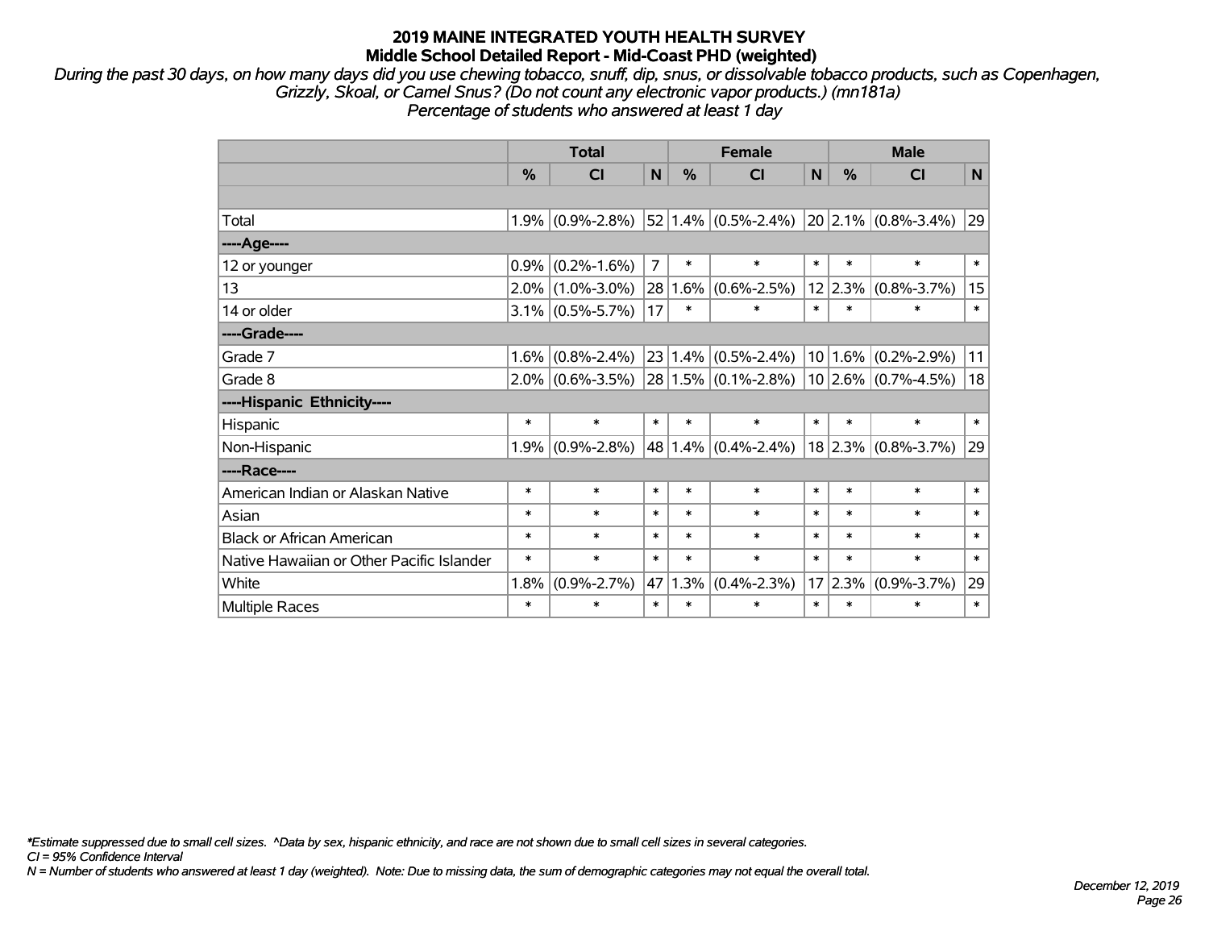# 2019 MAINE INTEGRATED YOUTH HEALTH SURVEY

## Middle School Detailed Report - Mid-Coast PHD (weighted)

*During the past 30 days, on how many days did you use chewing tobacco, snuff, dip, snus, or dissolvable tobacco products, such as Copenhagen, Grizzly, Skoal, or Camel Snus? (Do not count any electronic vapor products.) (mn181a)*

*Percentage of students who answered at least 1 day*

| | Total | | | Female | | | Male | | |
|---|---|---|---|---|---|---|---|---|---|
| | % | CI | N | % | CI | N | % | CI | N |
| | | | | | | | | | |
| Total | 1.9% | (0.9%-2.8%) | 52 | 1.4% | (0.5%-2.4%) | 20 | 2.1% | (0.8%-3.4%) | 29 |
| ----Age---- | | | | | | | | | |
| 12 or younger | 0.9% | (0.2%-1.6%) | 7 | * | * | * | * | * | * |
| 13 | 2.0% | (1.0%-3.0%) | 28 | 1.6% | (0.6%-2.5%) | 12 | 2.3% | (0.8%-3.7%) | 15 |
| 14 or older | 3.1% | (0.5%-5.7%) | 17 | * | * | * | * | * | * |
| ----Grade---- | | | | | | | | | |
| Grade 7 | 1.6% | (0.8%-2.4%) | 23 | 1.4% | (0.5%-2.4%) | 10 | 1.6% | (0.2%-2.9%) | 11 |
| Grade 8 | 2.0% | (0.6%-3.5%) | 28 | 1.5% | (0.1%-2.8%) | 10 | 2.6% | (0.7%-4.5%) | 18 |
| ----Hispanic Ethnicity---- | | | | | | | | | |
| Hispanic | * | * | * | * | * | * | * | * | * |
| Non-Hispanic | 1.9% | (0.9%-2.8%) | 48 | 1.4% | (0.4%-2.4%) | 18 | 2.3% | (0.8%-3.7%) | 29 |
| ----Race---- | | | | | | | | | |
| American Indian or Alaskan Native | * | * | * | * | * | * | * | * | * |
| Asian | * | * | * | * | * | * | * | * | * |
| Black or African American | * | * | * | * | * | * | * | * | * |
| Native Hawaiian or Other Pacific Islander | * | * | * | * | * | * | * | * | * |
| White | 1.8% | (0.9%-2.7%) | 47 | 1.3% | (0.4%-2.3%) | 17 | 2.3% | (0.9%-3.7%) | 29 |
| Multiple Races | * | * | * | * | * | * | * | * | * |

*\*Estimate suppressed due to small cell sizes. ^Data by sex, hispanic ethnicity, and race are not shown due to small cell sizes in several categories.*

*CI = 95% Confidence Interval*

*N = Number of students who answered at least 1 day (weighted). Note: Due to missing data, the sum of demographic categories may not equal the overall total.*

*December 12, 2019*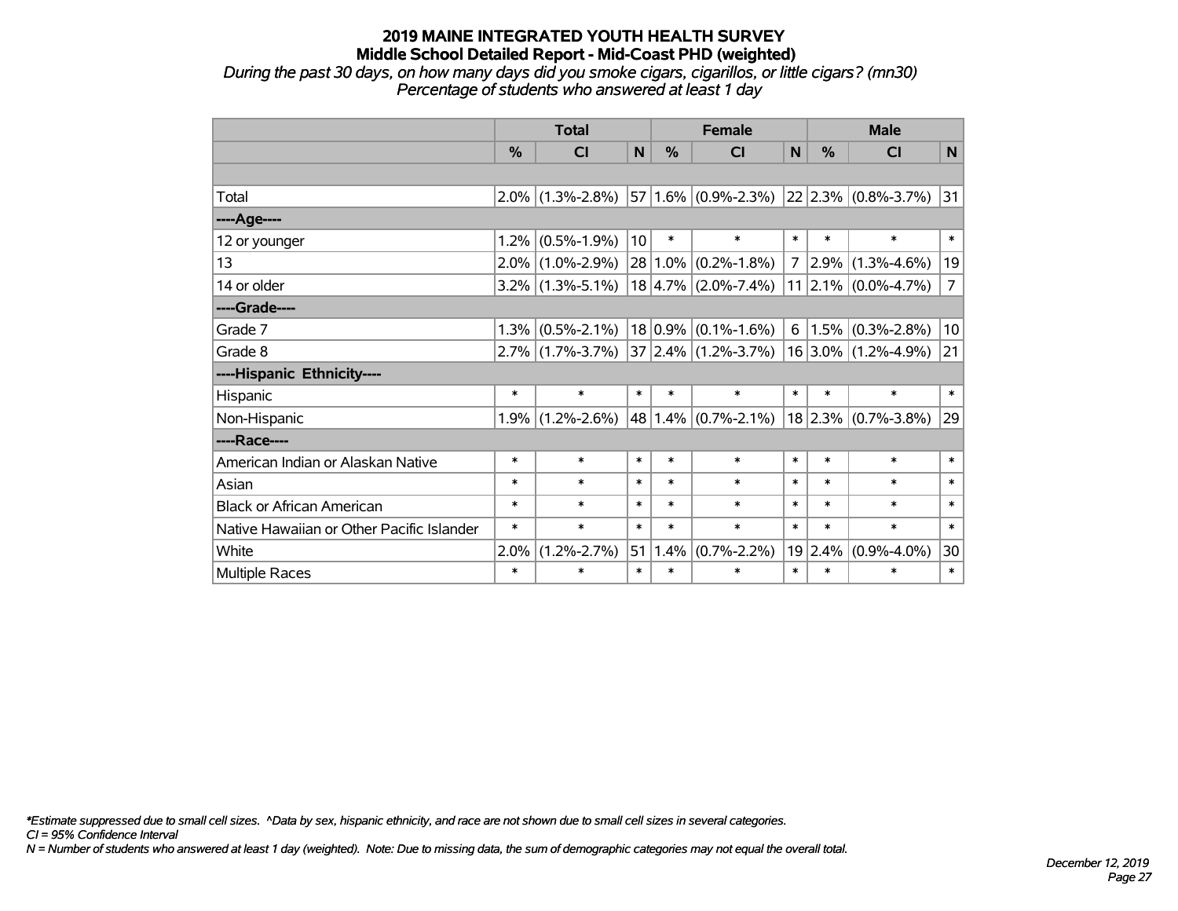# 2019 MAINE INTEGRATED YOUTH HEALTH SURVEY
## Middle School Detailed Report - Mid-Coast PHD (weighted)

*During the past 30 days, on how many days did you smoke cigars, cigarillos, or little cigars? (mn30)*
*Percentage of students who answered at least 1 day*

| | Total | | | Female | | | Male | | |
|---|---|---|---|---|---|---|---|---|---|
| | % | CI | N | % | CI | N | % | CI | N |
| | | | | | | | | | |
| Total | 2.0% | (1.3%-2.8%) | 57 | 1.6% | (0.9%-2.3%) | 22 | 2.3% | (0.8%-3.7%) | 31 |
| ----Age---- | | | | | | | | | |
| 12 or younger | 1.2% | (0.5%-1.9%) | 10 | * | * | * | * | * | * |
| 13 | 2.0% | (1.0%-2.9%) | 28 | 1.0% | (0.2%-1.8%) | 7 | 2.9% | (1.3%-4.6%) | 19 |
| 14 or older | 3.2% | (1.3%-5.1%) | 18 | 4.7% | (2.0%-7.4%) | 11 | 2.1% | (0.0%-4.7%) | 7 |
| ----Grade---- | | | | | | | | | |
| Grade 7 | 1.3% | (0.5%-2.1%) | 18 | 0.9% | (0.1%-1.6%) | 6 | 1.5% | (0.3%-2.8%) | 10 |
| Grade 8 | 2.7% | (1.7%-3.7%) | 37 | 2.4% | (1.2%-3.7%) | 16 | 3.0% | (1.2%-4.9%) | 21 |
| ----Hispanic Ethnicity---- | | | | | | | | | |
| Hispanic | * | * | * | * | * | * | * | * | * |
| Non-Hispanic | 1.9% | (1.2%-2.6%) | 48 | 1.4% | (0.7%-2.1%) | 18 | 2.3% | (0.7%-3.8%) | 29 |
| ----Race---- | | | | | | | | | |
| American Indian or Alaskan Native | * | * | * | * | * | * | * | * | * |
| Asian | * | * | * | * | * | * | * | * | * |
| Black or African American | * | * | * | * | * | * | * | * | * |
| Native Hawaiian or Other Pacific Islander | * | * | * | * | * | * | * | * | * |
| White | 2.0% | (1.2%-2.7%) | 51 | 1.4% | (0.7%-2.2%) | 19 | 2.4% | (0.9%-4.0%) | 30 |
| Multiple Races | * | * | * | * | * | * | * | * | * |

*\*Estimate suppressed due to small cell sizes. ^Data by sex, hispanic ethnicity, and race are not shown due to small cell sizes in several categories.*
*CI = 95% Confidence Interval*
*N = Number of students who answered at least 1 day (weighted). Note: Due to missing data, the sum of demographic categories may not equal the overall total.*

*December 12, 2019*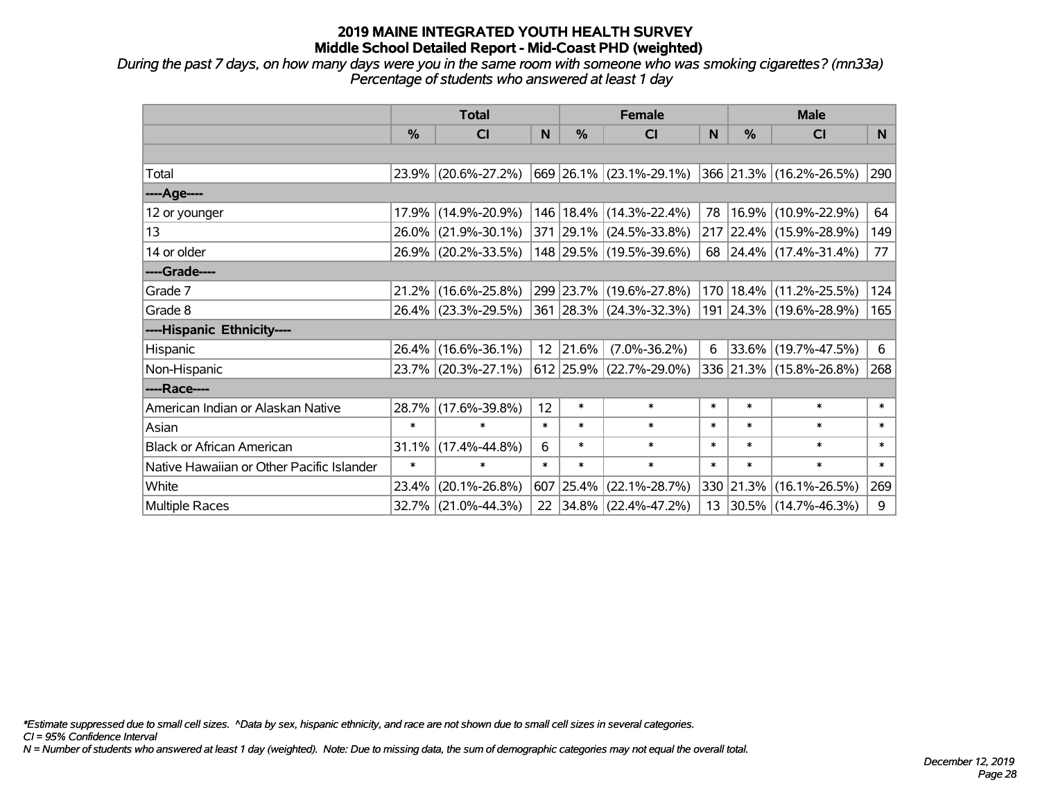# 2019 MAINE INTEGRATED YOUTH HEALTH SURVEY
## Middle School Detailed Report - Mid-Coast PHD (weighted)

*During the past 7 days, on how many days were you in the same room with someone who was smoking cigarettes? (mn33a)*
*Percentage of students who answered at least 1 day*

| | Total | | | Female | | | Male | | |
|---|---|---|---|---|---|---|---|---|---|
| | % | CI | N | % | CI | N | % | CI | N |
| | | | | | | | | | |
| Total | 23.9% | (20.6%-27.2%) | 669 | 26.1% | (23.1%-29.1%) | 366 | 21.3% | (16.2%-26.5%) | 290 |
| ----Age---- | | | | | | | | | |
| 12 or younger | 17.9% | (14.9%-20.9%) | 146 | 18.4% | (14.3%-22.4%) | 78 | 16.9% | (10.9%-22.9%) | 64 |
| 13 | 26.0% | (21.9%-30.1%) | 371 | 29.1% | (24.5%-33.8%) | 217 | 22.4% | (15.9%-28.9%) | 149 |
| 14 or older | 26.9% | (20.2%-33.5%) | 148 | 29.5% | (19.5%-39.6%) | 68 | 24.4% | (17.4%-31.4%) | 77 |
| ----Grade---- | | | | | | | | | |
| Grade 7 | 21.2% | (16.6%-25.8%) | 299 | 23.7% | (19.6%-27.8%) | 170 | 18.4% | (11.2%-25.5%) | 124 |
| Grade 8 | 26.4% | (23.3%-29.5%) | 361 | 28.3% | (24.3%-32.3%) | 191 | 24.3% | (19.6%-28.9%) | 165 |
| ----Hispanic Ethnicity---- | | | | | | | | | |
| Hispanic | 26.4% | (16.6%-36.1%) | 12 | 21.6% | (7.0%-36.2%) | 6 | 33.6% | (19.7%-47.5%) | 6 |
| Non-Hispanic | 23.7% | (20.3%-27.1%) | 612 | 25.9% | (22.7%-29.0%) | 336 | 21.3% | (15.8%-26.8%) | 268 |
| ----Race---- | | | | | | | | | |
| American Indian or Alaskan Native | 28.7% | (17.6%-39.8%) | 12 | * | * | * | * | * | * |
| Asian | * | * | * | * | * | * | * | * | * |
| Black or African American | 31.1% | (17.4%-44.8%) | 6 | * | * | * | * | * | * |
| Native Hawaiian or Other Pacific Islander | * | * | * | * | * | * | * | * | * |
| White | 23.4% | (20.1%-26.8%) | 607 | 25.4% | (22.1%-28.7%) | 330 | 21.3% | (16.1%-26.5%) | 269 |
| Multiple Races | 32.7% | (21.0%-44.3%) | 22 | 34.8% | (22.4%-47.2%) | 13 | 30.5% | (14.7%-46.3%) | 9 |

*\*Estimate suppressed due to small cell sizes. ^Data by sex, hispanic ethnicity, and race are not shown due to small cell sizes in several categories.*
*CI = 95% Confidence Interval*
*N = Number of students who answered at least 1 day (weighted). Note: Due to missing data, the sum of demographic categories may not equal the overall total.*

*December 12, 2019*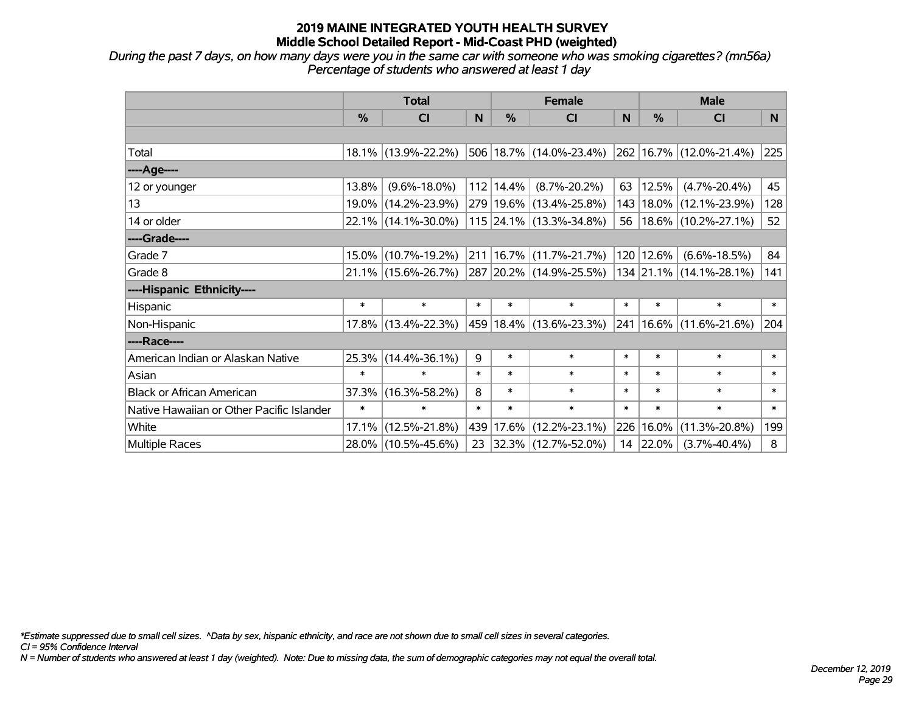# 2019 MAINE INTEGRATED YOUTH HEALTH SURVEY
## Middle School Detailed Report - Mid-Coast PHD (weighted)

*During the past 7 days, on how many days were you in the same car with someone who was smoking cigarettes? (mn56a)*
*Percentage of students who answered at least 1 day*

| | Total | | | Female | | | Male | | |
|---|---|---|---|---|---|---|---|---|---|
| | % | CI | N | % | CI | N | % | CI | N |
| | | | | | | | | | |
| Total | 18.1% | (13.9%-22.2%) | 506 | 18.7% | (14.0%-23.4%) | 262 | 16.7% | (12.0%-21.4%) | 225 |
| ----Age---- | | | | | | | | | |
| 12 or younger | 13.8% | (9.6%-18.0%) | 112 | 14.4% | (8.7%-20.2%) | 63 | 12.5% | (4.7%-20.4%) | 45 |
| 13 | 19.0% | (14.2%-23.9%) | 279 | 19.6% | (13.4%-25.8%) | 143 | 18.0% | (12.1%-23.9%) | 128 |
| 14 or older | 22.1% | (14.1%-30.0%) | 115 | 24.1% | (13.3%-34.8%) | 56 | 18.6% | (10.2%-27.1%) | 52 |
| ----Grade---- | | | | | | | | | |
| Grade 7 | 15.0% | (10.7%-19.2%) | 211 | 16.7% | (11.7%-21.7%) | 120 | 12.6% | (6.6%-18.5%) | 84 |
| Grade 8 | 21.1% | (15.6%-26.7%) | 287 | 20.2% | (14.9%-25.5%) | 134 | 21.1% | (14.1%-28.1%) | 141 |
| ----Hispanic Ethnicity---- | | | | | | | | | |
| Hispanic | * | * | * | * | * | * | * | * | * |
| Non-Hispanic | 17.8% | (13.4%-22.3%) | 459 | 18.4% | (13.6%-23.3%) | 241 | 16.6% | (11.6%-21.6%) | 204 |
| ----Race---- | | | | | | | | | |
| American Indian or Alaskan Native | 25.3% | (14.4%-36.1%) | 9 | * | * | * | * | * | * |
| Asian | * | * | * | * | * | * | * | * | * |
| Black or African American | 37.3% | (16.3%-58.2%) | 8 | * | * | * | * | * | * |
| Native Hawaiian or Other Pacific Islander | * | * | * | * | * | * | * | * | * |
| White | 17.1% | (12.5%-21.8%) | 439 | 17.6% | (12.2%-23.1%) | 226 | 16.0% | (11.3%-20.8%) | 199 |
| Multiple Races | 28.0% | (10.5%-45.6%) | 23 | 32.3% | (12.7%-52.0%) | 14 | 22.0% | (3.7%-40.4%) | 8 |

*\*Estimate suppressed due to small cell sizes. ^Data by sex, hispanic ethnicity, and race are not shown due to small cell sizes in several categories.*
*CI = 95% Confidence Interval*
*N = Number of students who answered at least 1 day (weighted). Note: Due to missing data, the sum of demographic categories may not equal the overall total.*

*December 12, 2019*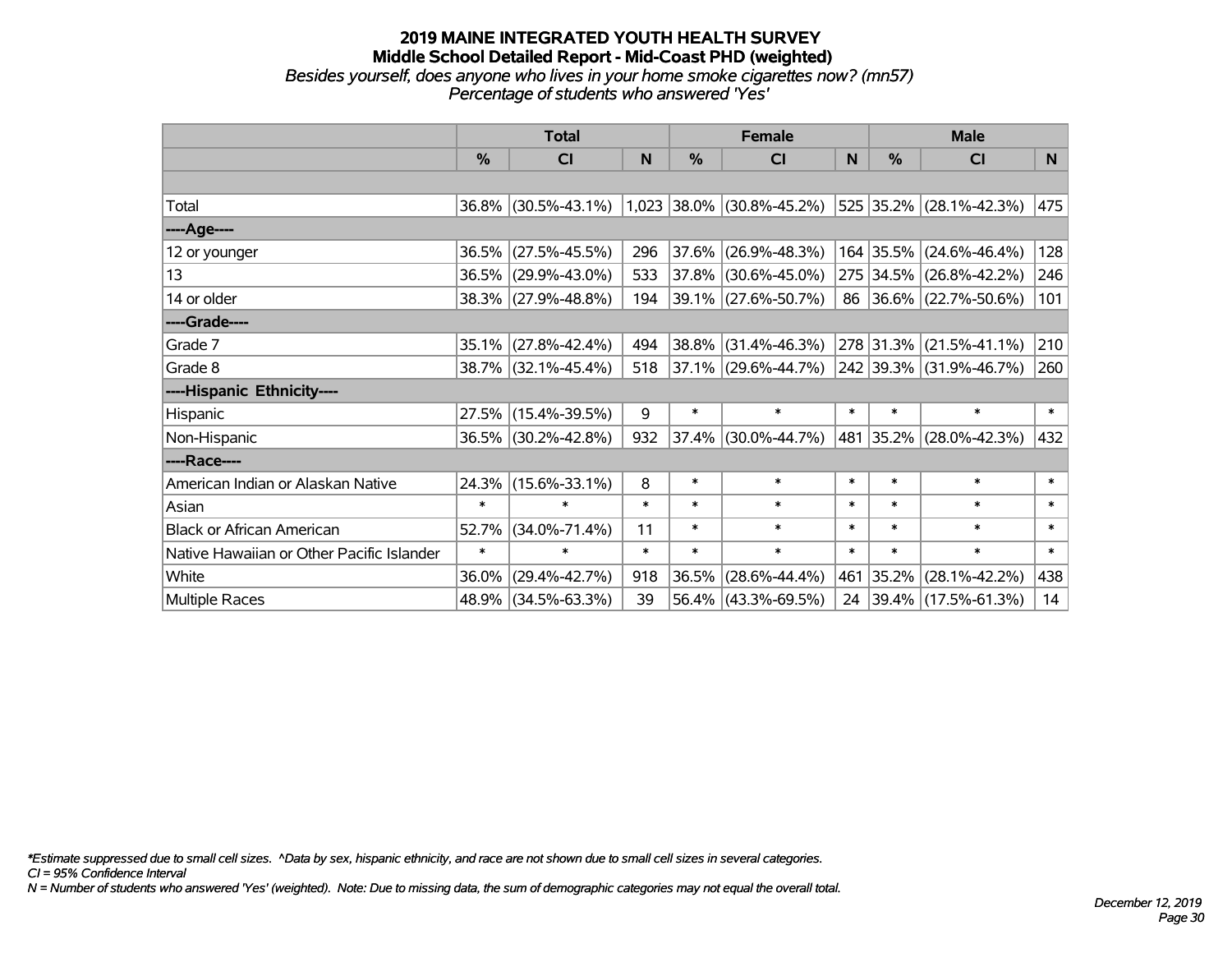# 2019 MAINE INTEGRATED YOUTH HEALTH SURVEY

## Middle School Detailed Report - Mid-Coast PHD (weighted)

*Besides yourself, does anyone who lives in your home smoke cigarettes now? (mn57)*

*Percentage of students who answered 'Yes'*

| | Total | | | Female | | | Male | | |
|---|---|---|---|---|---|---|---|---|---|
| | % | CI | N | % | CI | N | % | CI | N |
| | | | | | | | | | |
| Total | 36.8% | (30.5%-43.1%) | 1,023 | 38.0% | (30.8%-45.2%) | 525 | 35.2% | (28.1%-42.3%) | 475 |
| ----Age---- | | | | | | | | | |
| 12 or younger | 36.5% | (27.5%-45.5%) | 296 | 37.6% | (26.9%-48.3%) | 164 | 35.5% | (24.6%-46.4%) | 128 |
| 13 | 36.5% | (29.9%-43.0%) | 533 | 37.8% | (30.6%-45.0%) | 275 | 34.5% | (26.8%-42.2%) | 246 |
| 14 or older | 38.3% | (27.9%-48.8%) | 194 | 39.1% | (27.6%-50.7%) | 86 | 36.6% | (22.7%-50.6%) | 101 |
| ----Grade---- | | | | | | | | | |
| Grade 7 | 35.1% | (27.8%-42.4%) | 494 | 38.8% | (31.4%-46.3%) | 278 | 31.3% | (21.5%-41.1%) | 210 |
| Grade 8 | 38.7% | (32.1%-45.4%) | 518 | 37.1% | (29.6%-44.7%) | 242 | 39.3% | (31.9%-46.7%) | 260 |
| ----Hispanic Ethnicity---- | | | | | | | | | |
| Hispanic | 27.5% | (15.4%-39.5%) | 9 | * | * | * | * | * | * |
| Non-Hispanic | 36.5% | (30.2%-42.8%) | 932 | 37.4% | (30.0%-44.7%) | 481 | 35.2% | (28.0%-42.3%) | 432 |
| ----Race---- | | | | | | | | | |
| American Indian or Alaskan Native | 24.3% | (15.6%-33.1%) | 8 | * | * | * | * | * | * |
| Asian | * | * | * | * | * | * | * | * | * |
| Black or African American | 52.7% | (34.0%-71.4%) | 11 | * | * | * | * | * | * |
| Native Hawaiian or Other Pacific Islander | * | * | * | * | * | * | * | * | * |
| White | 36.0% | (29.4%-42.7%) | 918 | 36.5% | (28.6%-44.4%) | 461 | 35.2% | (28.1%-42.2%) | 438 |
| Multiple Races | 48.9% | (34.5%-63.3%) | 39 | 56.4% | (43.3%-69.5%) | 24 | 39.4% | (17.5%-61.3%) | 14 |

*Estimate suppressed due to small cell sizes. ^Data by sex, hispanic ethnicity, and race are not shown due to small cell sizes in several categories.

*CI = 95% Confidence Interval*

*N = Number of students who answered 'Yes' (weighted). Note: Due to missing data, the sum of demographic categories may not equal the overall total.*

*December 12, 2019*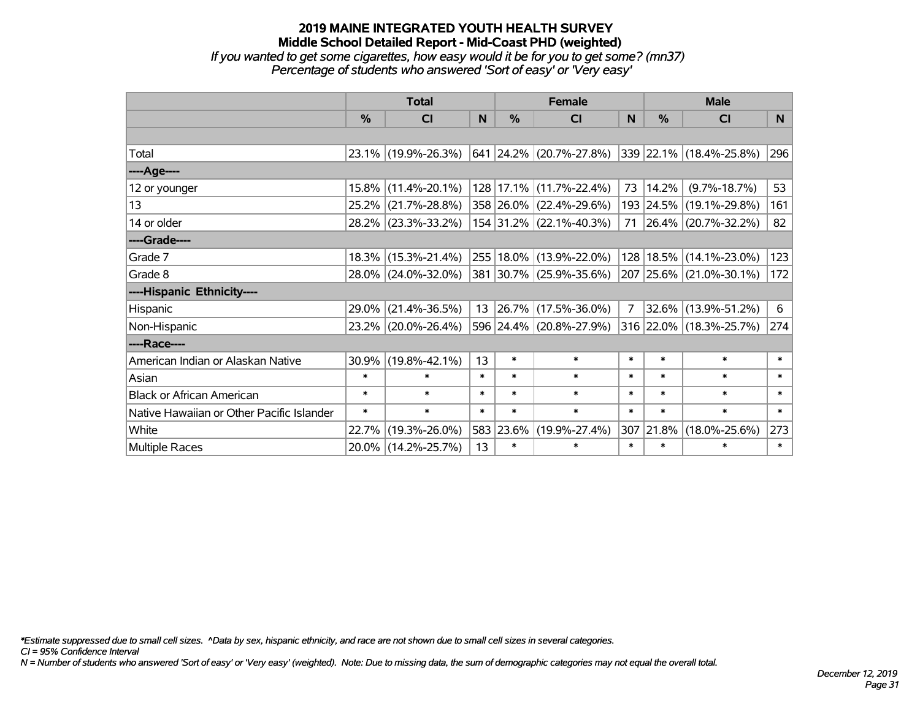# 2019 MAINE INTEGRATED YOUTH HEALTH SURVEY
## Middle School Detailed Report - Mid-Coast PHD (weighted)
*If you wanted to get some cigarettes, how easy would it be for you to get some? (mn37)*
*Percentage of students who answered 'Sort of easy' or 'Very easy'*

| | Total | | | Female | | | Male | | |
|---|---|---|---|---|---|---|---|---|---|
| | % | CI | N | % | CI | N | % | CI | N |
| Total | 23.1% | (19.9%-26.3%) | 641 | 24.2% | (20.7%-27.8%) | 339 | 22.1% | (18.4%-25.8%) | 296 |
| ----Age---- | | | | | | | | | |
| 12 or younger | 15.8% | (11.4%-20.1%) | 128 | 17.1% | (11.7%-22.4%) | 73 | 14.2% | (9.7%-18.7%) | 53 |
| 13 | 25.2% | (21.7%-28.8%) | 358 | 26.0% | (22.4%-29.6%) | 193 | 24.5% | (19.1%-29.8%) | 161 |
| 14 or older | 28.2% | (23.3%-33.2%) | 154 | 31.2% | (22.1%-40.3%) | 71 | 26.4% | (20.7%-32.2%) | 82 |
| ----Grade---- | | | | | | | | | |
| Grade 7 | 18.3% | (15.3%-21.4%) | 255 | 18.0% | (13.9%-22.0%) | 128 | 18.5% | (14.1%-23.0%) | 123 |
| Grade 8 | 28.0% | (24.0%-32.0%) | 381 | 30.7% | (25.9%-35.6%) | 207 | 25.6% | (21.0%-30.1%) | 172 |
| ----Hispanic Ethnicity---- | | | | | | | | | |
| Hispanic | 29.0% | (21.4%-36.5%) | 13 | 26.7% | (17.5%-36.0%) | 7 | 32.6% | (13.9%-51.2%) | 6 |
| Non-Hispanic | 23.2% | (20.0%-26.4%) | 596 | 24.4% | (20.8%-27.9%) | 316 | 22.0% | (18.3%-25.7%) | 274 |
| ----Race---- | | | | | | | | | |
| American Indian or Alaskan Native | 30.9% | (19.8%-42.1%) | 13 | * | * | * | * | * | * |
| Asian | * | * | * | * | * | * | * | * | * |
| Black or African American | * | * | * | * | * | * | * | * | * |
| Native Hawaiian or Other Pacific Islander | * | * | * | * | * | * | * | * | * |
| White | 22.7% | (19.3%-26.0%) | 583 | 23.6% | (19.9%-27.4%) | 307 | 21.8% | (18.0%-25.6%) | 273 |
| Multiple Races | 20.0% | (14.2%-25.7%) | 13 | * | * | * | * | * | * |

*\*Estimate suppressed due to small cell sizes. ^Data by sex, hispanic ethnicity, and race are not shown due to small cell sizes in several categories.*

*CI = 95% Confidence Interval*

*N = Number of students who answered 'Sort of easy' or 'Very easy' (weighted). Note: Due to missing data, the sum of demographic categories may not equal the overall total.*

*December 12, 2019*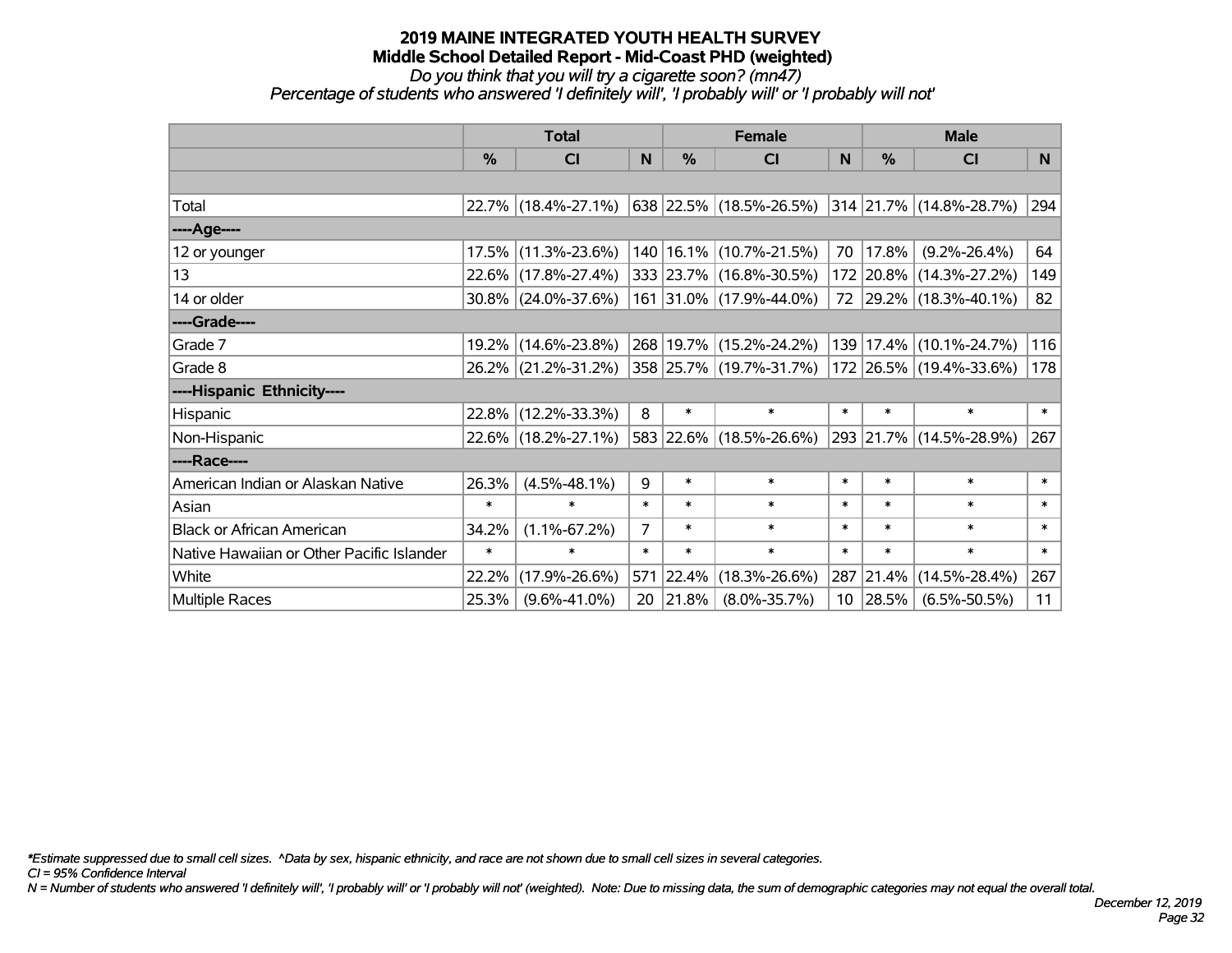# 2019 MAINE INTEGRATED YOUTH HEALTH SURVEY
## Middle School Detailed Report - Mid-Coast PHD (weighted)
*Do you think that you will try a cigarette soon? (mn47)*
*Percentage of students who answered 'I definitely will', 'I probably will' or 'I probably will not'*

| | Total | | | Female | | | Male | | |
|---|---|---|---|---|---|---|---|---|---|
| | % | CI | N | % | CI | N | % | CI | N |
| | | | | | | | | | |
| Total | 22.7% | (18.4%-27.1%) | 638 | 22.5% | (18.5%-26.5%) | 314 | 21.7% | (14.8%-28.7%) | 294 |
| ----Age---- | | | | | | | | | |
| 12 or younger | 17.5% | (11.3%-23.6%) | 140 | 16.1% | (10.7%-21.5%) | 70 | 17.8% | (9.2%-26.4%) | 64 |
| 13 | 22.6% | (17.8%-27.4%) | 333 | 23.7% | (16.8%-30.5%) | 172 | 20.8% | (14.3%-27.2%) | 149 |
| 14 or older | 30.8% | (24.0%-37.6%) | 161 | 31.0% | (17.9%-44.0%) | 72 | 29.2% | (18.3%-40.1%) | 82 |
| ----Grade---- | | | | | | | | | |
| Grade 7 | 19.2% | (14.6%-23.8%) | 268 | 19.7% | (15.2%-24.2%) | 139 | 17.4% | (10.1%-24.7%) | 116 |
| Grade 8 | 26.2% | (21.2%-31.2%) | 358 | 25.7% | (19.7%-31.7%) | 172 | 26.5% | (19.4%-33.6%) | 178 |
| ----Hispanic Ethnicity---- | | | | | | | | | |
| Hispanic | 22.8% | (12.2%-33.3%) | 8 | * | * | * | * | * | * |
| Non-Hispanic | 22.6% | (18.2%-27.1%) | 583 | 22.6% | (18.5%-26.6%) | 293 | 21.7% | (14.5%-28.9%) | 267 |
| ----Race---- | | | | | | | | | |
| American Indian or Alaskan Native | 26.3% | (4.5%-48.1%) | 9 | * | * | * | * | * | * |
| Asian | * | * | * | * | * | * | * | * | * |
| Black or African American | 34.2% | (1.1%-67.2%) | 7 | * | * | * | * | * | * |
| Native Hawaiian or Other Pacific Islander | * | * | * | * | * | * | * | * | * |
| White | 22.2% | (17.9%-26.6%) | 571 | 22.4% | (18.3%-26.6%) | 287 | 21.4% | (14.5%-28.4%) | 267 |
| Multiple Races | 25.3% | (9.6%-41.0%) | 20 | 21.8% | (8.0%-35.7%) | 10 | 28.5% | (6.5%-50.5%) | 11 |

*\*Estimate suppressed due to small cell sizes. ^Data by sex, hispanic ethnicity, and race are not shown due to small cell sizes in several categories.*

*CI = 95% Confidence Interval*

*N = Number of students who answered 'I definitely will', 'I probably will' or 'I probably will not' (weighted). Note: Due to missing data, the sum of demographic categories may not equal the overall total.*

*December 12, 2019*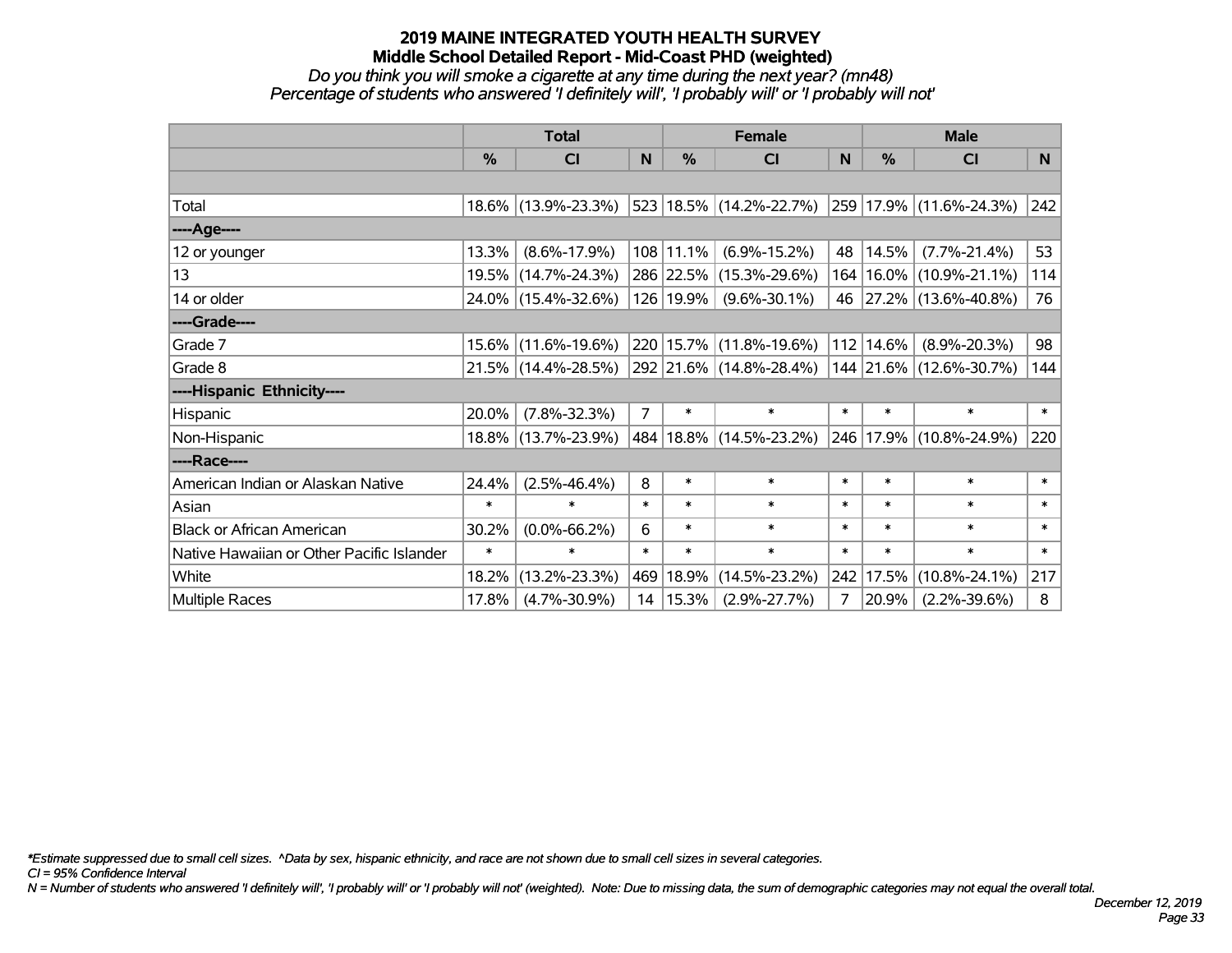# 2019 MAINE INTEGRATED YOUTH HEALTH SURVEY
## Middle School Detailed Report - Mid-Coast PHD (weighted)
*Do you think you will smoke a cigarette at any time during the next year? (mn48)*
*Percentage of students who answered 'I definitely will', 'I probably will' or 'I probably will not'*

| | Total | | | Female | | | Male | | |
|---|---|---|---|---|---|---|---|---|---|
| | % | CI | N | % | CI | N | % | CI | N |
| Total | 18.6% | (13.9%-23.3%) | 523 | 18.5% | (14.2%-22.7%) | 259 | 17.9% | (11.6%-24.3%) | 242 |
| ----Age---- | | | | | | | | | |
| 12 or younger | 13.3% | (8.6%-17.9%) | 108 | 11.1% | (6.9%-15.2%) | 48 | 14.5% | (7.7%-21.4%) | 53 |
| 13 | 19.5% | (14.7%-24.3%) | 286 | 22.5% | (15.3%-29.6%) | 164 | 16.0% | (10.9%-21.1%) | 114 |
| 14 or older | 24.0% | (15.4%-32.6%) | 126 | 19.9% | (9.6%-30.1%) | 46 | 27.2% | (13.6%-40.8%) | 76 |
| ----Grade---- | | | | | | | | | |
| Grade 7 | 15.6% | (11.6%-19.6%) | 220 | 15.7% | (11.8%-19.6%) | 112 | 14.6% | (8.9%-20.3%) | 98 |
| Grade 8 | 21.5% | (14.4%-28.5%) | 292 | 21.6% | (14.8%-28.4%) | 144 | 21.6% | (12.6%-30.7%) | 144 |
| ----Hispanic Ethnicity---- | | | | | | | | | |
| Hispanic | 20.0% | (7.8%-32.3%) | 7 | * | * | * | * | * | * |
| Non-Hispanic | 18.8% | (13.7%-23.9%) | 484 | 18.8% | (14.5%-23.2%) | 246 | 17.9% | (10.8%-24.9%) | 220 |
| ----Race---- | | | | | | | | | |
| American Indian or Alaskan Native | 24.4% | (2.5%-46.4%) | 8 | * | * | * | * | * | * |
| Asian | * | * | * | * | * | * | * | * | * |
| Black or African American | 30.2% | (0.0%-66.2%) | 6 | * | * | * | * | * | * |
| Native Hawaiian or Other Pacific Islander | * | * | * | * | * | * | * | * | * |
| White | 18.2% | (13.2%-23.3%) | 469 | 18.9% | (14.5%-23.2%) | 242 | 17.5% | (10.8%-24.1%) | 217 |
| Multiple Races | 17.8% | (4.7%-30.9%) | 14 | 15.3% | (2.9%-27.7%) | 7 | 20.9% | (2.2%-39.6%) | 8 |

*\*Estimate suppressed due to small cell sizes. ^Data by sex, hispanic ethnicity, and race are not shown due to small cell sizes in several categories.*
*CI = 95% Confidence Interval*
*N = Number of students who answered 'I definitely will', 'I probably will' or 'I probably will not' (weighted). Note: Due to missing data, the sum of demographic categories may not equal the overall total.*

*December 12, 2019*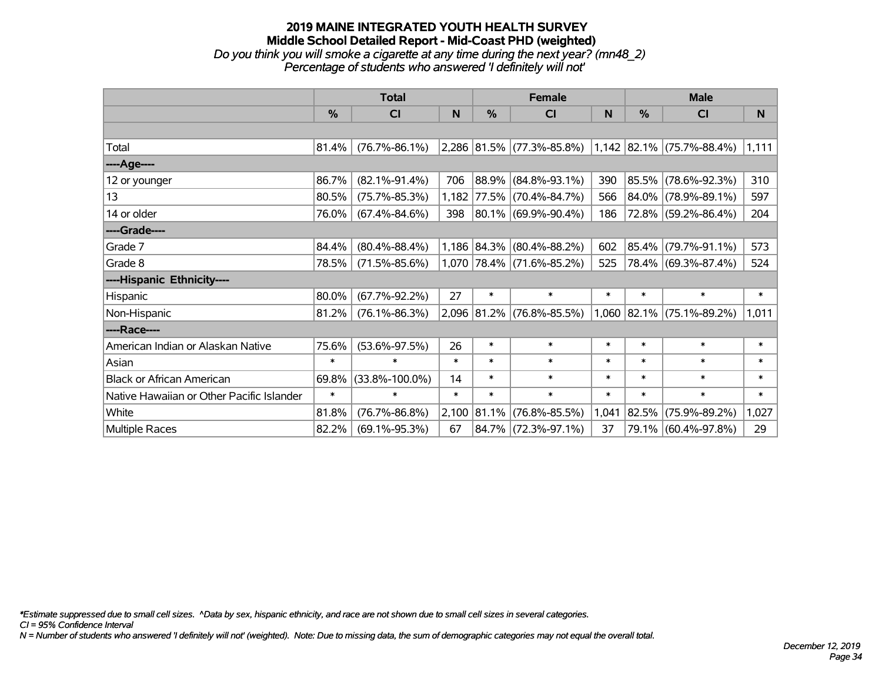# 2019 MAINE INTEGRATED YOUTH HEALTH SURVEY
## Middle School Detailed Report - Mid-Coast PHD (weighted)
*Do you think you will smoke a cigarette at any time during the next year? (mn48_2)*
*Percentage of students who answered 'I definitely will not'*

| | Total | | | Female | | | Male | | |
|---|---|---|---|---|---|---|---|---|---|
| | % | CI | N | % | CI | N | % | CI | N |
| Total | 81.4% | (76.7%-86.1%) | 2,286 | 81.5% | (77.3%-85.8%) | 1,142 | 82.1% | (75.7%-88.4%) | 1,111 |
| ----Age---- | | | | | | | | | |
| 12 or younger | 86.7% | (82.1%-91.4%) | 706 | 88.9% | (84.8%-93.1%) | 390 | 85.5% | (78.6%-92.3%) | 310 |
| 13 | 80.5% | (75.7%-85.3%) | 1,182 | 77.5% | (70.4%-84.7%) | 566 | 84.0% | (78.9%-89.1%) | 597 |
| 14 or older | 76.0% | (67.4%-84.6%) | 398 | 80.1% | (69.9%-90.4%) | 186 | 72.8% | (59.2%-86.4%) | 204 |
| ----Grade---- | | | | | | | | | |
| Grade 7 | 84.4% | (80.4%-88.4%) | 1,186 | 84.3% | (80.4%-88.2%) | 602 | 85.4% | (79.7%-91.1%) | 573 |
| Grade 8 | 78.5% | (71.5%-85.6%) | 1,070 | 78.4% | (71.6%-85.2%) | 525 | 78.4% | (69.3%-87.4%) | 524 |
| ----Hispanic Ethnicity---- | | | | | | | | | |
| Hispanic | 80.0% | (67.7%-92.2%) | 27 | * | * | * | * | * | * |
| Non-Hispanic | 81.2% | (76.1%-86.3%) | 2,096 | 81.2% | (76.8%-85.5%) | 1,060 | 82.1% | (75.1%-89.2%) | 1,011 |
| ----Race---- | | | | | | | | | |
| American Indian or Alaskan Native | 75.6% | (53.6%-97.5%) | 26 | * | * | * | * | * | * |
| Asian | * | * | * | * | * | * | * | * | * |
| Black or African American | 69.8% | (33.8%-100.0%) | 14 | * | * | * | * | * | * |
| Native Hawaiian or Other Pacific Islander | * | * | * | * | * | * | * | * | * |
| White | 81.8% | (76.7%-86.8%) | 2,100 | 81.1% | (76.8%-85.5%) | 1,041 | 82.5% | (75.9%-89.2%) | 1,027 |
| Multiple Races | 82.2% | (69.1%-95.3%) | 67 | 84.7% | (72.3%-97.1%) | 37 | 79.1% | (60.4%-97.8%) | 29 |

*\*Estimate suppressed due to small cell sizes. ^Data by sex, hispanic ethnicity, and race are not shown due to small cell sizes in several categories.*
*CI = 95% Confidence Interval*
*N = Number of students who answered 'I definitely will not' (weighted). Note: Due to missing data, the sum of demographic categories may not equal the overall total.*

*December 12, 2019*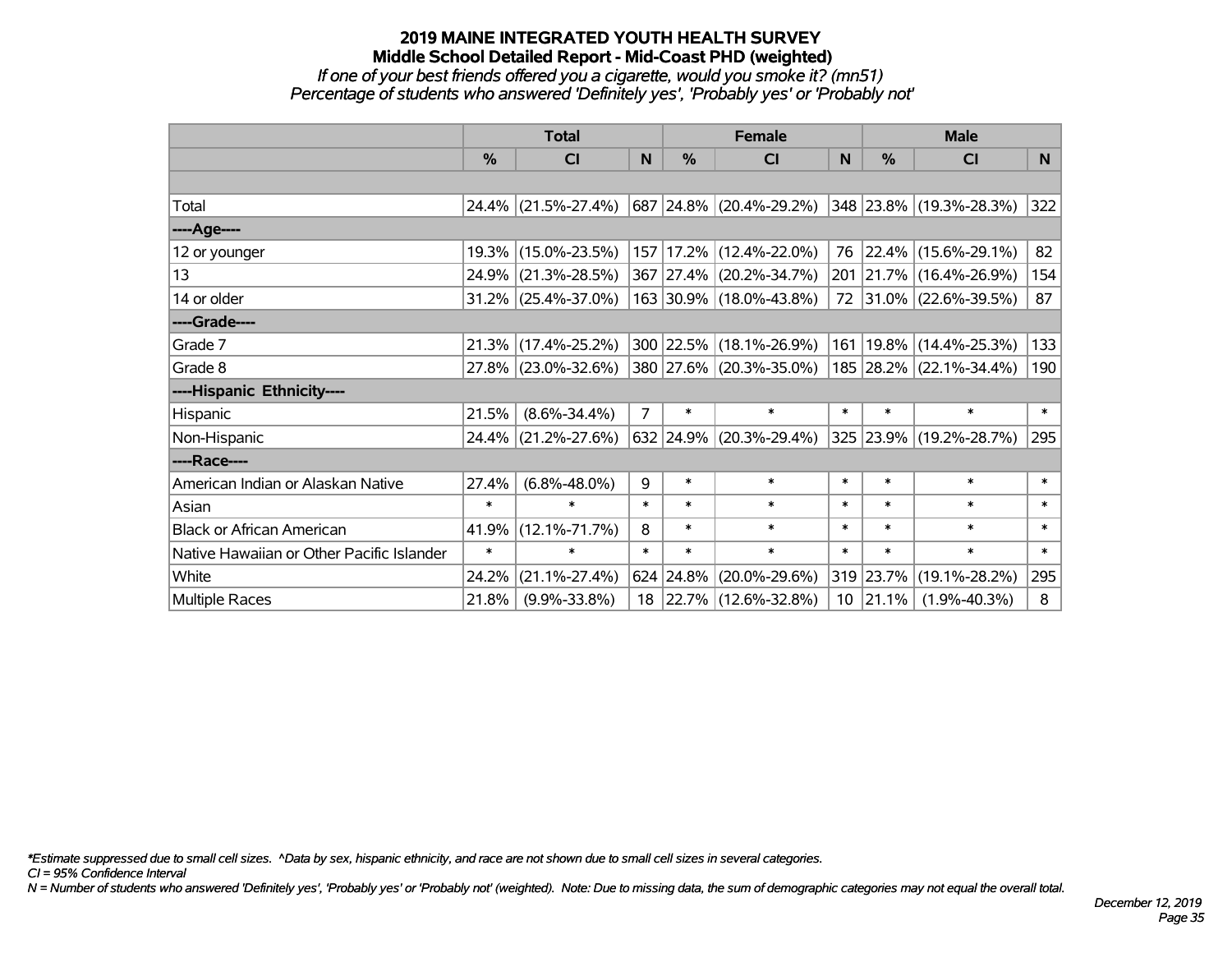# 2019 MAINE INTEGRATED YOUTH HEALTH SURVEY

## Middle School Detailed Report - Mid-Coast PHD (weighted)

*If one of your best friends offered you a cigarette, would you smoke it? (mn51)*

*Percentage of students who answered 'Definitely yes', 'Probably yes' or 'Probably not'*

| | Total | | | Female | | | Male | | |
|---|---|---|---|---|---|---|---|---|---|
| | % | CI | N | % | CI | N | % | CI | N |
| Total | 24.4% | (21.5%-27.4%) | 687 | 24.8% | (20.4%-29.2%) | 348 | 23.8% | (19.3%-28.3%) | 322 |
| ----Age---- | | | | | | | | | |
| 12 or younger | 19.3% | (15.0%-23.5%) | 157 | 17.2% | (12.4%-22.0%) | 76 | 22.4% | (15.6%-29.1%) | 82 |
| 13 | 24.9% | (21.3%-28.5%) | 367 | 27.4% | (20.2%-34.7%) | 201 | 21.7% | (16.4%-26.9%) | 154 |
| 14 or older | 31.2% | (25.4%-37.0%) | 163 | 30.9% | (18.0%-43.8%) | 72 | 31.0% | (22.6%-39.5%) | 87 |
| ----Grade---- | | | | | | | | | |
| Grade 7 | 21.3% | (17.4%-25.2%) | 300 | 22.5% | (18.1%-26.9%) | 161 | 19.8% | (14.4%-25.3%) | 133 |
| Grade 8 | 27.8% | (23.0%-32.6%) | 380 | 27.6% | (20.3%-35.0%) | 185 | 28.2% | (22.1%-34.4%) | 190 |
| ----Hispanic Ethnicity---- | | | | | | | | | |
| Hispanic | 21.5% | (8.6%-34.4%) | 7 | * | * | * | * | * | * |
| Non-Hispanic | 24.4% | (21.2%-27.6%) | 632 | 24.9% | (20.3%-29.4%) | 325 | 23.9% | (19.2%-28.7%) | 295 |
| ----Race---- | | | | | | | | | |
| American Indian or Alaskan Native | 27.4% | (6.8%-48.0%) | 9 | * | * | * | * | * | * |
| Asian | * | * | * | * | * | * | * | * | * |
| Black or African American | 41.9% | (12.1%-71.7%) | 8 | * | * | * | * | * | * |
| Native Hawaiian or Other Pacific Islander | * | * | * | * | * | * | * | * | * |
| White | 24.2% | (21.1%-27.4%) | 624 | 24.8% | (20.0%-29.6%) | 319 | 23.7% | (19.1%-28.2%) | 295 |
| Multiple Races | 21.8% | (9.9%-33.8%) | 18 | 22.7% | (12.6%-32.8%) | 10 | 21.1% | (1.9%-40.3%) | 8 |

*\*Estimate suppressed due to small cell sizes. ^Data by sex, hispanic ethnicity, and race are not shown due to small cell sizes in several categories.*

*CI = 95% Confidence Interval*

*N = Number of students who answered 'Definitely yes', 'Probably yes' or 'Probably not' (weighted). Note: Due to missing data, the sum of demographic categories may not equal the overall total.*

*December 12, 2019*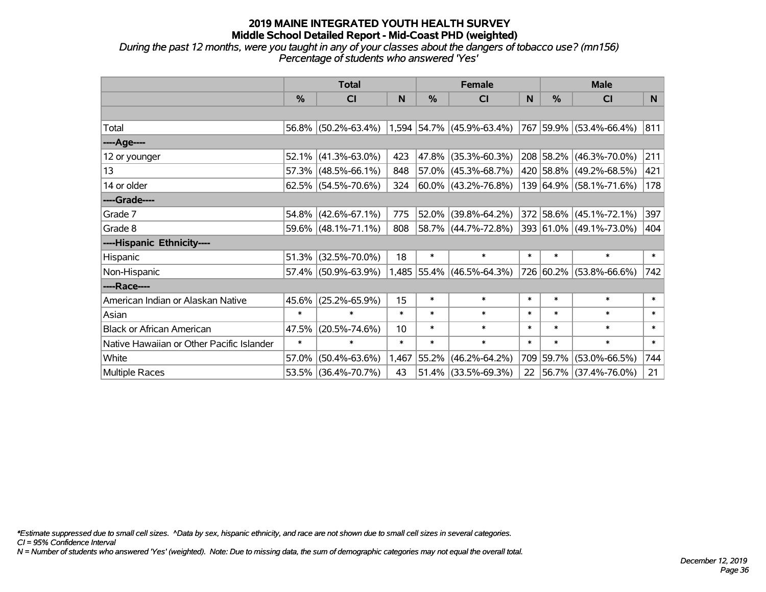# 2019 MAINE INTEGRATED YOUTH HEALTH SURVEY

## Middle School Detailed Report - Mid-Coast PHD (weighted)

*During the past 12 months, were you taught in any of your classes about the dangers of tobacco use? (mn156)*
*Percentage of students who answered 'Yes'*

| | Total | | | Female | | | Male | | |
|---|---|---|---|---|---|---|---|---|---|
| | % | CI | N | % | CI | N | % | CI | N |
| | | | | | | | | | |
| Total | 56.8% | (50.2%-63.4%) | 1,594 | 54.7% | (45.9%-63.4%) | 767 | 59.9% | (53.4%-66.4%) | 811 |
| ----Age---- | | | | | | | | | |
| 12 or younger | 52.1% | (41.3%-63.0%) | 423 | 47.8% | (35.3%-60.3%) | 208 | 58.2% | (46.3%-70.0%) | 211 |
| 13 | 57.3% | (48.5%-66.1%) | 848 | 57.0% | (45.3%-68.7%) | 420 | 58.8% | (49.2%-68.5%) | 421 |
| 14 or older | 62.5% | (54.5%-70.6%) | 324 | 60.0% | (43.2%-76.8%) | 139 | 64.9% | (58.1%-71.6%) | 178 |
| ----Grade---- | | | | | | | | | |
| Grade 7 | 54.8% | (42.6%-67.1%) | 775 | 52.0% | (39.8%-64.2%) | 372 | 58.6% | (45.1%-72.1%) | 397 |
| Grade 8 | 59.6% | (48.1%-71.1%) | 808 | 58.7% | (44.7%-72.8%) | 393 | 61.0% | (49.1%-73.0%) | 404 |
| ----Hispanic Ethnicity---- | | | | | | | | | |
| Hispanic | 51.3% | (32.5%-70.0%) | 18 | * | * | * | * | * | * |
| Non-Hispanic | 57.4% | (50.9%-63.9%) | 1,485 | 55.4% | (46.5%-64.3%) | 726 | 60.2% | (53.8%-66.6%) | 742 |
| ----Race---- | | | | | | | | | |
| American Indian or Alaskan Native | 45.6% | (25.2%-65.9%) | 15 | * | * | * | * | * | * |
| Asian | * | * | * | * | * | * | * | * | * |
| Black or African American | 47.5% | (20.5%-74.6%) | 10 | * | * | * | * | * | * |
| Native Hawaiian or Other Pacific Islander | * | * | * | * | * | * | * | * | * |
| White | 57.0% | (50.4%-63.6%) | 1,467 | 55.2% | (46.2%-64.2%) | 709 | 59.7% | (53.0%-66.5%) | 744 |
| Multiple Races | 53.5% | (36.4%-70.7%) | 43 | 51.4% | (33.5%-69.3%) | 22 | 56.7% | (37.4%-76.0%) | 21 |

*\*Estimate suppressed due to small cell sizes. ^Data by sex, hispanic ethnicity, and race are not shown due to small cell sizes in several categories.*
*CI = 95% Confidence Interval*
*N = Number of students who answered 'Yes' (weighted). Note: Due to missing data, the sum of demographic categories may not equal the overall total.*

*December 12, 2019*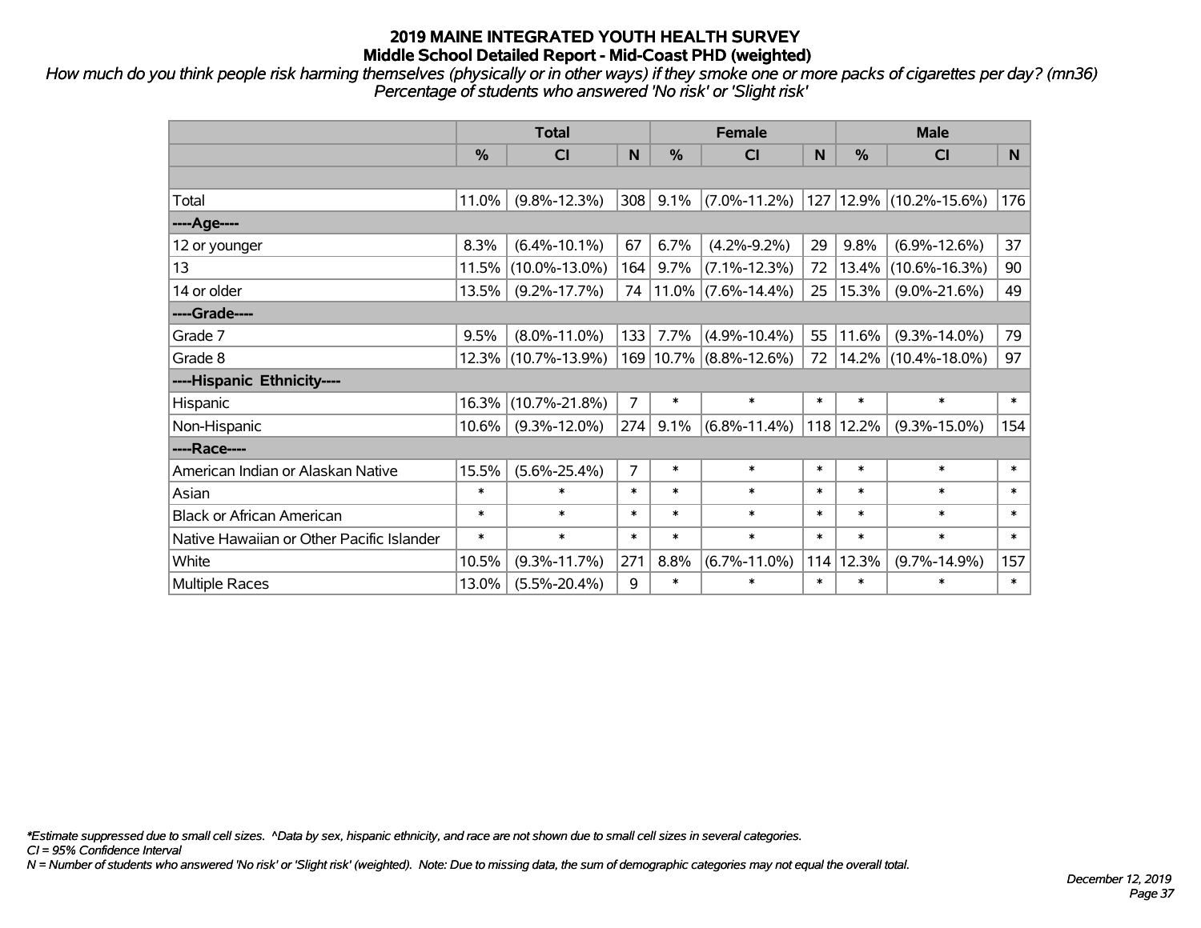# 2019 MAINE INTEGRATED YOUTH HEALTH SURVEY
## Middle School Detailed Report - Mid-Coast PHD (weighted)

*How much do you think people risk harming themselves (physically or in other ways) if they smoke one or more packs of cigarettes per day? (mn36)*
*Percentage of students who answered 'No risk' or 'Slight risk'*

| | Total | | | Female | | | Male | | |
|---|---|---|---|---|---|---|---|---|---|
| | % | CI | N | % | CI | N | % | CI | N |
| | | | | | | | | | |
| Total | 11.0% | (9.8%-12.3%) | 308 | 9.1% | (7.0%-11.2%) | 127 | 12.9% | (10.2%-15.6%) | 176 |
| ----Age---- | | | | | | | | | |
| 12 or younger | 8.3% | (6.4%-10.1%) | 67 | 6.7% | (4.2%-9.2%) | 29 | 9.8% | (6.9%-12.6%) | 37 |
| 13 | 11.5% | (10.0%-13.0%) | 164 | 9.7% | (7.1%-12.3%) | 72 | 13.4% | (10.6%-16.3%) | 90 |
| 14 or older | 13.5% | (9.2%-17.7%) | 74 | 11.0% | (7.6%-14.4%) | 25 | 15.3% | (9.0%-21.6%) | 49 |
| ----Grade---- | | | | | | | | | |
| Grade 7 | 9.5% | (8.0%-11.0%) | 133 | 7.7% | (4.9%-10.4%) | 55 | 11.6% | (9.3%-14.0%) | 79 |
| Grade 8 | 12.3% | (10.7%-13.9%) | 169 | 10.7% | (8.8%-12.6%) | 72 | 14.2% | (10.4%-18.0%) | 97 |
| ----Hispanic Ethnicity---- | | | | | | | | | |
| Hispanic | 16.3% | (10.7%-21.8%) | 7 | * | * | * | * | * | * |
| Non-Hispanic | 10.6% | (9.3%-12.0%) | 274 | 9.1% | (6.8%-11.4%) | 118 | 12.2% | (9.3%-15.0%) | 154 |
| ----Race---- | | | | | | | | | |
| American Indian or Alaskan Native | 15.5% | (5.6%-25.4%) | 7 | * | * | * | * | * | * |
| Asian | * | * | * | * | * | * | * | * | * |
| Black or African American | * | * | * | * | * | * | * | * | * |
| Native Hawaiian or Other Pacific Islander | * | * | * | * | * | * | * | * | * |
| White | 10.5% | (9.3%-11.7%) | 271 | 8.8% | (6.7%-11.0%) | 114 | 12.3% | (9.7%-14.9%) | 157 |
| Multiple Races | 13.0% | (5.5%-20.4%) | 9 | * | * | * | * | * | * |

*\*Estimate suppressed due to small cell sizes. ^Data by sex, hispanic ethnicity, and race are not shown due to small cell sizes in several categories.*
*CI = 95% Confidence Interval*
*N = Number of students who answered 'No risk' or 'Slight risk' (weighted). Note: Due to missing data, the sum of demographic categories may not equal the overall total.*

*December 12, 2019*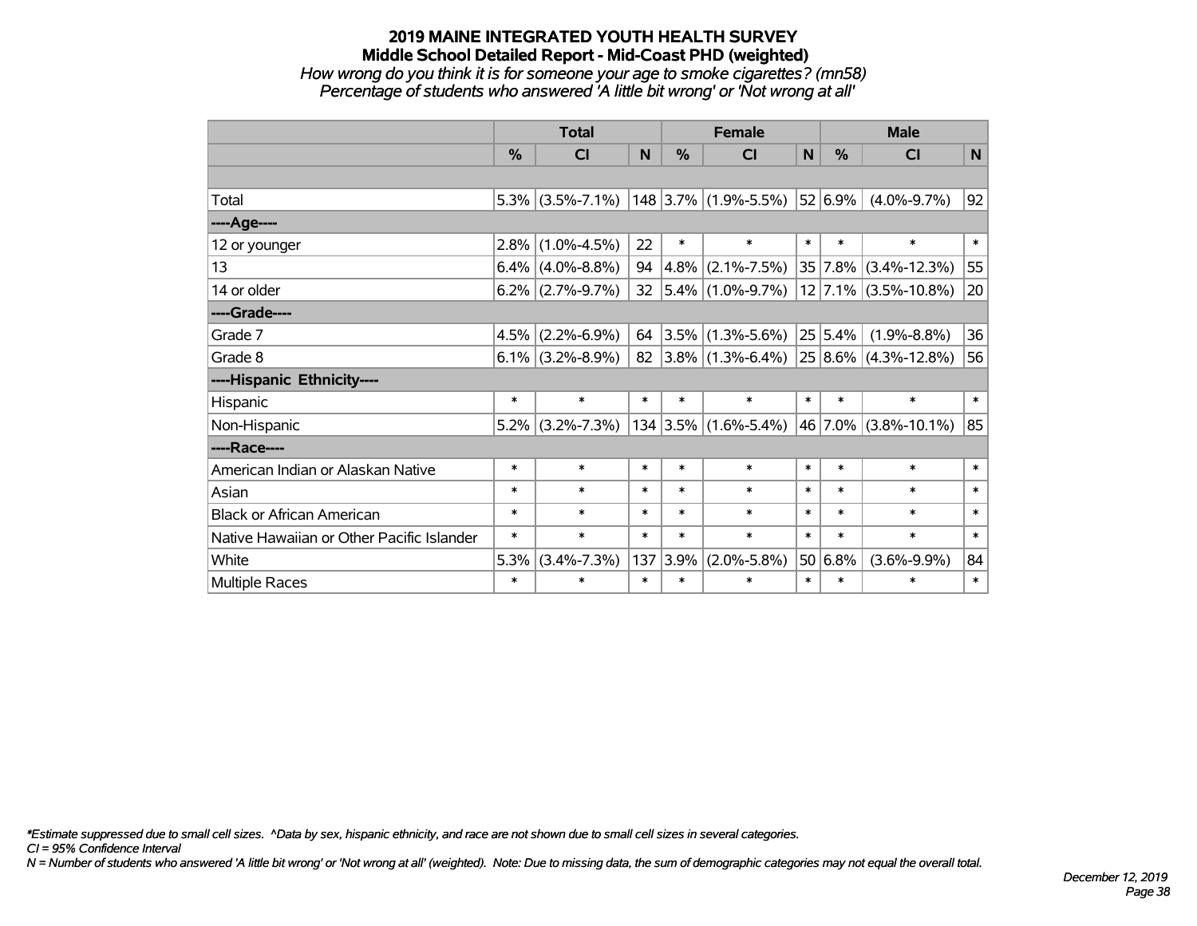# 2019 MAINE INTEGRATED YOUTH HEALTH SURVEY

## Middle School Detailed Report - Mid-Coast PHD (weighted)

*How wrong do you think it is for someone your age to smoke cigarettes? (mn58)*

*Percentage of students who answered 'A little bit wrong' or 'Not wrong at all'*

| | Total | | | Female | | | Male | | |
|---|---|---|---|---|---|---|---|---|---|
| | % | CI | N | % | CI | N | % | CI | N |
| Total | 5.3% | (3.5%-7.1%) | 148 | 3.7% | (1.9%-5.5%) | 52 | 6.9% | (4.0%-9.7%) | 92 |
| ----Age---- | | | | | | | | | |
| 12 or younger | 2.8% | (1.0%-4.5%) | 22 | * | * | * | * | * | * |
| 13 | 6.4% | (4.0%-8.8%) | 94 | 4.8% | (2.1%-7.5%) | 35 | 7.8% | (3.4%-12.3%) | 55 |
| 14 or older | 6.2% | (2.7%-9.7%) | 32 | 5.4% | (1.0%-9.7%) | 12 | 7.1% | (3.5%-10.8%) | 20 |
| ----Grade---- | | | | | | | | | |
| Grade 7 | 4.5% | (2.2%-6.9%) | 64 | 3.5% | (1.3%-5.6%) | 25 | 5.4% | (1.9%-8.8%) | 36 |
| Grade 8 | 6.1% | (3.2%-8.9%) | 82 | 3.8% | (1.3%-6.4%) | 25 | 8.6% | (4.3%-12.8%) | 56 |
| ----Hispanic Ethnicity---- | | | | | | | | | |
| Hispanic | * | * | * | * | * | * | * | * | * |
| Non-Hispanic | 5.2% | (3.2%-7.3%) | 134 | 3.5% | (1.6%-5.4%) | 46 | 7.0% | (3.8%-10.1%) | 85 |
| ----Race---- | | | | | | | | | |
| American Indian or Alaskan Native | * | * | * | * | * | * | * | * | * |
| Asian | * | * | * | * | * | * | * | * | * |
| Black or African American | * | * | * | * | * | * | * | * | * |
| Native Hawaiian or Other Pacific Islander | * | * | * | * | * | * | * | * | * |
| White | 5.3% | (3.4%-7.3%) | 137 | 3.9% | (2.0%-5.8%) | 50 | 6.8% | (3.6%-9.9%) | 84 |
| Multiple Races | * | * | * | * | * | * | * | * | * |

*\*Estimate suppressed due to small cell sizes. ^Data by sex, hispanic ethnicity, and race are not shown due to small cell sizes in several categories.*

*CI = 95% Confidence Interval*

*N = Number of students who answered 'A little bit wrong' or 'Not wrong at all' (weighted). Note: Due to missing data, the sum of demographic categories may not equal the overall total.*

*December 12, 2019*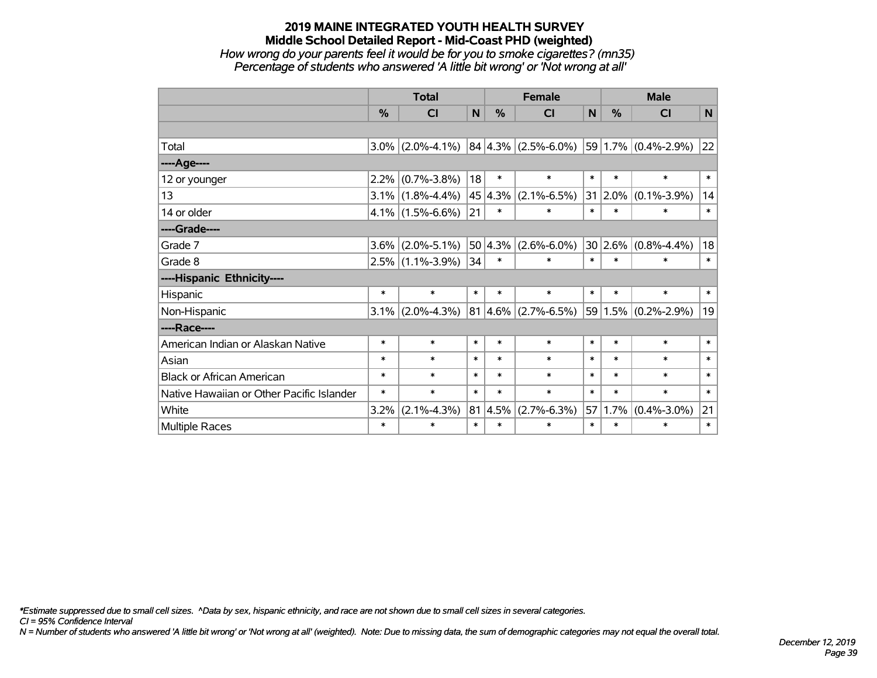# 2019 MAINE INTEGRATED YOUTH HEALTH SURVEY

## Middle School Detailed Report - Mid-Coast PHD (weighted)

*How wrong do your parents feel it would be for you to smoke cigarettes? (mn35)*

*Percentage of students who answered 'A little bit wrong' or 'Not wrong at all'*

| | Total | | | Female | | | Male | | |
|---|---|---|---|---|---|---|---|---|---|
| | % | CI | N | % | CI | N | % | CI | N |
| | | | | | | | | | |
| Total | 3.0% | (2.0%-4.1%) | 84 | 4.3% | (2.5%-6.0%) | 59 | 1.7% | (0.4%-2.9%) | 22 |
| ----Age---- | | | | | | | | | |
| 12 or younger | 2.2% | (0.7%-3.8%) | 18 | * | * | * | * | * | * |
| 13 | 3.1% | (1.8%-4.4%) | 45 | 4.3% | (2.1%-6.5%) | 31 | 2.0% | (0.1%-3.9%) | 14 |
| 14 or older | 4.1% | (1.5%-6.6%) | 21 | * | * | * | * | * | * |
| ----Grade---- | | | | | | | | | |
| Grade 7 | 3.6% | (2.0%-5.1%) | 50 | 4.3% | (2.6%-6.0%) | 30 | 2.6% | (0.8%-4.4%) | 18 |
| Grade 8 | 2.5% | (1.1%-3.9%) | 34 | * | * | * | * | * | * |
| ----Hispanic Ethnicity---- | | | | | | | | | |
| Hispanic | * | * | * | * | * | * | * | * | * |
| Non-Hispanic | 3.1% | (2.0%-4.3%) | 81 | 4.6% | (2.7%-6.5%) | 59 | 1.5% | (0.2%-2.9%) | 19 |
| ----Race---- | | | | | | | | | |
| American Indian or Alaskan Native | * | * | * | * | * | * | * | * | * |
| Asian | * | * | * | * | * | * | * | * | * |
| Black or African American | * | * | * | * | * | * | * | * | * |
| Native Hawaiian or Other Pacific Islander | * | * | * | * | * | * | * | * | * |
| White | 3.2% | (2.1%-4.3%) | 81 | 4.5% | (2.7%-6.3%) | 57 | 1.7% | (0.4%-3.0%) | 21 |
| Multiple Races | * | * | * | * | * | * | * | * | * |

*\*Estimate suppressed due to small cell sizes. ^Data by sex, hispanic ethnicity, and race are not shown due to small cell sizes in several categories.*

*CI = 95% Confidence Interval*

*N = Number of students who answered 'A little bit wrong' or 'Not wrong at all' (weighted). Note: Due to missing data, the sum of demographic categories may not equal the overall total.*

*December 12, 2019*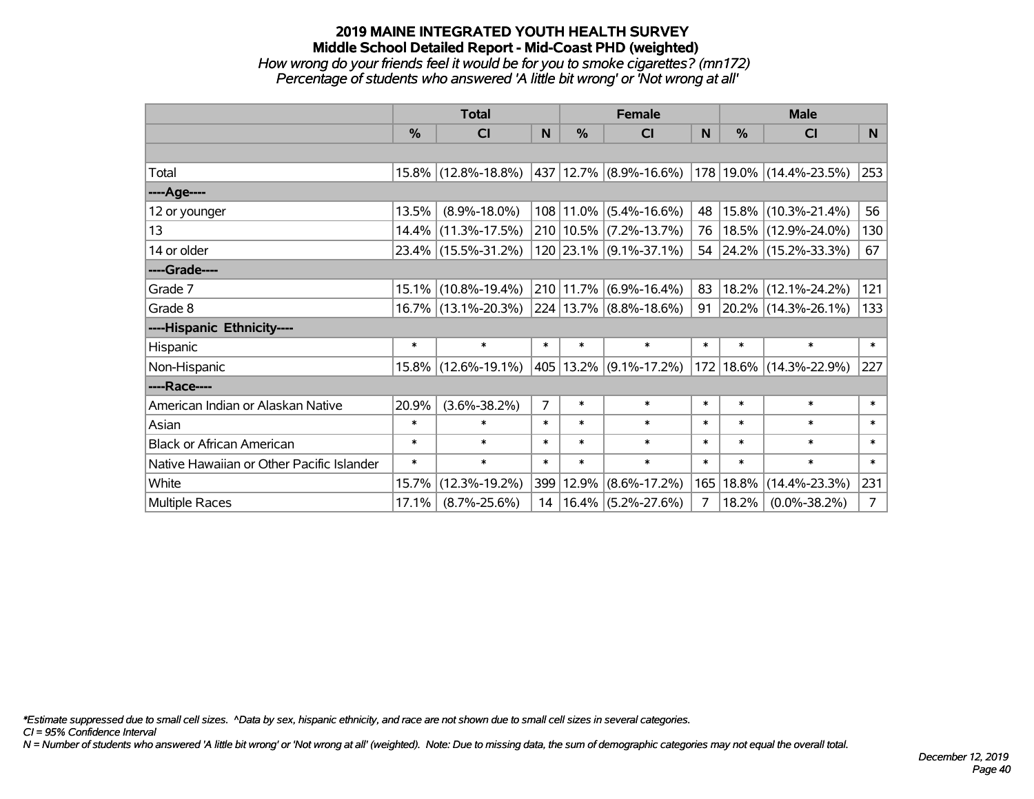# 2019 MAINE INTEGRATED YOUTH HEALTH SURVEY
## Middle School Detailed Report - Mid-Coast PHD (weighted)
*How wrong do your friends feel it would be for you to smoke cigarettes? (mn172)*
*Percentage of students who answered 'A little bit wrong' or 'Not wrong at all'*

| | Total | | | Female | | | Male | | |
|---|---|---|---|---|---|---|---|---|---|
| | % | CI | N | % | CI | N | % | CI | N |
| | | | | | | | | | |
| Total | 15.8% | (12.8%-18.8%) | 437 | 12.7% | (8.9%-16.6%) | 178 | 19.0% | (14.4%-23.5%) | 253 |
| ----Age---- | | | | | | | | | |
| 12 or younger | 13.5% | (8.9%-18.0%) | 108 | 11.0% | (5.4%-16.6%) | 48 | 15.8% | (10.3%-21.4%) | 56 |
| 13 | 14.4% | (11.3%-17.5%) | 210 | 10.5% | (7.2%-13.7%) | 76 | 18.5% | (12.9%-24.0%) | 130 |
| 14 or older | 23.4% | (15.5%-31.2%) | 120 | 23.1% | (9.1%-37.1%) | 54 | 24.2% | (15.2%-33.3%) | 67 |
| ----Grade---- | | | | | | | | | |
| Grade 7 | 15.1% | (10.8%-19.4%) | 210 | 11.7% | (6.9%-16.4%) | 83 | 18.2% | (12.1%-24.2%) | 121 |
| Grade 8 | 16.7% | (13.1%-20.3%) | 224 | 13.7% | (8.8%-18.6%) | 91 | 20.2% | (14.3%-26.1%) | 133 |
| ----Hispanic Ethnicity---- | | | | | | | | | |
| Hispanic | * | * | * | * | * | * | * | * | * |
| Non-Hispanic | 15.8% | (12.6%-19.1%) | 405 | 13.2% | (9.1%-17.2%) | 172 | 18.6% | (14.3%-22.9%) | 227 |
| ----Race---- | | | | | | | | | |
| American Indian or Alaskan Native | 20.9% | (3.6%-38.2%) | 7 | * | * | * | * | * | * |
| Asian | * | * | * | * | * | * | * | * | * |
| Black or African American | * | * | * | * | * | * | * | * | * |
| Native Hawaiian or Other Pacific Islander | * | * | * | * | * | * | * | * | * |
| White | 15.7% | (12.3%-19.2%) | 399 | 12.9% | (8.6%-17.2%) | 165 | 18.8% | (14.4%-23.3%) | 231 |
| Multiple Races | 17.1% | (8.7%-25.6%) | 14 | 16.4% | (5.2%-27.6%) | 7 | 18.2% | (0.0%-38.2%) | 7 |

*\*Estimate suppressed due to small cell sizes. ^Data by sex, hispanic ethnicity, and race are not shown due to small cell sizes in several categories.*
*CI = 95% Confidence Interval*
*N = Number of students who answered 'A little bit wrong' or 'Not wrong at all' (weighted). Note: Due to missing data, the sum of demographic categories may not equal the overall total.*

*December 12, 2019*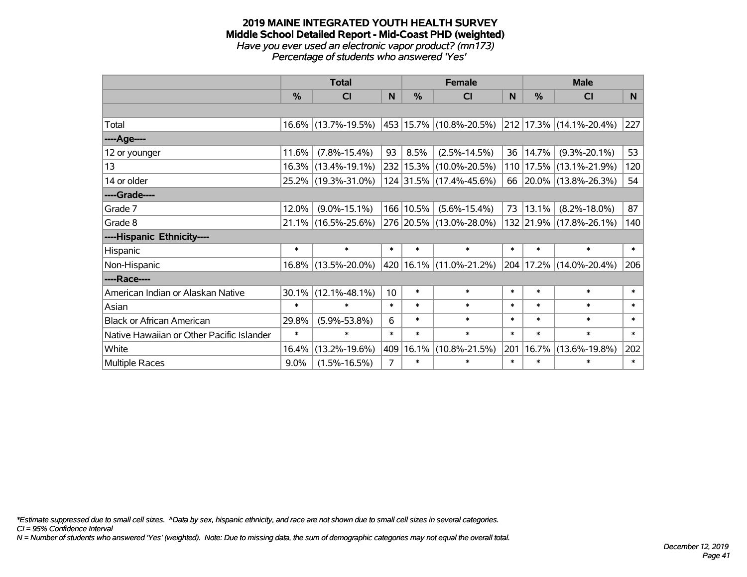# 2019 MAINE INTEGRATED YOUTH HEALTH SURVEY
## Middle School Detailed Report - Mid-Coast PHD (weighted)
### *Have you ever used an electronic vapor product? (mn173)*
### *Percentage of students who answered 'Yes'*

| | Total | | | Female | | | Male | | |
|---|---|---|---|---|---|---|---|---|---|
| | % | CI | N | % | CI | N | % | CI | N |
| | | | | | | | | | |
| Total | 16.6% | (13.7%-19.5%) | 453 | 15.7% | (10.8%-20.5%) | 212 | 17.3% | (14.1%-20.4%) | 227 |
| ----Age---- | | | | | | | | | |
| 12 or younger | 11.6% | (7.8%-15.4%) | 93 | 8.5% | (2.5%-14.5%) | 36 | 14.7% | (9.3%-20.1%) | 53 |
| 13 | 16.3% | (13.4%-19.1%) | 232 | 15.3% | (10.0%-20.5%) | 110 | 17.5% | (13.1%-21.9%) | 120 |
| 14 or older | 25.2% | (19.3%-31.0%) | 124 | 31.5% | (17.4%-45.6%) | 66 | 20.0% | (13.8%-26.3%) | 54 |
| ----Grade---- | | | | | | | | | |
| Grade 7 | 12.0% | (9.0%-15.1%) | 166 | 10.5% | (5.6%-15.4%) | 73 | 13.1% | (8.2%-18.0%) | 87 |
| Grade 8 | 21.1% | (16.5%-25.6%) | 276 | 20.5% | (13.0%-28.0%) | 132 | 21.9% | (17.8%-26.1%) | 140 |
| ----Hispanic Ethnicity---- | | | | | | | | | |
| Hispanic | * | * | * | * | * | * | * | * | * |
| Non-Hispanic | 16.8% | (13.5%-20.0%) | 420 | 16.1% | (11.0%-21.2%) | 204 | 17.2% | (14.0%-20.4%) | 206 |
| ----Race---- | | | | | | | | | |
| American Indian or Alaskan Native | 30.1% | (12.1%-48.1%) | 10 | * | * | * | * | * | * |
| Asian | * | * | * | * | * | * | * | * | * |
| Black or African American | 29.8% | (5.9%-53.8%) | 6 | * | * | * | * | * | * |
| Native Hawaiian or Other Pacific Islander | * | * | * | * | * | * | * | * | * |
| White | 16.4% | (13.2%-19.6%) | 409 | 16.1% | (10.8%-21.5%) | 201 | 16.7% | (13.6%-19.8%) | 202 |
| Multiple Races | 9.0% | (1.5%-16.5%) | 7 | * | * | * | * | * | * |

*\*Estimate suppressed due to small cell sizes. ^Data by sex, hispanic ethnicity, and race are not shown due to small cell sizes in several categories.*
*CI = 95% Confidence Interval*
*N = Number of students who answered 'Yes' (weighted). Note: Due to missing data, the sum of demographic categories may not equal the overall total.*

*December 12, 2019*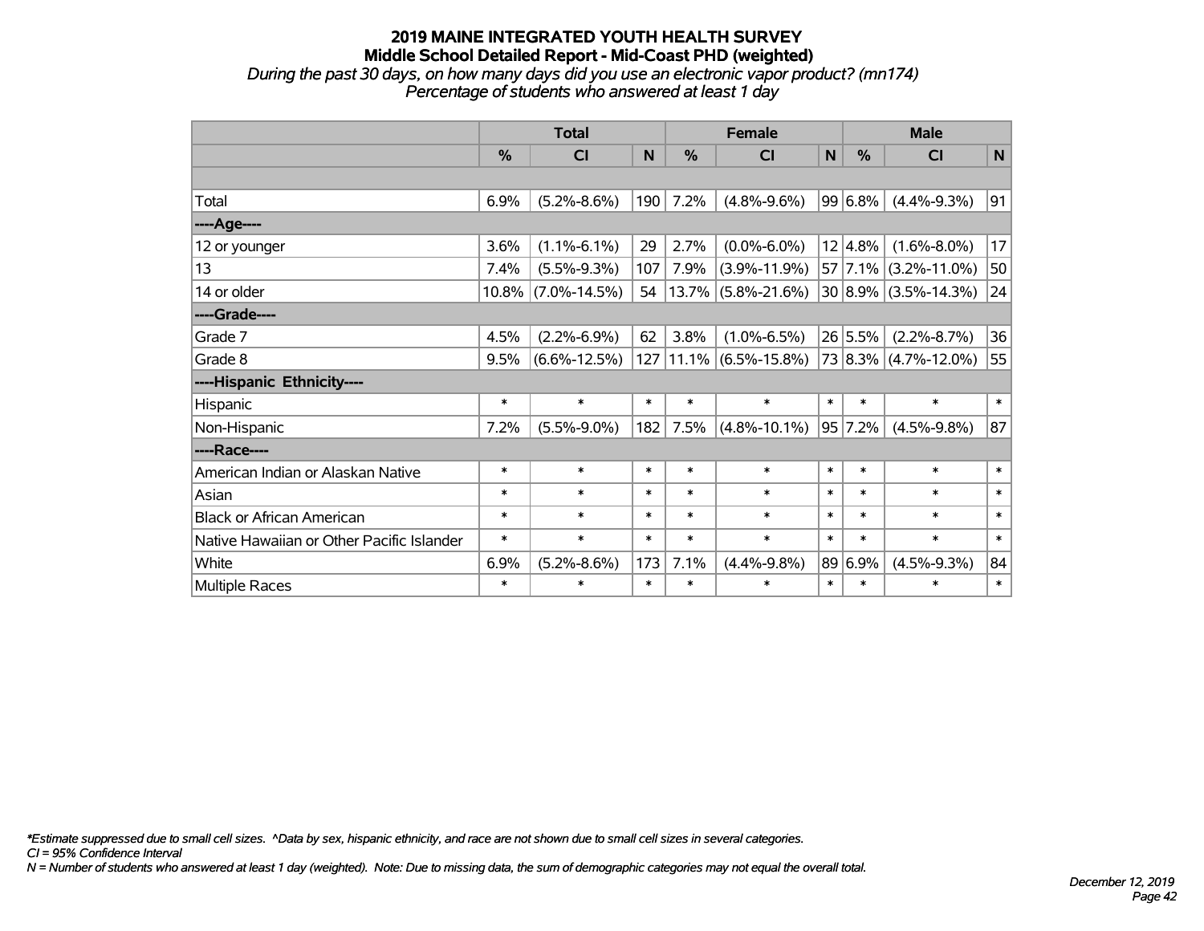## 2019 MAINE INTEGRATED YOUTH HEALTH SURVEY
## Middle School Detailed Report - Mid-Coast PHD (weighted)

*During the past 30 days, on how many days did you use an electronic vapor product? (mn174)*
*Percentage of students who answered at least 1 day*

| | Total | | | Female | | | Male | | |
|---|---|---|---|---|---|---|---|---|---|
| | % | CI | N | % | CI | N | % | CI | N |
| | | | | | | | | | |
| Total | 6.9% | (5.2%-8.6%) | 190 | 7.2% | (4.8%-9.6%) | 99 | 6.8% | (4.4%-9.3%) | 91 |
| ----Age---- | | | | | | | | | |
| 12 or younger | 3.6% | (1.1%-6.1%) | 29 | 2.7% | (0.0%-6.0%) | 12 | 4.8% | (1.6%-8.0%) | 17 |
| 13 | 7.4% | (5.5%-9.3%) | 107 | 7.9% | (3.9%-11.9%) | 57 | 7.1% | (3.2%-11.0%) | 50 |
| 14 or older | 10.8% | (7.0%-14.5%) | 54 | 13.7% | (5.8%-21.6%) | 30 | 8.9% | (3.5%-14.3%) | 24 |
| ----Grade---- | | | | | | | | | |
| Grade 7 | 4.5% | (2.2%-6.9%) | 62 | 3.8% | (1.0%-6.5%) | 26 | 5.5% | (2.2%-8.7%) | 36 |
| Grade 8 | 9.5% | (6.6%-12.5%) | 127 | 11.1% | (6.5%-15.8%) | 73 | 8.3% | (4.7%-12.0%) | 55 |
| ----Hispanic Ethnicity---- | | | | | | | | | |
| Hispanic | * | * | * | * | * | * | * | * | * |
| Non-Hispanic | 7.2% | (5.5%-9.0%) | 182 | 7.5% | (4.8%-10.1%) | 95 | 7.2% | (4.5%-9.8%) | 87 |
| ----Race---- | | | | | | | | | |
| American Indian or Alaskan Native | * | * | * | * | * | * | * | * | * |
| Asian | * | * | * | * | * | * | * | * | * |
| Black or African American | * | * | * | * | * | * | * | * | * |
| Native Hawaiian or Other Pacific Islander | * | * | * | * | * | * | * | * | * |
| White | 6.9% | (5.2%-8.6%) | 173 | 7.1% | (4.4%-9.8%) | 89 | 6.9% | (4.5%-9.3%) | 84 |
| Multiple Races | * | * | * | * | * | * | * | * | * |

*\*Estimate suppressed due to small cell sizes. ^Data by sex, hispanic ethnicity, and race are not shown due to small cell sizes in several categories.*
*CI = 95% Confidence Interval*
*N = Number of students who answered at least 1 day (weighted). Note: Due to missing data, the sum of demographic categories may not equal the overall total.*

*December 12, 2019*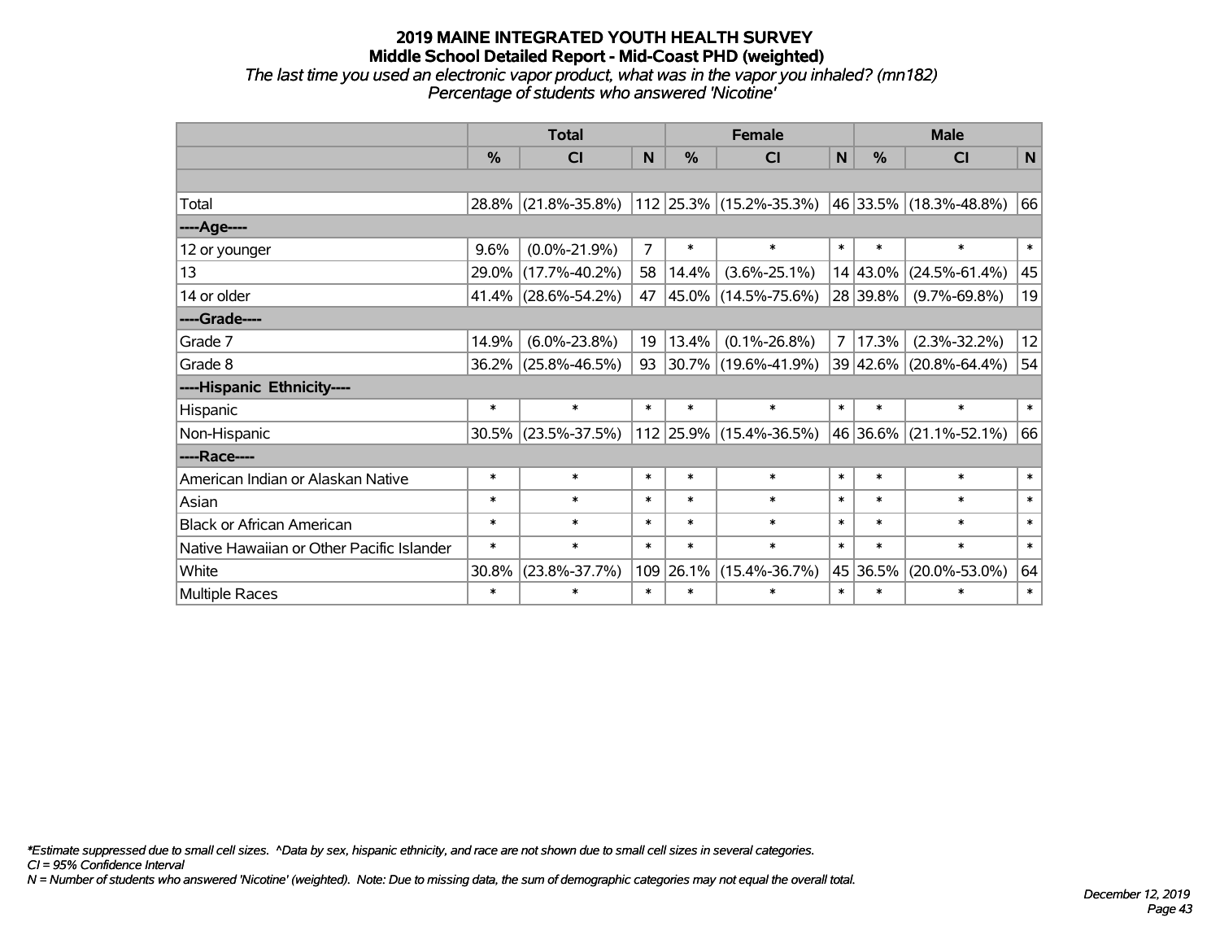# 2019 MAINE INTEGRATED YOUTH HEALTH SURVEY
## Middle School Detailed Report - Mid-Coast PHD (weighted)
*The last time you used an electronic vapor product, what was in the vapor you inhaled? (mn182)*
*Percentage of students who answered 'Nicotine'*

| | Total | | | Female | | | Male | | |
|---|---|---|---|---|---|---|---|---|---|
| | % | CI | N | % | CI | N | % | CI | N |
| | | | | | | | | | |
| Total | 28.8% | (21.8%-35.8%) | 112 | 25.3% | (15.2%-35.3%) | 46 | 33.5% | (18.3%-48.8%) | 66 |
| **----Age----** | | | | | | | | | |
| 12 or younger | 9.6% | (0.0%-21.9%) | 7 | * | * | * | * | * | * |
| 13 | 29.0% | (17.7%-40.2%) | 58 | 14.4% | (3.6%-25.1%) | 14 | 43.0% | (24.5%-61.4%) | 45 |
| 14 or older | 41.4% | (28.6%-54.2%) | 47 | 45.0% | (14.5%-75.6%) | 28 | 39.8% | (9.7%-69.8%) | 19 |
| **----Grade----** | | | | | | | | | |
| Grade 7 | 14.9% | (6.0%-23.8%) | 19 | 13.4% | (0.1%-26.8%) | 7 | 17.3% | (2.3%-32.2%) | 12 |
| Grade 8 | 36.2% | (25.8%-46.5%) | 93 | 30.7% | (19.6%-41.9%) | 39 | 42.6% | (20.8%-64.4%) | 54 |
| **----Hispanic Ethnicity----** | | | | | | | | | |
| Hispanic | * | * | * | * | * | * | * | * | * |
| Non-Hispanic | 30.5% | (23.5%-37.5%) | 112 | 25.9% | (15.4%-36.5%) | 46 | 36.6% | (21.1%-52.1%) | 66 |
| **----Race----** | | | | | | | | | |
| American Indian or Alaskan Native | * | * | * | * | * | * | * | * | * |
| Asian | * | * | * | * | * | * | * | * | * |
| Black or African American | * | * | * | * | * | * | * | * | * |
| Native Hawaiian or Other Pacific Islander | * | * | * | * | * | * | * | * | * |
| White | 30.8% | (23.8%-37.7%) | 109 | 26.1% | (15.4%-36.7%) | 45 | 36.5% | (20.0%-53.0%) | 64 |
| Multiple Races | * | * | * | * | * | * | * | * | * |

*\*Estimate suppressed due to small cell sizes. ^Data by sex, hispanic ethnicity, and race are not shown due to small cell sizes in several categories.*
*CI = 95% Confidence Interval*
*N = Number of students who answered 'Nicotine' (weighted). Note: Due to missing data, the sum of demographic categories may not equal the overall total.*

*December 12, 2019*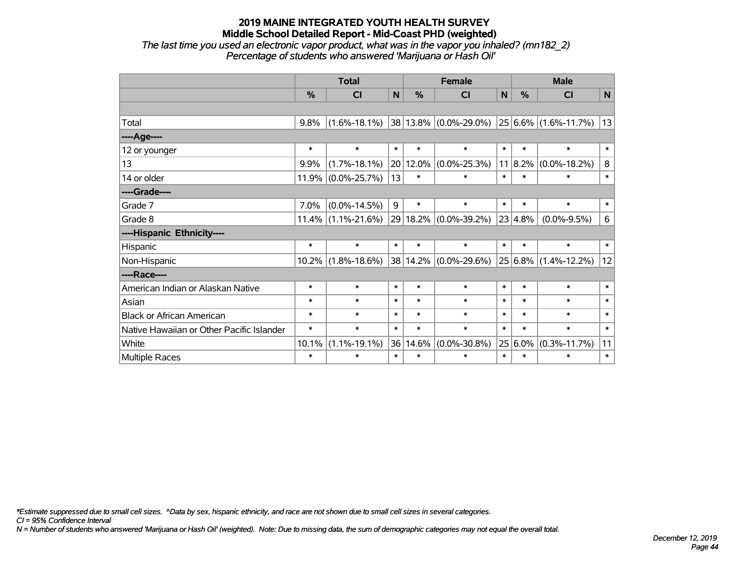# 2019 MAINE INTEGRATED YOUTH HEALTH SURVEY

## Middle School Detailed Report - Mid-Coast PHD (weighted)

*The last time you used an electronic vapor product, what was in the vapor you inhaled? (mn182_2)*
*Percentage of students who answered 'Marijuana or Hash Oil'*

| | Total | | | Female | | | Male | | |
|---|---|---|---|---|---|---|---|---|---|
| | % | CI | N | % | CI | N | % | CI | N |
| | | | | | | | | | |
| Total | 9.8% | (1.6%-18.1%) | 38 | 13.8% | (0.0%-29.0%) | 25 | 6.6% | (1.6%-11.7%) | 13 |
| ----Age---- | | | | | | | | | |
| 12 or younger | * | * | * | * | * | * | * | * | * |
| 13 | 9.9% | (1.7%-18.1%) | 20 | 12.0% | (0.0%-25.3%) | 11 | 8.2% | (0.0%-18.2%) | 8 |
| 14 or older | 11.9% | (0.0%-25.7%) | 13 | * | * | * | * | * | * |
| ----Grade---- | | | | | | | | | |
| Grade 7 | 7.0% | (0.0%-14.5%) | 9 | * | * | * | * | * | * |
| Grade 8 | 11.4% | (1.1%-21.6%) | 29 | 18.2% | (0.0%-39.2%) | 23 | 4.8% | (0.0%-9.5%) | 6 |
| ----Hispanic Ethnicity---- | | | | | | | | | |
| Hispanic | * | * | * | * | * | * | * | * | * |
| Non-Hispanic | 10.2% | (1.8%-18.6%) | 38 | 14.2% | (0.0%-29.6%) | 25 | 6.8% | (1.4%-12.2%) | 12 |
| ----Race---- | | | | | | | | | |
| American Indian or Alaskan Native | * | * | * | * | * | * | * | * | * |
| Asian | * | * | * | * | * | * | * | * | * |
| Black or African American | * | * | * | * | * | * | * | * | * |
| Native Hawaiian or Other Pacific Islander | * | * | * | * | * | * | * | * | * |
| White | 10.1% | (1.1%-19.1%) | 36 | 14.6% | (0.0%-30.8%) | 25 | 6.0% | (0.3%-11.7%) | 11 |
| Multiple Races | * | * | * | * | * | * | * | * | * |

*\*Estimate suppressed due to small cell sizes. ^Data by sex, hispanic ethnicity, and race are not shown due to small cell sizes in several categories.*
*CI = 95% Confidence Interval*
*N = Number of students who answered 'Marijuana or Hash Oil' (weighted). Note: Due to missing data, the sum of demographic categories may not equal the overall total.*

*December 12, 2019*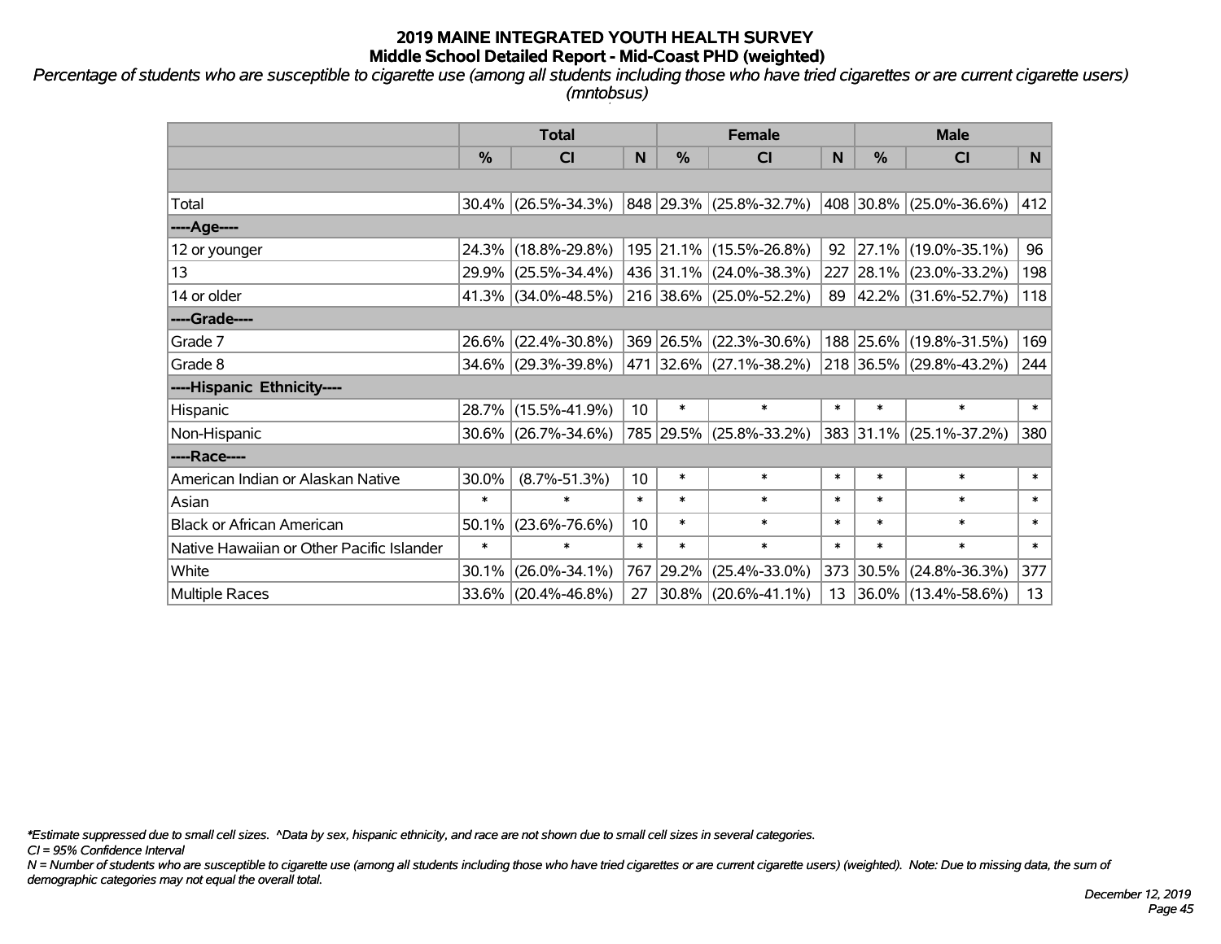# 2019 MAINE INTEGRATED YOUTH HEALTH SURVEY

## Middle School Detailed Report - Mid-Coast PHD (weighted)

*Percentage of students who are susceptible to cigarette use (among all students including those who have tried cigarettes or are current cigarette users) (mntobsus)*

| | Total | | | Female | | | Male | | |
|---|---|---|---|---|---|---|---|---|---|
| | % | CI | N | % | CI | N | % | CI | N |
| | | | | | | | | | |
| Total | 30.4% | (26.5%-34.3%) | 848 | 29.3% | (25.8%-32.7%) | 408 | 30.8% | (25.0%-36.6%) | 412 |
| ----Age---- | | | | | | | | | |
| 12 or younger | 24.3% | (18.8%-29.8%) | 195 | 21.1% | (15.5%-26.8%) | 92 | 27.1% | (19.0%-35.1%) | 96 |
| 13 | 29.9% | (25.5%-34.4%) | 436 | 31.1% | (24.0%-38.3%) | 227 | 28.1% | (23.0%-33.2%) | 198 |
| 14 or older | 41.3% | (34.0%-48.5%) | 216 | 38.6% | (25.0%-52.2%) | 89 | 42.2% | (31.6%-52.7%) | 118 |
| ----Grade---- | | | | | | | | | |
| Grade 7 | 26.6% | (22.4%-30.8%) | 369 | 26.5% | (22.3%-30.6%) | 188 | 25.6% | (19.8%-31.5%) | 169 |
| Grade 8 | 34.6% | (29.3%-39.8%) | 471 | 32.6% | (27.1%-38.2%) | 218 | 36.5% | (29.8%-43.2%) | 244 |
| ----Hispanic Ethnicity---- | | | | | | | | | |
| Hispanic | 28.7% | (15.5%-41.9%) | 10 | * | * | * | * | * | * |
| Non-Hispanic | 30.6% | (26.7%-34.6%) | 785 | 29.5% | (25.8%-33.2%) | 383 | 31.1% | (25.1%-37.2%) | 380 |
| ----Race---- | | | | | | | | | |
| American Indian or Alaskan Native | 30.0% | (8.7%-51.3%) | 10 | * | * | * | * | * | * |
| Asian | * | * | * | * | * | * | * | * | * |
| Black or African American | 50.1% | (23.6%-76.6%) | 10 | * | * | * | * | * | * |
| Native Hawaiian or Other Pacific Islander | * | * | * | * | * | * | * | * | * |
| White | 30.1% | (26.0%-34.1%) | 767 | 29.2% | (25.4%-33.0%) | 373 | 30.5% | (24.8%-36.3%) | 377 |
| Multiple Races | 33.6% | (20.4%-46.8%) | 27 | 30.8% | (20.6%-41.1%) | 13 | 36.0% | (13.4%-58.6%) | 13 |

*\*Estimate suppressed due to small cell sizes. ^Data by sex, hispanic ethnicity, and race are not shown due to small cell sizes in several categories.*

*CI = 95% Confidence Interval*

*N = Number of students who are susceptible to cigarette use (among all students including those who have tried cigarettes or are current cigarette users) (weighted). Note: Due to missing data, the sum of demographic categories may not equal the overall total.*

*December 12, 2019*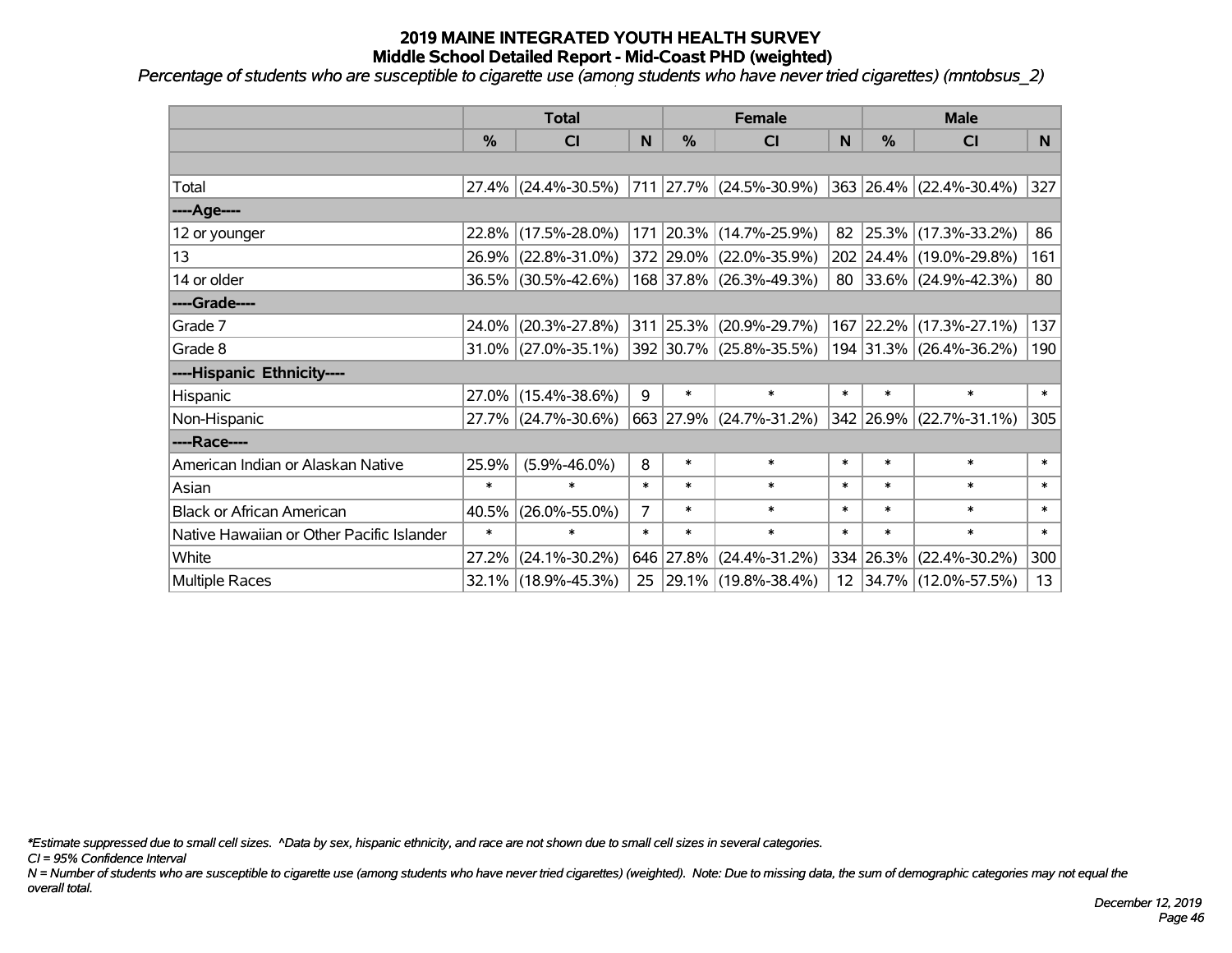# 2019 MAINE INTEGRATED YOUTH HEALTH SURVEY
## Middle School Detailed Report - Mid-Coast PHD (weighted)

*Percentage of students who are susceptible to cigarette use (among students who have never tried cigarettes) (mntobsus_2)*

| | Total | | | Female | | | Male | | |
|---|---|---|---|---|---|---|---|---|---|
| | % | CI | N | % | CI | N | % | CI | N |
| | | | | | | | | | |
| Total | 27.4% | (24.4%-30.5%) | 711 | 27.7% | (24.5%-30.9%) | 363 | 26.4% | (22.4%-30.4%) | 327 |
| ----Age---- | | | | | | | | | |
| 12 or younger | 22.8% | (17.5%-28.0%) | 171 | 20.3% | (14.7%-25.9%) | 82 | 25.3% | (17.3%-33.2%) | 86 |
| 13 | 26.9% | (22.8%-31.0%) | 372 | 29.0% | (22.0%-35.9%) | 202 | 24.4% | (19.0%-29.8%) | 161 |
| 14 or older | 36.5% | (30.5%-42.6%) | 168 | 37.8% | (26.3%-49.3%) | 80 | 33.6% | (24.9%-42.3%) | 80 |
| ----Grade---- | | | | | | | | | |
| Grade 7 | 24.0% | (20.3%-27.8%) | 311 | 25.3% | (20.9%-29.7%) | 167 | 22.2% | (17.3%-27.1%) | 137 |
| Grade 8 | 31.0% | (27.0%-35.1%) | 392 | 30.7% | (25.8%-35.5%) | 194 | 31.3% | (26.4%-36.2%) | 190 |
| ----Hispanic Ethnicity---- | | | | | | | | | |
| Hispanic | 27.0% | (15.4%-38.6%) | 9 | * | * | * | * | * | * |
| Non-Hispanic | 27.7% | (24.7%-30.6%) | 663 | 27.9% | (24.7%-31.2%) | 342 | 26.9% | (22.7%-31.1%) | 305 |
| ----Race---- | | | | | | | | | |
| American Indian or Alaskan Native | 25.9% | (5.9%-46.0%) | 8 | * | * | * | * | * | * |
| Asian | * | * | * | * | * | * | * | * | * |
| Black or African American | 40.5% | (26.0%-55.0%) | 7 | * | * | * | * | * | * |
| Native Hawaiian or Other Pacific Islander | * | * | * | * | * | * | * | * | * |
| White | 27.2% | (24.1%-30.2%) | 646 | 27.8% | (24.4%-31.2%) | 334 | 26.3% | (22.4%-30.2%) | 300 |
| Multiple Races | 32.1% | (18.9%-45.3%) | 25 | 29.1% | (19.8%-38.4%) | 12 | 34.7% | (12.0%-57.5%) | 13 |

*\*Estimate suppressed due to small cell sizes. ^Data by sex, hispanic ethnicity, and race are not shown due to small cell sizes in several categories.*

*CI = 95% Confidence Interval*

*N = Number of students who are susceptible to cigarette use (among students who have never tried cigarettes) (weighted). Note: Due to missing data, the sum of demographic categories may not equal the overall total.*

*December 12, 2019*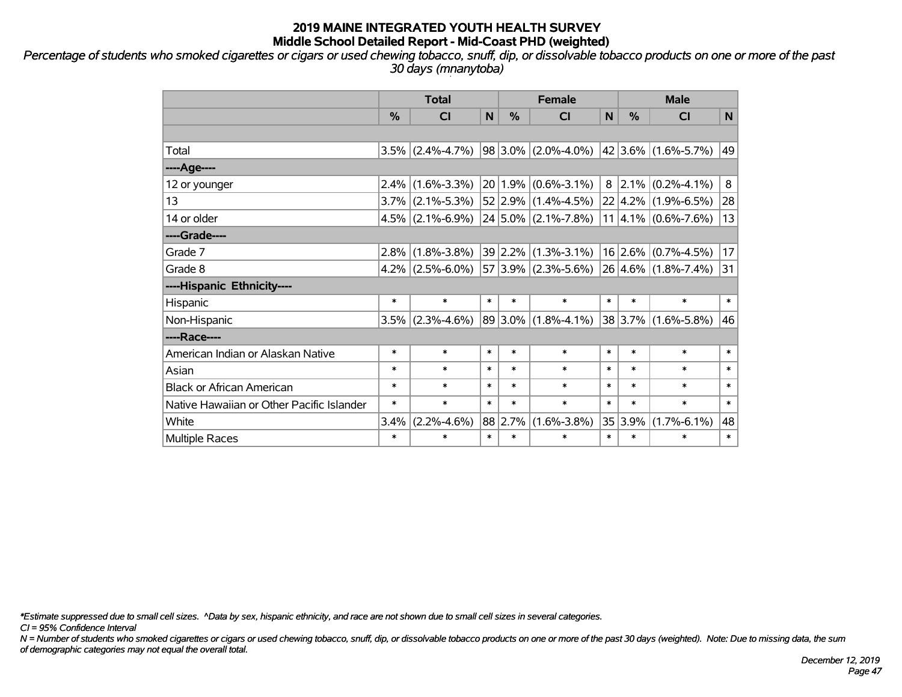# 2019 MAINE INTEGRATED YOUTH HEALTH SURVEY
## Middle School Detailed Report - Mid-Coast PHD (weighted)

*Percentage of students who smoked cigarettes or cigars or used chewing tobacco, snuff, dip, or dissolvable tobacco products on one or more of the past 30 days (mnanytoba)*

| | Total | | | Female | | | Male | | |
|---|---|---|---|---|---|---|---|---|---|
| | % | CI | N | % | CI | N | % | CI | N |
| | | | | | | | | | |
| Total | 3.5% | (2.4%-4.7%) | 98 | 3.0% | (2.0%-4.0%) | 42 | 3.6% | (1.6%-5.7%) | 49 |
| ----Age---- | | | | | | | | | |
| 12 or younger | 2.4% | (1.6%-3.3%) | 20 | 1.9% | (0.6%-3.1%) | 8 | 2.1% | (0.2%-4.1%) | 8 |
| 13 | 3.7% | (2.1%-5.3%) | 52 | 2.9% | (1.4%-4.5%) | 22 | 4.2% | (1.9%-6.5%) | 28 |
| 14 or older | 4.5% | (2.1%-6.9%) | 24 | 5.0% | (2.1%-7.8%) | 11 | 4.1% | (0.6%-7.6%) | 13 |
| ----Grade---- | | | | | | | | | |
| Grade 7 | 2.8% | (1.8%-3.8%) | 39 | 2.2% | (1.3%-3.1%) | 16 | 2.6% | (0.7%-4.5%) | 17 |
| Grade 8 | 4.2% | (2.5%-6.0%) | 57 | 3.9% | (2.3%-5.6%) | 26 | 4.6% | (1.8%-7.4%) | 31 |
| ----Hispanic Ethnicity---- | | | | | | | | | |
| Hispanic | * | * | * | * | * | * | * | * | * |
| Non-Hispanic | 3.5% | (2.3%-4.6%) | 89 | 3.0% | (1.8%-4.1%) | 38 | 3.7% | (1.6%-5.8%) | 46 |
| ----Race---- | | | | | | | | | |
| American Indian or Alaskan Native | * | * | * | * | * | * | * | * | * |
| Asian | * | * | * | * | * | * | * | * | * |
| Black or African American | * | * | * | * | * | * | * | * | * |
| Native Hawaiian or Other Pacific Islander | * | * | * | * | * | * | * | * | * |
| White | 3.4% | (2.2%-4.6%) | 88 | 2.7% | (1.6%-3.8%) | 35 | 3.9% | (1.7%-6.1%) | 48 |
| Multiple Races | * | * | * | * | * | * | * | * | * |

*\*Estimate suppressed due to small cell sizes. ^Data by sex, hispanic ethnicity, and race are not shown due to small cell sizes in several categories.*

*CI = 95% Confidence Interval*

*N = Number of students who smoked cigarettes or cigars or used chewing tobacco, snuff, dip, or dissolvable tobacco products on one or more of the past 30 days (weighted). Note: Due to missing data, the sum of demographic categories may not equal the overall total.*

*December 12, 2019*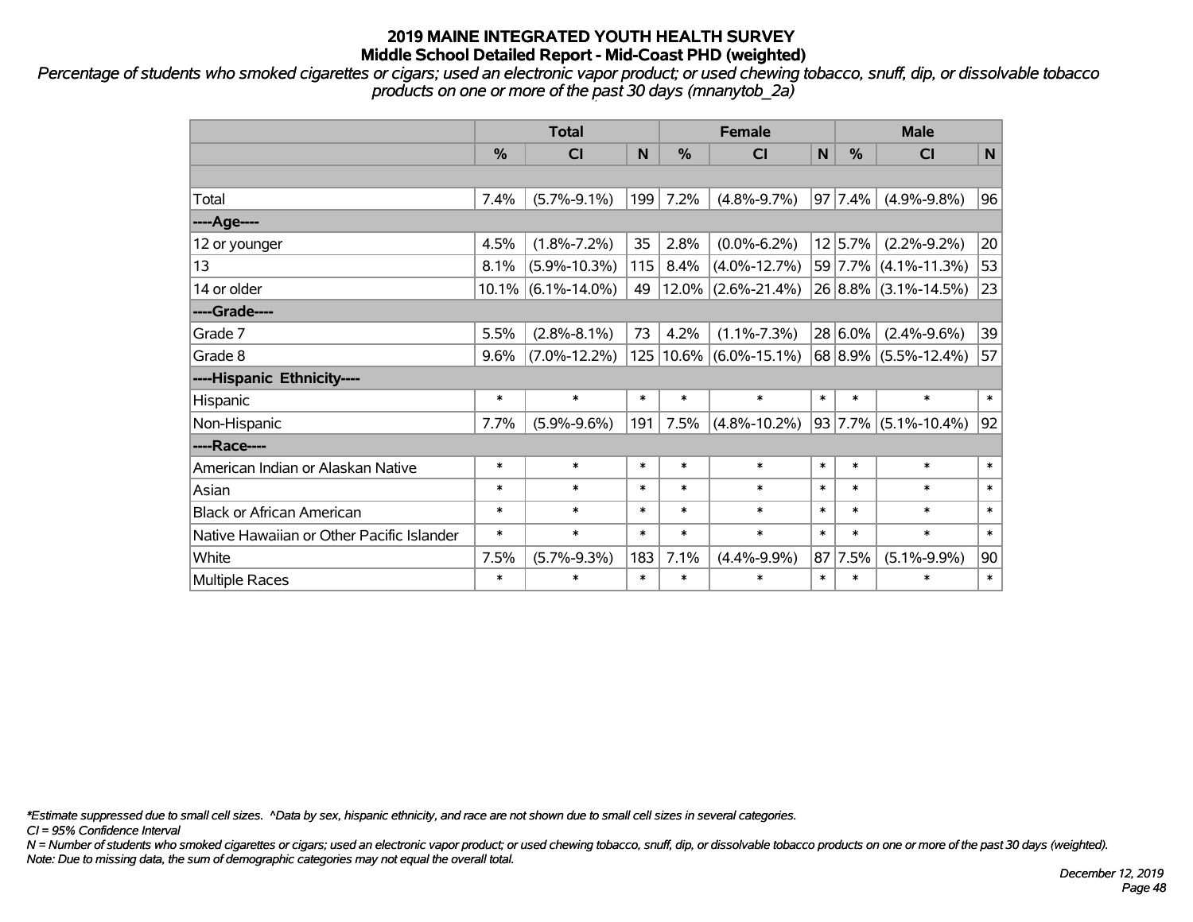# 2019 MAINE INTEGRATED YOUTH HEALTH SURVEY
## Middle School Detailed Report - Mid-Coast PHD (weighted)

*Percentage of students who smoked cigarettes or cigars; used an electronic vapor product; or used chewing tobacco, snuff, dip, or dissolvable tobacco products on one or more of the past 30 days (mnanytob_2a)*

| | Total | | | Female | | | Male | | |
|---|---|---|---|---|---|---|---|---|---|
| | % | CI | N | % | CI | N | % | CI | N |
| | | | | | | | | | |
| Total | 7.4% | (5.7%-9.1%) | 199 | 7.2% | (4.8%-9.7%) | 97 | 7.4% | (4.9%-9.8%) | 96 |
| ----Age---- | | | | | | | | | |
| 12 or younger | 4.5% | (1.8%-7.2%) | 35 | 2.8% | (0.0%-6.2%) | 12 | 5.7% | (2.2%-9.2%) | 20 |
| 13 | 8.1% | (5.9%-10.3%) | 115 | 8.4% | (4.0%-12.7%) | 59 | 7.7% | (4.1%-11.3%) | 53 |
| 14 or older | 10.1% | (6.1%-14.0%) | 49 | 12.0% | (2.6%-21.4%) | 26 | 8.8% | (3.1%-14.5%) | 23 |
| ----Grade---- | | | | | | | | | |
| Grade 7 | 5.5% | (2.8%-8.1%) | 73 | 4.2% | (1.1%-7.3%) | 28 | 6.0% | (2.4%-9.6%) | 39 |
| Grade 8 | 9.6% | (7.0%-12.2%) | 125 | 10.6% | (6.0%-15.1%) | 68 | 8.9% | (5.5%-12.4%) | 57 |
| ----Hispanic Ethnicity---- | | | | | | | | | |
| Hispanic | * | * | * | * | * | * | * | * | * |
| Non-Hispanic | 7.7% | (5.9%-9.6%) | 191 | 7.5% | (4.8%-10.2%) | 93 | 7.7% | (5.1%-10.4%) | 92 |
| ----Race---- | | | | | | | | | |
| American Indian or Alaskan Native | * | * | * | * | * | * | * | * | * |
| Asian | * | * | * | * | * | * | * | * | * |
| Black or African American | * | * | * | * | * | * | * | * | * |
| Native Hawaiian or Other Pacific Islander | * | * | * | * | * | * | * | * | * |
| White | 7.5% | (5.7%-9.3%) | 183 | 7.1% | (4.4%-9.9%) | 87 | 7.5% | (5.1%-9.9%) | 90 |
| Multiple Races | * | * | * | * | * | * | * | * | * |

*\*Estimate suppressed due to small cell sizes. ^Data by sex, hispanic ethnicity, and race are not shown due to small cell sizes in several categories.*
*CI = 95% Confidence Interval*
*N = Number of students who smoked cigarettes or cigars; used an electronic vapor product; or used chewing tobacco, snuff, dip, or dissolvable tobacco products on one or more of the past 30 days (weighted).*
*Note: Due to missing data, the sum of demographic categories may not equal the overall total.*

*December 12, 2019*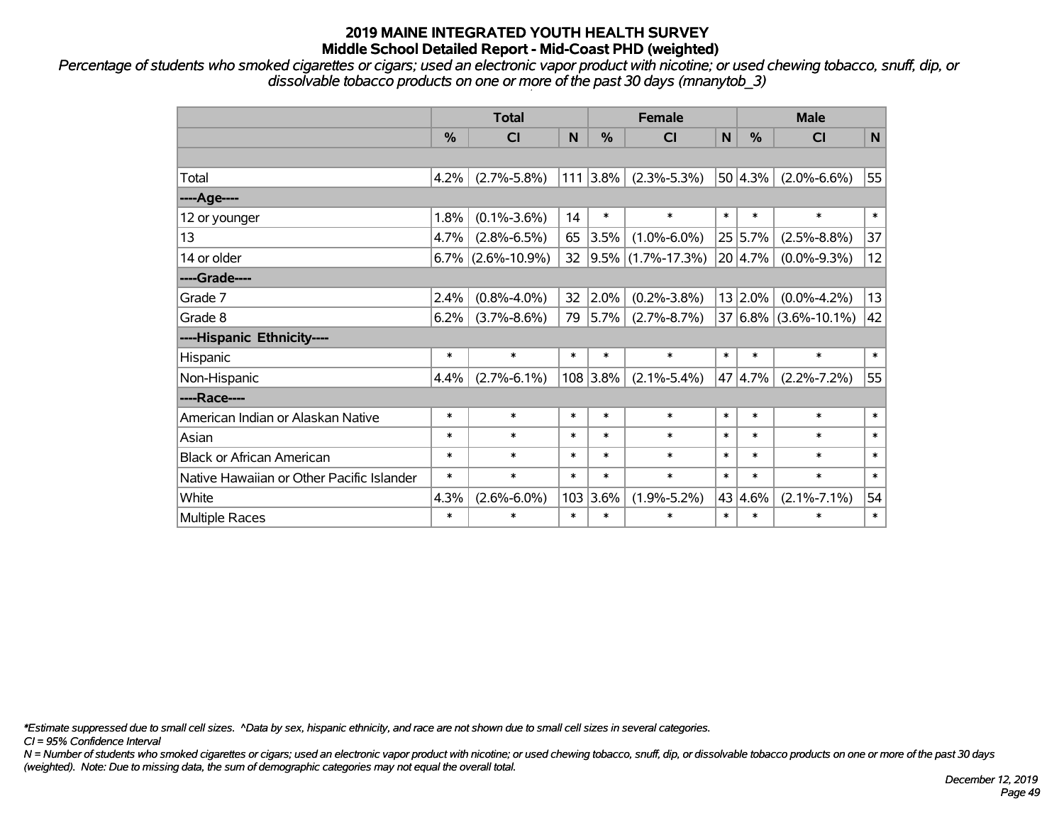# 2019 MAINE INTEGRATED YOUTH HEALTH SURVEY
## Middle School Detailed Report - Mid-Coast PHD (weighted)

*Percentage of students who smoked cigarettes or cigars; used an electronic vapor product with nicotine; or used chewing tobacco, snuff, dip, or dissolvable tobacco products on one or more of the past 30 days (mnanytob_3)*

| | Total | | | Female | | | Male | | |
|---|---|---|---|---|---|---|---|---|---|
| | % | CI | N | % | CI | N | % | CI | N |
| | | | | | | | | | |
| Total | 4.2% | (2.7%-5.8%) | 111 | 3.8% | (2.3%-5.3%) | 50 | 4.3% | (2.0%-6.6%) | 55 |
| ----Age---- | | | | | | | | | |
| 12 or younger | 1.8% | (0.1%-3.6%) | 14 | * | * | * | * | * | * |
| 13 | 4.7% | (2.8%-6.5%) | 65 | 3.5% | (1.0%-6.0%) | 25 | 5.7% | (2.5%-8.8%) | 37 |
| 14 or older | 6.7% | (2.6%-10.9%) | 32 | 9.5% | (1.7%-17.3%) | 20 | 4.7% | (0.0%-9.3%) | 12 |
| ----Grade---- | | | | | | | | | |
| Grade 7 | 2.4% | (0.8%-4.0%) | 32 | 2.0% | (0.2%-3.8%) | 13 | 2.0% | (0.0%-4.2%) | 13 |
| Grade 8 | 6.2% | (3.7%-8.6%) | 79 | 5.7% | (2.7%-8.7%) | 37 | 6.8% | (3.6%-10.1%) | 42 |
| ----Hispanic Ethnicity---- | | | | | | | | | |
| Hispanic | * | * | * | * | * | * | * | * | * |
| Non-Hispanic | 4.4% | (2.7%-6.1%) | 108 | 3.8% | (2.1%-5.4%) | 47 | 4.7% | (2.2%-7.2%) | 55 |
| ----Race---- | | | | | | | | | |
| American Indian or Alaskan Native | * | * | * | * | * | * | * | * | * |
| Asian | * | * | * | * | * | * | * | * | * |
| Black or African American | * | * | * | * | * | * | * | * | * |
| Native Hawaiian or Other Pacific Islander | * | * | * | * | * | * | * | * | * |
| White | 4.3% | (2.6%-6.0%) | 103 | 3.6% | (1.9%-5.2%) | 43 | 4.6% | (2.1%-7.1%) | 54 |
| Multiple Races | * | * | * | * | * | * | * | * | * |

*\*Estimate suppressed due to small cell sizes. ^Data by sex, hispanic ethnicity, and race are not shown due to small cell sizes in several categories.*

*CI = 95% Confidence Interval*

*N = Number of students who smoked cigarettes or cigars; used an electronic vapor product with nicotine; or used chewing tobacco, snuff, dip, or dissolvable tobacco products on one or more of the past 30 days (weighted). Note: Due to missing data, the sum of demographic categories may not equal the overall total.*

*December 12, 2019*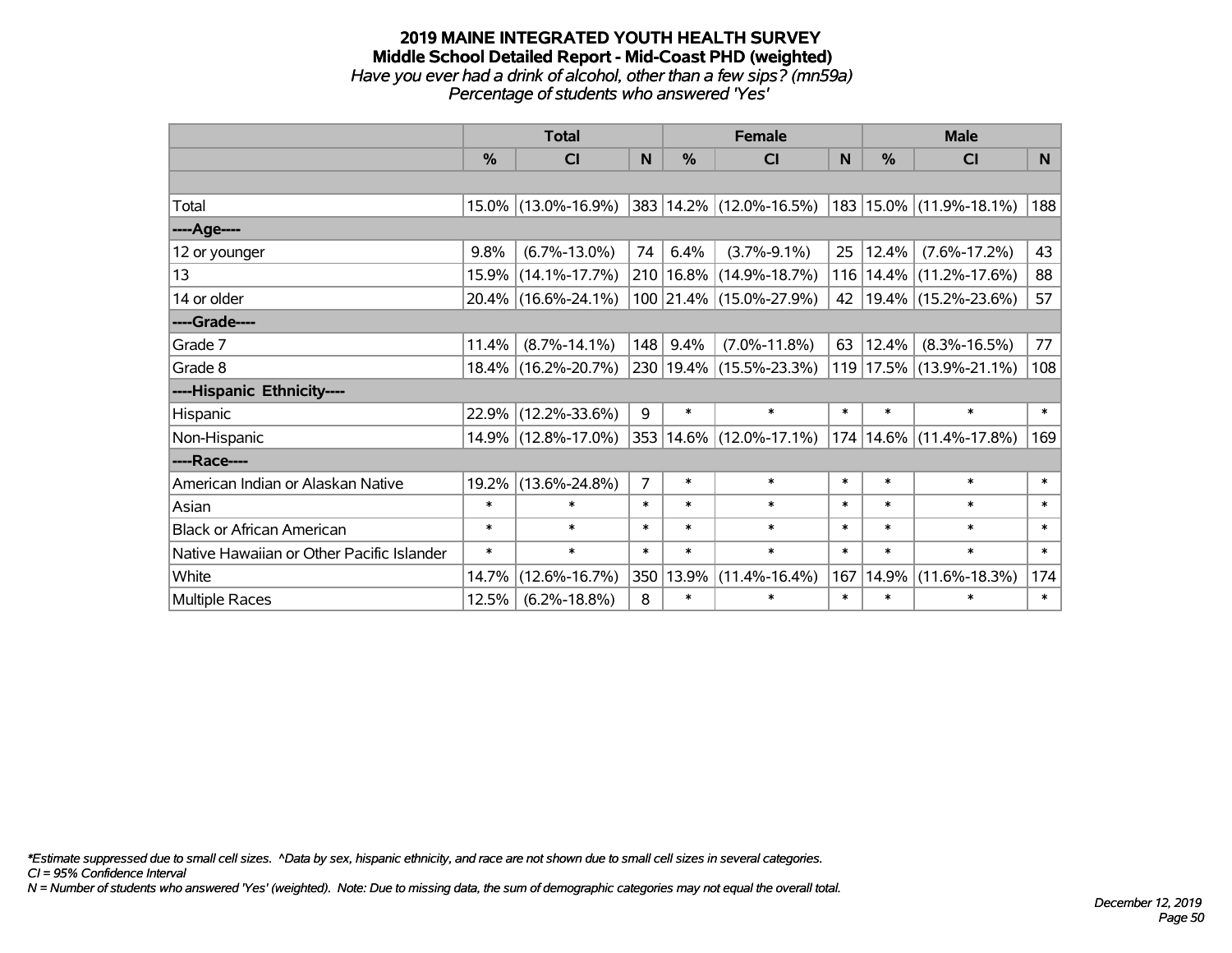# 2019 MAINE INTEGRATED YOUTH HEALTH SURVEY

## Middle School Detailed Report - Mid-Coast PHD (weighted)

*Have you ever had a drink of alcohol, other than a few sips? (mn59a)*

*Percentage of students who answered 'Yes'*

| | Total | | | Female | | | Male | | |
|---|---|---|---|---|---|---|---|---|---|
| | % | CI | N | % | CI | N | % | CI | N |
| | | | | | | | | | |
| Total | 15.0% | (13.0%-16.9%) | 383 | 14.2% | (12.0%-16.5%) | 183 | 15.0% | (11.9%-18.1%) | 188 |
| ----Age---- | | | | | | | | | |
| 12 or younger | 9.8% | (6.7%-13.0%) | 74 | 6.4% | (3.7%-9.1%) | 25 | 12.4% | (7.6%-17.2%) | 43 |
| 13 | 15.9% | (14.1%-17.7%) | 210 | 16.8% | (14.9%-18.7%) | 116 | 14.4% | (11.2%-17.6%) | 88 |
| 14 or older | 20.4% | (16.6%-24.1%) | 100 | 21.4% | (15.0%-27.9%) | 42 | 19.4% | (15.2%-23.6%) | 57 |
| ----Grade---- | | | | | | | | | |
| Grade 7 | 11.4% | (8.7%-14.1%) | 148 | 9.4% | (7.0%-11.8%) | 63 | 12.4% | (8.3%-16.5%) | 77 |
| Grade 8 | 18.4% | (16.2%-20.7%) | 230 | 19.4% | (15.5%-23.3%) | 119 | 17.5% | (13.9%-21.1%) | 108 |
| ----Hispanic Ethnicity---- | | | | | | | | | |
| Hispanic | 22.9% | (12.2%-33.6%) | 9 | * | * | * | * | * | * |
| Non-Hispanic | 14.9% | (12.8%-17.0%) | 353 | 14.6% | (12.0%-17.1%) | 174 | 14.6% | (11.4%-17.8%) | 169 |
| ----Race---- | | | | | | | | | |
| American Indian or Alaskan Native | 19.2% | (13.6%-24.8%) | 7 | * | * | * | * | * | * |
| Asian | * | * | * | * | * | * | * | * | * |
| Black or African American | * | * | * | * | * | * | * | * | * |
| Native Hawaiian or Other Pacific Islander | * | * | * | * | * | * | * | * | * |
| White | 14.7% | (12.6%-16.7%) | 350 | 13.9% | (11.4%-16.4%) | 167 | 14.9% | (11.6%-18.3%) | 174 |
| Multiple Races | 12.5% | (6.2%-18.8%) | 8 | * | * | * | * | * | * |

*Estimate suppressed due to small cell sizes. ^Data by sex, hispanic ethnicity, and race are not shown due to small cell sizes in several categories.

CI = 95% Confidence Interval

N = Number of students who answered 'Yes' (weighted). Note: Due to missing data, the sum of demographic categories may not equal the overall total.

December 12, 2019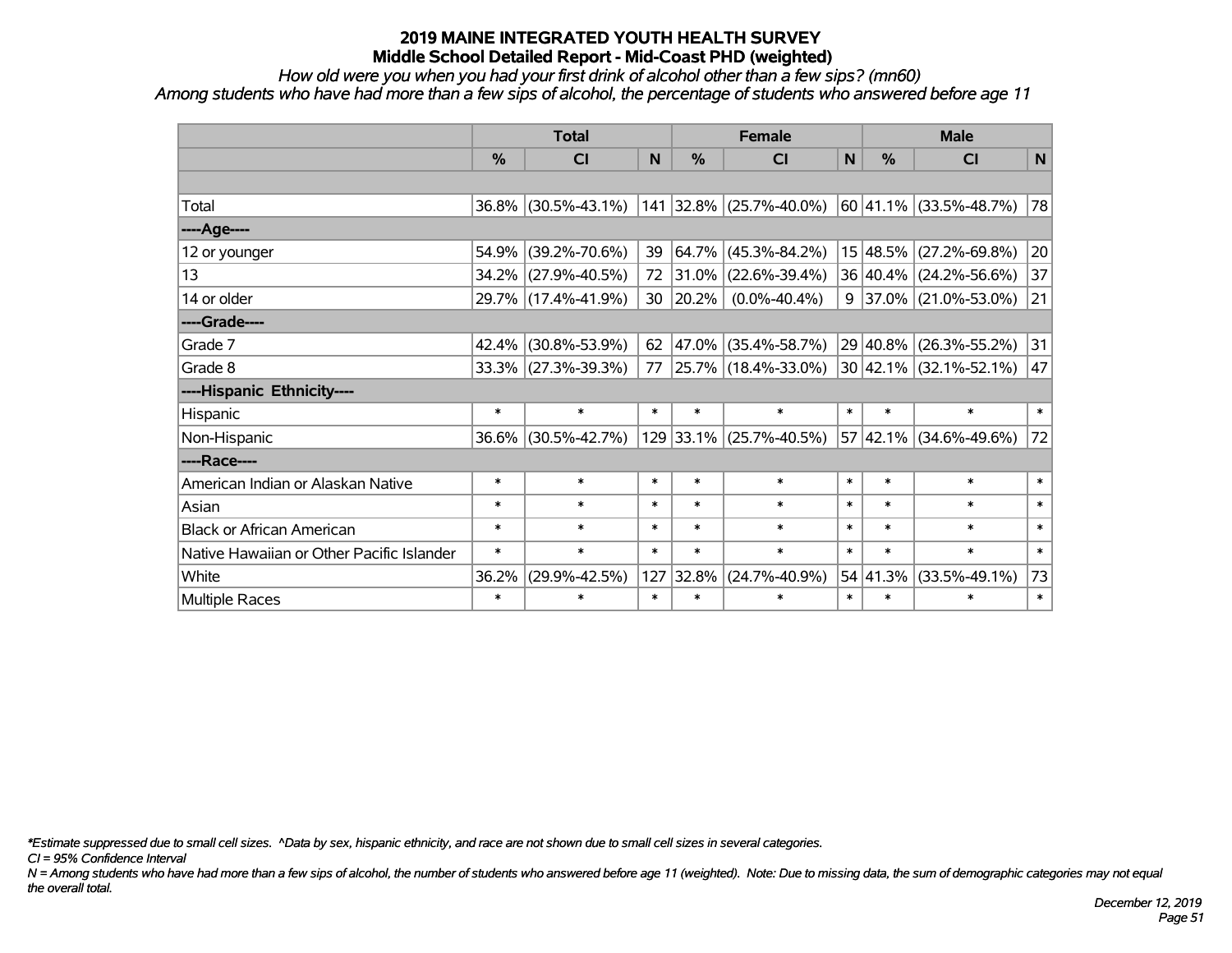# 2019 MAINE INTEGRATED YOUTH HEALTH SURVEY

## Middle School Detailed Report - Mid-Coast PHD (weighted)

*How old were you when you had your first drink of alcohol other than a few sips? (mn60)*

*Among students who have had more than a few sips of alcohol, the percentage of students who answered before age 11*

| | Total | | | Female | | | Male | | |
|---|---|---|---|---|---|---|---|---|---|
| | % | CI | N | % | CI | N | % | CI | N |
| Total | 36.8% | (30.5%-43.1%) | 141 | 32.8% | (25.7%-40.0%) | 60 | 41.1% | (33.5%-48.7%) | 78 |
| ----Age---- | | | | | | | | | |
| 12 or younger | 54.9% | (39.2%-70.6%) | 39 | 64.7% | (45.3%-84.2%) | 15 | 48.5% | (27.2%-69.8%) | 20 |
| 13 | 34.2% | (27.9%-40.5%) | 72 | 31.0% | (22.6%-39.4%) | 36 | 40.4% | (24.2%-56.6%) | 37 |
| 14 or older | 29.7% | (17.4%-41.9%) | 30 | 20.2% | (0.0%-40.4%) | 9 | 37.0% | (21.0%-53.0%) | 21 |
| ----Grade---- | | | | | | | | | |
| Grade 7 | 42.4% | (30.8%-53.9%) | 62 | 47.0% | (35.4%-58.7%) | 29 | 40.8% | (26.3%-55.2%) | 31 |
| Grade 8 | 33.3% | (27.3%-39.3%) | 77 | 25.7% | (18.4%-33.0%) | 30 | 42.1% | (32.1%-52.1%) | 47 |
| ----Hispanic Ethnicity---- | | | | | | | | | |
| Hispanic | * | * | * | * | * | * | * | * | * |
| Non-Hispanic | 36.6% | (30.5%-42.7%) | 129 | 33.1% | (25.7%-40.5%) | 57 | 42.1% | (34.6%-49.6%) | 72 |
| ----Race---- | | | | | | | | | |
| American Indian or Alaskan Native | * | * | * | * | * | * | * | * | * |
| Asian | * | * | * | * | * | * | * | * | * |
| Black or African American | * | * | * | * | * | * | * | * | * |
| Native Hawaiian or Other Pacific Islander | * | * | * | * | * | * | * | * | * |
| White | 36.2% | (29.9%-42.5%) | 127 | 32.8% | (24.7%-40.9%) | 54 | 41.3% | (33.5%-49.1%) | 73 |
| Multiple Races | * | * | * | * | * | * | * | * | * |

*Estimate suppressed due to small cell sizes. ^Data by sex, hispanic ethnicity, and race are not shown due to small cell sizes in several categories.

*CI = 95% Confidence Interval*

*N = Among students who have had more than a few sips of alcohol, the number of students who answered before age 11 (weighted). Note: Due to missing data, the sum of demographic categories may not equal the overall total.*

*December 12, 2019*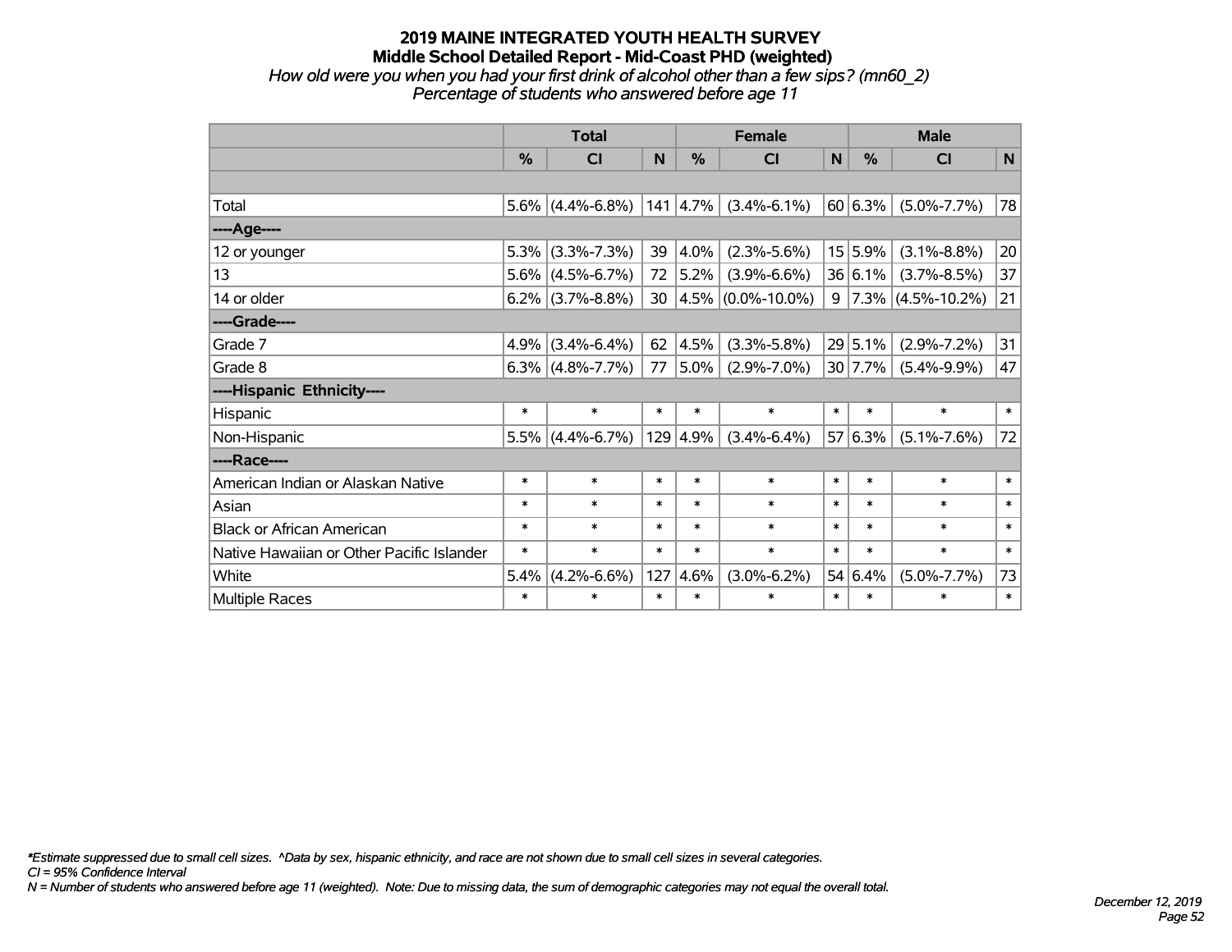# 2019 MAINE INTEGRATED YOUTH HEALTH SURVEY
## Middle School Detailed Report - Mid-Coast PHD (weighted)

*How old were you when you had your first drink of alcohol other than a few sips? (mn60_2)*
*Percentage of students who answered before age 11*

| | Total | | | Female | | | Male | | |
|---|---|---|---|---|---|---|---|---|---|
| | % | CI | N | % | CI | N | % | CI | N |
| | | | | | | | | | |
| Total | 5.6% | (4.4%-6.8%) | 141 | 4.7% | (3.4%-6.1%) | 60 | 6.3% | (5.0%-7.7%) | 78 |
| ----Age---- | | | | | | | | | |
| 12 or younger | 5.3% | (3.3%-7.3%) | 39 | 4.0% | (2.3%-5.6%) | 15 | 5.9% | (3.1%-8.8%) | 20 |
| 13 | 5.6% | (4.5%-6.7%) | 72 | 5.2% | (3.9%-6.6%) | 36 | 6.1% | (3.7%-8.5%) | 37 |
| 14 or older | 6.2% | (3.7%-8.8%) | 30 | 4.5% | (0.0%-10.0%) | 9 | 7.3% | (4.5%-10.2%) | 21 |
| ----Grade---- | | | | | | | | | |
| Grade 7 | 4.9% | (3.4%-6.4%) | 62 | 4.5% | (3.3%-5.8%) | 29 | 5.1% | (2.9%-7.2%) | 31 |
| Grade 8 | 6.3% | (4.8%-7.7%) | 77 | 5.0% | (2.9%-7.0%) | 30 | 7.7% | (5.4%-9.9%) | 47 |
| ----Hispanic Ethnicity---- | | | | | | | | | |
| Hispanic | * | * | * | * | * | * | * | * | * |
| Non-Hispanic | 5.5% | (4.4%-6.7%) | 129 | 4.9% | (3.4%-6.4%) | 57 | 6.3% | (5.1%-7.6%) | 72 |
| ----Race---- | | | | | | | | | |
| American Indian or Alaskan Native | * | * | * | * | * | * | * | * | * |
| Asian | * | * | * | * | * | * | * | * | * |
| Black or African American | * | * | * | * | * | * | * | * | * |
| Native Hawaiian or Other Pacific Islander | * | * | * | * | * | * | * | * | * |
| White | 5.4% | (4.2%-6.6%) | 127 | 4.6% | (3.0%-6.2%) | 54 | 6.4% | (5.0%-7.7%) | 73 |
| Multiple Races | * | * | * | * | * | * | * | * | * |

*\*Estimate suppressed due to small cell sizes. ^Data by sex, hispanic ethnicity, and race are not shown due to small cell sizes in several categories.*
*CI = 95% Confidence Interval*
*N = Number of students who answered before age 11 (weighted). Note: Due to missing data, the sum of demographic categories may not equal the overall total.*

*December 12, 2019*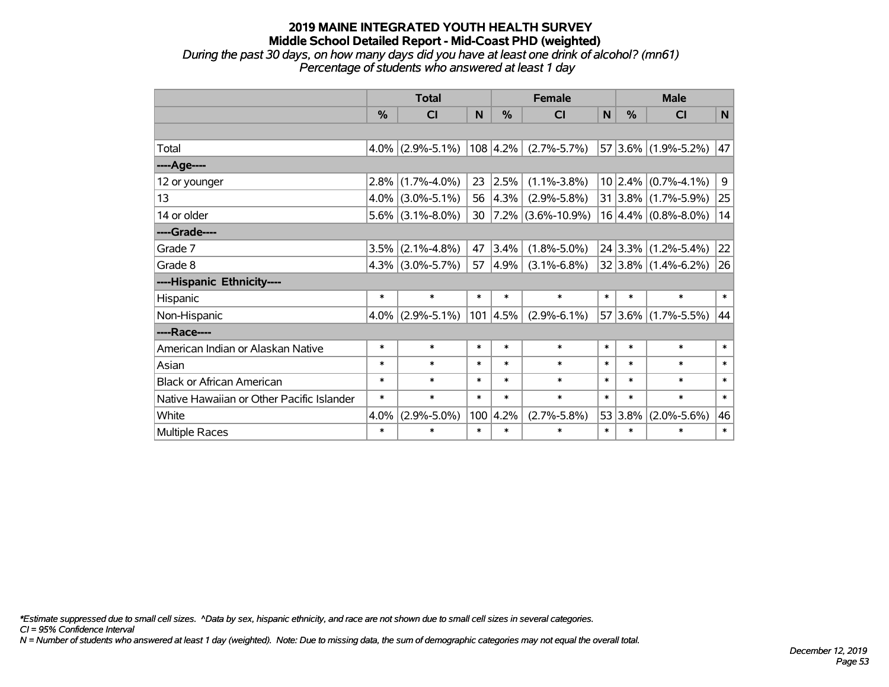# 2019 MAINE INTEGRATED YOUTH HEALTH SURVEY
## Middle School Detailed Report - Mid-Coast PHD (weighted)
*During the past 30 days, on how many days did you have at least one drink of alcohol? (mn61)*
*Percentage of students who answered at least 1 day*

| | Total | | | Female | | | Male | | |
|---|---|---|---|---|---|---|---|---|---|
| | % | CI | N | % | CI | N | % | CI | N |
| | | | | | | | | | |
| Total | 4.0% | (2.9%-5.1%) | 108 | 4.2% | (2.7%-5.7%) | 57 | 3.6% | (1.9%-5.2%) | 47 |
| ----Age---- | | | | | | | | | |
| 12 or younger | 2.8% | (1.7%-4.0%) | 23 | 2.5% | (1.1%-3.8%) | 10 | 2.4% | (0.7%-4.1%) | 9 |
| 13 | 4.0% | (3.0%-5.1%) | 56 | 4.3% | (2.9%-5.8%) | 31 | 3.8% | (1.7%-5.9%) | 25 |
| 14 or older | 5.6% | (3.1%-8.0%) | 30 | 7.2% | (3.6%-10.9%) | 16 | 4.4% | (0.8%-8.0%) | 14 |
| ----Grade---- | | | | | | | | | |
| Grade 7 | 3.5% | (2.1%-4.8%) | 47 | 3.4% | (1.8%-5.0%) | 24 | 3.3% | (1.2%-5.4%) | 22 |
| Grade 8 | 4.3% | (3.0%-5.7%) | 57 | 4.9% | (3.1%-6.8%) | 32 | 3.8% | (1.4%-6.2%) | 26 |
| ----Hispanic Ethnicity---- | | | | | | | | | |
| Hispanic | * | * | * | * | * | * | * | * | * |
| Non-Hispanic | 4.0% | (2.9%-5.1%) | 101 | 4.5% | (2.9%-6.1%) | 57 | 3.6% | (1.7%-5.5%) | 44 |
| ----Race---- | | | | | | | | | |
| American Indian or Alaskan Native | * | * | * | * | * | * | * | * | * |
| Asian | * | * | * | * | * | * | * | * | * |
| Black or African American | * | * | * | * | * | * | * | * | * |
| Native Hawaiian or Other Pacific Islander | * | * | * | * | * | * | * | * | * |
| White | 4.0% | (2.9%-5.0%) | 100 | 4.2% | (2.7%-5.8%) | 53 | 3.8% | (2.0%-5.6%) | 46 |
| Multiple Races | * | * | * | * | * | * | * | * | * |

*\*Estimate suppressed due to small cell sizes. ^Data by sex, hispanic ethnicity, and race are not shown due to small cell sizes in several categories.*
*CI = 95% Confidence Interval*
*N = Number of students who answered at least 1 day (weighted). Note: Due to missing data, the sum of demographic categories may not equal the overall total.*

*December 12, 2019*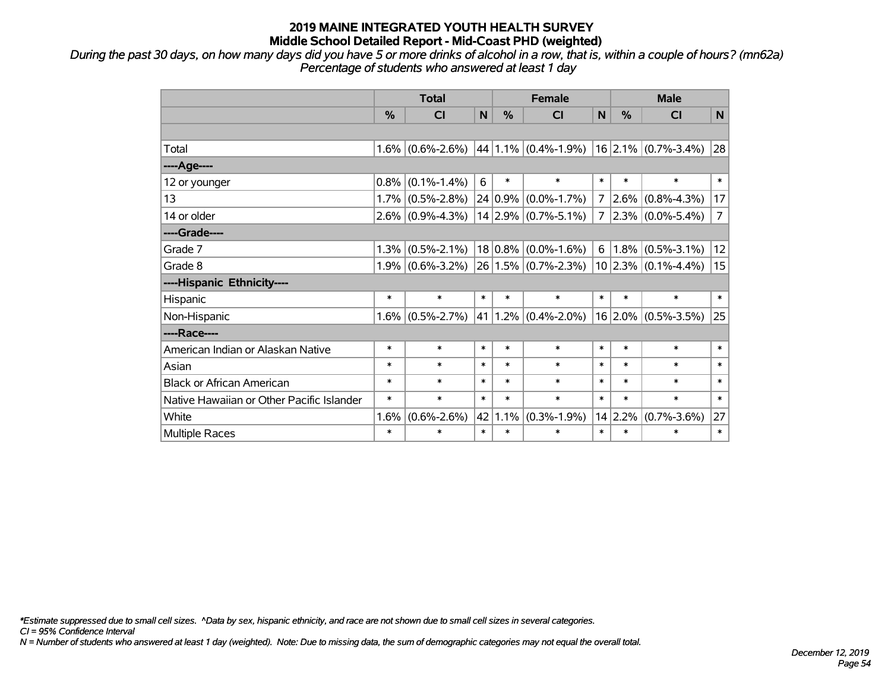# 2019 MAINE INTEGRATED YOUTH HEALTH SURVEY
## Middle School Detailed Report - Mid-Coast PHD (weighted)

*During the past 30 days, on how many days did you have 5 or more drinks of alcohol in a row, that is, within a couple of hours? (mn62a)*
*Percentage of students who answered at least 1 day*

| | Total | | | Female | | | Male | | |
|---|---|---|---|---|---|---|---|---|---|
| | % | CI | N | % | CI | N | % | CI | N |
| | | | | | | | | | |
| Total | 1.6% | (0.6%-2.6%) | 44 | 1.1% | (0.4%-1.9%) | 16 | 2.1% | (0.7%-3.4%) | 28 |
| ----Age---- | | | | | | | | | |
| 12 or younger | 0.8% | (0.1%-1.4%) | 6 | * | * | * | * | * | * |
| 13 | 1.7% | (0.5%-2.8%) | 24 | 0.9% | (0.0%-1.7%) | 7 | 2.6% | (0.8%-4.3%) | 17 |
| 14 or older | 2.6% | (0.9%-4.3%) | 14 | 2.9% | (0.7%-5.1%) | 7 | 2.3% | (0.0%-5.4%) | 7 |
| ----Grade---- | | | | | | | | | |
| Grade 7 | 1.3% | (0.5%-2.1%) | 18 | 0.8% | (0.0%-1.6%) | 6 | 1.8% | (0.5%-3.1%) | 12 |
| Grade 8 | 1.9% | (0.6%-3.2%) | 26 | 1.5% | (0.7%-2.3%) | 10 | 2.3% | (0.1%-4.4%) | 15 |
| ----Hispanic Ethnicity---- | | | | | | | | | |
| Hispanic | * | * | * | * | * | * | * | * | * |
| Non-Hispanic | 1.6% | (0.5%-2.7%) | 41 | 1.2% | (0.4%-2.0%) | 16 | 2.0% | (0.5%-3.5%) | 25 |
| ----Race---- | | | | | | | | | |
| American Indian or Alaskan Native | * | * | * | * | * | * | * | * | * |
| Asian | * | * | * | * | * | * | * | * | * |
| Black or African American | * | * | * | * | * | * | * | * | * |
| Native Hawaiian or Other Pacific Islander | * | * | * | * | * | * | * | * | * |
| White | 1.6% | (0.6%-2.6%) | 42 | 1.1% | (0.3%-1.9%) | 14 | 2.2% | (0.7%-3.6%) | 27 |
| Multiple Races | * | * | * | * | * | * | * | * | * |

*\*Estimate suppressed due to small cell sizes. ^Data by sex, hispanic ethnicity, and race are not shown due to small cell sizes in several categories.*
*CI = 95% Confidence Interval*
*N = Number of students who answered at least 1 day (weighted). Note: Due to missing data, the sum of demographic categories may not equal the overall total.*

*December 12, 2019*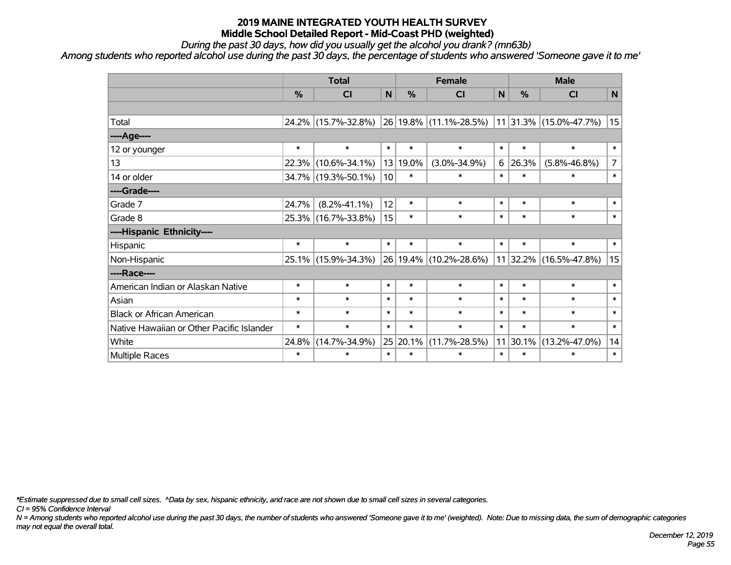# 2019 MAINE INTEGRATED YOUTH HEALTH SURVEY
## Middle School Detailed Report - Mid-Coast PHD (weighted)

*During the past 30 days, how did you usually get the alcohol you drank? (mn63b)*

*Among students who reported alcohol use during the past 30 days, the percentage of students who answered 'Someone gave it to me'*

| | Total | | | Female | | | Male | | |
|---|---|---|---|---|---|---|---|---|---|
| | % | CI | N | % | CI | N | % | CI | N |
| | | | | | | | | | |
| Total | 24.2% | (15.7%-32.8%) | 26 | 19.8% | (11.1%-28.5%) | 11 | 31.3% | (15.0%-47.7%) | 15 |
| ----Age---- | | | | | | | | | |
| 12 or younger | * | * | * | * | * | * | * | * | * |
| 13 | 22.3% | (10.6%-34.1%) | 13 | 19.0% | (3.0%-34.9%) | 6 | 26.3% | (5.8%-46.8%) | 7 |
| 14 or older | 34.7% | (19.3%-50.1%) | 10 | * | * | * | * | * | * |
| ----Grade---- | | | | | | | | | |
| Grade 7 | 24.7% | (8.2%-41.1%) | 12 | * | * | * | * | * | * |
| Grade 8 | 25.3% | (16.7%-33.8%) | 15 | * | * | * | * | * | * |
| ----Hispanic Ethnicity---- | | | | | | | | | |
| Hispanic | * | * | * | * | * | * | * | * | * |
| Non-Hispanic | 25.1% | (15.9%-34.3%) | 26 | 19.4% | (10.2%-28.6%) | 11 | 32.2% | (16.5%-47.8%) | 15 |
| ----Race---- | | | | | | | | | |
| American Indian or Alaskan Native | * | * | * | * | * | * | * | * | * |
| Asian | * | * | * | * | * | * | * | * | * |
| Black or African American | * | * | * | * | * | * | * | * | * |
| Native Hawaiian or Other Pacific Islander | * | * | * | * | * | * | * | * | * |
| White | 24.8% | (14.7%-34.9%) | 25 | 20.1% | (11.7%-28.5%) | 11 | 30.1% | (13.2%-47.0%) | 14 |
| Multiple Races | * | * | * | * | * | * | * | * | * |

*\*Estimate suppressed due to small cell sizes. ^Data by sex, hispanic ethnicity, and race are not shown due to small cell sizes in several categories.*

*CI = 95% Confidence Interval*

*N = Among students who reported alcohol use during the past 30 days, the number of students who answered 'Someone gave it to me' (weighted). Note: Due to missing data, the sum of demographic categories may not equal the overall total.*

*December 12, 2019*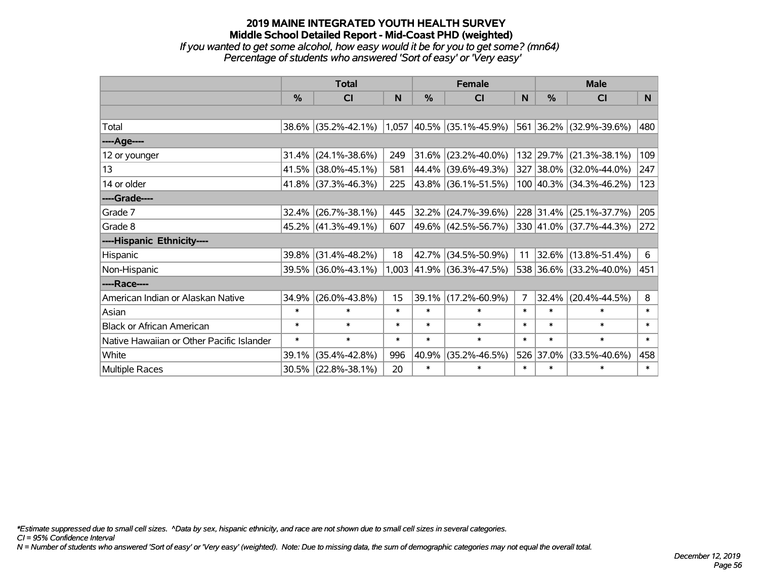# 2019 MAINE INTEGRATED YOUTH HEALTH SURVEY
## Middle School Detailed Report - Mid-Coast PHD (weighted)
*If you wanted to get some alcohol, how easy would it be for you to get some? (mn64)*
*Percentage of students who answered 'Sort of easy' or 'Very easy'*

| | Total | | | Female | | | Male | | |
|---|---|---|---|---|---|---|---|---|---|
| | % | CI | N | % | CI | N | % | CI | N |
| | | | | | | | | | |
| Total | 38.6% | (35.2%-42.1%) | 1,057 | 40.5% | (35.1%-45.9%) | 561 | 36.2% | (32.9%-39.6%) | 480 |
| ----Age---- | | | | | | | | | |
| 12 or younger | 31.4% | (24.1%-38.6%) | 249 | 31.6% | (23.2%-40.0%) | 132 | 29.7% | (21.3%-38.1%) | 109 |
| 13 | 41.5% | (38.0%-45.1%) | 581 | 44.4% | (39.6%-49.3%) | 327 | 38.0% | (32.0%-44.0%) | 247 |
| 14 or older | 41.8% | (37.3%-46.3%) | 225 | 43.8% | (36.1%-51.5%) | 100 | 40.3% | (34.3%-46.2%) | 123 |
| ----Grade---- | | | | | | | | | |
| Grade 7 | 32.4% | (26.7%-38.1%) | 445 | 32.2% | (24.7%-39.6%) | 228 | 31.4% | (25.1%-37.7%) | 205 |
| Grade 8 | 45.2% | (41.3%-49.1%) | 607 | 49.6% | (42.5%-56.7%) | 330 | 41.0% | (37.7%-44.3%) | 272 |
| ----Hispanic Ethnicity---- | | | | | | | | | |
| Hispanic | 39.8% | (31.4%-48.2%) | 18 | 42.7% | (34.5%-50.9%) | 11 | 32.6% | (13.8%-51.4%) | 6 |
| Non-Hispanic | 39.5% | (36.0%-43.1%) | 1,003 | 41.9% | (36.3%-47.5%) | 538 | 36.6% | (33.2%-40.0%) | 451 |
| ----Race---- | | | | | | | | | |
| American Indian or Alaskan Native | 34.9% | (26.0%-43.8%) | 15 | 39.1% | (17.2%-60.9%) | 7 | 32.4% | (20.4%-44.5%) | 8 |
| Asian | * | * | * | * | * | * | * | * | * |
| Black or African American | * | * | * | * | * | * | * | * | * |
| Native Hawaiian or Other Pacific Islander | * | * | * | * | * | * | * | * | * |
| White | 39.1% | (35.4%-42.8%) | 996 | 40.9% | (35.2%-46.5%) | 526 | 37.0% | (33.5%-40.6%) | 458 |
| Multiple Races | 30.5% | (22.8%-38.1%) | 20 | * | * | * | * | * | * |

*\*Estimate suppressed due to small cell sizes. ^Data by sex, hispanic ethnicity, and race are not shown due to small cell sizes in several categories.*
*CI = 95% Confidence Interval*
*N = Number of students who answered 'Sort of easy' or 'Very easy' (weighted). Note: Due to missing data, the sum of demographic categories may not equal the overall total.*

*December 12, 2019*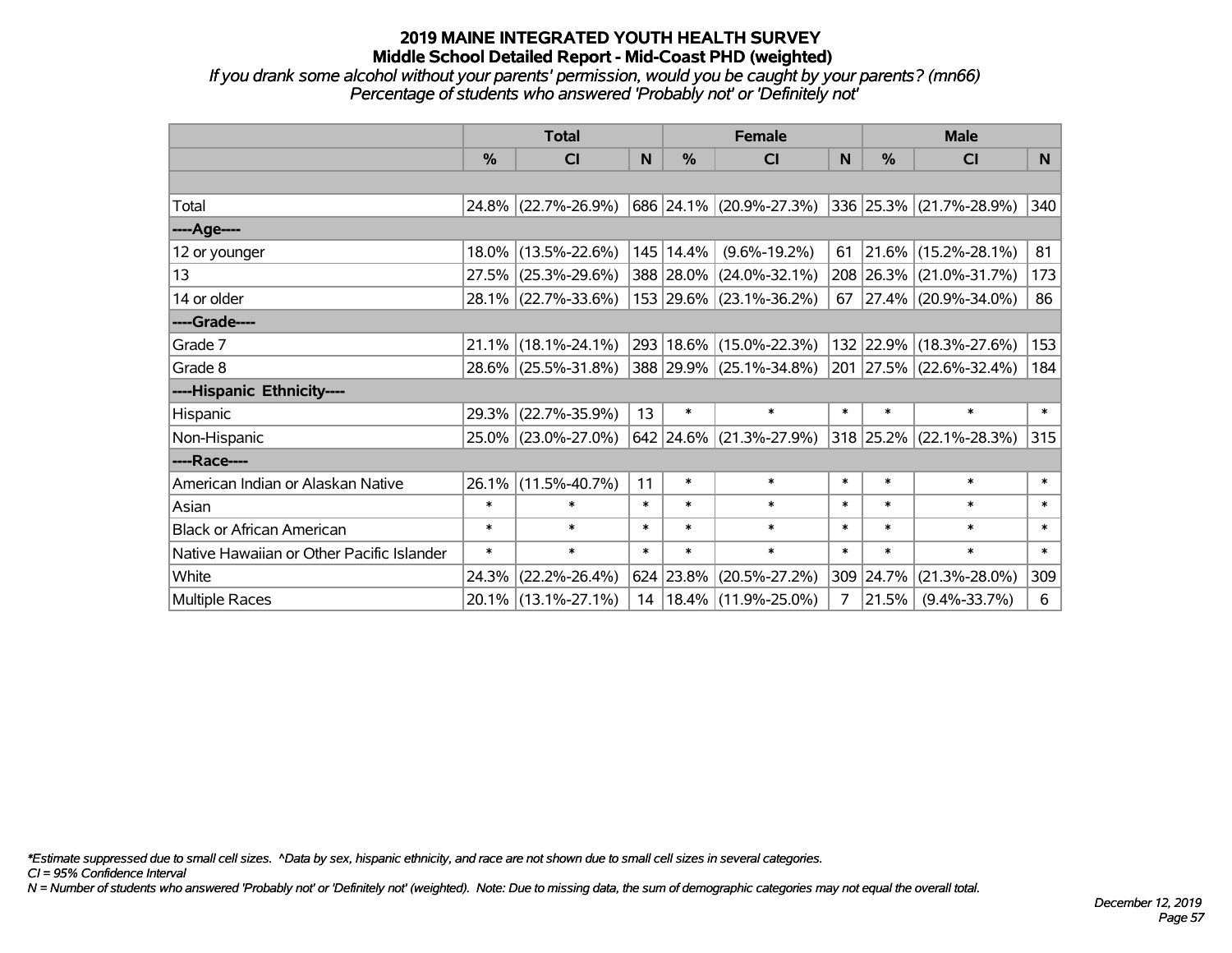# 2019 MAINE INTEGRATED YOUTH HEALTH SURVEY
## Middle School Detailed Report - Mid-Coast PHD (weighted)

*If you drank some alcohol without your parents' permission, would you be caught by your parents? (mn66)*
*Percentage of students who answered 'Probably not' or 'Definitely not'*

| | Total | | | Female | | | Male | | |
|---|---|---|---|---|---|---|---|---|---|
| | % | CI | N | % | CI | N | % | CI | N |
| | | | | | | | | | |
| Total | 24.8% | (22.7%-26.9%) | 686 | 24.1% | (20.9%-27.3%) | 336 | 25.3% | (21.7%-28.9%) | 340 |
| ----Age---- | | | | | | | | | |
| 12 or younger | 18.0% | (13.5%-22.6%) | 145 | 14.4% | (9.6%-19.2%) | 61 | 21.6% | (15.2%-28.1%) | 81 |
| 13 | 27.5% | (25.3%-29.6%) | 388 | 28.0% | (24.0%-32.1%) | 208 | 26.3% | (21.0%-31.7%) | 173 |
| 14 or older | 28.1% | (22.7%-33.6%) | 153 | 29.6% | (23.1%-36.2%) | 67 | 27.4% | (20.9%-34.0%) | 86 |
| ----Grade---- | | | | | | | | | |
| Grade 7 | 21.1% | (18.1%-24.1%) | 293 | 18.6% | (15.0%-22.3%) | 132 | 22.9% | (18.3%-27.6%) | 153 |
| Grade 8 | 28.6% | (25.5%-31.8%) | 388 | 29.9% | (25.1%-34.8%) | 201 | 27.5% | (22.6%-32.4%) | 184 |
| ----Hispanic Ethnicity---- | | | | | | | | | |
| Hispanic | 29.3% | (22.7%-35.9%) | 13 | * | * | * | * | * | * |
| Non-Hispanic | 25.0% | (23.0%-27.0%) | 642 | 24.6% | (21.3%-27.9%) | 318 | 25.2% | (22.1%-28.3%) | 315 |
| ----Race---- | | | | | | | | | |
| American Indian or Alaskan Native | 26.1% | (11.5%-40.7%) | 11 | * | * | * | * | * | * |
| Asian | * | * | * | * | * | * | * | * | * |
| Black or African American | * | * | * | * | * | * | * | * | * |
| Native Hawaiian or Other Pacific Islander | * | * | * | * | * | * | * | * | * |
| White | 24.3% | (22.2%-26.4%) | 624 | 23.8% | (20.5%-27.2%) | 309 | 24.7% | (21.3%-28.0%) | 309 |
| Multiple Races | 20.1% | (13.1%-27.1%) | 14 | 18.4% | (11.9%-25.0%) | 7 | 21.5% | (9.4%-33.7%) | 6 |

*\*Estimate suppressed due to small cell sizes. ^Data by sex, hispanic ethnicity, and race are not shown due to small cell sizes in several categories.*
*CI = 95% Confidence Interval*
*N = Number of students who answered 'Probably not' or 'Definitely not' (weighted). Note: Due to missing data, the sum of demographic categories may not equal the overall total.*

*December 12, 2019*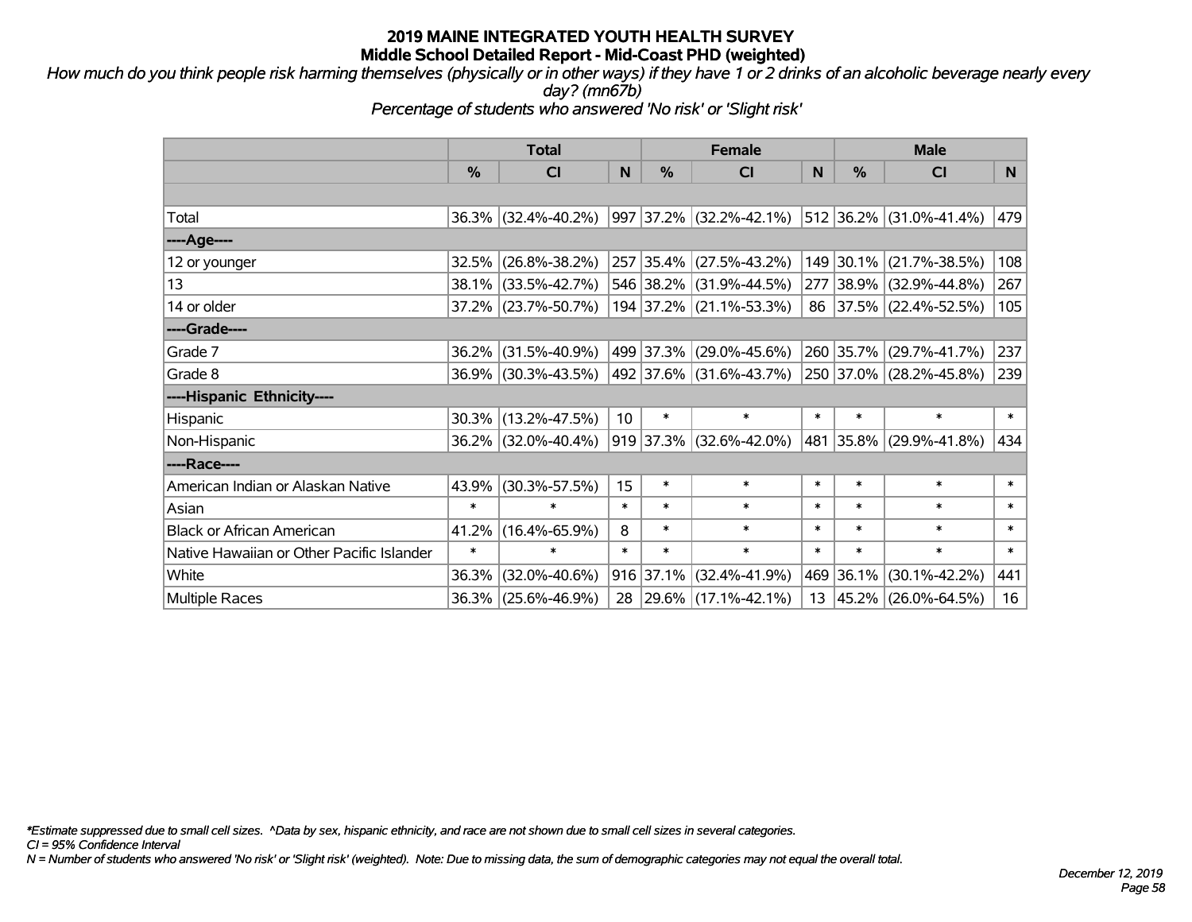# 2019 MAINE INTEGRATED YOUTH HEALTH SURVEY
## Middle School Detailed Report - Mid-Coast PHD (weighted)

*How much do you think people risk harming themselves (physically or in other ways) if they have 1 or 2 drinks of an alcoholic beverage nearly every day? (mn67b)*

*Percentage of students who answered 'No risk' or 'Slight risk'*

| | Total | | | Female | | | Male | | |
|---|---|---|---|---|---|---|---|---|---|
| | % | CI | N | % | CI | N | % | CI | N |
| | | | | | | | | | |
| Total | 36.3% | (32.4%-40.2%) | 997 | 37.2% | (32.2%-42.1%) | 512 | 36.2% | (31.0%-41.4%) | 479 |
| ----Age---- | | | | | | | | | |
| 12 or younger | 32.5% | (26.8%-38.2%) | 257 | 35.4% | (27.5%-43.2%) | 149 | 30.1% | (21.7%-38.5%) | 108 |
| 13 | 38.1% | (33.5%-42.7%) | 546 | 38.2% | (31.9%-44.5%) | 277 | 38.9% | (32.9%-44.8%) | 267 |
| 14 or older | 37.2% | (23.7%-50.7%) | 194 | 37.2% | (21.1%-53.3%) | 86 | 37.5% | (22.4%-52.5%) | 105 |
| ----Grade---- | | | | | | | | | |
| Grade 7 | 36.2% | (31.5%-40.9%) | 499 | 37.3% | (29.0%-45.6%) | 260 | 35.7% | (29.7%-41.7%) | 237 |
| Grade 8 | 36.9% | (30.3%-43.5%) | 492 | 37.6% | (31.6%-43.7%) | 250 | 37.0% | (28.2%-45.8%) | 239 |
| ----Hispanic Ethnicity---- | | | | | | | | | |
| Hispanic | 30.3% | (13.2%-47.5%) | 10 | * | * | * | * | * | * |
| Non-Hispanic | 36.2% | (32.0%-40.4%) | 919 | 37.3% | (32.6%-42.0%) | 481 | 35.8% | (29.9%-41.8%) | 434 |
| ----Race---- | | | | | | | | | |
| American Indian or Alaskan Native | 43.9% | (30.3%-57.5%) | 15 | * | * | * | * | * | * |
| Asian | * | * | * | * | * | * | * | * | * |
| Black or African American | 41.2% | (16.4%-65.9%) | 8 | * | * | * | * | * | * |
| Native Hawaiian or Other Pacific Islander | * | * | * | * | * | * | * | * | * |
| White | 36.3% | (32.0%-40.6%) | 916 | 37.1% | (32.4%-41.9%) | 469 | 36.1% | (30.1%-42.2%) | 441 |
| Multiple Races | 36.3% | (25.6%-46.9%) | 28 | 29.6% | (17.1%-42.1%) | 13 | 45.2% | (26.0%-64.5%) | 16 |

*\*Estimate suppressed due to small cell sizes. ^Data by sex, hispanic ethnicity, and race are not shown due to small cell sizes in several categories.*

*CI = 95% Confidence Interval*

*N = Number of students who answered 'No risk' or 'Slight risk' (weighted). Note: Due to missing data, the sum of demographic categories may not equal the overall total.*

*December 12, 2019*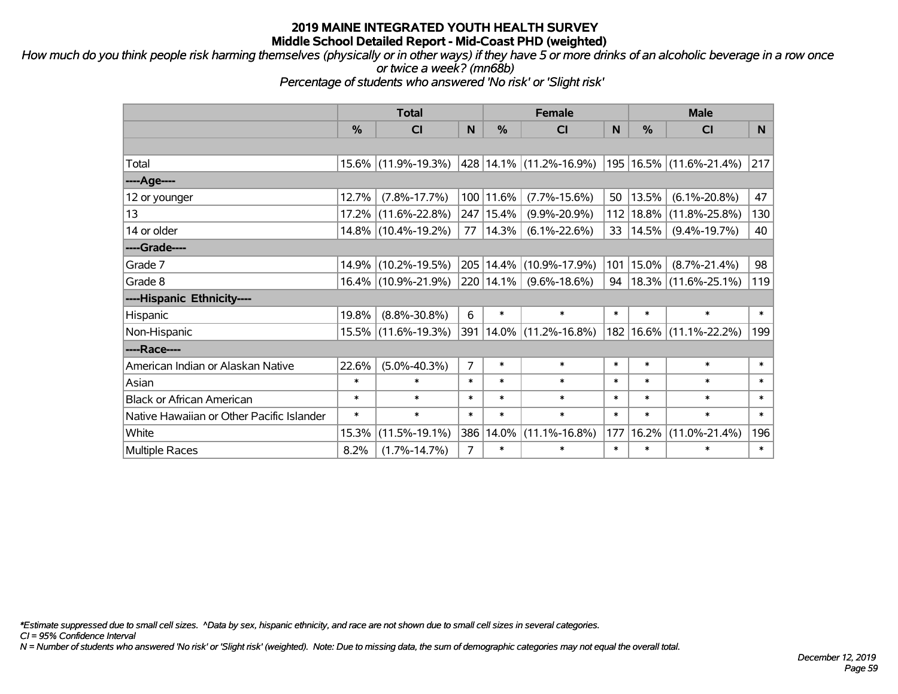# 2019 MAINE INTEGRATED YOUTH HEALTH SURVEY
## Middle School Detailed Report - Mid-Coast PHD (weighted)

*How much do you think people risk harming themselves (physically or in other ways) if they have 5 or more drinks of an alcoholic beverage in a row once or twice a week? (mn68b)*

*Percentage of students who answered 'No risk' or 'Slight risk'*

| | Total | | | Female | | | Male | | |
|---|---|---|---|---|---|---|---|---|---|
| | % | CI | N | % | CI | N | % | CI | N |
| Total | 15.6% | (11.9%-19.3%) | 428 | 14.1% | (11.2%-16.9%) | 195 | 16.5% | (11.6%-21.4%) | 217 |
| ----Age---- | | | | | | | | | |
| 12 or younger | 12.7% | (7.8%-17.7%) | 100 | 11.6% | (7.7%-15.6%) | 50 | 13.5% | (6.1%-20.8%) | 47 |
| 13 | 17.2% | (11.6%-22.8%) | 247 | 15.4% | (9.9%-20.9%) | 112 | 18.8% | (11.8%-25.8%) | 130 |
| 14 or older | 14.8% | (10.4%-19.2%) | 77 | 14.3% | (6.1%-22.6%) | 33 | 14.5% | (9.4%-19.7%) | 40 |
| ----Grade---- | | | | | | | | | |
| Grade 7 | 14.9% | (10.2%-19.5%) | 205 | 14.4% | (10.9%-17.9%) | 101 | 15.0% | (8.7%-21.4%) | 98 |
| Grade 8 | 16.4% | (10.9%-21.9%) | 220 | 14.1% | (9.6%-18.6%) | 94 | 18.3% | (11.6%-25.1%) | 119 |
| ----Hispanic Ethnicity---- | | | | | | | | | |
| Hispanic | 19.8% | (8.8%-30.8%) | 6 | * | * | * | * | * | * |
| Non-Hispanic | 15.5% | (11.6%-19.3%) | 391 | 14.0% | (11.2%-16.8%) | 182 | 16.6% | (11.1%-22.2%) | 199 |
| ----Race---- | | | | | | | | | |
| American Indian or Alaskan Native | 22.6% | (5.0%-40.3%) | 7 | * | * | * | * | * | * |
| Asian | * | * | * | * | * | * | * | * | * |
| Black or African American | * | * | * | * | * | * | * | * | * |
| Native Hawaiian or Other Pacific Islander | * | * | * | * | * | * | * | * | * |
| White | 15.3% | (11.5%-19.1%) | 386 | 14.0% | (11.1%-16.8%) | 177 | 16.2% | (11.0%-21.4%) | 196 |
| Multiple Races | 8.2% | (1.7%-14.7%) | 7 | * | * | * | * | * | * |

*\*Estimate suppressed due to small cell sizes. ^Data by sex, hispanic ethnicity, and race are not shown due to small cell sizes in several categories.*

*CI = 95% Confidence Interval*

*N = Number of students who answered 'No risk' or 'Slight risk' (weighted). Note: Due to missing data, the sum of demographic categories may not equal the overall total.*

*December 12, 2019*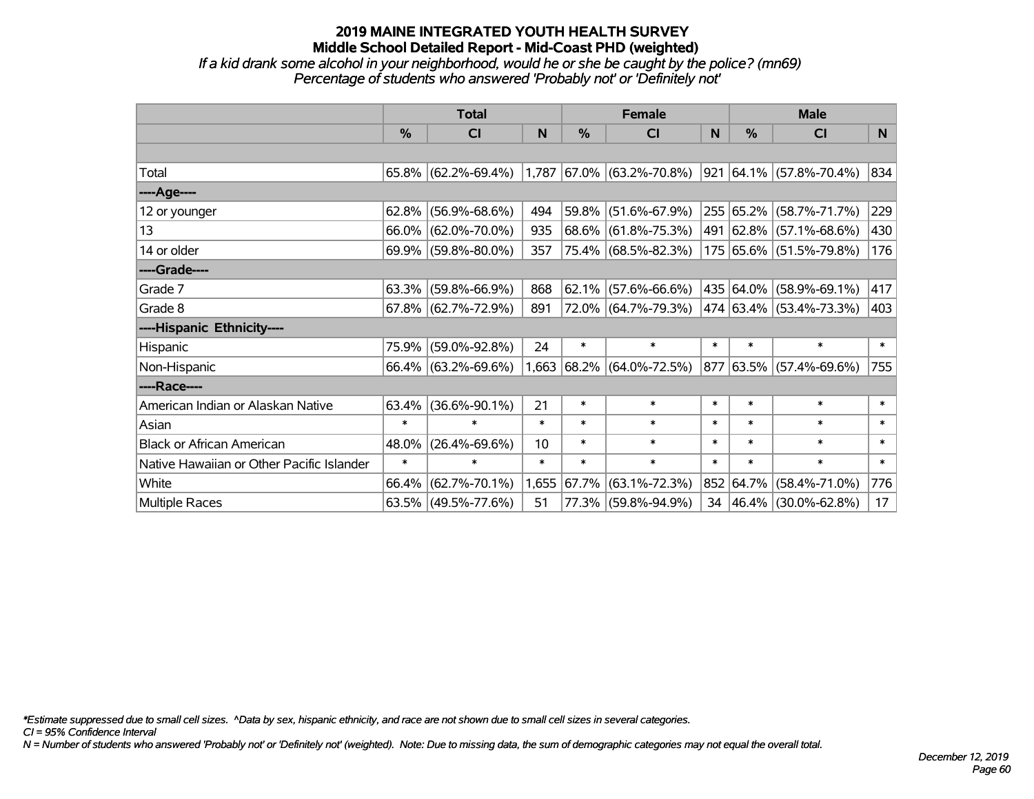# 2019 MAINE INTEGRATED YOUTH HEALTH SURVEY
## Middle School Detailed Report - Mid-Coast PHD (weighted)
*If a kid drank some alcohol in your neighborhood, would he or she be caught by the police? (mn69)*
*Percentage of students who answered 'Probably not' or 'Definitely not'*

| | Total | | | Female | | | Male | | |
|---|---|---|---|---|---|---|---|---|---|
| | % | CI | N | % | CI | N | % | CI | N |
| Total | 65.8% | (62.2%-69.4%) | 1,787 | 67.0% | (63.2%-70.8%) | 921 | 64.1% | (57.8%-70.4%) | 834 |
| ----Age---- | | | | | | | | | |
| 12 or younger | 62.8% | (56.9%-68.6%) | 494 | 59.8% | (51.6%-67.9%) | 255 | 65.2% | (58.7%-71.7%) | 229 |
| 13 | 66.0% | (62.0%-70.0%) | 935 | 68.6% | (61.8%-75.3%) | 491 | 62.8% | (57.1%-68.6%) | 430 |
| 14 or older | 69.9% | (59.8%-80.0%) | 357 | 75.4% | (68.5%-82.3%) | 175 | 65.6% | (51.5%-79.8%) | 176 |
| ----Grade---- | | | | | | | | | |
| Grade 7 | 63.3% | (59.8%-66.9%) | 868 | 62.1% | (57.6%-66.6%) | 435 | 64.0% | (58.9%-69.1%) | 417 |
| Grade 8 | 67.8% | (62.7%-72.9%) | 891 | 72.0% | (64.7%-79.3%) | 474 | 63.4% | (53.4%-73.3%) | 403 |
| ----Hispanic Ethnicity---- | | | | | | | | | |
| Hispanic | 75.9% | (59.0%-92.8%) | 24 | * | * | * | * | * | * |
| Non-Hispanic | 66.4% | (63.2%-69.6%) | 1,663 | 68.2% | (64.0%-72.5%) | 877 | 63.5% | (57.4%-69.6%) | 755 |
| ----Race---- | | | | | | | | | |
| American Indian or Alaskan Native | 63.4% | (36.6%-90.1%) | 21 | * | * | * | * | * | * |
| Asian | * | * | * | * | * | * | * | * | * |
| Black or African American | 48.0% | (26.4%-69.6%) | 10 | * | * | * | * | * | * |
| Native Hawaiian or Other Pacific Islander | * | * | * | * | * | * | * | * | * |
| White | 66.4% | (62.7%-70.1%) | 1,655 | 67.7% | (63.1%-72.3%) | 852 | 64.7% | (58.4%-71.0%) | 776 |
| Multiple Races | 63.5% | (49.5%-77.6%) | 51 | 77.3% | (59.8%-94.9%) | 34 | 46.4% | (30.0%-62.8%) | 17 |

*\*Estimate suppressed due to small cell sizes. ^Data by sex, hispanic ethnicity, and race are not shown due to small cell sizes in several categories.*
*CI = 95% Confidence Interval*
*N = Number of students who answered 'Probably not' or 'Definitely not' (weighted). Note: Due to missing data, the sum of demographic categories may not equal the overall total.*

*December 12, 2019*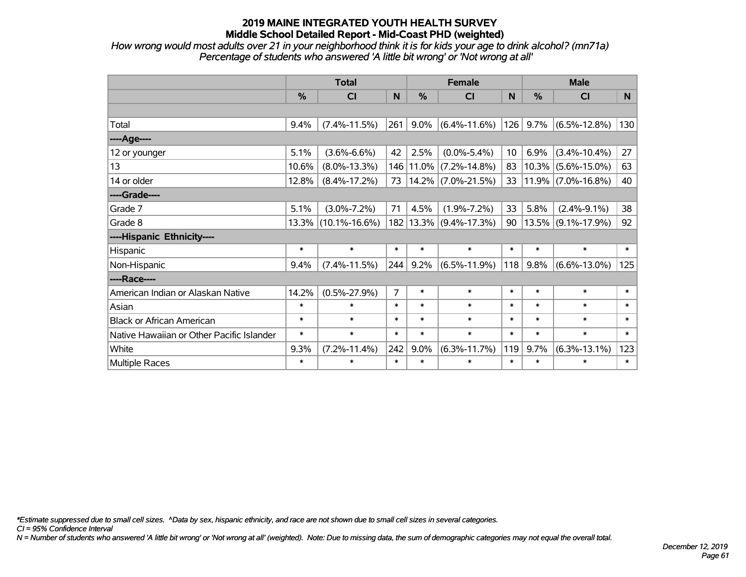# 2019 MAINE INTEGRATED YOUTH HEALTH SURVEY
## Middle School Detailed Report - Mid-Coast PHD (weighted)

*How wrong would most adults over 21 in your neighborhood think it is for kids your age to drink alcohol? (mn71a)*
*Percentage of students who answered 'A little bit wrong' or 'Not wrong at all'*

| | Total | | | Female | | | Male | | |
|---|---|---|---|---|---|---|---|---|---|
| | % | CI | N | % | CI | N | % | CI | N |
| | | | | | | | | | |
| Total | 9.4% | (7.4%-11.5%) | 261 | 9.0% | (6.4%-11.6%) | 126 | 9.7% | (6.5%-12.8%) | 130 |
| ----Age---- | | | | | | | | | |
| 12 or younger | 5.1% | (3.6%-6.6%) | 42 | 2.5% | (0.0%-5.4%) | 10 | 6.9% | (3.4%-10.4%) | 27 |
| 13 | 10.6% | (8.0%-13.3%) | 146 | 11.0% | (7.2%-14.8%) | 83 | 10.3% | (5.6%-15.0%) | 63 |
| 14 or older | 12.8% | (8.4%-17.2%) | 73 | 14.2% | (7.0%-21.5%) | 33 | 11.9% | (7.0%-16.8%) | 40 |
| ----Grade---- | | | | | | | | | |
| Grade 7 | 5.1% | (3.0%-7.2%) | 71 | 4.5% | (1.9%-7.2%) | 33 | 5.8% | (2.4%-9.1%) | 38 |
| Grade 8 | 13.3% | (10.1%-16.6%) | 182 | 13.3% | (9.4%-17.3%) | 90 | 13.5% | (9.1%-17.9%) | 92 |
| ----Hispanic Ethnicity---- | | | | | | | | | |
| Hispanic | * | * | * | * | * | * | * | * | * |
| Non-Hispanic | 9.4% | (7.4%-11.5%) | 244 | 9.2% | (6.5%-11.9%) | 118 | 9.8% | (6.6%-13.0%) | 125 |
| ----Race---- | | | | | | | | | |
| American Indian or Alaskan Native | 14.2% | (0.5%-27.9%) | 7 | * | * | * | * | * | * |
| Asian | * | * | * | * | * | * | * | * | * |
| Black or African American | * | * | * | * | * | * | * | * | * |
| Native Hawaiian or Other Pacific Islander | * | * | * | * | * | * | * | * | * |
| White | 9.3% | (7.2%-11.4%) | 242 | 9.0% | (6.3%-11.7%) | 119 | 9.7% | (6.3%-13.1%) | 123 |
| Multiple Races | * | * | * | * | * | * | * | * | * |

*\*Estimate suppressed due to small cell sizes. ^Data by sex, hispanic ethnicity, and race are not shown due to small cell sizes in several categories.*
*CI = 95% Confidence Interval*
*N = Number of students who answered 'A little bit wrong' or 'Not wrong at all' (weighted). Note: Due to missing data, the sum of demographic categories may not equal the overall total.*

*December 12, 2019*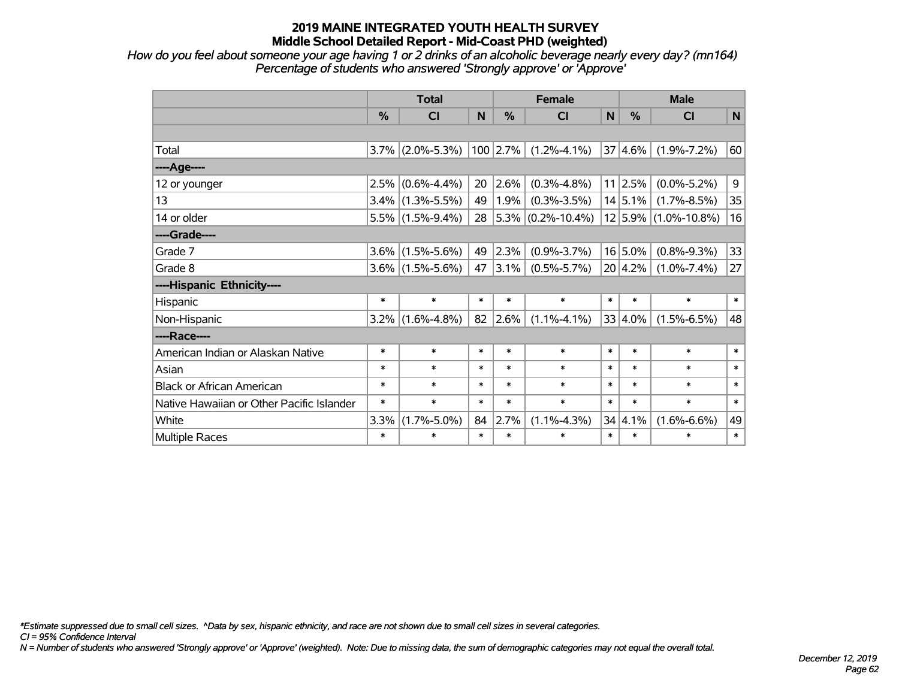# 2019 MAINE INTEGRATED YOUTH HEALTH SURVEY
## Middle School Detailed Report - Mid-Coast PHD (weighted)

*How do you feel about someone your age having 1 or 2 drinks of an alcoholic beverage nearly every day? (mn164)*
*Percentage of students who answered 'Strongly approve' or 'Approve'*

| | Total | | | Female | | | Male | | |
|---|---|---|---|---|---|---|---|---|---|
| | % | CI | N | % | CI | N | % | CI | N |
| | | | | | | | | | |
| Total | 3.7% | (2.0%-5.3%) | 100 | 2.7% | (1.2%-4.1%) | 37 | 4.6% | (1.9%-7.2%) | 60 |
| ----Age---- | | | | | | | | | |
| 12 or younger | 2.5% | (0.6%-4.4%) | 20 | 2.6% | (0.3%-4.8%) | 11 | 2.5% | (0.0%-5.2%) | 9 |
| 13 | 3.4% | (1.3%-5.5%) | 49 | 1.9% | (0.3%-3.5%) | 14 | 5.1% | (1.7%-8.5%) | 35 |
| 14 or older | 5.5% | (1.5%-9.4%) | 28 | 5.3% | (0.2%-10.4%) | 12 | 5.9% | (1.0%-10.8%) | 16 |
| ----Grade---- | | | | | | | | | |
| Grade 7 | 3.6% | (1.5%-5.6%) | 49 | 2.3% | (0.9%-3.7%) | 16 | 5.0% | (0.8%-9.3%) | 33 |
| Grade 8 | 3.6% | (1.5%-5.6%) | 47 | 3.1% | (0.5%-5.7%) | 20 | 4.2% | (1.0%-7.4%) | 27 |
| ----Hispanic Ethnicity---- | | | | | | | | | |
| Hispanic | * | * | * | * | * | * | * | * | * |
| Non-Hispanic | 3.2% | (1.6%-4.8%) | 82 | 2.6% | (1.1%-4.1%) | 33 | 4.0% | (1.5%-6.5%) | 48 |
| ----Race---- | | | | | | | | | |
| American Indian or Alaskan Native | * | * | * | * | * | * | * | * | * |
| Asian | * | * | * | * | * | * | * | * | * |
| Black or African American | * | * | * | * | * | * | * | * | * |
| Native Hawaiian or Other Pacific Islander | * | * | * | * | * | * | * | * | * |
| White | 3.3% | (1.7%-5.0%) | 84 | 2.7% | (1.1%-4.3%) | 34 | 4.1% | (1.6%-6.6%) | 49 |
| Multiple Races | * | * | * | * | * | * | * | * | * |

*\*Estimate suppressed due to small cell sizes. ^Data by sex, hispanic ethnicity, and race are not shown due to small cell sizes in several categories.*
*CI = 95% Confidence Interval*
*N = Number of students who answered 'Strongly approve' or 'Approve' (weighted). Note: Due to missing data, the sum of demographic categories may not equal the overall total.*

*December 12, 2019*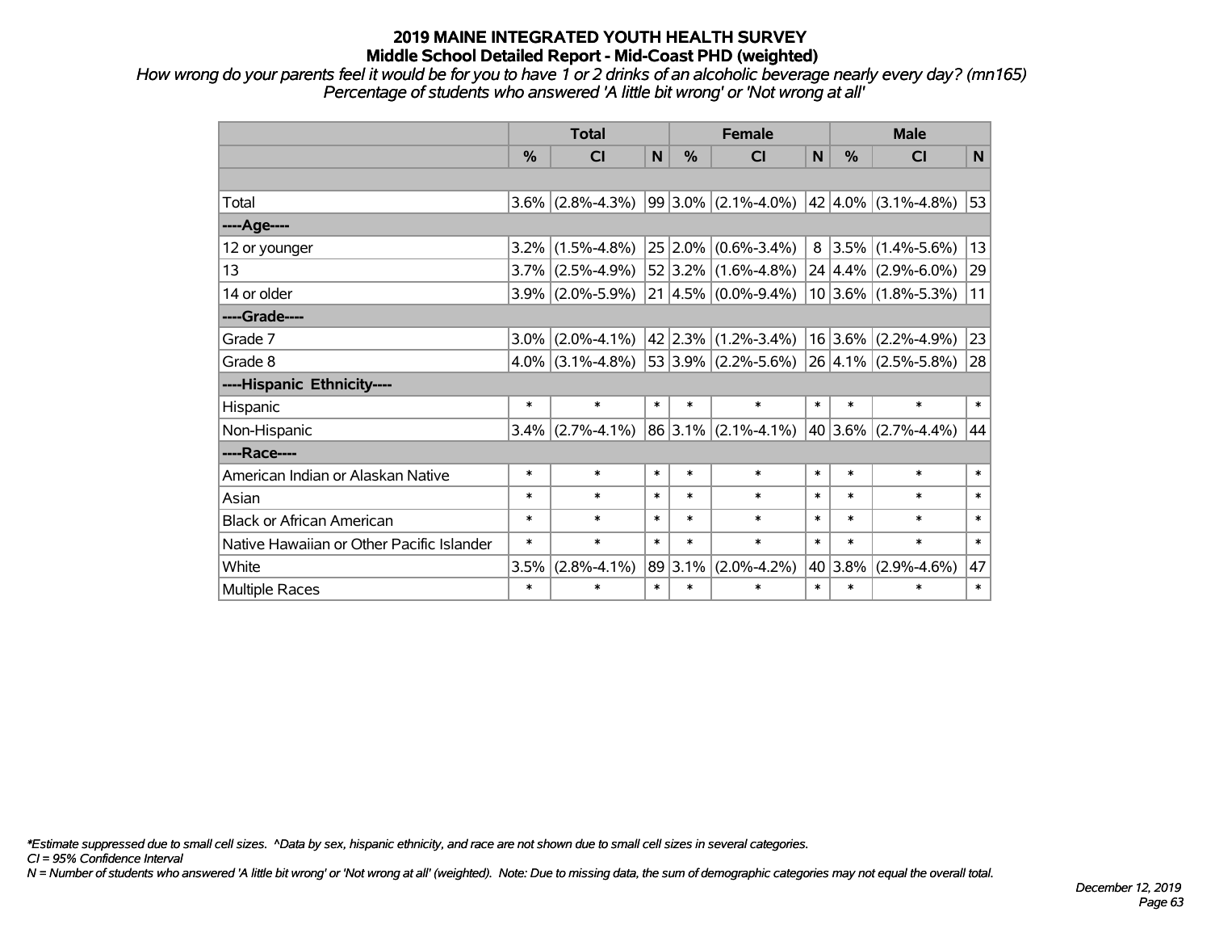# 2019 MAINE INTEGRATED YOUTH HEALTH SURVEY
## Middle School Detailed Report - Mid-Coast PHD (weighted)

*How wrong do your parents feel it would be for you to have 1 or 2 drinks of an alcoholic beverage nearly every day? (mn165)*
*Percentage of students who answered 'A little bit wrong' or 'Not wrong at all'*

| | Total | | | Female | | | Male | | |
|---|---|---|---|---|---|---|---|---|---|
| | % | CI | N | % | CI | N | % | CI | N |
| | | | | | | | | | |
| Total | 3.6% | (2.8%-4.3%) | 99 | 3.0% | (2.1%-4.0%) | 42 | 4.0% | (3.1%-4.8%) | 53 |
| ----Age---- | | | | | | | | | |
| 12 or younger | 3.2% | (1.5%-4.8%) | 25 | 2.0% | (0.6%-3.4%) | 8 | 3.5% | (1.4%-5.6%) | 13 |
| 13 | 3.7% | (2.5%-4.9%) | 52 | 3.2% | (1.6%-4.8%) | 24 | 4.4% | (2.9%-6.0%) | 29 |
| 14 or older | 3.9% | (2.0%-5.9%) | 21 | 4.5% | (0.0%-9.4%) | 10 | 3.6% | (1.8%-5.3%) | 11 |
| ----Grade---- | | | | | | | | | |
| Grade 7 | 3.0% | (2.0%-4.1%) | 42 | 2.3% | (1.2%-3.4%) | 16 | 3.6% | (2.2%-4.9%) | 23 |
| Grade 8 | 4.0% | (3.1%-4.8%) | 53 | 3.9% | (2.2%-5.6%) | 26 | 4.1% | (2.5%-5.8%) | 28 |
| ----Hispanic Ethnicity---- | | | | | | | | | |
| Hispanic | * | * | * | * | * | * | * | * | * |
| Non-Hispanic | 3.4% | (2.7%-4.1%) | 86 | 3.1% | (2.1%-4.1%) | 40 | 3.6% | (2.7%-4.4%) | 44 |
| ----Race---- | | | | | | | | | |
| American Indian or Alaskan Native | * | * | * | * | * | * | * | * | * |
| Asian | * | * | * | * | * | * | * | * | * |
| Black or African American | * | * | * | * | * | * | * | * | * |
| Native Hawaiian or Other Pacific Islander | * | * | * | * | * | * | * | * | * |
| White | 3.5% | (2.8%-4.1%) | 89 | 3.1% | (2.0%-4.2%) | 40 | 3.8% | (2.9%-4.6%) | 47 |
| Multiple Races | * | * | * | * | * | * | * | * | * |

*\*Estimate suppressed due to small cell sizes. ^Data by sex, hispanic ethnicity, and race are not shown due to small cell sizes in several categories.*
*CI = 95% Confidence Interval*
*N = Number of students who answered 'A little bit wrong' or 'Not wrong at all' (weighted). Note: Due to missing data, the sum of demographic categories may not equal the overall total.*

*December 12, 2019*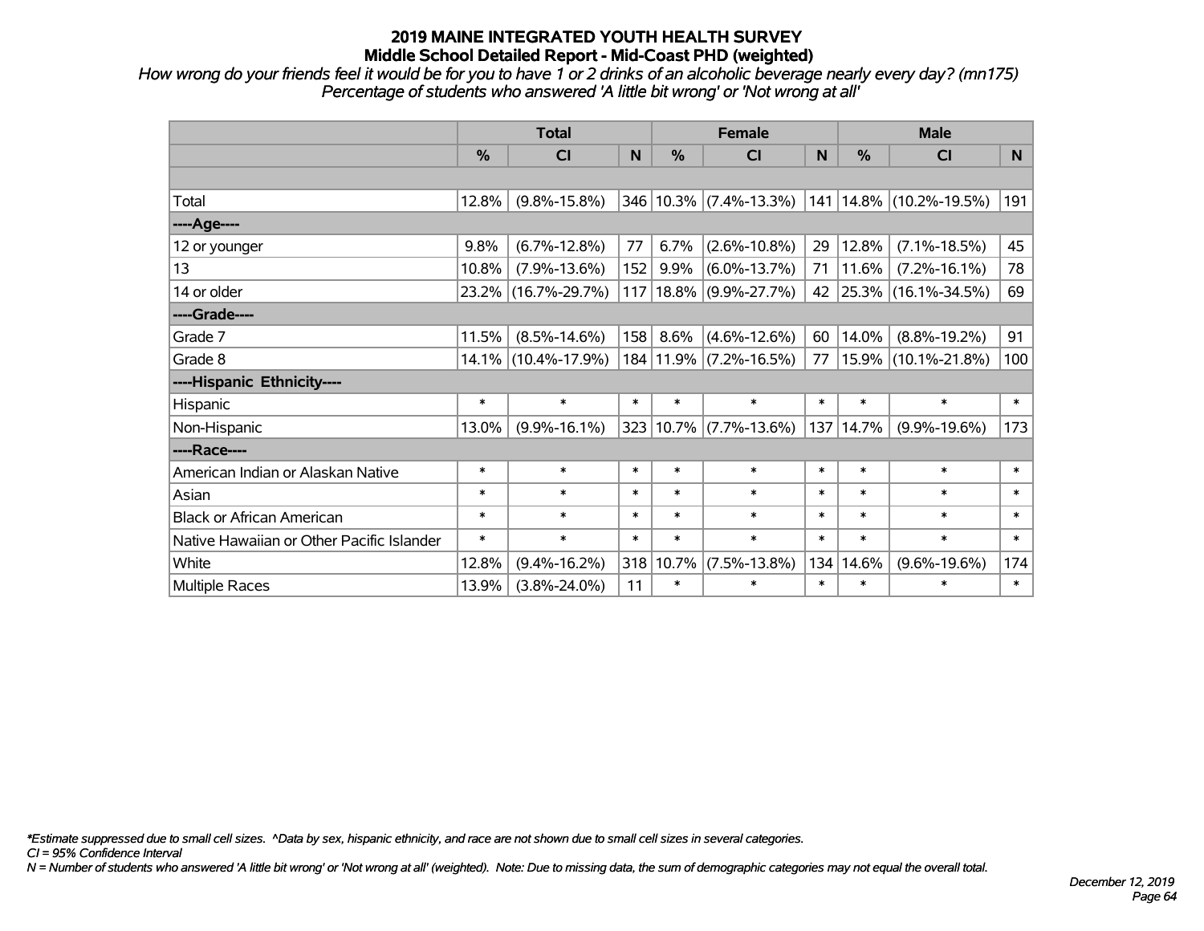# 2019 MAINE INTEGRATED YOUTH HEALTH SURVEY
## Middle School Detailed Report - Mid-Coast PHD (weighted)

*How wrong do your friends feel it would be for you to have 1 or 2 drinks of an alcoholic beverage nearly every day? (mn175)*
*Percentage of students who answered 'A little bit wrong' or 'Not wrong at all'*

| | Total | | | Female | | | Male | | |
|---|---|---|---|---|---|---|---|---|---|
| | % | CI | N | % | CI | N | % | CI | N |
| | | | | | | | | | |
| Total | 12.8% | (9.8%-15.8%) | 346 | 10.3% | (7.4%-13.3%) | 141 | 14.8% | (10.2%-19.5%) | 191 |
| ----Age---- | | | | | | | | | |
| 12 or younger | 9.8% | (6.7%-12.8%) | 77 | 6.7% | (2.6%-10.8%) | 29 | 12.8% | (7.1%-18.5%) | 45 |
| 13 | 10.8% | (7.9%-13.6%) | 152 | 9.9% | (6.0%-13.7%) | 71 | 11.6% | (7.2%-16.1%) | 78 |
| 14 or older | 23.2% | (16.7%-29.7%) | 117 | 18.8% | (9.9%-27.7%) | 42 | 25.3% | (16.1%-34.5%) | 69 |
| ----Grade---- | | | | | | | | | |
| Grade 7 | 11.5% | (8.5%-14.6%) | 158 | 8.6% | (4.6%-12.6%) | 60 | 14.0% | (8.8%-19.2%) | 91 |
| Grade 8 | 14.1% | (10.4%-17.9%) | 184 | 11.9% | (7.2%-16.5%) | 77 | 15.9% | (10.1%-21.8%) | 100 |
| ----Hispanic Ethnicity---- | | | | | | | | | |
| Hispanic | * | * | * | * | * | * | * | * | * |
| Non-Hispanic | 13.0% | (9.9%-16.1%) | 323 | 10.7% | (7.7%-13.6%) | 137 | 14.7% | (9.9%-19.6%) | 173 |
| ----Race---- | | | | | | | | | |
| American Indian or Alaskan Native | * | * | * | * | * | * | * | * | * |
| Asian | * | * | * | * | * | * | * | * | * |
| Black or African American | * | * | * | * | * | * | * | * | * |
| Native Hawaiian or Other Pacific Islander | * | * | * | * | * | * | * | * | * |
| White | 12.8% | (9.4%-16.2%) | 318 | 10.7% | (7.5%-13.8%) | 134 | 14.6% | (9.6%-19.6%) | 174 |
| Multiple Races | 13.9% | (3.8%-24.0%) | 11 | * | * | * | * | * | * |

*\*Estimate suppressed due to small cell sizes. ^Data by sex, hispanic ethnicity, and race are not shown due to small cell sizes in several categories.*
*CI = 95% Confidence Interval*
*N = Number of students who answered 'A little bit wrong' or 'Not wrong at all' (weighted). Note: Due to missing data, the sum of demographic categories may not equal the overall total.*

*December 12, 2019*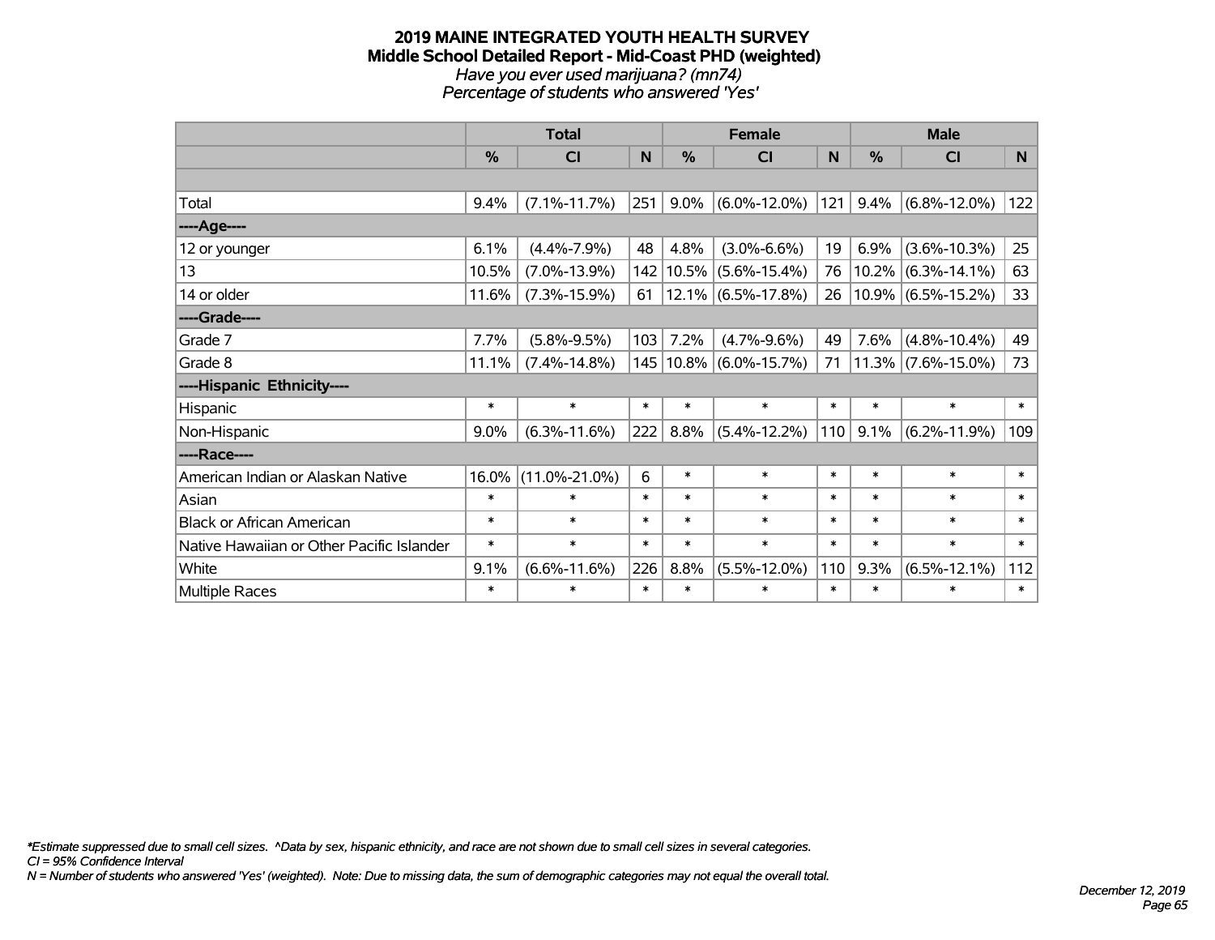# 2019 MAINE INTEGRATED YOUTH HEALTH SURVEY
## Middle School Detailed Report - Mid-Coast PHD (weighted)
*Have you ever used marijuana? (mn74)*
*Percentage of students who answered 'Yes'*

| | Total | | | Female | | | Male | | |
|---|---|---|---|---|---|---|---|---|---|
| | % | CI | N | % | CI | N | % | CI | N |
| | | | | | | | | | |
| Total | 9.4% | (7.1%-11.7%) | 251 | 9.0% | (6.0%-12.0%) | 121 | 9.4% | (6.8%-12.0%) | 122 |
| ----Age---- | | | | | | | | | |
| 12 or younger | 6.1% | (4.4%-7.9%) | 48 | 4.8% | (3.0%-6.6%) | 19 | 6.9% | (3.6%-10.3%) | 25 |
| 13 | 10.5% | (7.0%-13.9%) | 142 | 10.5% | (5.6%-15.4%) | 76 | 10.2% | (6.3%-14.1%) | 63 |
| 14 or older | 11.6% | (7.3%-15.9%) | 61 | 12.1% | (6.5%-17.8%) | 26 | 10.9% | (6.5%-15.2%) | 33 |
| ----Grade---- | | | | | | | | | |
| Grade 7 | 7.7% | (5.8%-9.5%) | 103 | 7.2% | (4.7%-9.6%) | 49 | 7.6% | (4.8%-10.4%) | 49 |
| Grade 8 | 11.1% | (7.4%-14.8%) | 145 | 10.8% | (6.0%-15.7%) | 71 | 11.3% | (7.6%-15.0%) | 73 |
| ----Hispanic Ethnicity---- | | | | | | | | | |
| Hispanic | * | * | * | * | * | * | * | * | * |
| Non-Hispanic | 9.0% | (6.3%-11.6%) | 222 | 8.8% | (5.4%-12.2%) | 110 | 9.1% | (6.2%-11.9%) | 109 |
| ----Race---- | | | | | | | | | |
| American Indian or Alaskan Native | 16.0% | (11.0%-21.0%) | 6 | * | * | * | * | * | * |
| Asian | * | * | * | * | * | * | * | * | * |
| Black or African American | * | * | * | * | * | * | * | * | * |
| Native Hawaiian or Other Pacific Islander | * | * | * | * | * | * | * | * | * |
| White | 9.1% | (6.6%-11.6%) | 226 | 8.8% | (5.5%-12.0%) | 110 | 9.3% | (6.5%-12.1%) | 112 |
| Multiple Races | * | * | * | * | * | * | * | * | * |

*\*Estimate suppressed due to small cell sizes. ^Data by sex, hispanic ethnicity, and race are not shown due to small cell sizes in several categories.*
*CI = 95% Confidence Interval*
*N = Number of students who answered 'Yes' (weighted). Note: Due to missing data, the sum of demographic categories may not equal the overall total.*

*December 12, 2019*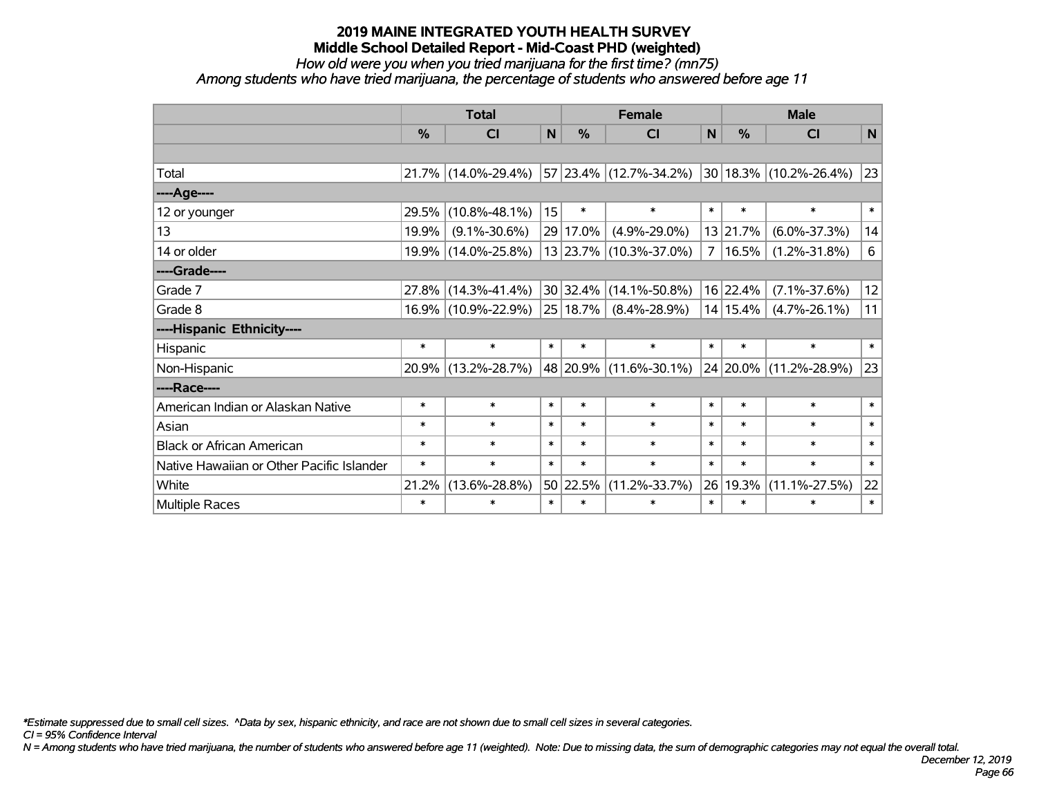# 2019 MAINE INTEGRATED YOUTH HEALTH SURVEY

## Middle School Detailed Report - Mid-Coast PHD (weighted)

*How old were you when you tried marijuana for the first time? (mn75)*

*Among students who have tried marijuana, the percentage of students who answered before age 11*

| | Total | | | Female | | | Male | | |
|---|---|---|---|---|---|---|---|---|---|
| | % | CI | N | % | CI | N | % | CI | N |
| | | | | | | | | | |
| Total | 21.7% | (14.0%-29.4%) | 57 | 23.4% | (12.7%-34.2%) | 30 | 18.3% | (10.2%-26.4%) | 23 |
| ----Age---- | | | | | | | | | |
| 12 or younger | 29.5% | (10.8%-48.1%) | 15 | * | * | * | * | * | * |
| 13 | 19.9% | (9.1%-30.6%) | 29 | 17.0% | (4.9%-29.0%) | 13 | 21.7% | (6.0%-37.3%) | 14 |
| 14 or older | 19.9% | (14.0%-25.8%) | 13 | 23.7% | (10.3%-37.0%) | 7 | 16.5% | (1.2%-31.8%) | 6 |
| ----Grade---- | | | | | | | | | |
| Grade 7 | 27.8% | (14.3%-41.4%) | 30 | 32.4% | (14.1%-50.8%) | 16 | 22.4% | (7.1%-37.6%) | 12 |
| Grade 8 | 16.9% | (10.9%-22.9%) | 25 | 18.7% | (8.4%-28.9%) | 14 | 15.4% | (4.7%-26.1%) | 11 |
| ----Hispanic Ethnicity---- | | | | | | | | | |
| Hispanic | * | * | * | * | * | * | * | * | * |
| Non-Hispanic | 20.9% | (13.2%-28.7%) | 48 | 20.9% | (11.6%-30.1%) | 24 | 20.0% | (11.2%-28.9%) | 23 |
| ----Race---- | | | | | | | | | |
| American Indian or Alaskan Native | * | * | * | * | * | * | * | * | * |
| Asian | * | * | * | * | * | * | * | * | * |
| Black or African American | * | * | * | * | * | * | * | * | * |
| Native Hawaiian or Other Pacific Islander | * | * | * | * | * | * | * | * | * |
| White | 21.2% | (13.6%-28.8%) | 50 | 22.5% | (11.2%-33.7%) | 26 | 19.3% | (11.1%-27.5%) | 22 |
| Multiple Races | * | * | * | * | * | * | * | * | * |

*\*Estimate suppressed due to small cell sizes. ^Data by sex, hispanic ethnicity, and race are not shown due to small cell sizes in several categories.*

*CI = 95% Confidence Interval*

*N = Among students who have tried marijuana, the number of students who answered before age 11 (weighted). Note: Due to missing data, the sum of demographic categories may not equal the overall total.*

*December 12, 2019*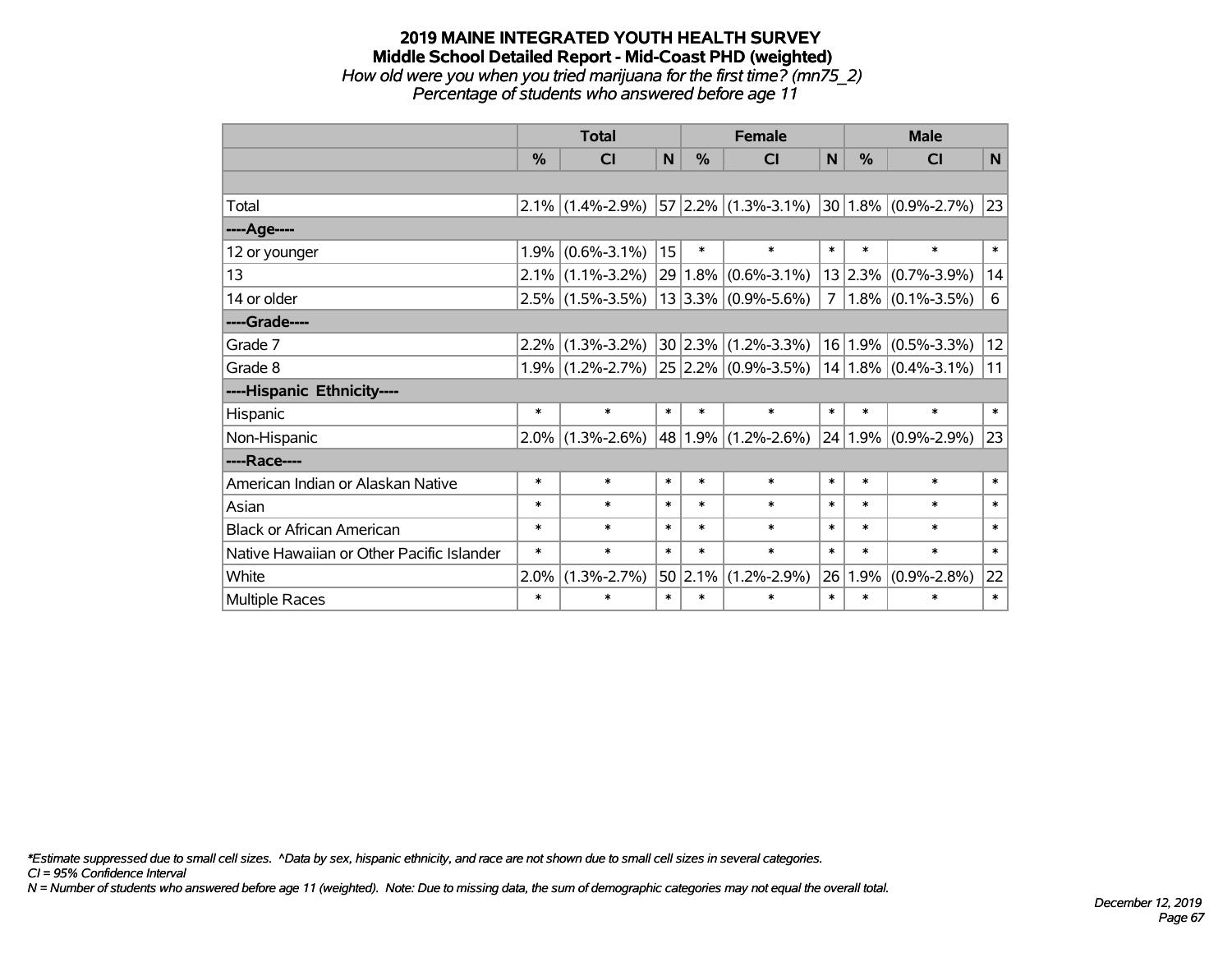# 2019 MAINE INTEGRATED YOUTH HEALTH SURVEY
## Middle School Detailed Report - Mid-Coast PHD (weighted)
*How old were you when you tried marijuana for the first time? (mn75_2)*
*Percentage of students who answered before age 11*

| | Total | | | Female | | | Male | | |
|---|---|---|---|---|---|---|---|---|---|
| | % | CI | N | % | CI | N | % | CI | N |
| | | | | | | | | | |
| Total | 2.1% | (1.4%-2.9%) | 57 | 2.2% | (1.3%-3.1%) | 30 | 1.8% | (0.9%-2.7%) | 23 |
| ----Age---- | | | | | | | | | |
| 12 or younger | 1.9% | (0.6%-3.1%) | 15 | * | * | * | * | * | * |
| 13 | 2.1% | (1.1%-3.2%) | 29 | 1.8% | (0.6%-3.1%) | 13 | 2.3% | (0.7%-3.9%) | 14 |
| 14 or older | 2.5% | (1.5%-3.5%) | 13 | 3.3% | (0.9%-5.6%) | 7 | 1.8% | (0.1%-3.5%) | 6 |
| ----Grade---- | | | | | | | | | |
| Grade 7 | 2.2% | (1.3%-3.2%) | 30 | 2.3% | (1.2%-3.3%) | 16 | 1.9% | (0.5%-3.3%) | 12 |
| Grade 8 | 1.9% | (1.2%-2.7%) | 25 | 2.2% | (0.9%-3.5%) | 14 | 1.8% | (0.4%-3.1%) | 11 |
| ----Hispanic Ethnicity---- | | | | | | | | | |
| Hispanic | * | * | * | * | * | * | * | * | * |
| Non-Hispanic | 2.0% | (1.3%-2.6%) | 48 | 1.9% | (1.2%-2.6%) | 24 | 1.9% | (0.9%-2.9%) | 23 |
| ----Race---- | | | | | | | | | |
| American Indian or Alaskan Native | * | * | * | * | * | * | * | * | * |
| Asian | * | * | * | * | * | * | * | * | * |
| Black or African American | * | * | * | * | * | * | * | * | * |
| Native Hawaiian or Other Pacific Islander | * | * | * | * | * | * | * | * | * |
| White | 2.0% | (1.3%-2.7%) | 50 | 2.1% | (1.2%-2.9%) | 26 | 1.9% | (0.9%-2.8%) | 22 |
| Multiple Races | * | * | * | * | * | * | * | * | * |

*\*Estimate suppressed due to small cell sizes. ^Data by sex, hispanic ethnicity, and race are not shown due to small cell sizes in several categories.*
*CI = 95% Confidence Interval*
*N = Number of students who answered before age 11 (weighted). Note: Due to missing data, the sum of demographic categories may not equal the overall total.*

*December 12, 2019*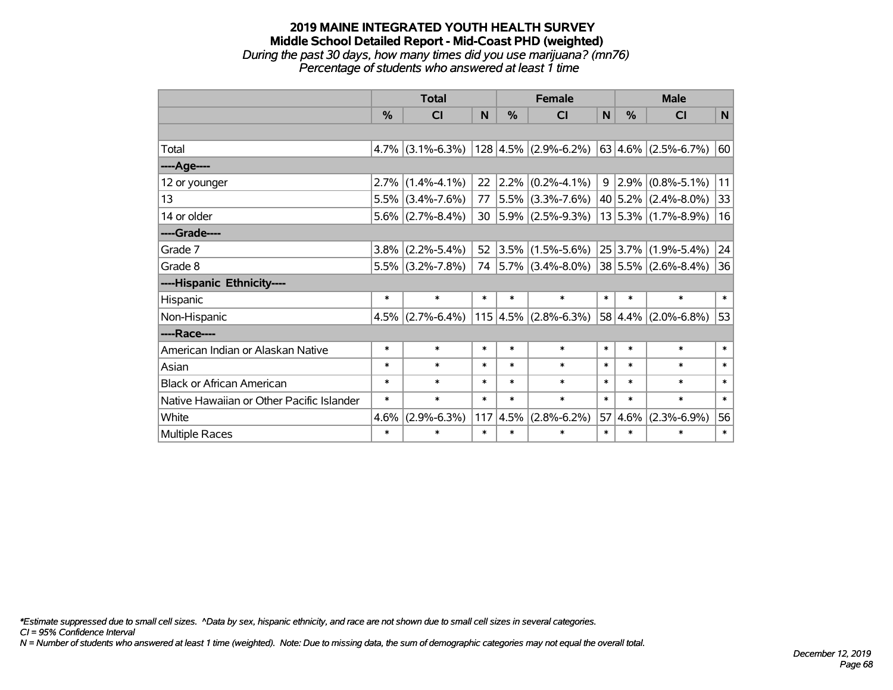# 2019 MAINE INTEGRATED YOUTH HEALTH SURVEY

## Middle School Detailed Report - Mid-Coast PHD (weighted)

*During the past 30 days, how many times did you use marijuana? (mn76)*

*Percentage of students who answered at least 1 time*

| | Total | | | Female | | | Male | | |
|---|---|---|---|---|---|---|---|---|---|
| | % | CI | N | % | CI | N | % | CI | N |
| | | | | | | | | | |
| Total | 4.7% | (3.1%-6.3%) | 128 | 4.5% | (2.9%-6.2%) | 63 | 4.6% | (2.5%-6.7%) | 60 |
| ----Age---- | | | | | | | | | |
| 12 or younger | 2.7% | (1.4%-4.1%) | 22 | 2.2% | (0.2%-4.1%) | 9 | 2.9% | (0.8%-5.1%) | 11 |
| 13 | 5.5% | (3.4%-7.6%) | 77 | 5.5% | (3.3%-7.6%) | 40 | 5.2% | (2.4%-8.0%) | 33 |
| 14 or older | 5.6% | (2.7%-8.4%) | 30 | 5.9% | (2.5%-9.3%) | 13 | 5.3% | (1.7%-8.9%) | 16 |
| ----Grade---- | | | | | | | | | |
| Grade 7 | 3.8% | (2.2%-5.4%) | 52 | 3.5% | (1.5%-5.6%) | 25 | 3.7% | (1.9%-5.4%) | 24 |
| Grade 8 | 5.5% | (3.2%-7.8%) | 74 | 5.7% | (3.4%-8.0%) | 38 | 5.5% | (2.6%-8.4%) | 36 |
| ----Hispanic Ethnicity---- | | | | | | | | | |
| Hispanic | * | * | * | * | * | * | * | * | * |
| Non-Hispanic | 4.5% | (2.7%-6.4%) | 115 | 4.5% | (2.8%-6.3%) | 58 | 4.4% | (2.0%-6.8%) | 53 |
| ----Race---- | | | | | | | | | |
| American Indian or Alaskan Native | * | * | * | * | * | * | * | * | * |
| Asian | * | * | * | * | * | * | * | * | * |
| Black or African American | * | * | * | * | * | * | * | * | * |
| Native Hawaiian or Other Pacific Islander | * | * | * | * | * | * | * | * | * |
| White | 4.6% | (2.9%-6.3%) | 117 | 4.5% | (2.8%-6.2%) | 57 | 4.6% | (2.3%-6.9%) | 56 |
| Multiple Races | * | * | * | * | * | * | * | * | * |

*\*Estimate suppressed due to small cell sizes. ^Data by sex, hispanic ethnicity, and race are not shown due to small cell sizes in several categories.*

*CI = 95% Confidence Interval*

*N = Number of students who answered at least 1 time (weighted). Note: Due to missing data, the sum of demographic categories may not equal the overall total.*

*December 12, 2019*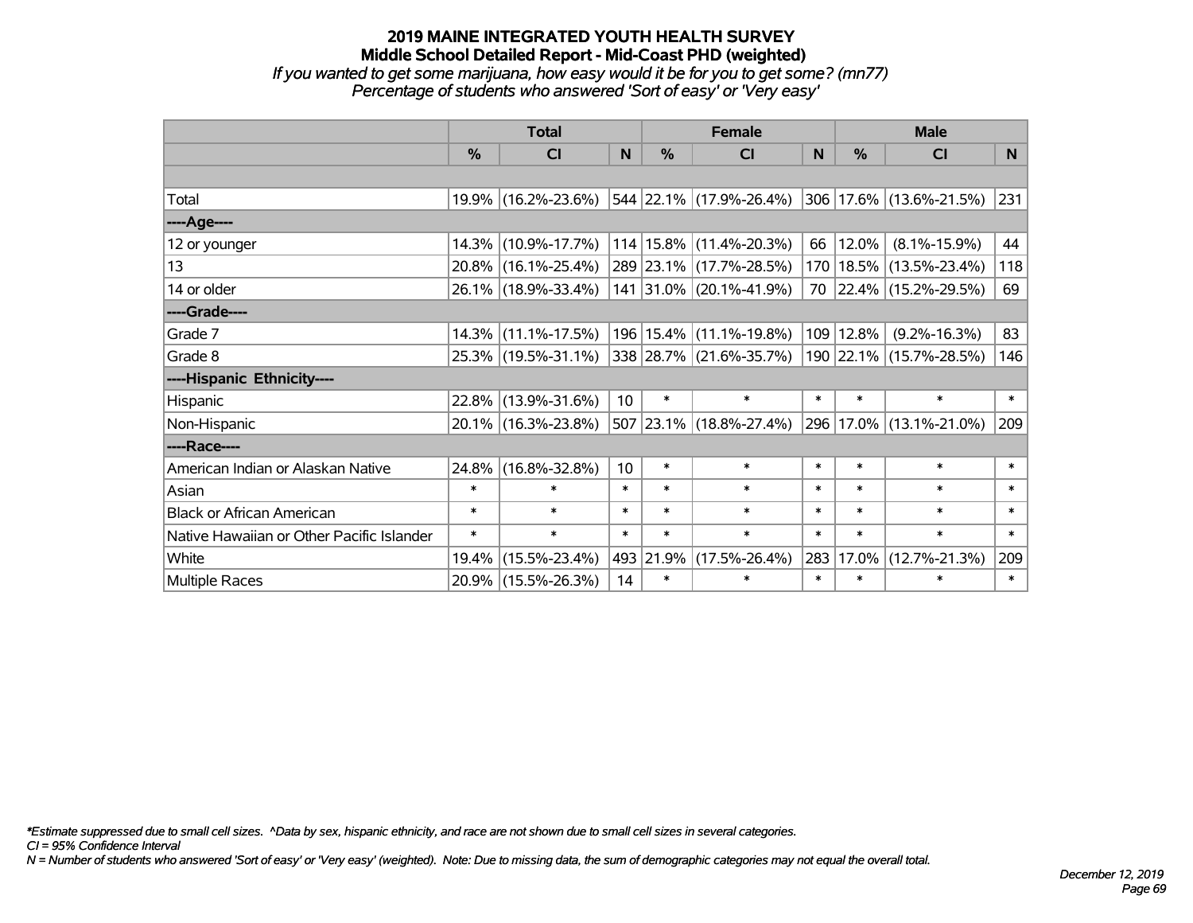# 2019 MAINE INTEGRATED YOUTH HEALTH SURVEY

## Middle School Detailed Report - Mid-Coast PHD (weighted)

*If you wanted to get some marijuana, how easy would it be for you to get some? (mn77)*

*Percentage of students who answered 'Sort of easy' or 'Very easy'*

| | Total | | | Female | | | Male | | |
|---|---|---|---|---|---|---|---|---|---|
| | % | CI | N | % | CI | N | % | CI | N |
| | | | | | | | | | |
| Total | 19.9% | (16.2%-23.6%) | 544 | 22.1% | (17.9%-26.4%) | 306 | 17.6% | (13.6%-21.5%) | 231 |
| ----Age---- | | | | | | | | | |
| 12 or younger | 14.3% | (10.9%-17.7%) | 114 | 15.8% | (11.4%-20.3%) | 66 | 12.0% | (8.1%-15.9%) | 44 |
| 13 | 20.8% | (16.1%-25.4%) | 289 | 23.1% | (17.7%-28.5%) | 170 | 18.5% | (13.5%-23.4%) | 118 |
| 14 or older | 26.1% | (18.9%-33.4%) | 141 | 31.0% | (20.1%-41.9%) | 70 | 22.4% | (15.2%-29.5%) | 69 |
| ----Grade---- | | | | | | | | | |
| Grade 7 | 14.3% | (11.1%-17.5%) | 196 | 15.4% | (11.1%-19.8%) | 109 | 12.8% | (9.2%-16.3%) | 83 |
| Grade 8 | 25.3% | (19.5%-31.1%) | 338 | 28.7% | (21.6%-35.7%) | 190 | 22.1% | (15.7%-28.5%) | 146 |
| ----Hispanic Ethnicity---- | | | | | | | | | |
| Hispanic | 22.8% | (13.9%-31.6%) | 10 | * | * | * | * | * | * |
| Non-Hispanic | 20.1% | (16.3%-23.8%) | 507 | 23.1% | (18.8%-27.4%) | 296 | 17.0% | (13.1%-21.0%) | 209 |
| ----Race---- | | | | | | | | | |
| American Indian or Alaskan Native | 24.8% | (16.8%-32.8%) | 10 | * | * | * | * | * | * |
| Asian | * | * | * | * | * | * | * | * | * |
| Black or African American | * | * | * | * | * | * | * | * | * |
| Native Hawaiian or Other Pacific Islander | * | * | * | * | * | * | * | * | * |
| White | 19.4% | (15.5%-23.4%) | 493 | 21.9% | (17.5%-26.4%) | 283 | 17.0% | (12.7%-21.3%) | 209 |
| Multiple Races | 20.9% | (15.5%-26.3%) | 14 | * | * | * | * | * | * |

*\*Estimate suppressed due to small cell sizes. ^Data by sex, hispanic ethnicity, and race are not shown due to small cell sizes in several categories.*

*CI = 95% Confidence Interval*

*N = Number of students who answered 'Sort of easy' or 'Very easy' (weighted). Note: Due to missing data, the sum of demographic categories may not equal the overall total.*

*December 12, 2019*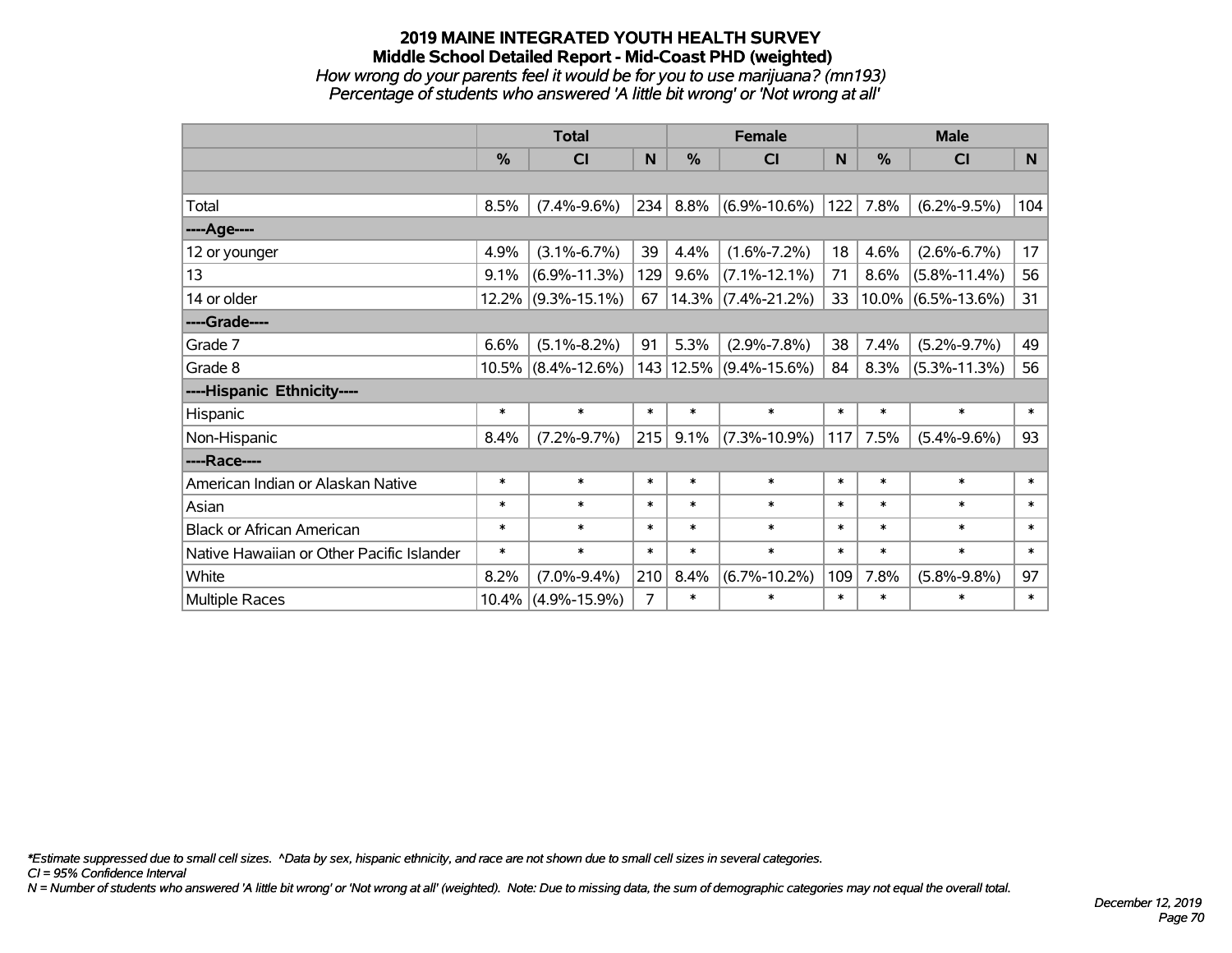# 2019 MAINE INTEGRATED YOUTH HEALTH SURVEY
## Middle School Detailed Report - Mid-Coast PHD (weighted)
*How wrong do your parents feel it would be for you to use marijuana? (mn193)*
*Percentage of students who answered 'A little bit wrong' or 'Not wrong at all'*

| | Total | | | Female | | | Male | | |
|---|---|---|---|---|---|---|---|---|---|
| | % | CI | N | % | CI | N | % | CI | N |
| | | | | | | | | | |
| Total | 8.5% | (7.4%-9.6%) | 234 | 8.8% | (6.9%-10.6%) | 122 | 7.8% | (6.2%-9.5%) | 104 |
| ----Age---- | | | | | | | | | |
| 12 or younger | 4.9% | (3.1%-6.7%) | 39 | 4.4% | (1.6%-7.2%) | 18 | 4.6% | (2.6%-6.7%) | 17 |
| 13 | 9.1% | (6.9%-11.3%) | 129 | 9.6% | (7.1%-12.1%) | 71 | 8.6% | (5.8%-11.4%) | 56 |
| 14 or older | 12.2% | (9.3%-15.1%) | 67 | 14.3% | (7.4%-21.2%) | 33 | 10.0% | (6.5%-13.6%) | 31 |
| ----Grade---- | | | | | | | | | |
| Grade 7 | 6.6% | (5.1%-8.2%) | 91 | 5.3% | (2.9%-7.8%) | 38 | 7.4% | (5.2%-9.7%) | 49 |
| Grade 8 | 10.5% | (8.4%-12.6%) | 143 | 12.5% | (9.4%-15.6%) | 84 | 8.3% | (5.3%-11.3%) | 56 |
| ----Hispanic Ethnicity---- | | | | | | | | | |
| Hispanic | * | * | * | * | * | * | * | * | * |
| Non-Hispanic | 8.4% | (7.2%-9.7%) | 215 | 9.1% | (7.3%-10.9%) | 117 | 7.5% | (5.4%-9.6%) | 93 |
| ----Race---- | | | | | | | | | |
| American Indian or Alaskan Native | * | * | * | * | * | * | * | * | * |
| Asian | * | * | * | * | * | * | * | * | * |
| Black or African American | * | * | * | * | * | * | * | * | * |
| Native Hawaiian or Other Pacific Islander | * | * | * | * | * | * | * | * | * |
| White | 8.2% | (7.0%-9.4%) | 210 | 8.4% | (6.7%-10.2%) | 109 | 7.8% | (5.8%-9.8%) | 97 |
| Multiple Races | 10.4% | (4.9%-15.9%) | 7 | * | * | * | * | * | * |

*\*Estimate suppressed due to small cell sizes. ^Data by sex, hispanic ethnicity, and race are not shown due to small cell sizes in several categories.*
*CI = 95% Confidence Interval*
*N = Number of students who answered 'A little bit wrong' or 'Not wrong at all' (weighted). Note: Due to missing data, the sum of demographic categories may not equal the overall total.*

*December 12, 2019*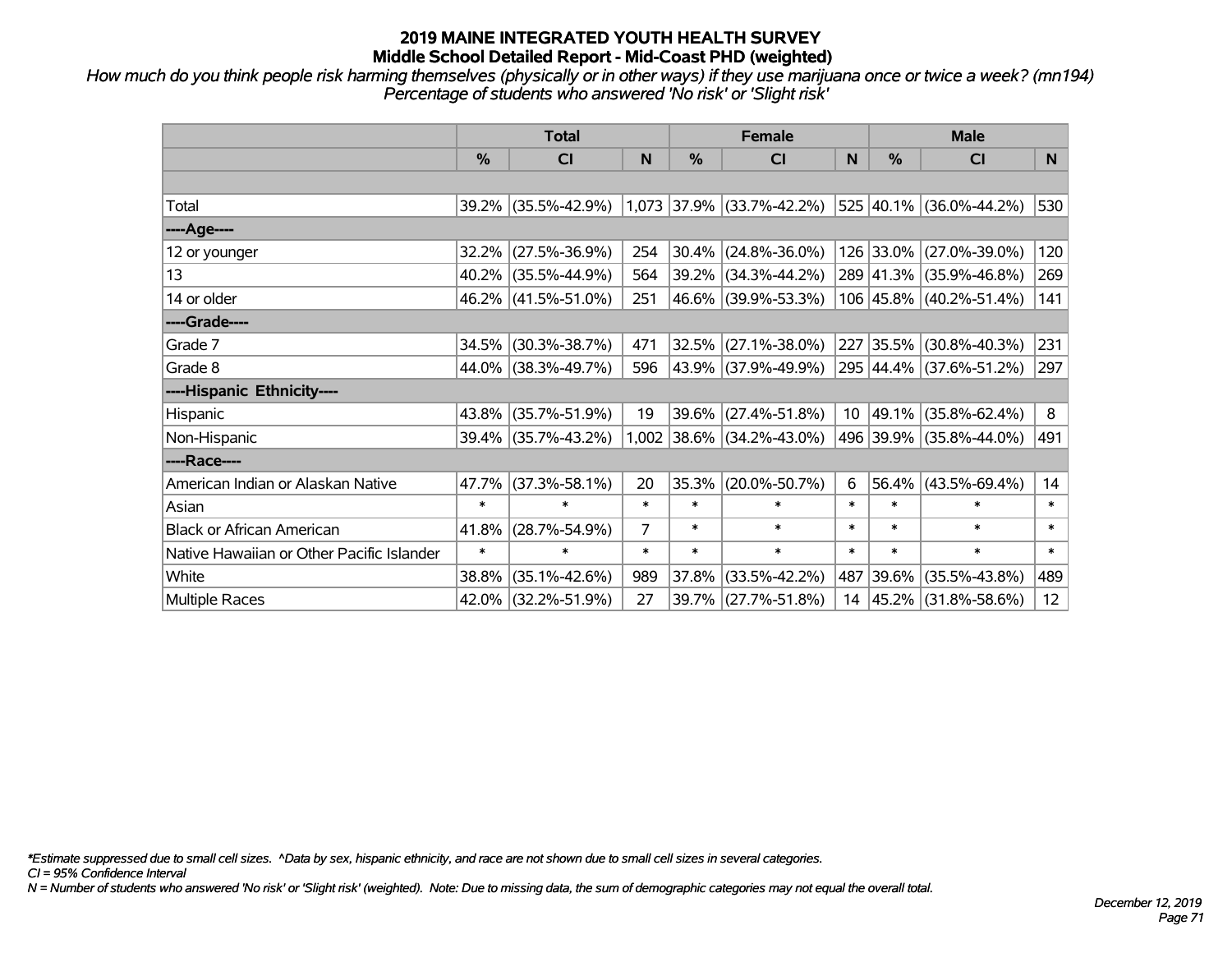# 2019 MAINE INTEGRATED YOUTH HEALTH SURVEY
## Middle School Detailed Report - Mid-Coast PHD (weighted)

*How much do you think people risk harming themselves (physically or in other ways) if they use marijuana once or twice a week? (mn194)*
*Percentage of students who answered 'No risk' or 'Slight risk'*

| | Total | | | Female | | | Male | | |
|---|---|---|---|---|---|---|---|---|---|
| | % | CI | N | % | CI | N | % | CI | N |
| | | | | | | | | | |
| Total | 39.2% | (35.5%-42.9%) | 1,073 | 37.9% | (33.7%-42.2%) | 525 | 40.1% | (36.0%-44.2%) | 530 |
| ----Age---- | | | | | | | | | |
| 12 or younger | 32.2% | (27.5%-36.9%) | 254 | 30.4% | (24.8%-36.0%) | 126 | 33.0% | (27.0%-39.0%) | 120 |
| 13 | 40.2% | (35.5%-44.9%) | 564 | 39.2% | (34.3%-44.2%) | 289 | 41.3% | (35.9%-46.8%) | 269 |
| 14 or older | 46.2% | (41.5%-51.0%) | 251 | 46.6% | (39.9%-53.3%) | 106 | 45.8% | (40.2%-51.4%) | 141 |
| ----Grade---- | | | | | | | | | |
| Grade 7 | 34.5% | (30.3%-38.7%) | 471 | 32.5% | (27.1%-38.0%) | 227 | 35.5% | (30.8%-40.3%) | 231 |
| Grade 8 | 44.0% | (38.3%-49.7%) | 596 | 43.9% | (37.9%-49.9%) | 295 | 44.4% | (37.6%-51.2%) | 297 |
| ----Hispanic Ethnicity---- | | | | | | | | | |
| Hispanic | 43.8% | (35.7%-51.9%) | 19 | 39.6% | (27.4%-51.8%) | 10 | 49.1% | (35.8%-62.4%) | 8 |
| Non-Hispanic | 39.4% | (35.7%-43.2%) | 1,002 | 38.6% | (34.2%-43.0%) | 496 | 39.9% | (35.8%-44.0%) | 491 |
| ----Race---- | | | | | | | | | |
| American Indian or Alaskan Native | 47.7% | (37.3%-58.1%) | 20 | 35.3% | (20.0%-50.7%) | 6 | 56.4% | (43.5%-69.4%) | 14 |
| Asian | * | * | * | * | * | * | * | * | * |
| Black or African American | 41.8% | (28.7%-54.9%) | 7 | * | * | * | * | * | * |
| Native Hawaiian or Other Pacific Islander | * | * | * | * | * | * | * | * | * |
| White | 38.8% | (35.1%-42.6%) | 989 | 37.8% | (33.5%-42.2%) | 487 | 39.6% | (35.5%-43.8%) | 489 |
| Multiple Races | 42.0% | (32.2%-51.9%) | 27 | 39.7% | (27.7%-51.8%) | 14 | 45.2% | (31.8%-58.6%) | 12 |

*\*Estimate suppressed due to small cell sizes. ^Data by sex, hispanic ethnicity, and race are not shown due to small cell sizes in several categories.*
*CI = 95% Confidence Interval*
*N = Number of students who answered 'No risk' or 'Slight risk' (weighted). Note: Due to missing data, the sum of demographic categories may not equal the overall total.*

*December 12, 2019*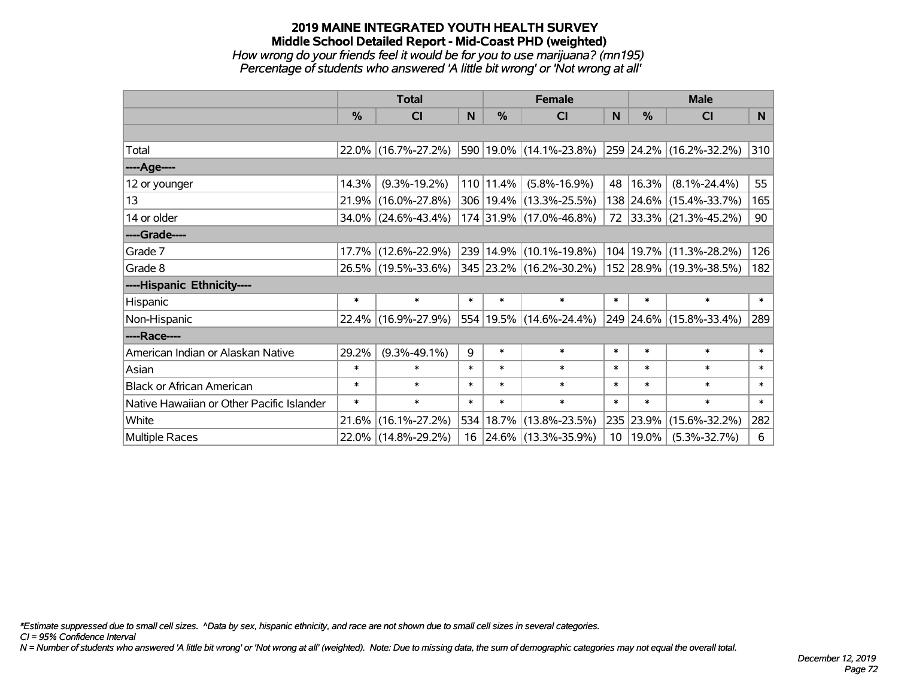# 2019 MAINE INTEGRATED YOUTH HEALTH SURVEY

## Middle School Detailed Report - Mid-Coast PHD (weighted)

*How wrong do your friends feel it would be for you to use marijuana? (mn195)*

*Percentage of students who answered 'A little bit wrong' or 'Not wrong at all'*

| | Total | | | Female | | | Male | | |
|---|---|---|---|---|---|---|---|---|---|
| | % | CI | N | % | CI | N | % | CI | N |
| Total | 22.0% | (16.7%-27.2%) | 590 | 19.0% | (14.1%-23.8%) | 259 | 24.2% | (16.2%-32.2%) | 310 |
| ----Age---- | | | | | | | | | |
| 12 or younger | 14.3% | (9.3%-19.2%) | 110 | 11.4% | (5.8%-16.9%) | 48 | 16.3% | (8.1%-24.4%) | 55 |
| 13 | 21.9% | (16.0%-27.8%) | 306 | 19.4% | (13.3%-25.5%) | 138 | 24.6% | (15.4%-33.7%) | 165 |
| 14 or older | 34.0% | (24.6%-43.4%) | 174 | 31.9% | (17.0%-46.8%) | 72 | 33.3% | (21.3%-45.2%) | 90 |
| ----Grade---- | | | | | | | | | |
| Grade 7 | 17.7% | (12.6%-22.9%) | 239 | 14.9% | (10.1%-19.8%) | 104 | 19.7% | (11.3%-28.2%) | 126 |
| Grade 8 | 26.5% | (19.5%-33.6%) | 345 | 23.2% | (16.2%-30.2%) | 152 | 28.9% | (19.3%-38.5%) | 182 |
| ----Hispanic Ethnicity---- | | | | | | | | | |
| Hispanic | * | * | * | * | * | * | * | * | * |
| Non-Hispanic | 22.4% | (16.9%-27.9%) | 554 | 19.5% | (14.6%-24.4%) | 249 | 24.6% | (15.8%-33.4%) | 289 |
| ----Race---- | | | | | | | | | |
| American Indian or Alaskan Native | 29.2% | (9.3%-49.1%) | 9 | * | * | * | * | * | * |
| Asian | * | * | * | * | * | * | * | * | * |
| Black or African American | * | * | * | * | * | * | * | * | * |
| Native Hawaiian or Other Pacific Islander | * | * | * | * | * | * | * | * | * |
| White | 21.6% | (16.1%-27.2%) | 534 | 18.7% | (13.8%-23.5%) | 235 | 23.9% | (15.6%-32.2%) | 282 |
| Multiple Races | 22.0% | (14.8%-29.2%) | 16 | 24.6% | (13.3%-35.9%) | 10 | 19.0% | (5.3%-32.7%) | 6 |

*\*Estimate suppressed due to small cell sizes. ^Data by sex, hispanic ethnicity, and race are not shown due to small cell sizes in several categories.*

*CI = 95% Confidence Interval*

*N = Number of students who answered 'A little bit wrong' or 'Not wrong at all' (weighted). Note: Due to missing data, the sum of demographic categories may not equal the overall total.*

*December 12, 2019*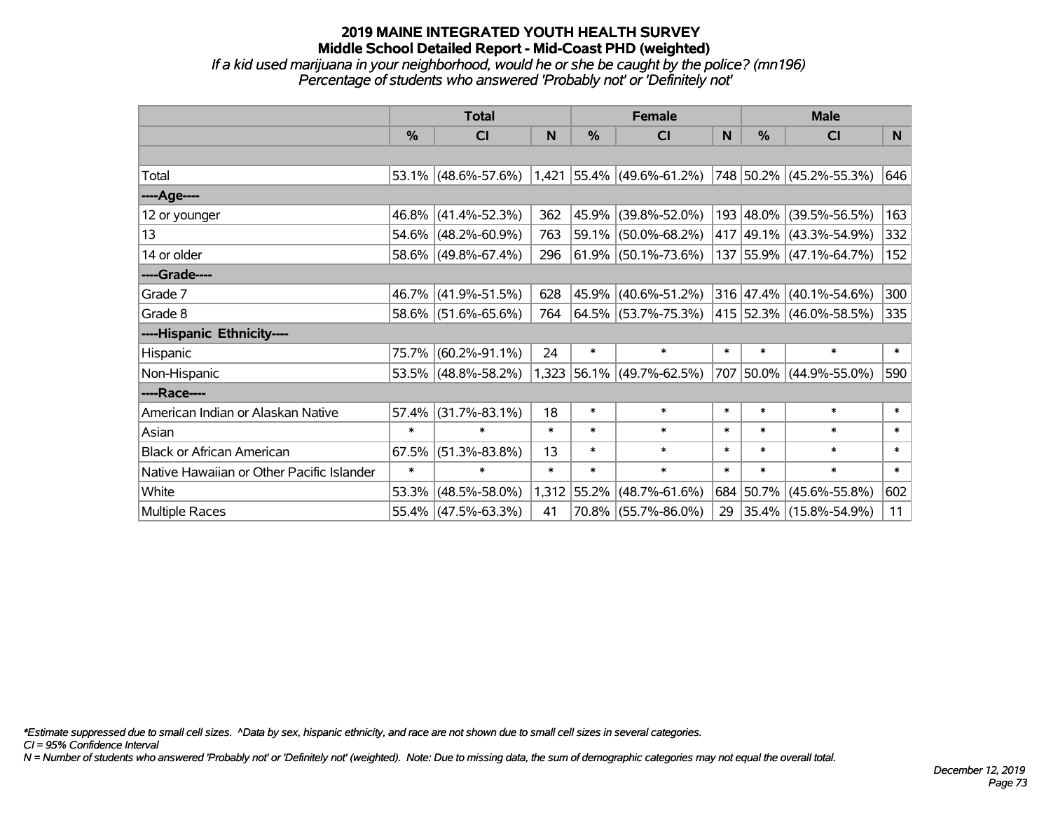# 2019 MAINE INTEGRATED YOUTH HEALTH SURVEY
## Middle School Detailed Report - Mid-Coast PHD (weighted)
*If a kid used marijuana in your neighborhood, would he or she be caught by the police? (mn196)*
*Percentage of students who answered 'Probably not' or 'Definitely not'*

| | Total | | | Female | | | Male | | |
|---|---|---|---|---|---|---|---|---|---|
| | % | CI | N | % | CI | N | % | CI | N |
| Total | 53.1% | (48.6%-57.6%) | 1,421 | 55.4% | (49.6%-61.2%) | 748 | 50.2% | (45.2%-55.3%) | 646 |
| ----Age---- | | | | | | | | | |
| 12 or younger | 46.8% | (41.4%-52.3%) | 362 | 45.9% | (39.8%-52.0%) | 193 | 48.0% | (39.5%-56.5%) | 163 |
| 13 | 54.6% | (48.2%-60.9%) | 763 | 59.1% | (50.0%-68.2%) | 417 | 49.1% | (43.3%-54.9%) | 332 |
| 14 or older | 58.6% | (49.8%-67.4%) | 296 | 61.9% | (50.1%-73.6%) | 137 | 55.9% | (47.1%-64.7%) | 152 |
| ----Grade---- | | | | | | | | | |
| Grade 7 | 46.7% | (41.9%-51.5%) | 628 | 45.9% | (40.6%-51.2%) | 316 | 47.4% | (40.1%-54.6%) | 300 |
| Grade 8 | 58.6% | (51.6%-65.6%) | 764 | 64.5% | (53.7%-75.3%) | 415 | 52.3% | (46.0%-58.5%) | 335 |
| ----Hispanic Ethnicity---- | | | | | | | | | |
| Hispanic | 75.7% | (60.2%-91.1%) | 24 | * | * | * | * | * | * |
| Non-Hispanic | 53.5% | (48.8%-58.2%) | 1,323 | 56.1% | (49.7%-62.5%) | 707 | 50.0% | (44.9%-55.0%) | 590 |
| ----Race---- | | | | | | | | | |
| American Indian or Alaskan Native | 57.4% | (31.7%-83.1%) | 18 | * | * | * | * | * | * |
| Asian | * | * | * | * | * | * | * | * | * |
| Black or African American | 67.5% | (51.3%-83.8%) | 13 | * | * | * | * | * | * |
| Native Hawaiian or Other Pacific Islander | * | * | * | * | * | * | * | * | * |
| White | 53.3% | (48.5%-58.0%) | 1,312 | 55.2% | (48.7%-61.6%) | 684 | 50.7% | (45.6%-55.8%) | 602 |
| Multiple Races | 55.4% | (47.5%-63.3%) | 41 | 70.8% | (55.7%-86.0%) | 29 | 35.4% | (15.8%-54.9%) | 11 |

*Estimate suppressed due to small cell sizes. ^Data by sex, hispanic ethnicity, and race are not shown due to small cell sizes in several categories.

*CI = 95% Confidence Interval*

*N = Number of students who answered 'Probably not' or 'Definitely not' (weighted). Note: Due to missing data, the sum of demographic categories may not equal the overall total.*

*December 12, 2019*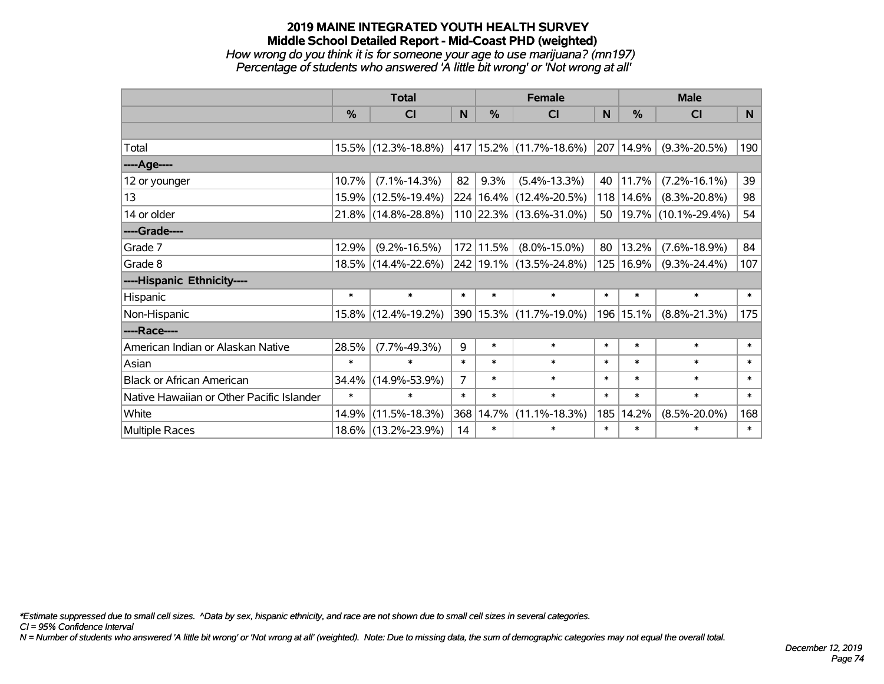# 2019 MAINE INTEGRATED YOUTH HEALTH SURVEY
## Middle School Detailed Report - Mid-Coast PHD (weighted)
*How wrong do you think it is for someone your age to use marijuana? (mn197)*
*Percentage of students who answered 'A little bit wrong' or 'Not wrong at all'*

| | Total | | | Female | | | Male | | |
|---|---|---|---|---|---|---|---|---|---|
| | % | CI | N | % | CI | N | % | CI | N |
| Total | 15.5% | (12.3%-18.8%) | 417 | 15.2% | (11.7%-18.6%) | 207 | 14.9% | (9.3%-20.5%) | 190 |
| ----Age---- | | | | | | | | | |
| 12 or younger | 10.7% | (7.1%-14.3%) | 82 | 9.3% | (5.4%-13.3%) | 40 | 11.7% | (7.2%-16.1%) | 39 |
| 13 | 15.9% | (12.5%-19.4%) | 224 | 16.4% | (12.4%-20.5%) | 118 | 14.6% | (8.3%-20.8%) | 98 |
| 14 or older | 21.8% | (14.8%-28.8%) | 110 | 22.3% | (13.6%-31.0%) | 50 | 19.7% | (10.1%-29.4%) | 54 |
| ----Grade---- | | | | | | | | | |
| Grade 7 | 12.9% | (9.2%-16.5%) | 172 | 11.5% | (8.0%-15.0%) | 80 | 13.2% | (7.6%-18.9%) | 84 |
| Grade 8 | 18.5% | (14.4%-22.6%) | 242 | 19.1% | (13.5%-24.8%) | 125 | 16.9% | (9.3%-24.4%) | 107 |
| ----Hispanic Ethnicity---- | | | | | | | | | |
| Hispanic | * | * | * | * | * | * | * | * | * |
| Non-Hispanic | 15.8% | (12.4%-19.2%) | 390 | 15.3% | (11.7%-19.0%) | 196 | 15.1% | (8.8%-21.3%) | 175 |
| ----Race---- | | | | | | | | | |
| American Indian or Alaskan Native | 28.5% | (7.7%-49.3%) | 9 | * | * | * | * | * | * |
| Asian | * | * | * | * | * | * | * | * | * |
| Black or African American | 34.4% | (14.9%-53.9%) | 7 | * | * | * | * | * | * |
| Native Hawaiian or Other Pacific Islander | * | * | * | * | * | * | * | * | * |
| White | 14.9% | (11.5%-18.3%) | 368 | 14.7% | (11.1%-18.3%) | 185 | 14.2% | (8.5%-20.0%) | 168 |
| Multiple Races | 18.6% | (13.2%-23.9%) | 14 | * | * | * | * | * | * |

*\*Estimate suppressed due to small cell sizes. ^Data by sex, hispanic ethnicity, and race are not shown due to small cell sizes in several categories.*
*CI = 95% Confidence Interval*
*N = Number of students who answered 'A little bit wrong' or 'Not wrong at all' (weighted). Note: Due to missing data, the sum of demographic categories may not equal the overall total.*

*December 12, 2019*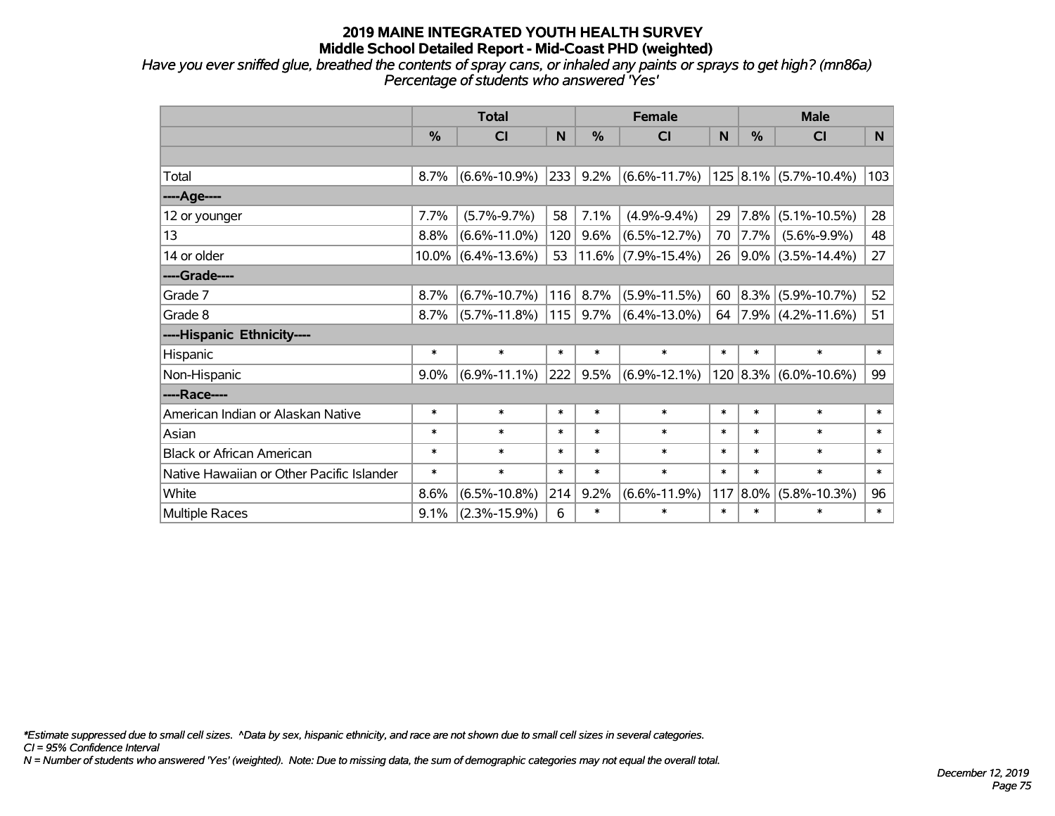# 2019 MAINE INTEGRATED YOUTH HEALTH SURVEY
## Middle School Detailed Report - Mid-Coast PHD (weighted)

*Have you ever sniffed glue, breathed the contents of spray cans, or inhaled any paints or sprays to get high? (mn86a)*
*Percentage of students who answered 'Yes'*

| | Total | | | Female | | | Male | | |
|---|---|---|---|---|---|---|---|---|---|
| | % | CI | N | % | CI | N | % | CI | N |
| | | | | | | | | | |
| Total | 8.7% | (6.6%-10.9%) | 233 | 9.2% | (6.6%-11.7%) | 125 | 8.1% | (5.7%-10.4%) | 103 |
| ----Age---- | | | | | | | | | |
| 12 or younger | 7.7% | (5.7%-9.7%) | 58 | 7.1% | (4.9%-9.4%) | 29 | 7.8% | (5.1%-10.5%) | 28 |
| 13 | 8.8% | (6.6%-11.0%) | 120 | 9.6% | (6.5%-12.7%) | 70 | 7.7% | (5.6%-9.9%) | 48 |
| 14 or older | 10.0% | (6.4%-13.6%) | 53 | 11.6% | (7.9%-15.4%) | 26 | 9.0% | (3.5%-14.4%) | 27 |
| ----Grade---- | | | | | | | | | |
| Grade 7 | 8.7% | (6.7%-10.7%) | 116 | 8.7% | (5.9%-11.5%) | 60 | 8.3% | (5.9%-10.7%) | 52 |
| Grade 8 | 8.7% | (5.7%-11.8%) | 115 | 9.7% | (6.4%-13.0%) | 64 | 7.9% | (4.2%-11.6%) | 51 |
| ----Hispanic Ethnicity---- | | | | | | | | | |
| Hispanic | * | * | * | * | * | * | * | * | * |
| Non-Hispanic | 9.0% | (6.9%-11.1%) | 222 | 9.5% | (6.9%-12.1%) | 120 | 8.3% | (6.0%-10.6%) | 99 |
| ----Race---- | | | | | | | | | |
| American Indian or Alaskan Native | * | * | * | * | * | * | * | * | * |
| Asian | * | * | * | * | * | * | * | * | * |
| Black or African American | * | * | * | * | * | * | * | * | * |
| Native Hawaiian or Other Pacific Islander | * | * | * | * | * | * | * | * | * |
| White | 8.6% | (6.5%-10.8%) | 214 | 9.2% | (6.6%-11.9%) | 117 | 8.0% | (5.8%-10.3%) | 96 |
| Multiple Races | 9.1% | (2.3%-15.9%) | 6 | * | * | * | * | * | * |

*\*Estimate suppressed due to small cell sizes. ^Data by sex, hispanic ethnicity, and race are not shown due to small cell sizes in several categories.*
*CI = 95% Confidence Interval*
*N = Number of students who answered 'Yes' (weighted). Note: Due to missing data, the sum of demographic categories may not equal the overall total.*

*December 12, 2019*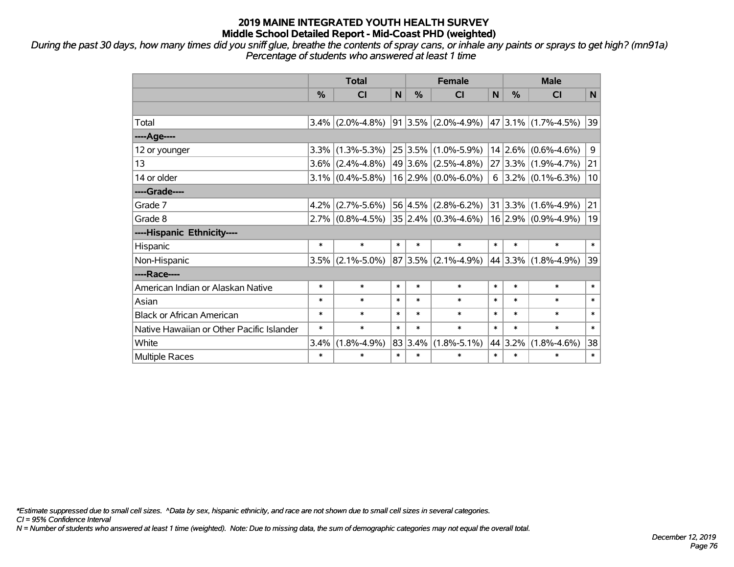# 2019 MAINE INTEGRATED YOUTH HEALTH SURVEY
## Middle School Detailed Report - Mid-Coast PHD (weighted)

*During the past 30 days, how many times did you sniff glue, breathe the contents of spray cans, or inhale any paints or sprays to get high? (mn91a)*
*Percentage of students who answered at least 1 time*

| | Total | | | Female | | | Male | | |
|---|---|---|---|---|---|---|---|---|---|
| | % | CI | N | % | CI | N | % | CI | N |
| | | | | | | | | | |
| Total | 3.4% | (2.0%-4.8%) | 91 | 3.5% | (2.0%-4.9%) | 47 | 3.1% | (1.7%-4.5%) | 39 |
| ----Age---- | | | | | | | | | |
| 12 or younger | 3.3% | (1.3%-5.3%) | 25 | 3.5% | (1.0%-5.9%) | 14 | 2.6% | (0.6%-4.6%) | 9 |
| 13 | 3.6% | (2.4%-4.8%) | 49 | 3.6% | (2.5%-4.8%) | 27 | 3.3% | (1.9%-4.7%) | 21 |
| 14 or older | 3.1% | (0.4%-5.8%) | 16 | 2.9% | (0.0%-6.0%) | 6 | 3.2% | (0.1%-6.3%) | 10 |
| ----Grade---- | | | | | | | | | |
| Grade 7 | 4.2% | (2.7%-5.6%) | 56 | 4.5% | (2.8%-6.2%) | 31 | 3.3% | (1.6%-4.9%) | 21 |
| Grade 8 | 2.7% | (0.8%-4.5%) | 35 | 2.4% | (0.3%-4.6%) | 16 | 2.9% | (0.9%-4.9%) | 19 |
| ----Hispanic Ethnicity---- | | | | | | | | | |
| Hispanic | * | * | * | * | * | * | * | * | * |
| Non-Hispanic | 3.5% | (2.1%-5.0%) | 87 | 3.5% | (2.1%-4.9%) | 44 | 3.3% | (1.8%-4.9%) | 39 |
| ----Race---- | | | | | | | | | |
| American Indian or Alaskan Native | * | * | * | * | * | * | * | * | * |
| Asian | * | * | * | * | * | * | * | * | * |
| Black or African American | * | * | * | * | * | * | * | * | * |
| Native Hawaiian or Other Pacific Islander | * | * | * | * | * | * | * | * | * |
| White | 3.4% | (1.8%-4.9%) | 83 | 3.4% | (1.8%-5.1%) | 44 | 3.2% | (1.8%-4.6%) | 38 |
| Multiple Races | * | * | * | * | * | * | * | * | * |

*\*Estimate suppressed due to small cell sizes. ^Data by sex, hispanic ethnicity, and race are not shown due to small cell sizes in several categories.*
*CI = 95% Confidence Interval*
*N = Number of students who answered at least 1 time (weighted). Note: Due to missing data, the sum of demographic categories may not equal the overall total.*

*December 12, 2019*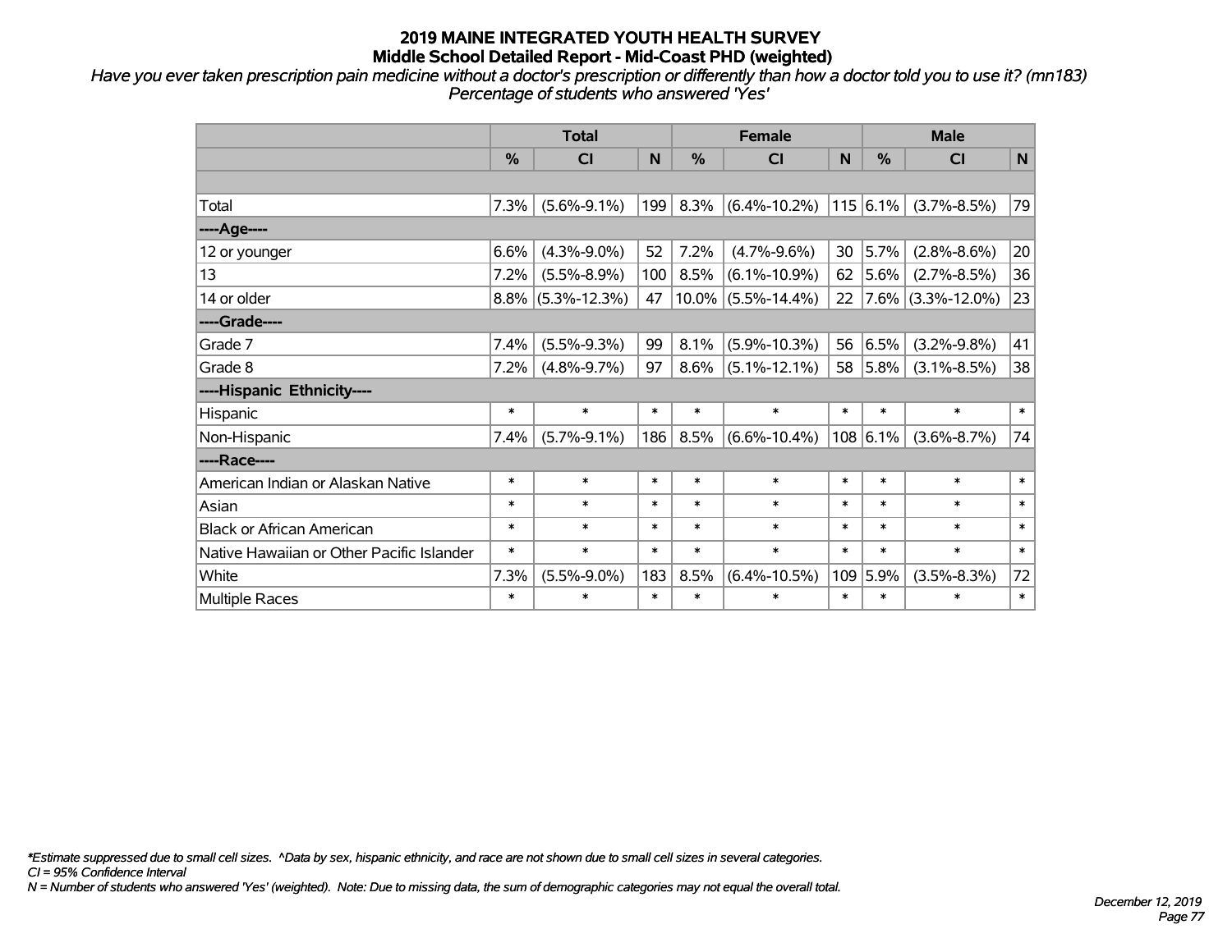# 2019 MAINE INTEGRATED YOUTH HEALTH SURVEY

## Middle School Detailed Report - Mid-Coast PHD (weighted)

*Have you ever taken prescription pain medicine without a doctor's prescription or differently than how a doctor told you to use it? (mn183)*
*Percentage of students who answered 'Yes'*

| | Total | | | Female | | | Male | | |
|---|---|---|---|---|---|---|---|---|---|
| | % | CI | N | % | CI | N | % | CI | N |
| | | | | | | | | | |
| Total | 7.3% | (5.6%-9.1%) | 199 | 8.3% | (6.4%-10.2%) | 115 | 6.1% | (3.7%-8.5%) | 79 |
| ----Age---- | | | | | | | | | |
| 12 or younger | 6.6% | (4.3%-9.0%) | 52 | 7.2% | (4.7%-9.6%) | 30 | 5.7% | (2.8%-8.6%) | 20 |
| 13 | 7.2% | (5.5%-8.9%) | 100 | 8.5% | (6.1%-10.9%) | 62 | 5.6% | (2.7%-8.5%) | 36 |
| 14 or older | 8.8% | (5.3%-12.3%) | 47 | 10.0% | (5.5%-14.4%) | 22 | 7.6% | (3.3%-12.0%) | 23 |
| ----Grade---- | | | | | | | | | |
| Grade 7 | 7.4% | (5.5%-9.3%) | 99 | 8.1% | (5.9%-10.3%) | 56 | 6.5% | (3.2%-9.8%) | 41 |
| Grade 8 | 7.2% | (4.8%-9.7%) | 97 | 8.6% | (5.1%-12.1%) | 58 | 5.8% | (3.1%-8.5%) | 38 |
| ----Hispanic Ethnicity---- | | | | | | | | | |
| Hispanic | * | * | * | * | * | * | * | * | * |
| Non-Hispanic | 7.4% | (5.7%-9.1%) | 186 | 8.5% | (6.6%-10.4%) | 108 | 6.1% | (3.6%-8.7%) | 74 |
| ----Race---- | | | | | | | | | |
| American Indian or Alaskan Native | * | * | * | * | * | * | * | * | * |
| Asian | * | * | * | * | * | * | * | * | * |
| Black or African American | * | * | * | * | * | * | * | * | * |
| Native Hawaiian or Other Pacific Islander | * | * | * | * | * | * | * | * | * |
| White | 7.3% | (5.5%-9.0%) | 183 | 8.5% | (6.4%-10.5%) | 109 | 5.9% | (3.5%-8.3%) | 72 |
| Multiple Races | * | * | * | * | * | * | * | * | * |

*\*Estimate suppressed due to small cell sizes. ^Data by sex, hispanic ethnicity, and race are not shown due to small cell sizes in several categories.*
*CI = 95% Confidence Interval*
*N = Number of students who answered 'Yes' (weighted). Note: Due to missing data, the sum of demographic categories may not equal the overall total.*

*December 12, 2019*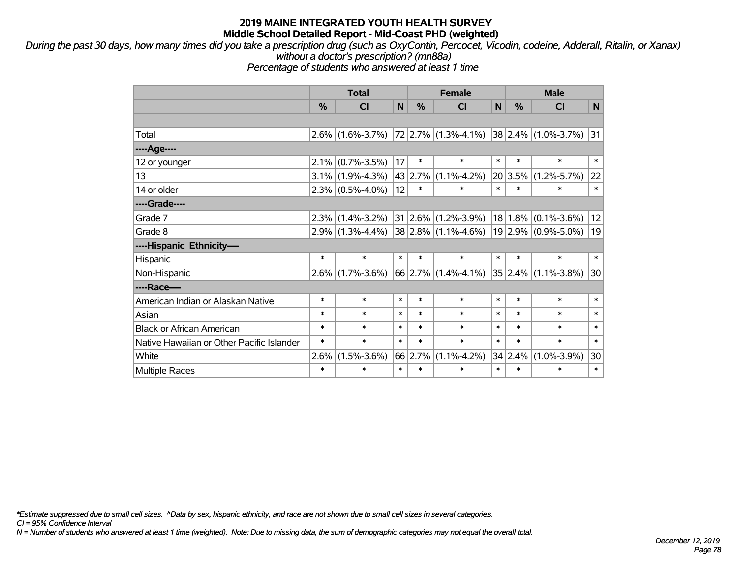# 2019 MAINE INTEGRATED YOUTH HEALTH SURVEY
## Middle School Detailed Report - Mid-Coast PHD (weighted)

*During the past 30 days, how many times did you take a prescription drug (such as OxyContin, Percocet, Vicodin, codeine, Adderall, Ritalin, or Xanax) without a doctor's prescription? (mn88a)*
*Percentage of students who answered at least 1 time*

| | Total | | | Female | | | Male | | |
|---|---|---|---|---|---|---|---|---|---|
| | % | CI | N | % | CI | N | % | CI | N |
| | | | | | | | | | |
| Total | 2.6% | (1.6%-3.7%) | 72 | 2.7% | (1.3%-4.1%) | 38 | 2.4% | (1.0%-3.7%) | 31 |
| ----Age---- | | | | | | | | | |
| 12 or younger | 2.1% | (0.7%-3.5%) | 17 | * | * | * | * | * | * |
| 13 | 3.1% | (1.9%-4.3%) | 43 | 2.7% | (1.1%-4.2%) | 20 | 3.5% | (1.2%-5.7%) | 22 |
| 14 or older | 2.3% | (0.5%-4.0%) | 12 | * | * | * | * | * | * |
| ----Grade---- | | | | | | | | | |
| Grade 7 | 2.3% | (1.4%-3.2%) | 31 | 2.6% | (1.2%-3.9%) | 18 | 1.8% | (0.1%-3.6%) | 12 |
| Grade 8 | 2.9% | (1.3%-4.4%) | 38 | 2.8% | (1.1%-4.6%) | 19 | 2.9% | (0.9%-5.0%) | 19 |
| ----Hispanic Ethnicity---- | | | | | | | | | |
| Hispanic | * | * | * | * | * | * | * | * | * |
| Non-Hispanic | 2.6% | (1.7%-3.6%) | 66 | 2.7% | (1.4%-4.1%) | 35 | 2.4% | (1.1%-3.8%) | 30 |
| ----Race---- | | | | | | | | | |
| American Indian or Alaskan Native | * | * | * | * | * | * | * | * | * |
| Asian | * | * | * | * | * | * | * | * | * |
| Black or African American | * | * | * | * | * | * | * | * | * |
| Native Hawaiian or Other Pacific Islander | * | * | * | * | * | * | * | * | * |
| White | 2.6% | (1.5%-3.6%) | 66 | 2.7% | (1.1%-4.2%) | 34 | 2.4% | (1.0%-3.9%) | 30 |
| Multiple Races | * | * | * | * | * | * | * | * | * |

*\*Estimate suppressed due to small cell sizes. ^Data by sex, hispanic ethnicity, and race are not shown due to small cell sizes in several categories.*
*CI = 95% Confidence Interval*
*N = Number of students who answered at least 1 time (weighted). Note: Due to missing data, the sum of demographic categories may not equal the overall total.*

*December 12, 2019*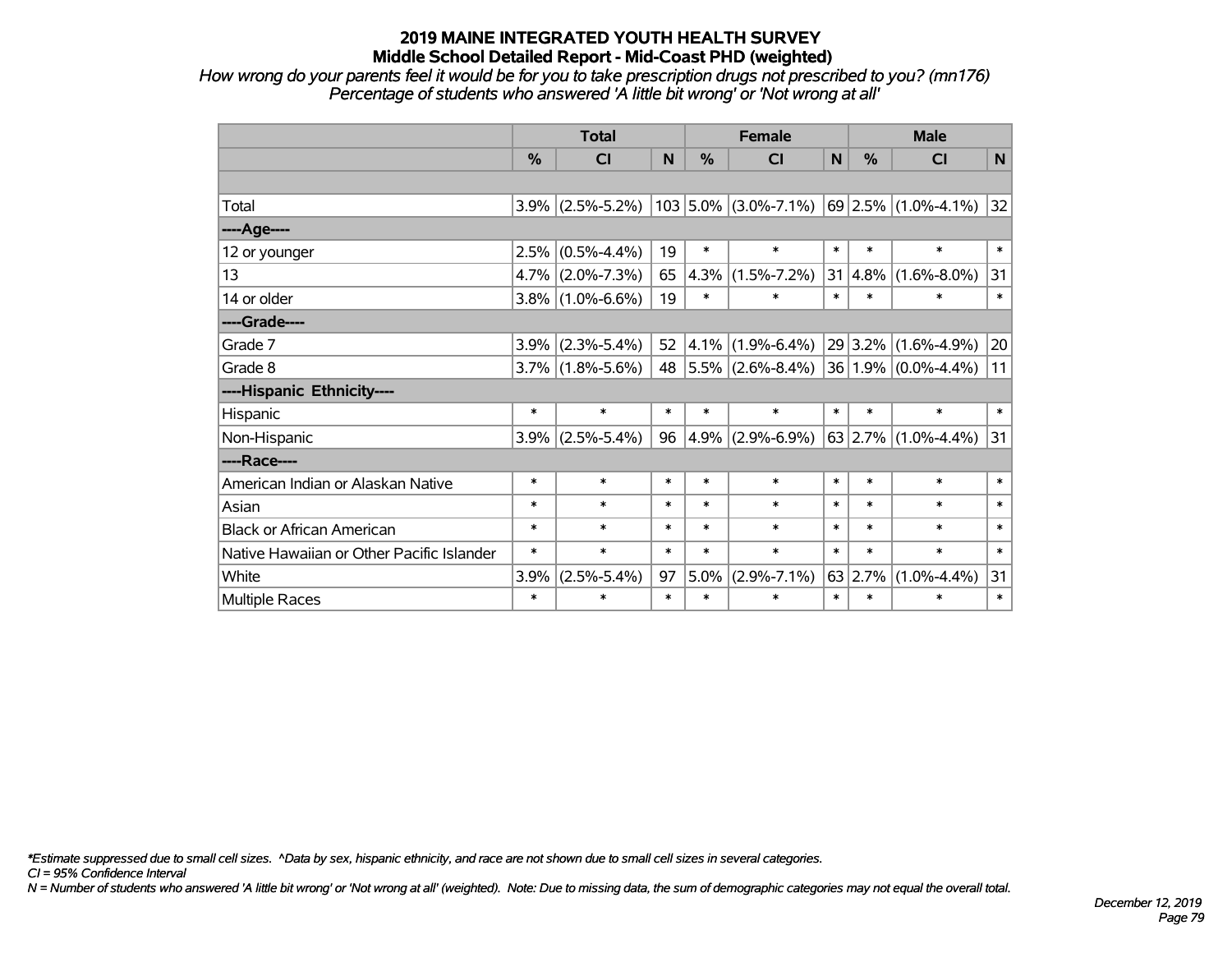# 2019 MAINE INTEGRATED YOUTH HEALTH SURVEY
## Middle School Detailed Report - Mid-Coast PHD (weighted)

*How wrong do your parents feel it would be for you to take prescription drugs not prescribed to you? (mn176)*
*Percentage of students who answered 'A little bit wrong' or 'Not wrong at all'*

| | Total | | | Female | | | Male | | |
|---|---|---|---|---|---|---|---|---|---|
| | % | CI | N | % | CI | N | % | CI | N |
| | | | | | | | | | |
| Total | 3.9% | (2.5%-5.2%) | 103 | 5.0% | (3.0%-7.1%) | 69 | 2.5% | (1.0%-4.1%) | 32 |
| ----Age---- | | | | | | | | | |
| 12 or younger | 2.5% | (0.5%-4.4%) | 19 | * | * | * | * | * | * |
| 13 | 4.7% | (2.0%-7.3%) | 65 | 4.3% | (1.5%-7.2%) | 31 | 4.8% | (1.6%-8.0%) | 31 |
| 14 or older | 3.8% | (1.0%-6.6%) | 19 | * | * | * | * | * | * |
| ----Grade---- | | | | | | | | | |
| Grade 7 | 3.9% | (2.3%-5.4%) | 52 | 4.1% | (1.9%-6.4%) | 29 | 3.2% | (1.6%-4.9%) | 20 |
| Grade 8 | 3.7% | (1.8%-5.6%) | 48 | 5.5% | (2.6%-8.4%) | 36 | 1.9% | (0.0%-4.4%) | 11 |
| ----Hispanic Ethnicity---- | | | | | | | | | |
| Hispanic | * | * | * | * | * | * | * | * | * |
| Non-Hispanic | 3.9% | (2.5%-5.4%) | 96 | 4.9% | (2.9%-6.9%) | 63 | 2.7% | (1.0%-4.4%) | 31 |
| ----Race---- | | | | | | | | | |
| American Indian or Alaskan Native | * | * | * | * | * | * | * | * | * |
| Asian | * | * | * | * | * | * | * | * | * |
| Black or African American | * | * | * | * | * | * | * | * | * |
| Native Hawaiian or Other Pacific Islander | * | * | * | * | * | * | * | * | * |
| White | 3.9% | (2.5%-5.4%) | 97 | 5.0% | (2.9%-7.1%) | 63 | 2.7% | (1.0%-4.4%) | 31 |
| Multiple Races | * | * | * | * | * | * | * | * | * |

*\*Estimate suppressed due to small cell sizes. ^Data by sex, hispanic ethnicity, and race are not shown due to small cell sizes in several categories.*
*CI = 95% Confidence Interval*
*N = Number of students who answered 'A little bit wrong' or 'Not wrong at all' (weighted). Note: Due to missing data, the sum of demographic categories may not equal the overall total.*

*December 12, 2019*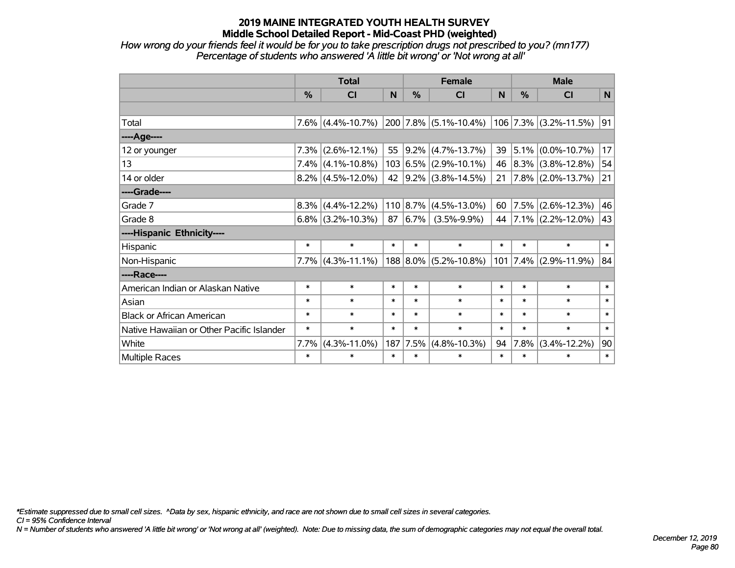# 2019 MAINE INTEGRATED YOUTH HEALTH SURVEY
## Middle School Detailed Report - Mid-Coast PHD (weighted)

*How wrong do your friends feel it would be for you to take prescription drugs not prescribed to you? (mn177)*
*Percentage of students who answered 'A little bit wrong' or 'Not wrong at all'*

| | Total | | | Female | | | Male | | |
|---|---|---|---|---|---|---|---|---|---|
| | % | CI | N | % | CI | N | % | CI | N |
| | | | | | | | | | |
| Total | 7.6% | (4.4%-10.7%) | 200 | 7.8% | (5.1%-10.4%) | 106 | 7.3% | (3.2%-11.5%) | 91 |
| ----Age---- | | | | | | | | | |
| 12 or younger | 7.3% | (2.6%-12.1%) | 55 | 9.2% | (4.7%-13.7%) | 39 | 5.1% | (0.0%-10.7%) | 17 |
| 13 | 7.4% | (4.1%-10.8%) | 103 | 6.5% | (2.9%-10.1%) | 46 | 8.3% | (3.8%-12.8%) | 54 |
| 14 or older | 8.2% | (4.5%-12.0%) | 42 | 9.2% | (3.8%-14.5%) | 21 | 7.8% | (2.0%-13.7%) | 21 |
| ----Grade---- | | | | | | | | | |
| Grade 7 | 8.3% | (4.4%-12.2%) | 110 | 8.7% | (4.5%-13.0%) | 60 | 7.5% | (2.6%-12.3%) | 46 |
| Grade 8 | 6.8% | (3.2%-10.3%) | 87 | 6.7% | (3.5%-9.9%) | 44 | 7.1% | (2.2%-12.0%) | 43 |
| ----Hispanic Ethnicity---- | | | | | | | | | |
| Hispanic | * | * | * | * | * | * | * | * | * |
| Non-Hispanic | 7.7% | (4.3%-11.1%) | 188 | 8.0% | (5.2%-10.8%) | 101 | 7.4% | (2.9%-11.9%) | 84 |
| ----Race---- | | | | | | | | | |
| American Indian or Alaskan Native | * | * | * | * | * | * | * | * | * |
| Asian | * | * | * | * | * | * | * | * | * |
| Black or African American | * | * | * | * | * | * | * | * | * |
| Native Hawaiian or Other Pacific Islander | * | * | * | * | * | * | * | * | * |
| White | 7.7% | (4.3%-11.0%) | 187 | 7.5% | (4.8%-10.3%) | 94 | 7.8% | (3.4%-12.2%) | 90 |
| Multiple Races | * | * | * | * | * | * | * | * | * |

*\*Estimate suppressed due to small cell sizes. ^Data by sex, hispanic ethnicity, and race are not shown due to small cell sizes in several categories.*
*CI = 95% Confidence Interval*
*N = Number of students who answered 'A little bit wrong' or 'Not wrong at all' (weighted). Note: Due to missing data, the sum of demographic categories may not equal the overall total.*

*December 12, 2019*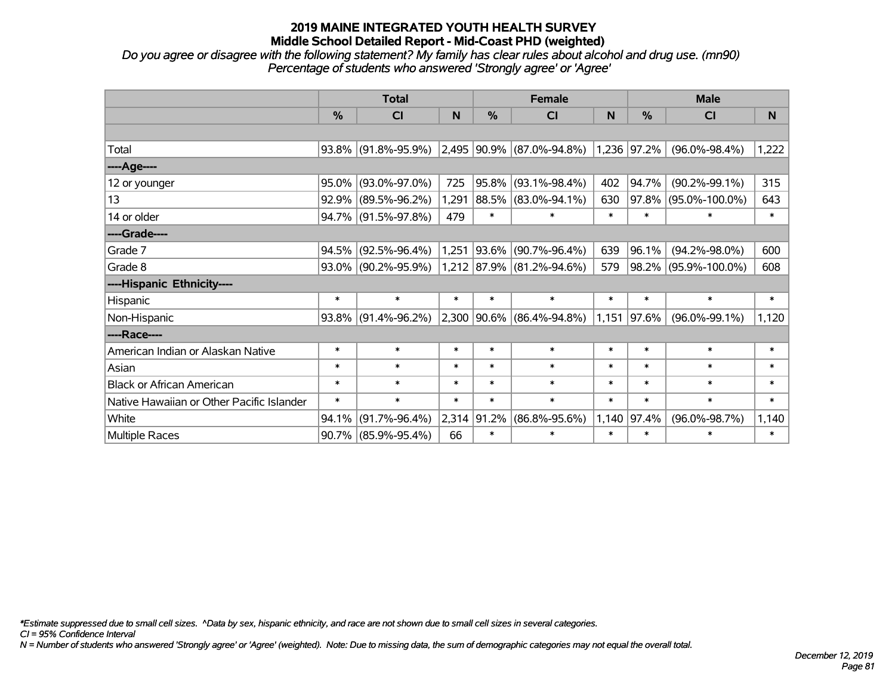# 2019 MAINE INTEGRATED YOUTH HEALTH SURVEY
## Middle School Detailed Report - Mid-Coast PHD (weighted)

*Do you agree or disagree with the following statement? My family has clear rules about alcohol and drug use. (mn90)*
*Percentage of students who answered 'Strongly agree' or 'Agree'*

| | Total | | | Female | | | Male | | |
|---|---|---|---|---|---|---|---|---|---|
| | % | CI | N | % | CI | N | % | CI | N |
| Total | 93.8% | (91.8%-95.9%) | 2,495 | 90.9% | (87.0%-94.8%) | 1,236 | 97.2% | (96.0%-98.4%) | 1,222 |
| ----Age---- | | | | | | | | | |
| 12 or younger | 95.0% | (93.0%-97.0%) | 725 | 95.8% | (93.1%-98.4%) | 402 | 94.7% | (90.2%-99.1%) | 315 |
| 13 | 92.9% | (89.5%-96.2%) | 1,291 | 88.5% | (83.0%-94.1%) | 630 | 97.8% | (95.0%-100.0%) | 643 |
| 14 or older | 94.7% | (91.5%-97.8%) | 479 | * | * | * | * | * | * |
| ----Grade---- | | | | | | | | | |
| Grade 7 | 94.5% | (92.5%-96.4%) | 1,251 | 93.6% | (90.7%-96.4%) | 639 | 96.1% | (94.2%-98.0%) | 600 |
| Grade 8 | 93.0% | (90.2%-95.9%) | 1,212 | 87.9% | (81.2%-94.6%) | 579 | 98.2% | (95.9%-100.0%) | 608 |
| ----Hispanic Ethnicity---- | | | | | | | | | |
| Hispanic | * | * | * | * | * | * | * | * | * |
| Non-Hispanic | 93.8% | (91.4%-96.2%) | 2,300 | 90.6% | (86.4%-94.8%) | 1,151 | 97.6% | (96.0%-99.1%) | 1,120 |
| ----Race---- | | | | | | | | | |
| American Indian or Alaskan Native | * | * | * | * | * | * | * | * | * |
| Asian | * | * | * | * | * | * | * | * | * |
| Black or African American | * | * | * | * | * | * | * | * | * |
| Native Hawaiian or Other Pacific Islander | * | * | * | * | * | * | * | * | * |
| White | 94.1% | (91.7%-96.4%) | 2,314 | 91.2% | (86.8%-95.6%) | 1,140 | 97.4% | (96.0%-98.7%) | 1,140 |
| Multiple Races | 90.7% | (85.9%-95.4%) | 66 | * | * | * | * | * | * |

*\*Estimate suppressed due to small cell sizes. ^Data by sex, hispanic ethnicity, and race are not shown due to small cell sizes in several categories.*
*CI = 95% Confidence Interval*
*N = Number of students who answered 'Strongly agree' or 'Agree' (weighted). Note: Due to missing data, the sum of demographic categories may not equal the overall total.*

*December 12, 2019*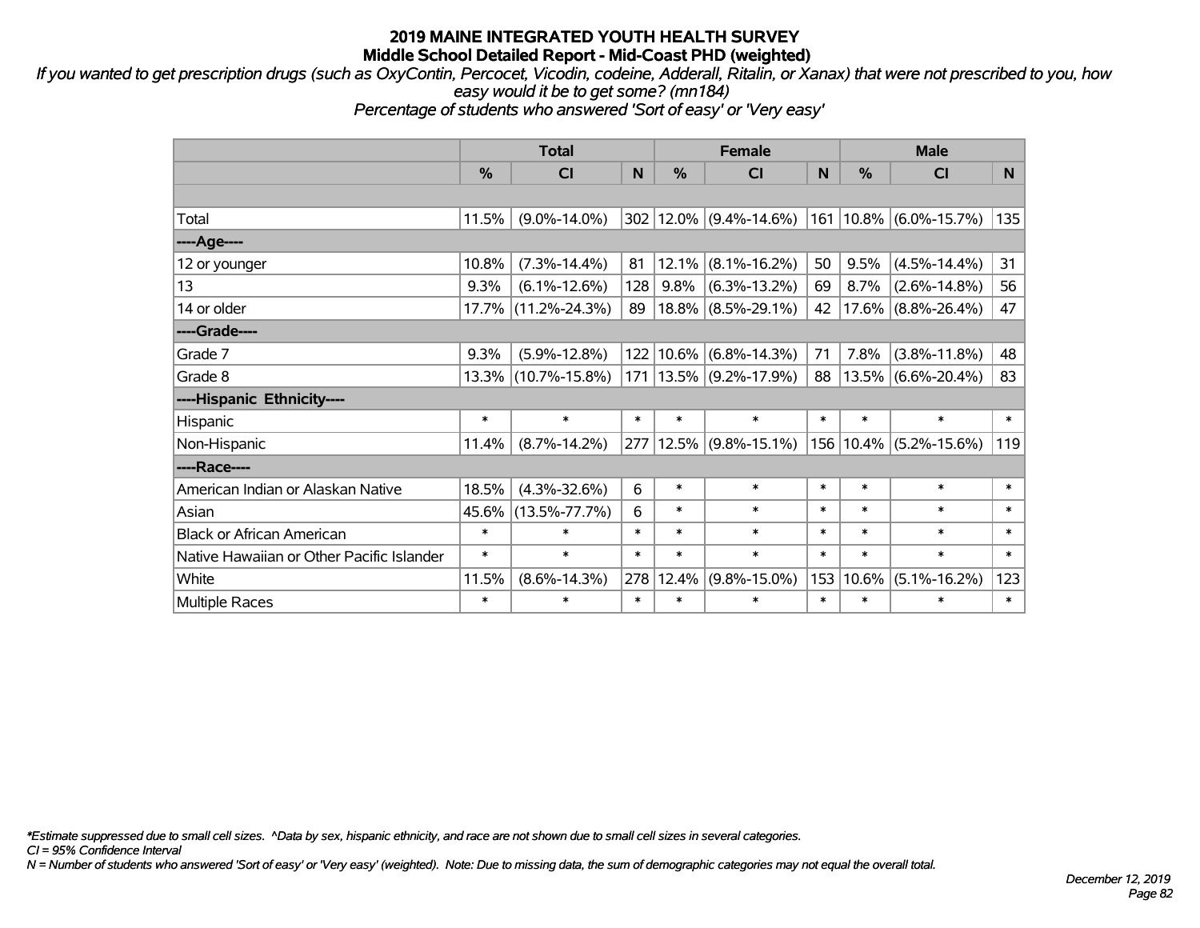# 2019 MAINE INTEGRATED YOUTH HEALTH SURVEY
## Middle School Detailed Report - Mid-Coast PHD (weighted)

*If you wanted to get prescription drugs (such as OxyContin, Percocet, Vicodin, codeine, Adderall, Ritalin, or Xanax) that were not prescribed to you, how easy would it be to get some? (mn184)*
*Percentage of students who answered 'Sort of easy' or 'Very easy'*

| | Total | | | Female | | | Male | | |
|---|---|---|---|---|---|---|---|---|---|
| | % | CI | N | % | CI | N | % | CI | N |
| Total | 11.5% | (9.0%-14.0%) | 302 | 12.0% | (9.4%-14.6%) | 161 | 10.8% | (6.0%-15.7%) | 135 |
| ----Age---- | | | | | | | | | |
| 12 or younger | 10.8% | (7.3%-14.4%) | 81 | 12.1% | (8.1%-16.2%) | 50 | 9.5% | (4.5%-14.4%) | 31 |
| 13 | 9.3% | (6.1%-12.6%) | 128 | 9.8% | (6.3%-13.2%) | 69 | 8.7% | (2.6%-14.8%) | 56 |
| 14 or older | 17.7% | (11.2%-24.3%) | 89 | 18.8% | (8.5%-29.1%) | 42 | 17.6% | (8.8%-26.4%) | 47 |
| ----Grade---- | | | | | | | | | |
| Grade 7 | 9.3% | (5.9%-12.8%) | 122 | 10.6% | (6.8%-14.3%) | 71 | 7.8% | (3.8%-11.8%) | 48 |
| Grade 8 | 13.3% | (10.7%-15.8%) | 171 | 13.5% | (9.2%-17.9%) | 88 | 13.5% | (6.6%-20.4%) | 83 |
| ----Hispanic Ethnicity---- | | | | | | | | | |
| Hispanic | * | * | * | * | * | * | * | * | * |
| Non-Hispanic | 11.4% | (8.7%-14.2%) | 277 | 12.5% | (9.8%-15.1%) | 156 | 10.4% | (5.2%-15.6%) | 119 |
| ----Race---- | | | | | | | | | |
| American Indian or Alaskan Native | 18.5% | (4.3%-32.6%) | 6 | * | * | * | * | * | * |
| Asian | 45.6% | (13.5%-77.7%) | 6 | * | * | * | * | * | * |
| Black or African American | * | * | * | * | * | * | * | * | * |
| Native Hawaiian or Other Pacific Islander | * | * | * | * | * | * | * | * | * |
| White | 11.5% | (8.6%-14.3%) | 278 | 12.4% | (9.8%-15.0%) | 153 | 10.6% | (5.1%-16.2%) | 123 |
| Multiple Races | * | * | * | * | * | * | * | * | * |

*\*Estimate suppressed due to small cell sizes. ^Data by sex, hispanic ethnicity, and race are not shown due to small cell sizes in several categories.*
*CI = 95% Confidence Interval*
*N = Number of students who answered 'Sort of easy' or 'Very easy' (weighted). Note: Due to missing data, the sum of demographic categories may not equal the overall total.*

*December 12, 2019*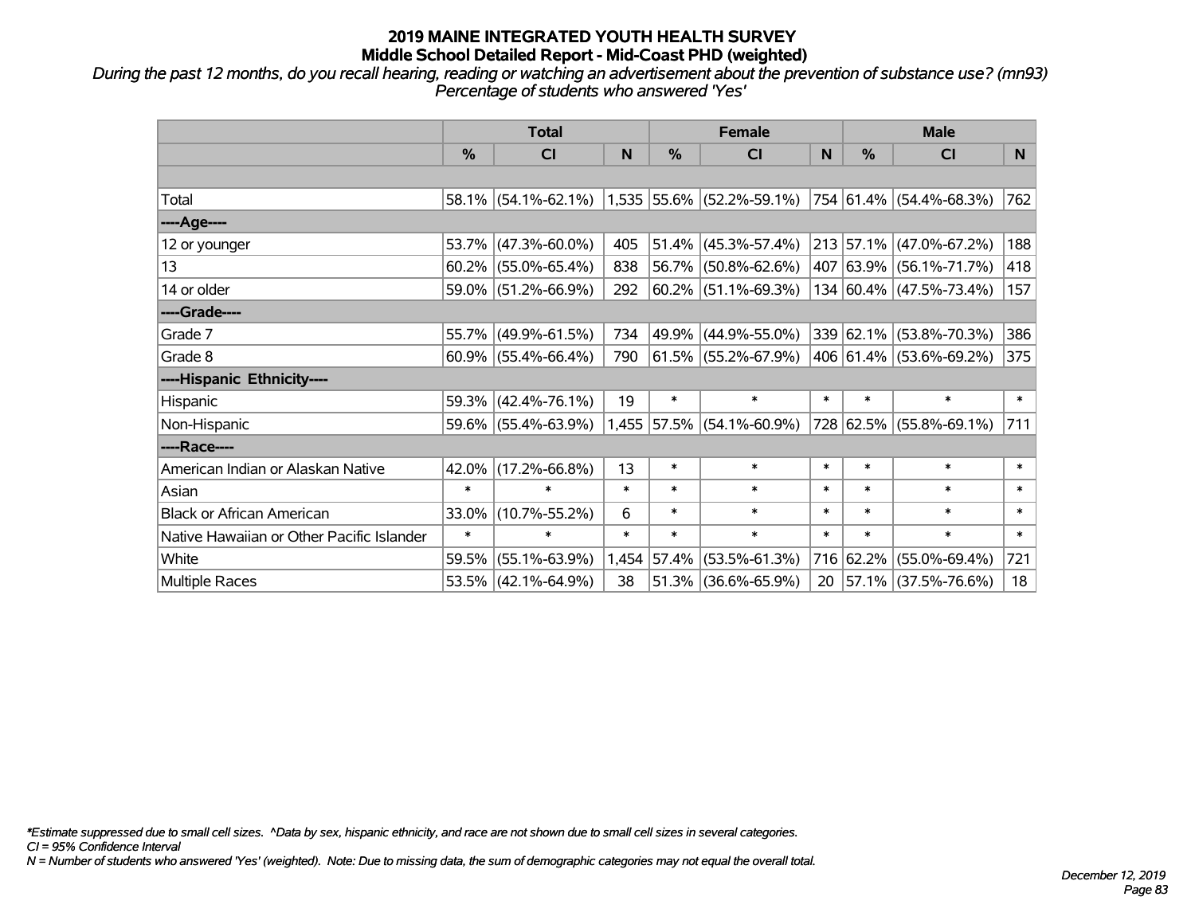# 2019 MAINE INTEGRATED YOUTH HEALTH SURVEY

## Middle School Detailed Report - Mid-Coast PHD (weighted)

*During the past 12 months, do you recall hearing, reading or watching an advertisement about the prevention of substance use? (mn93)*
*Percentage of students who answered 'Yes'*

| | Total | | | Female | | | Male | | |
|---|---|---|---|---|---|---|---|---|---|
| | % | CI | N | % | CI | N | % | CI | N |
| | | | | | | | | | |
| Total | 58.1% | (54.1%-62.1%) | 1,535 | 55.6% | (52.2%-59.1%) | 754 | 61.4% | (54.4%-68.3%) | 762 |
| ----Age---- | | | | | | | | | |
| 12 or younger | 53.7% | (47.3%-60.0%) | 405 | 51.4% | (45.3%-57.4%) | 213 | 57.1% | (47.0%-67.2%) | 188 |
| 13 | 60.2% | (55.0%-65.4%) | 838 | 56.7% | (50.8%-62.6%) | 407 | 63.9% | (56.1%-71.7%) | 418 |
| 14 or older | 59.0% | (51.2%-66.9%) | 292 | 60.2% | (51.1%-69.3%) | 134 | 60.4% | (47.5%-73.4%) | 157 |
| ----Grade---- | | | | | | | | | |
| Grade 7 | 55.7% | (49.9%-61.5%) | 734 | 49.9% | (44.9%-55.0%) | 339 | 62.1% | (53.8%-70.3%) | 386 |
| Grade 8 | 60.9% | (55.4%-66.4%) | 790 | 61.5% | (55.2%-67.9%) | 406 | 61.4% | (53.6%-69.2%) | 375 |
| ----Hispanic Ethnicity---- | | | | | | | | | |
| Hispanic | 59.3% | (42.4%-76.1%) | 19 | * | * | * | * | * | * |
| Non-Hispanic | 59.6% | (55.4%-63.9%) | 1,455 | 57.5% | (54.1%-60.9%) | 728 | 62.5% | (55.8%-69.1%) | 711 |
| ----Race---- | | | | | | | | | |
| American Indian or Alaskan Native | 42.0% | (17.2%-66.8%) | 13 | * | * | * | * | * | * |
| Asian | * | * | * | * | * | * | * | * | * |
| Black or African American | 33.0% | (10.7%-55.2%) | 6 | * | * | * | * | * | * |
| Native Hawaiian or Other Pacific Islander | * | * | * | * | * | * | * | * | * |
| White | 59.5% | (55.1%-63.9%) | 1,454 | 57.4% | (53.5%-61.3%) | 716 | 62.2% | (55.0%-69.4%) | 721 |
| Multiple Races | 53.5% | (42.1%-64.9%) | 38 | 51.3% | (36.6%-65.9%) | 20 | 57.1% | (37.5%-76.6%) | 18 |

*\*Estimate suppressed due to small cell sizes. ^Data by sex, hispanic ethnicity, and race are not shown due to small cell sizes in several categories.*
*CI = 95% Confidence Interval*
*N = Number of students who answered 'Yes' (weighted). Note: Due to missing data, the sum of demographic categories may not equal the overall total.*

*December 12, 2019*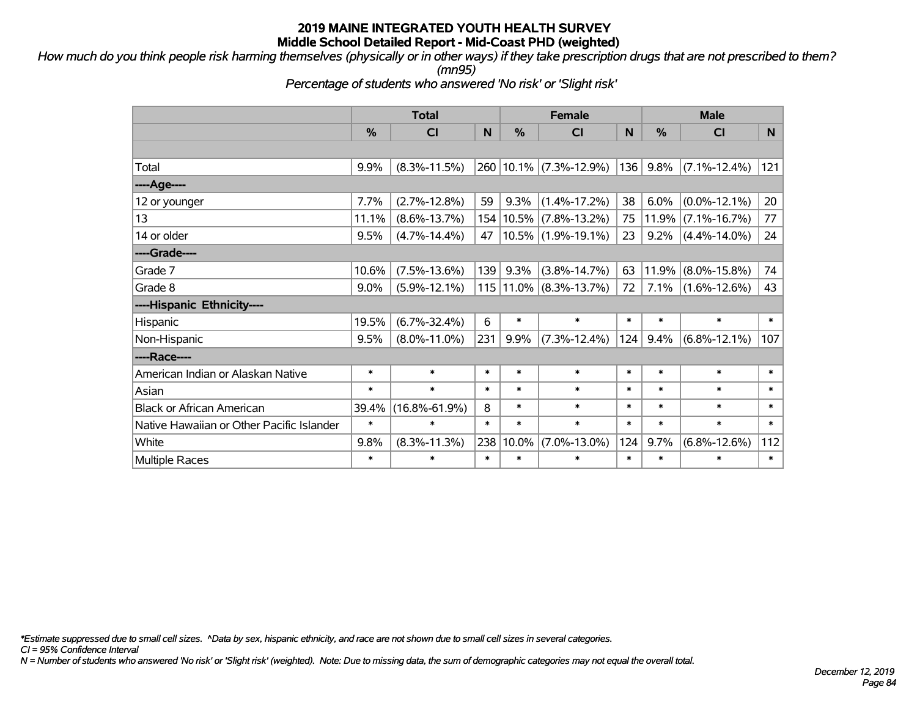# 2019 MAINE INTEGRATED YOUTH HEALTH SURVEY
## Middle School Detailed Report - Mid-Coast PHD (weighted)

*How much do you think people risk harming themselves (physically or in other ways) if they take prescription drugs that are not prescribed to them? (mn95)*

*Percentage of students who answered 'No risk' or 'Slight risk'*

| | Total | | | Female | | | Male | | |
|---|---|---|---|---|---|---|---|---|---|
| | % | CI | N | % | CI | N | % | CI | N |
| Total | 9.9% | (8.3%-11.5%) | 260 | 10.1% | (7.3%-12.9%) | 136 | 9.8% | (7.1%-12.4%) | 121 |
| ----Age---- | | | | | | | | | |
| 12 or younger | 7.7% | (2.7%-12.8%) | 59 | 9.3% | (1.4%-17.2%) | 38 | 6.0% | (0.0%-12.1%) | 20 |
| 13 | 11.1% | (8.6%-13.7%) | 154 | 10.5% | (7.8%-13.2%) | 75 | 11.9% | (7.1%-16.7%) | 77 |
| 14 or older | 9.5% | (4.7%-14.4%) | 47 | 10.5% | (1.9%-19.1%) | 23 | 9.2% | (4.4%-14.0%) | 24 |
| ----Grade---- | | | | | | | | | |
| Grade 7 | 10.6% | (7.5%-13.6%) | 139 | 9.3% | (3.8%-14.7%) | 63 | 11.9% | (8.0%-15.8%) | 74 |
| Grade 8 | 9.0% | (5.9%-12.1%) | 115 | 11.0% | (8.3%-13.7%) | 72 | 7.1% | (1.6%-12.6%) | 43 |
| ----Hispanic Ethnicity---- | | | | | | | | | |
| Hispanic | 19.5% | (6.7%-32.4%) | 6 | * | * | * | * | * | * |
| Non-Hispanic | 9.5% | (8.0%-11.0%) | 231 | 9.9% | (7.3%-12.4%) | 124 | 9.4% | (6.8%-12.1%) | 107 |
| ----Race---- | | | | | | | | | |
| American Indian or Alaskan Native | * | * | * | * | * | * | * | * | * |
| Asian | * | * | * | * | * | * | * | * | * |
| Black or African American | 39.4% | (16.8%-61.9%) | 8 | * | * | * | * | * | * |
| Native Hawaiian or Other Pacific Islander | * | * | * | * | * | * | * | * | * |
| White | 9.8% | (8.3%-11.3%) | 238 | 10.0% | (7.0%-13.0%) | 124 | 9.7% | (6.8%-12.6%) | 112 |
| Multiple Races | * | * | * | * | * | * | * | * | * |

*\*Estimate suppressed due to small cell sizes. ^Data by sex, hispanic ethnicity, and race are not shown due to small cell sizes in several categories.*
*CI = 95% Confidence Interval*
*N = Number of students who answered 'No risk' or 'Slight risk' (weighted). Note: Due to missing data, the sum of demographic categories may not equal the overall total.*

*December 12, 2019*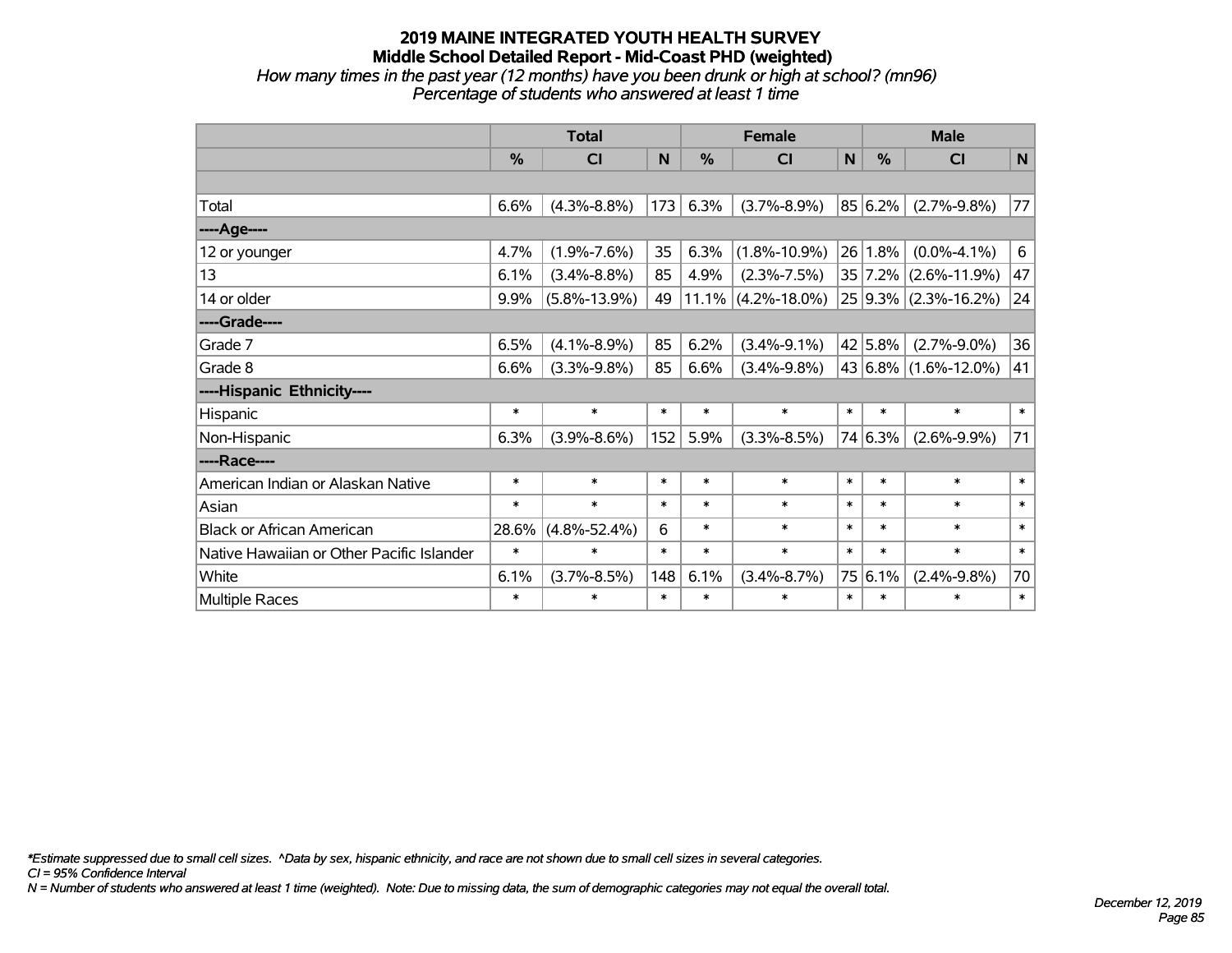# 2019 MAINE INTEGRATED YOUTH HEALTH SURVEY

## Middle School Detailed Report - Mid-Coast PHD (weighted)

*How many times in the past year (12 months) have you been drunk or high at school? (mn96)*
*Percentage of students who answered at least 1 time*

| | Total | | | Female | | | Male | | |
|---|---|---|---|---|---|---|---|---|---|
| | % | CI | N | % | CI | N | % | CI | N |
| | | | | | | | | | |
| Total | 6.6% | (4.3%-8.8%) | 173 | 6.3% | (3.7%-8.9%) | 85 | 6.2% | (2.7%-9.8%) | 77 |
| ----Age---- | | | | | | | | | |
| 12 or younger | 4.7% | (1.9%-7.6%) | 35 | 6.3% | (1.8%-10.9%) | 26 | 1.8% | (0.0%-4.1%) | 6 |
| 13 | 6.1% | (3.4%-8.8%) | 85 | 4.9% | (2.3%-7.5%) | 35 | 7.2% | (2.6%-11.9%) | 47 |
| 14 or older | 9.9% | (5.8%-13.9%) | 49 | 11.1% | (4.2%-18.0%) | 25 | 9.3% | (2.3%-16.2%) | 24 |
| ----Grade---- | | | | | | | | | |
| Grade 7 | 6.5% | (4.1%-8.9%) | 85 | 6.2% | (3.4%-9.1%) | 42 | 5.8% | (2.7%-9.0%) | 36 |
| Grade 8 | 6.6% | (3.3%-9.8%) | 85 | 6.6% | (3.4%-9.8%) | 43 | 6.8% | (1.6%-12.0%) | 41 |
| ----Hispanic Ethnicity---- | | | | | | | | | |
| Hispanic | * | * | * | * | * | * | * | * | * |
| Non-Hispanic | 6.3% | (3.9%-8.6%) | 152 | 5.9% | (3.3%-8.5%) | 74 | 6.3% | (2.6%-9.9%) | 71 |
| ----Race---- | | | | | | | | | |
| American Indian or Alaskan Native | * | * | * | * | * | * | * | * | * |
| Asian | * | * | * | * | * | * | * | * | * |
| Black or African American | 28.6% | (4.8%-52.4%) | 6 | * | * | * | * | * | * |
| Native Hawaiian or Other Pacific Islander | * | * | * | * | * | * | * | * | * |
| White | 6.1% | (3.7%-8.5%) | 148 | 6.1% | (3.4%-8.7%) | 75 | 6.1% | (2.4%-9.8%) | 70 |
| Multiple Races | * | * | * | * | * | * | * | * | * |

*\*Estimate suppressed due to small cell sizes. ^Data by sex, hispanic ethnicity, and race are not shown due to small cell sizes in several categories.*
*CI = 95% Confidence Interval*
*N = Number of students who answered at least 1 time (weighted). Note: Due to missing data, the sum of demographic categories may not equal the overall total.*

*December 12, 2019*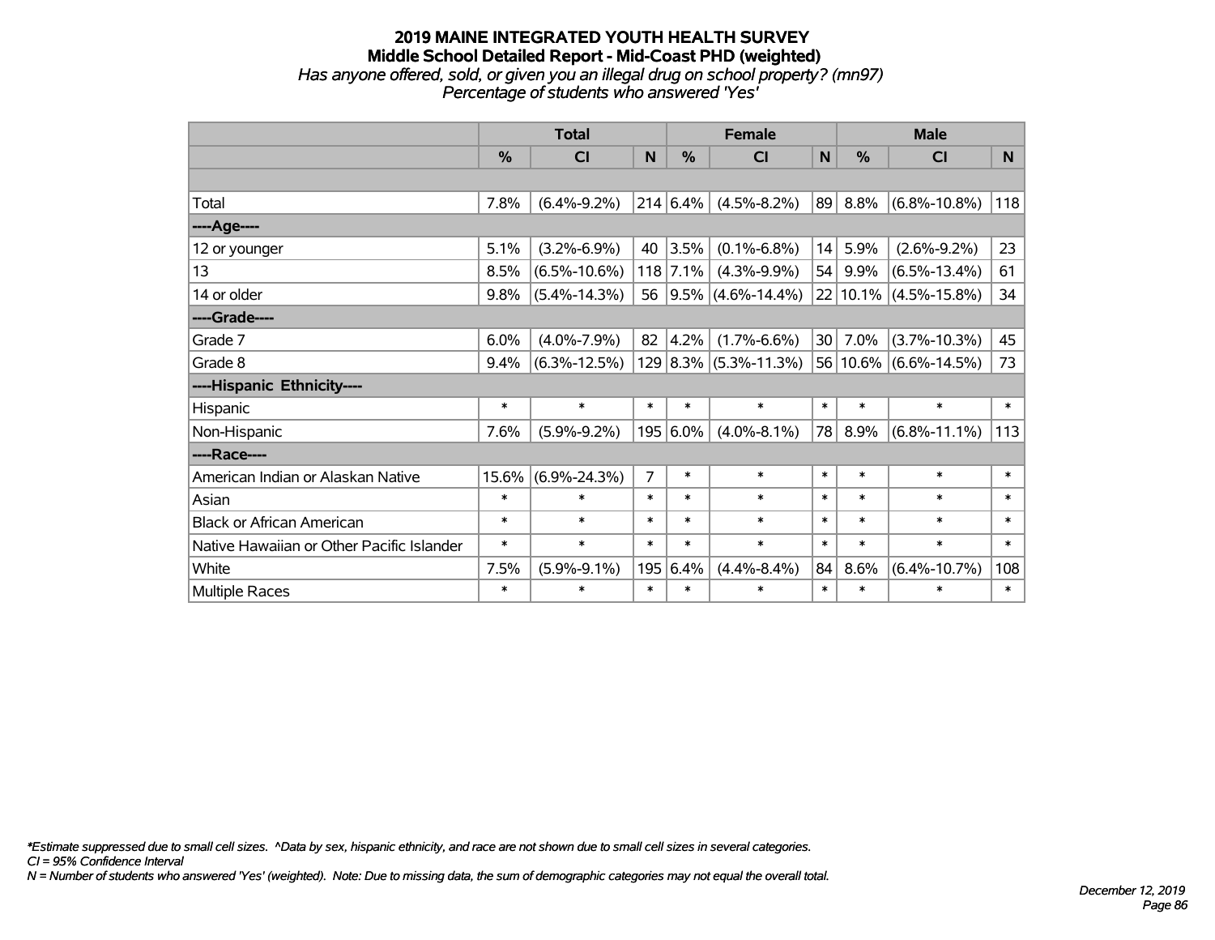# 2019 MAINE INTEGRATED YOUTH HEALTH SURVEY

## Middle School Detailed Report - Mid-Coast PHD (weighted)

*Has anyone offered, sold, or given you an illegal drug on school property? (mn97)*

*Percentage of students who answered 'Yes'*

| | Total | | | Female | | | Male | | |
|---|---|---|---|---|---|---|---|---|---|
| | % | CI | N | % | CI | N | % | CI | N |
| | | | | | | | | | |
| Total | 7.8% | (6.4%-9.2%) | 214 | 6.4% | (4.5%-8.2%) | 89 | 8.8% | (6.8%-10.8%) | 118 |
| ----Age---- | | | | | | | | | |
| 12 or younger | 5.1% | (3.2%-6.9%) | 40 | 3.5% | (0.1%-6.8%) | 14 | 5.9% | (2.6%-9.2%) | 23 |
| 13 | 8.5% | (6.5%-10.6%) | 118 | 7.1% | (4.3%-9.9%) | 54 | 9.9% | (6.5%-13.4%) | 61 |
| 14 or older | 9.8% | (5.4%-14.3%) | 56 | 9.5% | (4.6%-14.4%) | 22 | 10.1% | (4.5%-15.8%) | 34 |
| ----Grade---- | | | | | | | | | |
| Grade 7 | 6.0% | (4.0%-7.9%) | 82 | 4.2% | (1.7%-6.6%) | 30 | 7.0% | (3.7%-10.3%) | 45 |
| Grade 8 | 9.4% | (6.3%-12.5%) | 129 | 8.3% | (5.3%-11.3%) | 56 | 10.6% | (6.6%-14.5%) | 73 |
| ----Hispanic Ethnicity---- | | | | | | | | | |
| Hispanic | * | * | * | * | * | * | * | * | * |
| Non-Hispanic | 7.6% | (5.9%-9.2%) | 195 | 6.0% | (4.0%-8.1%) | 78 | 8.9% | (6.8%-11.1%) | 113 |
| ----Race---- | | | | | | | | | |
| American Indian or Alaskan Native | 15.6% | (6.9%-24.3%) | 7 | * | * | * | * | * | * |
| Asian | * | * | * | * | * | * | * | * | * |
| Black or African American | * | * | * | * | * | * | * | * | * |
| Native Hawaiian or Other Pacific Islander | * | * | * | * | * | * | * | * | * |
| White | 7.5% | (5.9%-9.1%) | 195 | 6.4% | (4.4%-8.4%) | 84 | 8.6% | (6.4%-10.7%) | 108 |
| Multiple Races | * | * | * | * | * | * | * | * | * |

*\*Estimate suppressed due to small cell sizes. ^Data by sex, hispanic ethnicity, and race are not shown due to small cell sizes in several categories.*

*CI = 95% Confidence Interval*

*N = Number of students who answered 'Yes' (weighted). Note: Due to missing data, the sum of demographic categories may not equal the overall total.*

*December 12, 2019*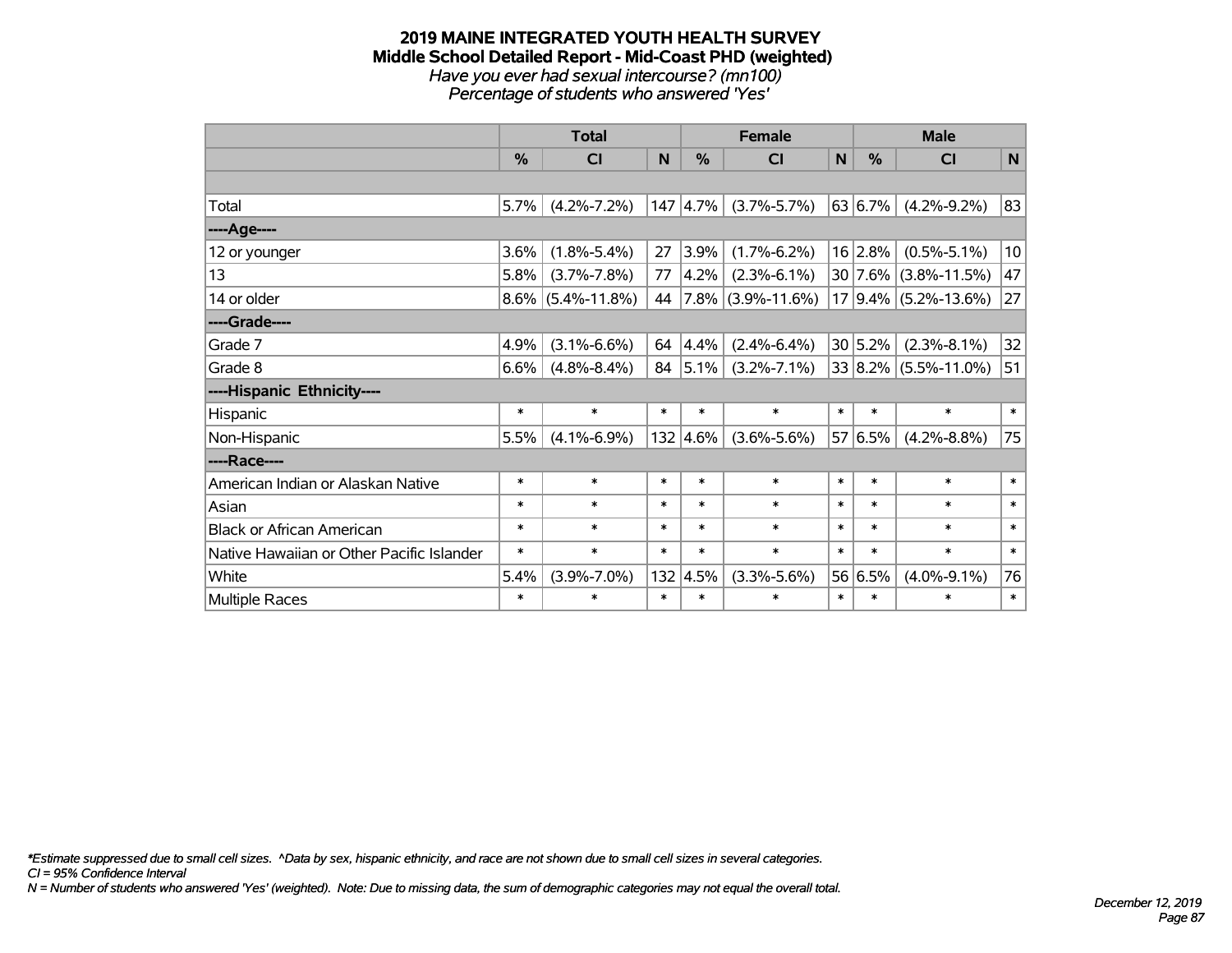# 2019 MAINE INTEGRATED YOUTH HEALTH SURVEY
## Middle School Detailed Report - Mid-Coast PHD (weighted)
*Have you ever had sexual intercourse? (mn100)*
*Percentage of students who answered 'Yes'*

| | Total | | | Female | | | Male | | |
|---|---|---|---|---|---|---|---|---|---|
| | % | CI | N | % | CI | N | % | CI | N |
| | | | | | | | | | |
| Total | 5.7% | (4.2%-7.2%) | 147 | 4.7% | (3.7%-5.7%) | 63 | 6.7% | (4.2%-9.2%) | 83 |
| ----Age---- | | | | | | | | | |
| 12 or younger | 3.6% | (1.8%-5.4%) | 27 | 3.9% | (1.7%-6.2%) | 16 | 2.8% | (0.5%-5.1%) | 10 |
| 13 | 5.8% | (3.7%-7.8%) | 77 | 4.2% | (2.3%-6.1%) | 30 | 7.6% | (3.8%-11.5%) | 47 |
| 14 or older | 8.6% | (5.4%-11.8%) | 44 | 7.8% | (3.9%-11.6%) | 17 | 9.4% | (5.2%-13.6%) | 27 |
| ----Grade---- | | | | | | | | | |
| Grade 7 | 4.9% | (3.1%-6.6%) | 64 | 4.4% | (2.4%-6.4%) | 30 | 5.2% | (2.3%-8.1%) | 32 |
| Grade 8 | 6.6% | (4.8%-8.4%) | 84 | 5.1% | (3.2%-7.1%) | 33 | 8.2% | (5.5%-11.0%) | 51 |
| ----Hispanic Ethnicity---- | | | | | | | | | |
| Hispanic | * | * | * | * | * | * | * | * | * |
| Non-Hispanic | 5.5% | (4.1%-6.9%) | 132 | 4.6% | (3.6%-5.6%) | 57 | 6.5% | (4.2%-8.8%) | 75 |
| ----Race---- | | | | | | | | | |
| American Indian or Alaskan Native | * | * | * | * | * | * | * | * | * |
| Asian | * | * | * | * | * | * | * | * | * |
| Black or African American | * | * | * | * | * | * | * | * | * |
| Native Hawaiian or Other Pacific Islander | * | * | * | * | * | * | * | * | * |
| White | 5.4% | (3.9%-7.0%) | 132 | 4.5% | (3.3%-5.6%) | 56 | 6.5% | (4.0%-9.1%) | 76 |
| Multiple Races | * | * | * | * | * | * | * | * | * |

*\*Estimate suppressed due to small cell sizes. ^Data by sex, hispanic ethnicity, and race are not shown due to small cell sizes in several categories.*
*CI = 95% Confidence Interval*
*N = Number of students who answered 'Yes' (weighted). Note: Due to missing data, the sum of demographic categories may not equal the overall total.*

*December 12, 2019*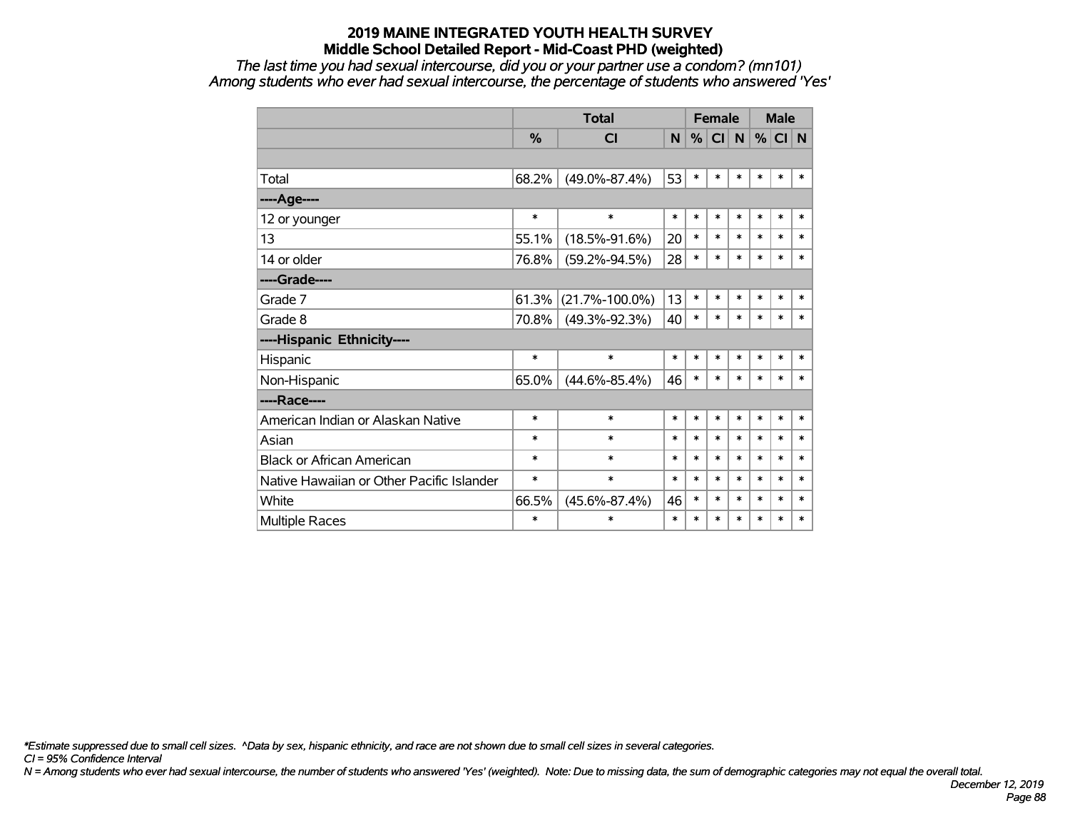# 2019 MAINE INTEGRATED YOUTH HEALTH SURVEY
## Middle School Detailed Report - Mid-Coast PHD (weighted)
*The last time you had sexual intercourse, did you or your partner use a condom? (mn101)*
*Among students who ever had sexual intercourse, the percentage of students who answered 'Yes'*

| | Total | | | Female | | | Male | | |
|---|---|---|---|---|---|---|---|---|---|
| | % | CI | N | % | CI | N | % | CI | N |
| | | | | | | | | | |
| Total | 68.2% | (49.0%-87.4%) | 53 | * | * | * | * | * | * |
| ----Age---- | | | | | | | | | |
| 12 or younger | * | * | * | * | * | * | * | * | * |
| 13 | 55.1% | (18.5%-91.6%) | 20 | * | * | * | * | * | * |
| 14 or older | 76.8% | (59.2%-94.5%) | 28 | * | * | * | * | * | * |
| ----Grade---- | | | | | | | | | |
| Grade 7 | 61.3% | (21.7%-100.0%) | 13 | * | * | * | * | * | * |
| Grade 8 | 70.8% | (49.3%-92.3%) | 40 | * | * | * | * | * | * |
| ----Hispanic Ethnicity---- | | | | | | | | | |
| Hispanic | * | * | * | * | * | * | * | * | * |
| Non-Hispanic | 65.0% | (44.6%-85.4%) | 46 | * | * | * | * | * | * |
| ----Race---- | | | | | | | | | |
| American Indian or Alaskan Native | * | * | * | * | * | * | * | * | * |
| Asian | * | * | * | * | * | * | * | * | * |
| Black or African American | * | * | * | * | * | * | * | * | * |
| Native Hawaiian or Other Pacific Islander | * | * | * | * | * | * | * | * | * |
| White | 66.5% | (45.6%-87.4%) | 46 | * | * | * | * | * | * |
| Multiple Races | * | * | * | * | * | * | * | * | * |

*\*Estimate suppressed due to small cell sizes. ^Data by sex, hispanic ethnicity, and race are not shown due to small cell sizes in several categories.*
*CI = 95% Confidence Interval*
*N = Among students who ever had sexual intercourse, the number of students who answered 'Yes' (weighted). Note: Due to missing data, the sum of demographic categories may not equal the overall total.*

*December 12, 2019*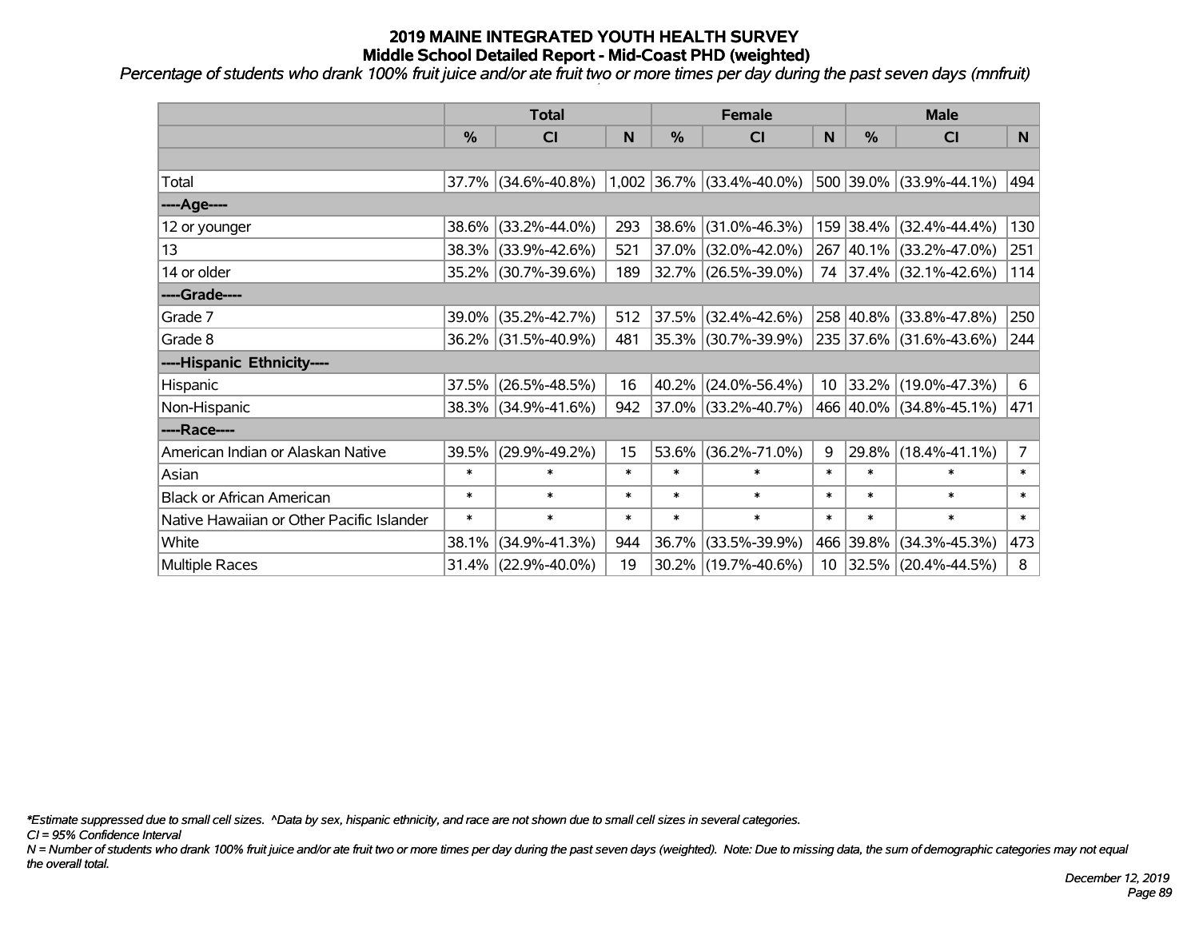# 2019 MAINE INTEGRATED YOUTH HEALTH SURVEY
## Middle School Detailed Report - Mid-Coast PHD (weighted)

*Percentage of students who drank 100% fruit juice and/or ate fruit two or more times per day during the past seven days (mnfruit)*

| | Total | | | Female | | | Male | | |
|---|---|---|---|---|---|---|---|---|---|
| | % | CI | N | % | CI | N | % | CI | N |
| | | | | | | | | | |
| Total | 37.7% | (34.6%-40.8%) | 1,002 | 36.7% | (33.4%-40.0%) | 500 | 39.0% | (33.9%-44.1%) | 494 |
| ----Age---- | | | | | | | | | |
| 12 or younger | 38.6% | (33.2%-44.0%) | 293 | 38.6% | (31.0%-46.3%) | 159 | 38.4% | (32.4%-44.4%) | 130 |
| 13 | 38.3% | (33.9%-42.6%) | 521 | 37.0% | (32.0%-42.0%) | 267 | 40.1% | (33.2%-47.0%) | 251 |
| 14 or older | 35.2% | (30.7%-39.6%) | 189 | 32.7% | (26.5%-39.0%) | 74 | 37.4% | (32.1%-42.6%) | 114 |
| ----Grade---- | | | | | | | | | |
| Grade 7 | 39.0% | (35.2%-42.7%) | 512 | 37.5% | (32.4%-42.6%) | 258 | 40.8% | (33.8%-47.8%) | 250 |
| Grade 8 | 36.2% | (31.5%-40.9%) | 481 | 35.3% | (30.7%-39.9%) | 235 | 37.6% | (31.6%-43.6%) | 244 |
| ----Hispanic Ethnicity---- | | | | | | | | | |
| Hispanic | 37.5% | (26.5%-48.5%) | 16 | 40.2% | (24.0%-56.4%) | 10 | 33.2% | (19.0%-47.3%) | 6 |
| Non-Hispanic | 38.3% | (34.9%-41.6%) | 942 | 37.0% | (33.2%-40.7%) | 466 | 40.0% | (34.8%-45.1%) | 471 |
| ----Race---- | | | | | | | | | |
| American Indian or Alaskan Native | 39.5% | (29.9%-49.2%) | 15 | 53.6% | (36.2%-71.0%) | 9 | 29.8% | (18.4%-41.1%) | 7 |
| Asian | * | * | * | * | * | * | * | * | * |
| Black or African American | * | * | * | * | * | * | * | * | * |
| Native Hawaiian or Other Pacific Islander | * | * | * | * | * | * | * | * | * |
| White | 38.1% | (34.9%-41.3%) | 944 | 36.7% | (33.5%-39.9%) | 466 | 39.8% | (34.3%-45.3%) | 473 |
| Multiple Races | 31.4% | (22.9%-40.0%) | 19 | 30.2% | (19.7%-40.6%) | 10 | 32.5% | (20.4%-44.5%) | 8 |

*Estimate suppressed due to small cell sizes. ^Data by sex, hispanic ethnicity, and race are not shown due to small cell sizes in several categories.

CI = 95% Confidence Interval

N = Number of students who drank 100% fruit juice and/or ate fruit two or more times per day during the past seven days (weighted). Note: Due to missing data, the sum of demographic categories may not equal the overall total.

December 12, 2019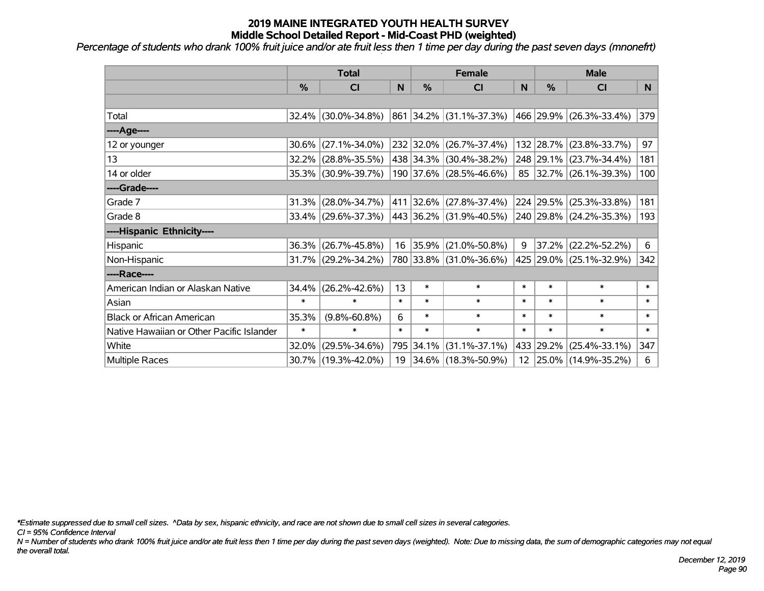# 2019 MAINE INTEGRATED YOUTH HEALTH SURVEY
## Middle School Detailed Report - Mid-Coast PHD (weighted)

*Percentage of students who drank 100% fruit juice and/or ate fruit less then 1 time per day during the past seven days (mnonefrt)*

| | Total | | | Female | | | Male | | |
|---|---|---|---|---|---|---|---|---|---|
| | % | CI | N | % | CI | N | % | CI | N |
| | | | | | | | | | |
| Total | 32.4% | (30.0%-34.8%) | 861 | 34.2% | (31.1%-37.3%) | 466 | 29.9% | (26.3%-33.4%) | 379 |
| ----Age---- | | | | | | | | | |
| 12 or younger | 30.6% | (27.1%-34.0%) | 232 | 32.0% | (26.7%-37.4%) | 132 | 28.7% | (23.8%-33.7%) | 97 |
| 13 | 32.2% | (28.8%-35.5%) | 438 | 34.3% | (30.4%-38.2%) | 248 | 29.1% | (23.7%-34.4%) | 181 |
| 14 or older | 35.3% | (30.9%-39.7%) | 190 | 37.6% | (28.5%-46.6%) | 85 | 32.7% | (26.1%-39.3%) | 100 |
| ----Grade---- | | | | | | | | | |
| Grade 7 | 31.3% | (28.0%-34.7%) | 411 | 32.6% | (27.8%-37.4%) | 224 | 29.5% | (25.3%-33.8%) | 181 |
| Grade 8 | 33.4% | (29.6%-37.3%) | 443 | 36.2% | (31.9%-40.5%) | 240 | 29.8% | (24.2%-35.3%) | 193 |
| ----Hispanic Ethnicity---- | | | | | | | | | |
| Hispanic | 36.3% | (26.7%-45.8%) | 16 | 35.9% | (21.0%-50.8%) | 9 | 37.2% | (22.2%-52.2%) | 6 |
| Non-Hispanic | 31.7% | (29.2%-34.2%) | 780 | 33.8% | (31.0%-36.6%) | 425 | 29.0% | (25.1%-32.9%) | 342 |
| ----Race---- | | | | | | | | | |
| American Indian or Alaskan Native | 34.4% | (26.2%-42.6%) | 13 | * | * | * | * | * | * |
| Asian | * | * | * | * | * | * | * | * | * |
| Black or African American | 35.3% | (9.8%-60.8%) | 6 | * | * | * | * | * | * |
| Native Hawaiian or Other Pacific Islander | * | * | * | * | * | * | * | * | * |
| White | 32.0% | (29.5%-34.6%) | 795 | 34.1% | (31.1%-37.1%) | 433 | 29.2% | (25.4%-33.1%) | 347 |
| Multiple Races | 30.7% | (19.3%-42.0%) | 19 | 34.6% | (18.3%-50.9%) | 12 | 25.0% | (14.9%-35.2%) | 6 |

*\*Estimate suppressed due to small cell sizes. ^Data by sex, hispanic ethnicity, and race are not shown due to small cell sizes in several categories.*

*CI = 95% Confidence Interval*

*N = Number of students who drank 100% fruit juice and/or ate fruit less then 1 time per day during the past seven days (weighted). Note: Due to missing data, the sum of demographic categories may not equal the overall total.*

*December 12, 2019*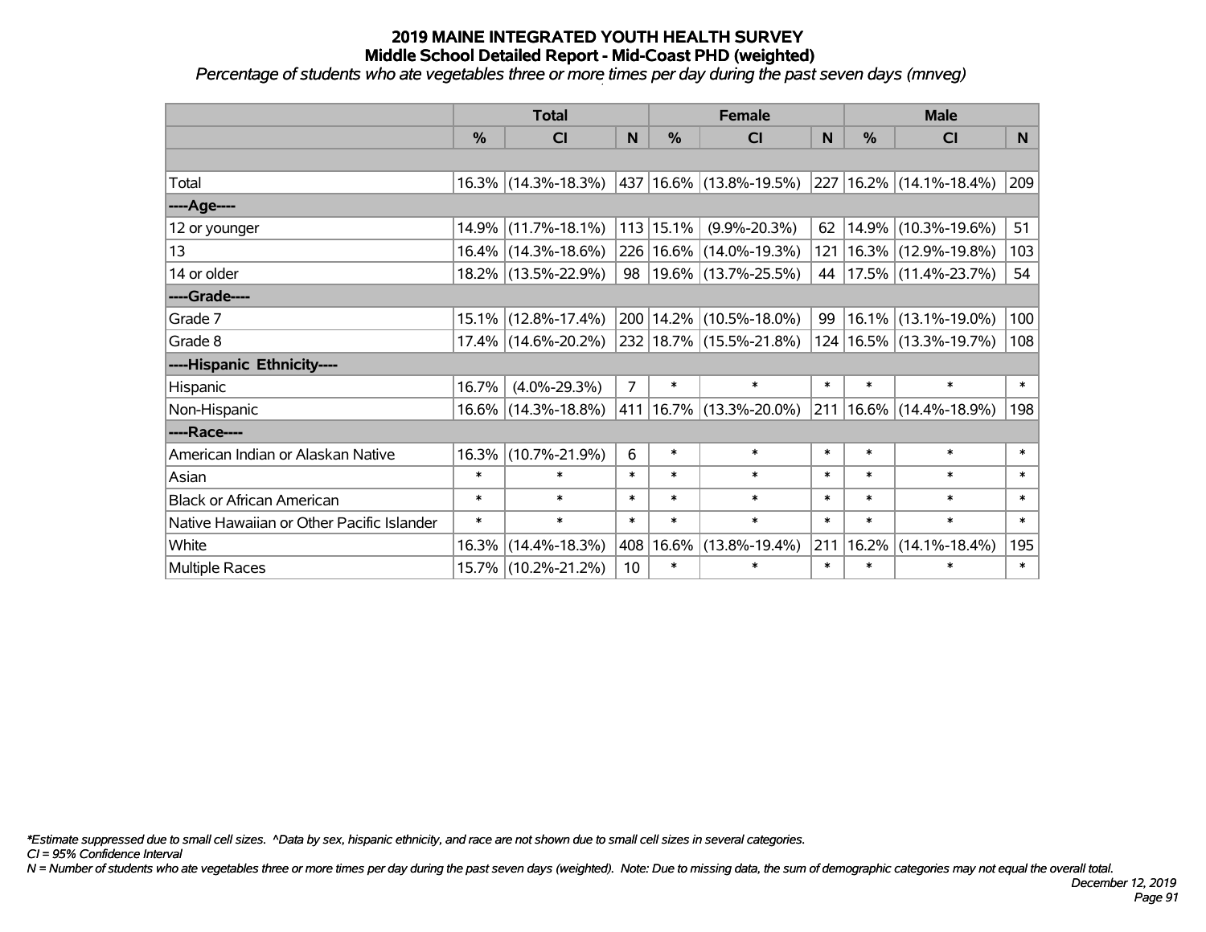# 2019 MAINE INTEGRATED YOUTH HEALTH SURVEY
## Middle School Detailed Report - Mid-Coast PHD (weighted)

*Percentage of students who ate vegetables three or more times per day during the past seven days (mnveg)*

| | Total | | | Female | | | Male | | |
|---|---|---|---|---|---|---|---|---|---|
| | % | CI | N | % | CI | N | % | CI | N |
| | | | | | | | | | |
| Total | 16.3% | (14.3%-18.3%) | 437 | 16.6% | (13.8%-19.5%) | 227 | 16.2% | (14.1%-18.4%) | 209 |
| ----Age---- | | | | | | | | | |
| 12 or younger | 14.9% | (11.7%-18.1%) | 113 | 15.1% | (9.9%-20.3%) | 62 | 14.9% | (10.3%-19.6%) | 51 |
| 13 | 16.4% | (14.3%-18.6%) | 226 | 16.6% | (14.0%-19.3%) | 121 | 16.3% | (12.9%-19.8%) | 103 |
| 14 or older | 18.2% | (13.5%-22.9%) | 98 | 19.6% | (13.7%-25.5%) | 44 | 17.5% | (11.4%-23.7%) | 54 |
| ----Grade---- | | | | | | | | | |
| Grade 7 | 15.1% | (12.8%-17.4%) | 200 | 14.2% | (10.5%-18.0%) | 99 | 16.1% | (13.1%-19.0%) | 100 |
| Grade 8 | 17.4% | (14.6%-20.2%) | 232 | 18.7% | (15.5%-21.8%) | 124 | 16.5% | (13.3%-19.7%) | 108 |
| ----Hispanic Ethnicity---- | | | | | | | | | |
| Hispanic | 16.7% | (4.0%-29.3%) | 7 | * | * | * | * | * | * |
| Non-Hispanic | 16.6% | (14.3%-18.8%) | 411 | 16.7% | (13.3%-20.0%) | 211 | 16.6% | (14.4%-18.9%) | 198 |
| ----Race---- | | | | | | | | | |
| American Indian or Alaskan Native | 16.3% | (10.7%-21.9%) | 6 | * | * | * | * | * | * |
| Asian | * | * | * | * | * | * | * | * | * |
| Black or African American | * | * | * | * | * | * | * | * | * |
| Native Hawaiian or Other Pacific Islander | * | * | * | * | * | * | * | * | * |
| White | 16.3% | (14.4%-18.3%) | 408 | 16.6% | (13.8%-19.4%) | 211 | 16.2% | (14.1%-18.4%) | 195 |
| Multiple Races | 15.7% | (10.2%-21.2%) | 10 | * | * | * | * | * | * |

*\*Estimate suppressed due to small cell sizes. ^Data by sex, hispanic ethnicity, and race are not shown due to small cell sizes in several categories.*

*CI = 95% Confidence Interval*

*N = Number of students who ate vegetables three or more times per day during the past seven days (weighted). Note: Due to missing data, the sum of demographic categories may not equal the overall total.*

*December 12, 2019*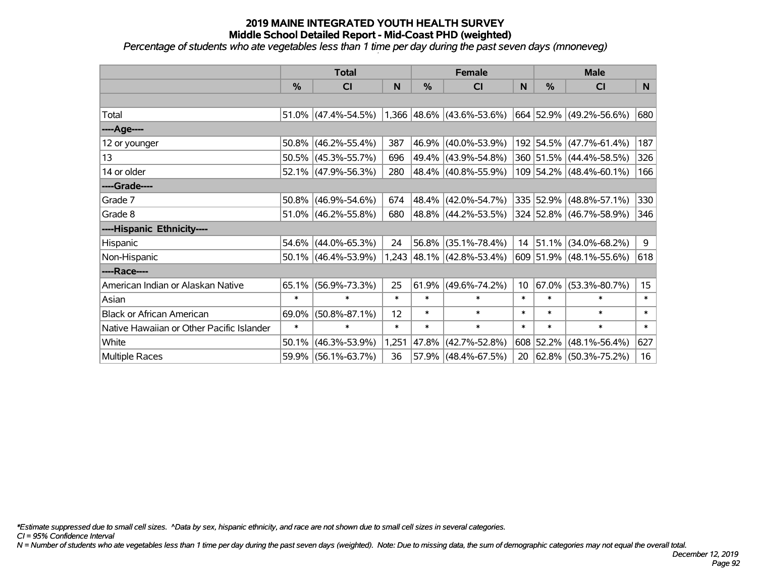# 2019 MAINE INTEGRATED YOUTH HEALTH SURVEY
## Middle School Detailed Report - Mid-Coast PHD (weighted)
*Percentage of students who ate vegetables less than 1 time per day during the past seven days (mnoneveg)*

| | Total | | | Female | | | Male | | |
|---|---|---|---|---|---|---|---|---|---|
| | % | CI | N | % | CI | N | % | CI | N |
| | | | | | | | | | |
| Total | 51.0% | (47.4%-54.5%) | 1,366 | 48.6% | (43.6%-53.6%) | 664 | 52.9% | (49.2%-56.6%) | 680 |
| ----Age---- | | | | | | | | | |
| 12 or younger | 50.8% | (46.2%-55.4%) | 387 | 46.9% | (40.0%-53.9%) | 192 | 54.5% | (47.7%-61.4%) | 187 |
| 13 | 50.5% | (45.3%-55.7%) | 696 | 49.4% | (43.9%-54.8%) | 360 | 51.5% | (44.4%-58.5%) | 326 |
| 14 or older | 52.1% | (47.9%-56.3%) | 280 | 48.4% | (40.8%-55.9%) | 109 | 54.2% | (48.4%-60.1%) | 166 |
| ----Grade---- | | | | | | | | | |
| Grade 7 | 50.8% | (46.9%-54.6%) | 674 | 48.4% | (42.0%-54.7%) | 335 | 52.9% | (48.8%-57.1%) | 330 |
| Grade 8 | 51.0% | (46.2%-55.8%) | 680 | 48.8% | (44.2%-53.5%) | 324 | 52.8% | (46.7%-58.9%) | 346 |
| ----Hispanic Ethnicity---- | | | | | | | | | |
| Hispanic | 54.6% | (44.0%-65.3%) | 24 | 56.8% | (35.1%-78.4%) | 14 | 51.1% | (34.0%-68.2%) | 9 |
| Non-Hispanic | 50.1% | (46.4%-53.9%) | 1,243 | 48.1% | (42.8%-53.4%) | 609 | 51.9% | (48.1%-55.6%) | 618 |
| ----Race---- | | | | | | | | | |
| American Indian or Alaskan Native | 65.1% | (56.9%-73.3%) | 25 | 61.9% | (49.6%-74.2%) | 10 | 67.0% | (53.3%-80.7%) | 15 |
| Asian | * | * | * | * | * | * | * | * | * |
| Black or African American | 69.0% | (50.8%-87.1%) | 12 | * | * | * | * | * | * |
| Native Hawaiian or Other Pacific Islander | * | * | * | * | * | * | * | * | * |
| White | 50.1% | (46.3%-53.9%) | 1,251 | 47.8% | (42.7%-52.8%) | 608 | 52.2% | (48.1%-56.4%) | 627 |
| Multiple Races | 59.9% | (56.1%-63.7%) | 36 | 57.9% | (48.4%-67.5%) | 20 | 62.8% | (50.3%-75.2%) | 16 |

*\*Estimate suppressed due to small cell sizes. ^Data by sex, hispanic ethnicity, and race are not shown due to small cell sizes in several categories.*

*CI = 95% Confidence Interval*

*N = Number of students who ate vegetables less than 1 time per day during the past seven days (weighted). Note: Due to missing data, the sum of demographic categories may not equal the overall total.*

*December 12, 2019*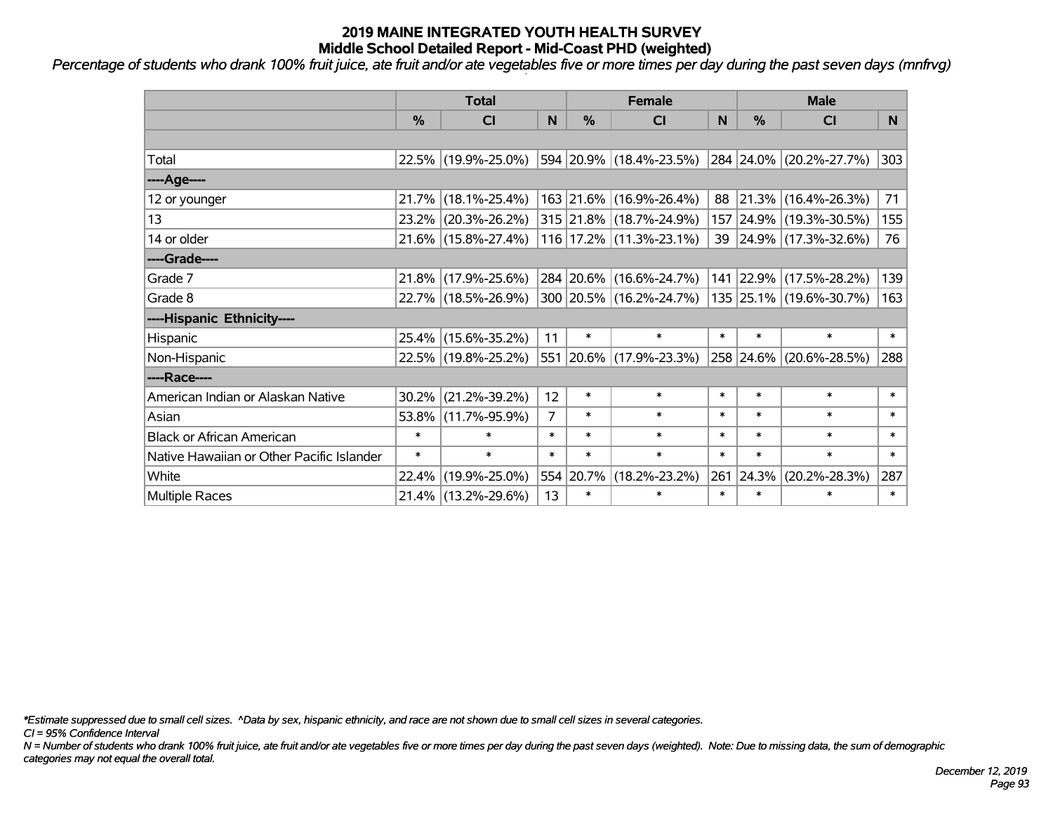# 2019 MAINE INTEGRATED YOUTH HEALTH SURVEY

## Middle School Detailed Report - Mid-Coast PHD (weighted)

*Percentage of students who drank 100% fruit juice, ate fruit and/or ate vegetables five or more times per day during the past seven days (mnfrvg)*

| | Total | | | Female | | | Male | | |
|---|---|---|---|---|---|---|---|---|---|
| | % | CI | N | % | CI | N | % | CI | N |
| | | | | | | | | | |
| Total | 22.5% | (19.9%-25.0%) | 594 | 20.9% | (18.4%-23.5%) | 284 | 24.0% | (20.2%-27.7%) | 303 |
| ----Age---- | | | | | | | | | |
| 12 or younger | 21.7% | (18.1%-25.4%) | 163 | 21.6% | (16.9%-26.4%) | 88 | 21.3% | (16.4%-26.3%) | 71 |
| 13 | 23.2% | (20.3%-26.2%) | 315 | 21.8% | (18.7%-24.9%) | 157 | 24.9% | (19.3%-30.5%) | 155 |
| 14 or older | 21.6% | (15.8%-27.4%) | 116 | 17.2% | (11.3%-23.1%) | 39 | 24.9% | (17.3%-32.6%) | 76 |
| ----Grade---- | | | | | | | | | |
| Grade 7 | 21.8% | (17.9%-25.6%) | 284 | 20.6% | (16.6%-24.7%) | 141 | 22.9% | (17.5%-28.2%) | 139 |
| Grade 8 | 22.7% | (18.5%-26.9%) | 300 | 20.5% | (16.2%-24.7%) | 135 | 25.1% | (19.6%-30.7%) | 163 |
| ----Hispanic Ethnicity---- | | | | | | | | | |
| Hispanic | 25.4% | (15.6%-35.2%) | 11 | * | * | * | * | * | * |
| Non-Hispanic | 22.5% | (19.8%-25.2%) | 551 | 20.6% | (17.9%-23.3%) | 258 | 24.6% | (20.6%-28.5%) | 288 |
| ----Race---- | | | | | | | | | |
| American Indian or Alaskan Native | 30.2% | (21.2%-39.2%) | 12 | * | * | * | * | * | * |
| Asian | 53.8% | (11.7%-95.9%) | 7 | * | * | * | * | * | * |
| Black or African American | * | * | * | * | * | * | * | * | * |
| Native Hawaiian or Other Pacific Islander | * | * | * | * | * | * | * | * | * |
| White | 22.4% | (19.9%-25.0%) | 554 | 20.7% | (18.2%-23.2%) | 261 | 24.3% | (20.2%-28.3%) | 287 |
| Multiple Races | 21.4% | (13.2%-29.6%) | 13 | * | * | * | * | * | * |

*\*Estimate suppressed due to small cell sizes. ^Data by sex, hispanic ethnicity, and race are not shown due to small cell sizes in several categories.*

*CI = 95% Confidence Interval*

*N = Number of students who drank 100% fruit juice, ate fruit and/or ate vegetables five or more times per day during the past seven days (weighted). Note: Due to missing data, the sum of demographic categories may not equal the overall total.*

*December 12, 2019*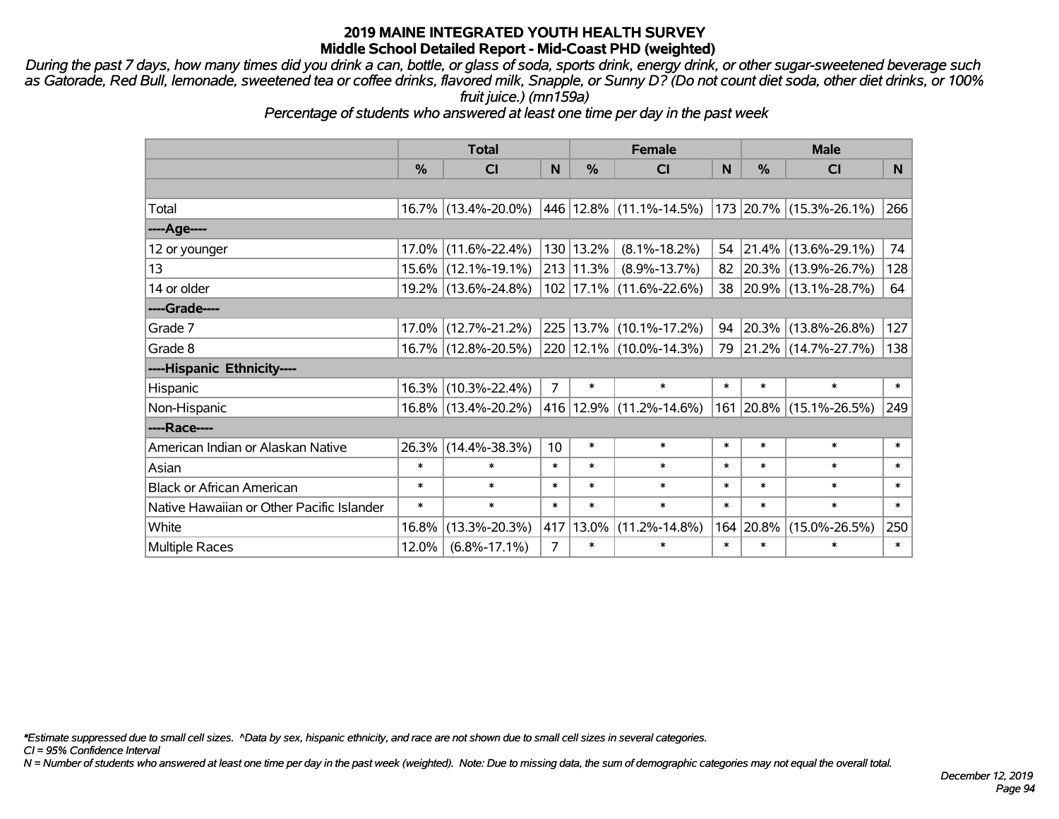# 2019 MAINE INTEGRATED YOUTH HEALTH SURVEY
## Middle School Detailed Report - Mid-Coast PHD (weighted)

*During the past 7 days, how many times did you drink a can, bottle, or glass of soda, sports drink, energy drink, or other sugar-sweetened beverage such as Gatorade, Red Bull, lemonade, sweetened tea or coffee drinks, flavored milk, Snapple, or Sunny D? (Do not count diet soda, other diet drinks, or 100% fruit juice.) (mn159a)*

*Percentage of students who answered at least one time per day in the past week*

| | Total | | | Female | | | Male | | |
|---|---|---|---|---|---|---|---|---|---|
| | % | CI | N | % | CI | N | % | CI | N |
| Total | 16.7% | (13.4%-20.0%) | 446 | 12.8% | (11.1%-14.5%) | 173 | 20.7% | (15.3%-26.1%) | 266 |
| ----Age---- | | | | | | | | | |
| 12 or younger | 17.0% | (11.6%-22.4%) | 130 | 13.2% | (8.1%-18.2%) | 54 | 21.4% | (13.6%-29.1%) | 74 |
| 13 | 15.6% | (12.1%-19.1%) | 213 | 11.3% | (8.9%-13.7%) | 82 | 20.3% | (13.9%-26.7%) | 128 |
| 14 or older | 19.2% | (13.6%-24.8%) | 102 | 17.1% | (11.6%-22.6%) | 38 | 20.9% | (13.1%-28.7%) | 64 |
| ----Grade---- | | | | | | | | | |
| Grade 7 | 17.0% | (12.7%-21.2%) | 225 | 13.7% | (10.1%-17.2%) | 94 | 20.3% | (13.8%-26.8%) | 127 |
| Grade 8 | 16.7% | (12.8%-20.5%) | 220 | 12.1% | (10.0%-14.3%) | 79 | 21.2% | (14.7%-27.7%) | 138 |
| ----Hispanic Ethnicity---- | | | | | | | | | |
| Hispanic | 16.3% | (10.3%-22.4%) | 7 | * | * | * | * | * | * |
| Non-Hispanic | 16.8% | (13.4%-20.2%) | 416 | 12.9% | (11.2%-14.6%) | 161 | 20.8% | (15.1%-26.5%) | 249 |
| ----Race---- | | | | | | | | | |
| American Indian or Alaskan Native | 26.3% | (14.4%-38.3%) | 10 | * | * | * | * | * | * |
| Asian | * | * | * | * | * | * | * | * | * |
| Black or African American | * | * | * | * | * | * | * | * | * |
| Native Hawaiian or Other Pacific Islander | * | * | * | * | * | * | * | * | * |
| White | 16.8% | (13.3%-20.3%) | 417 | 13.0% | (11.2%-14.8%) | 164 | 20.8% | (15.0%-26.5%) | 250 |
| Multiple Races | 12.0% | (6.8%-17.1%) | 7 | * | * | * | * | * | * |

*Estimate suppressed due to small cell sizes. ^Data by sex, hispanic ethnicity, and race are not shown due to small cell sizes in several categories.

CI = 95% Confidence Interval

N = Number of students who answered at least one time per day in the past week (weighted). Note: Due to missing data, the sum of demographic categories may not equal the overall total.

December 12, 2019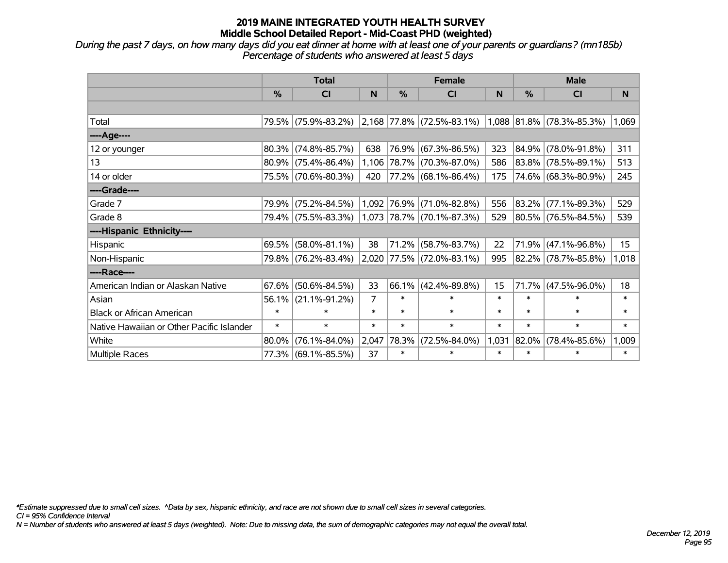# 2019 MAINE INTEGRATED YOUTH HEALTH SURVEY
## Middle School Detailed Report - Mid-Coast PHD (weighted)

*During the past 7 days, on how many days did you eat dinner at home with at least one of your parents or guardians? (mn185b)*
*Percentage of students who answered at least 5 days*

| | Total | | | Female | | | Male | | |
|---|---|---|---|---|---|---|---|---|---|
| | % | CI | N | % | CI | N | % | CI | N |
| | | | | | | | | | |
| Total | 79.5% | (75.9%-83.2%) | 2,168 | 77.8% | (72.5%-83.1%) | 1,088 | 81.8% | (78.3%-85.3%) | 1,069 |
| ----Age---- | | | | | | | | | |
| 12 or younger | 80.3% | (74.8%-85.7%) | 638 | 76.9% | (67.3%-86.5%) | 323 | 84.9% | (78.0%-91.8%) | 311 |
| 13 | 80.9% | (75.4%-86.4%) | 1,106 | 78.7% | (70.3%-87.0%) | 586 | 83.8% | (78.5%-89.1%) | 513 |
| 14 or older | 75.5% | (70.6%-80.3%) | 420 | 77.2% | (68.1%-86.4%) | 175 | 74.6% | (68.3%-80.9%) | 245 |
| ----Grade---- | | | | | | | | | |
| Grade 7 | 79.9% | (75.2%-84.5%) | 1,092 | 76.9% | (71.0%-82.8%) | 556 | 83.2% | (77.1%-89.3%) | 529 |
| Grade 8 | 79.4% | (75.5%-83.3%) | 1,073 | 78.7% | (70.1%-87.3%) | 529 | 80.5% | (76.5%-84.5%) | 539 |
| ----Hispanic Ethnicity---- | | | | | | | | | |
| Hispanic | 69.5% | (58.0%-81.1%) | 38 | 71.2% | (58.7%-83.7%) | 22 | 71.9% | (47.1%-96.8%) | 15 |
| Non-Hispanic | 79.8% | (76.2%-83.4%) | 2,020 | 77.5% | (72.0%-83.1%) | 995 | 82.2% | (78.7%-85.8%) | 1,018 |
| ----Race---- | | | | | | | | | |
| American Indian or Alaskan Native | 67.6% | (50.6%-84.5%) | 33 | 66.1% | (42.4%-89.8%) | 15 | 71.7% | (47.5%-96.0%) | 18 |
| Asian | 56.1% | (21.1%-91.2%) | 7 | * | * | * | * | * | * |
| Black or African American | * | * | * | * | * | * | * | * | * |
| Native Hawaiian or Other Pacific Islander | * | * | * | * | * | * | * | * | * |
| White | 80.0% | (76.1%-84.0%) | 2,047 | 78.3% | (72.5%-84.0%) | 1,031 | 82.0% | (78.4%-85.6%) | 1,009 |
| Multiple Races | 77.3% | (69.1%-85.5%) | 37 | * | * | * | * | * | * |

*\*Estimate suppressed due to small cell sizes. ^Data by sex, hispanic ethnicity, and race are not shown due to small cell sizes in several categories.*
*CI = 95% Confidence Interval*
*N = Number of students who answered at least 5 days (weighted). Note: Due to missing data, the sum of demographic categories may not equal the overall total.*

*December 12, 2019*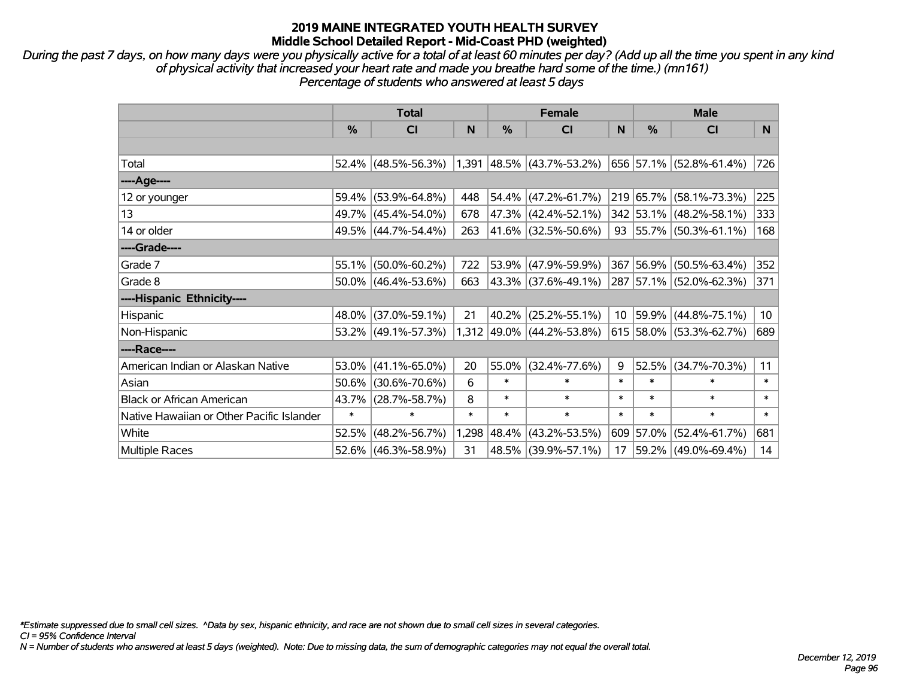# 2019 MAINE INTEGRATED YOUTH HEALTH SURVEY
## Middle School Detailed Report - Mid-Coast PHD (weighted)

*During the past 7 days, on how many days were you physically active for a total of at least 60 minutes per day? (Add up all the time you spent in any kind of physical activity that increased your heart rate and made you breathe hard some of the time.) (mn161)*
*Percentage of students who answered at least 5 days*

| | Total | | | Female | | | Male | | |
|---|---|---|---|---|---|---|---|---|---|
| | % | CI | N | % | CI | N | % | CI | N |
| Total | 52.4% | (48.5%-56.3%) | 1,391 | 48.5% | (43.7%-53.2%) | 656 | 57.1% | (52.8%-61.4%) | 726 |
| ----Age---- | | | | | | | | | |
| 12 or younger | 59.4% | (53.9%-64.8%) | 448 | 54.4% | (47.2%-61.7%) | 219 | 65.7% | (58.1%-73.3%) | 225 |
| 13 | 49.7% | (45.4%-54.0%) | 678 | 47.3% | (42.4%-52.1%) | 342 | 53.1% | (48.2%-58.1%) | 333 |
| 14 or older | 49.5% | (44.7%-54.4%) | 263 | 41.6% | (32.5%-50.6%) | 93 | 55.7% | (50.3%-61.1%) | 168 |
| ----Grade---- | | | | | | | | | |
| Grade 7 | 55.1% | (50.0%-60.2%) | 722 | 53.9% | (47.9%-59.9%) | 367 | 56.9% | (50.5%-63.4%) | 352 |
| Grade 8 | 50.0% | (46.4%-53.6%) | 663 | 43.3% | (37.6%-49.1%) | 287 | 57.1% | (52.0%-62.3%) | 371 |
| ----Hispanic Ethnicity---- | | | | | | | | | |
| Hispanic | 48.0% | (37.0%-59.1%) | 21 | 40.2% | (25.2%-55.1%) | 10 | 59.9% | (44.8%-75.1%) | 10 |
| Non-Hispanic | 53.2% | (49.1%-57.3%) | 1,312 | 49.0% | (44.2%-53.8%) | 615 | 58.0% | (53.3%-62.7%) | 689 |
| ----Race---- | | | | | | | | | |
| American Indian or Alaskan Native | 53.0% | (41.1%-65.0%) | 20 | 55.0% | (32.4%-77.6%) | 9 | 52.5% | (34.7%-70.3%) | 11 |
| Asian | 50.6% | (30.6%-70.6%) | 6 | * | * | * | * | * | * |
| Black or African American | 43.7% | (28.7%-58.7%) | 8 | * | * | * | * | * | * |
| Native Hawaiian or Other Pacific Islander | * | * | * | * | * | * | * | * | * |
| White | 52.5% | (48.2%-56.7%) | 1,298 | 48.4% | (43.2%-53.5%) | 609 | 57.0% | (52.4%-61.7%) | 681 |
| Multiple Races | 52.6% | (46.3%-58.9%) | 31 | 48.5% | (39.9%-57.1%) | 17 | 59.2% | (49.0%-69.4%) | 14 |

*\*Estimate suppressed due to small cell sizes. ^Data by sex, hispanic ethnicity, and race are not shown due to small cell sizes in several categories.*
*CI = 95% Confidence Interval*
*N = Number of students who answered at least 5 days (weighted). Note: Due to missing data, the sum of demographic categories may not equal the overall total.*

*December 12, 2019*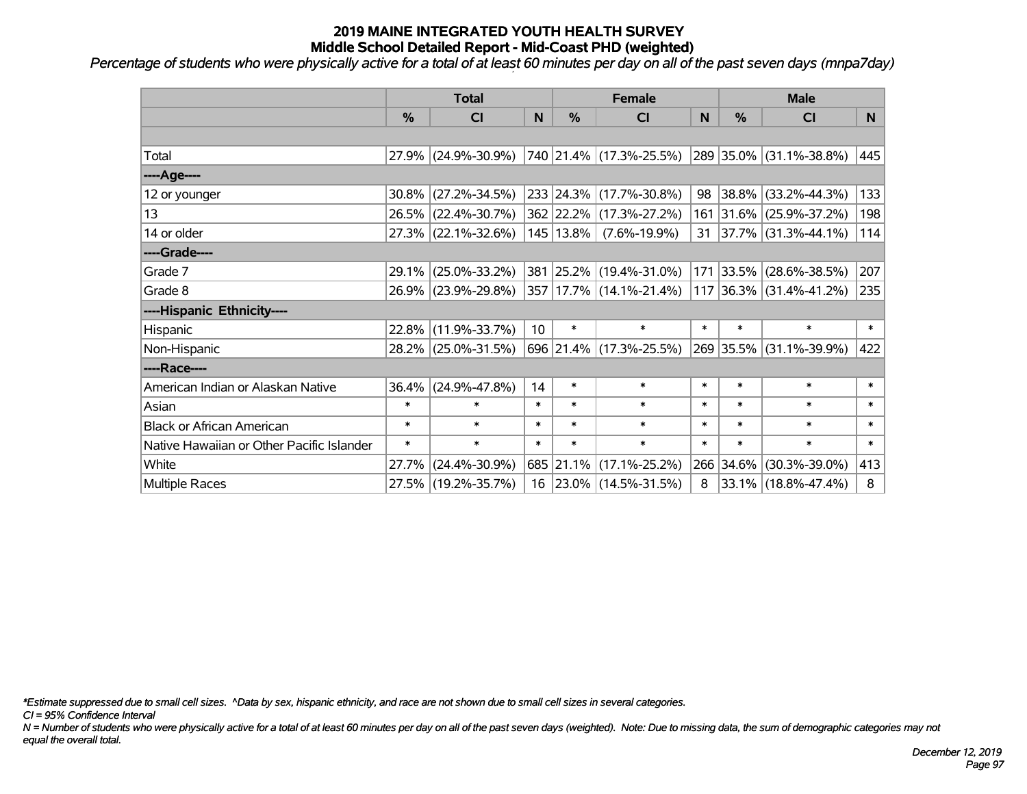# 2019 MAINE INTEGRATED YOUTH HEALTH SURVEY
## Middle School Detailed Report - Mid-Coast PHD (weighted)

*Percentage of students who were physically active for a total of at least 60 minutes per day on all of the past seven days (mnpa7day)*

| | Total | | | Female | | | Male | | |
|---|---|---|---|---|---|---|---|---|---|
| | % | CI | N | % | CI | N | % | CI | N |
| | | | | | | | | | |
| Total | 27.9% | (24.9%-30.9%) | 740 | 21.4% | (17.3%-25.5%) | 289 | 35.0% | (31.1%-38.8%) | 445 |
| ----Age---- | | | | | | | | | |
| 12 or younger | 30.8% | (27.2%-34.5%) | 233 | 24.3% | (17.7%-30.8%) | 98 | 38.8% | (33.2%-44.3%) | 133 |
| 13 | 26.5% | (22.4%-30.7%) | 362 | 22.2% | (17.3%-27.2%) | 161 | 31.6% | (25.9%-37.2%) | 198 |
| 14 or older | 27.3% | (22.1%-32.6%) | 145 | 13.8% | (7.6%-19.9%) | 31 | 37.7% | (31.3%-44.1%) | 114 |
| ----Grade---- | | | | | | | | | |
| Grade 7 | 29.1% | (25.0%-33.2%) | 381 | 25.2% | (19.4%-31.0%) | 171 | 33.5% | (28.6%-38.5%) | 207 |
| Grade 8 | 26.9% | (23.9%-29.8%) | 357 | 17.7% | (14.1%-21.4%) | 117 | 36.3% | (31.4%-41.2%) | 235 |
| ----Hispanic Ethnicity---- | | | | | | | | | |
| Hispanic | 22.8% | (11.9%-33.7%) | 10 | * | * | * | * | * | * |
| Non-Hispanic | 28.2% | (25.0%-31.5%) | 696 | 21.4% | (17.3%-25.5%) | 269 | 35.5% | (31.1%-39.9%) | 422 |
| ----Race---- | | | | | | | | | |
| American Indian or Alaskan Native | 36.4% | (24.9%-47.8%) | 14 | * | * | * | * | * | * |
| Asian | * | * | * | * | * | * | * | * | * |
| Black or African American | * | * | * | * | * | * | * | * | * |
| Native Hawaiian or Other Pacific Islander | * | * | * | * | * | * | * | * | * |
| White | 27.7% | (24.4%-30.9%) | 685 | 21.1% | (17.1%-25.2%) | 266 | 34.6% | (30.3%-39.0%) | 413 |
| Multiple Races | 27.5% | (19.2%-35.7%) | 16 | 23.0% | (14.5%-31.5%) | 8 | 33.1% | (18.8%-47.4%) | 8 |

*\*Estimate suppressed due to small cell sizes. ^Data by sex, hispanic ethnicity, and race are not shown due to small cell sizes in several categories.*

*CI = 95% Confidence Interval*

*N = Number of students who were physically active for a total of at least 60 minutes per day on all of the past seven days (weighted). Note: Due to missing data, the sum of demographic categories may not equal the overall total.*

*December 12, 2019*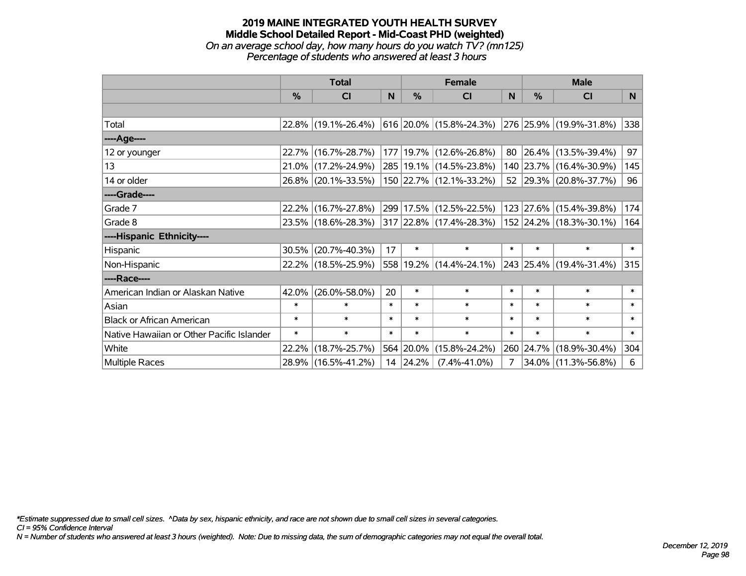# 2019 MAINE INTEGRATED YOUTH HEALTH SURVEY
## Middle School Detailed Report - Mid-Coast PHD (weighted)
*On an average school day, how many hours do you watch TV? (mn125)*
*Percentage of students who answered at least 3 hours*

| | Total | | | Female | | | Male | | |
|---|---|---|---|---|---|---|---|---|---|
| | % | CI | N | % | CI | N | % | CI | N |
| | | | | | | | | | |
| Total | 22.8% | (19.1%-26.4%) | 616 | 20.0% | (15.8%-24.3%) | 276 | 25.9% | (19.9%-31.8%) | 338 |
| ----Age---- | | | | | | | | | |
| 12 or younger | 22.7% | (16.7%-28.7%) | 177 | 19.7% | (12.6%-26.8%) | 80 | 26.4% | (13.5%-39.4%) | 97 |
| 13 | 21.0% | (17.2%-24.9%) | 285 | 19.1% | (14.5%-23.8%) | 140 | 23.7% | (16.4%-30.9%) | 145 |
| 14 or older | 26.8% | (20.1%-33.5%) | 150 | 22.7% | (12.1%-33.2%) | 52 | 29.3% | (20.8%-37.7%) | 96 |
| ----Grade---- | | | | | | | | | |
| Grade 7 | 22.2% | (16.7%-27.8%) | 299 | 17.5% | (12.5%-22.5%) | 123 | 27.6% | (15.4%-39.8%) | 174 |
| Grade 8 | 23.5% | (18.6%-28.3%) | 317 | 22.8% | (17.4%-28.3%) | 152 | 24.2% | (18.3%-30.1%) | 164 |
| ----Hispanic Ethnicity---- | | | | | | | | | |
| Hispanic | 30.5% | (20.7%-40.3%) | 17 | * | * | * | * | * | * |
| Non-Hispanic | 22.2% | (18.5%-25.9%) | 558 | 19.2% | (14.4%-24.1%) | 243 | 25.4% | (19.4%-31.4%) | 315 |
| ----Race---- | | | | | | | | | |
| American Indian or Alaskan Native | 42.0% | (26.0%-58.0%) | 20 | * | * | * | * | * | * |
| Asian | * | * | * | * | * | * | * | * | * |
| Black or African American | * | * | * | * | * | * | * | * | * |
| Native Hawaiian or Other Pacific Islander | * | * | * | * | * | * | * | * | * |
| White | 22.2% | (18.7%-25.7%) | 564 | 20.0% | (15.8%-24.2%) | 260 | 24.7% | (18.9%-30.4%) | 304 |
| Multiple Races | 28.9% | (16.5%-41.2%) | 14 | 24.2% | (7.4%-41.0%) | 7 | 34.0% | (11.3%-56.8%) | 6 |

*\*Estimate suppressed due to small cell sizes. ^Data by sex, hispanic ethnicity, and race are not shown due to small cell sizes in several categories.*
*CI = 95% Confidence Interval*
*N = Number of students who answered at least 3 hours (weighted). Note: Due to missing data, the sum of demographic categories may not equal the overall total.*

*December 12, 2019*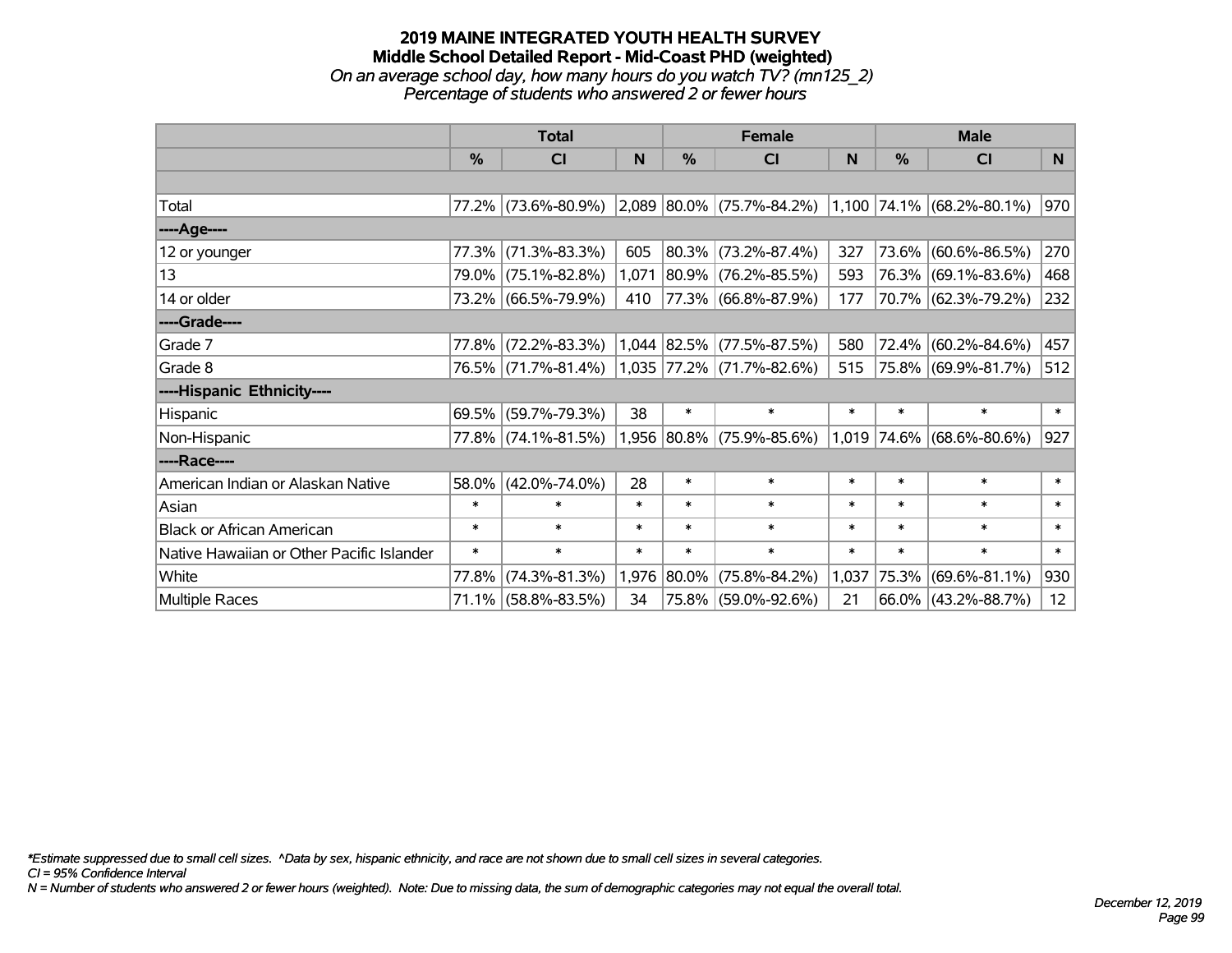# 2019 MAINE INTEGRATED YOUTH HEALTH SURVEY

## Middle School Detailed Report - Mid-Coast PHD (weighted)

*On an average school day, how many hours do you watch TV? (mn125_2)*

*Percentage of students who answered 2 or fewer hours*

| | Total | | | Female | | | Male | | |
|---|---|---|---|---|---|---|---|---|---|
| | % | CI | N | % | CI | N | % | CI | N |
| | | | | | | | | | |
| Total | 77.2% | (73.6%-80.9%) | 2,089 | 80.0% | (75.7%-84.2%) | 1,100 | 74.1% | (68.2%-80.1%) | 970 |
| ----Age---- | | | | | | | | | |
| 12 or younger | 77.3% | (71.3%-83.3%) | 605 | 80.3% | (73.2%-87.4%) | 327 | 73.6% | (60.6%-86.5%) | 270 |
| 13 | 79.0% | (75.1%-82.8%) | 1,071 | 80.9% | (76.2%-85.5%) | 593 | 76.3% | (69.1%-83.6%) | 468 |
| 14 or older | 73.2% | (66.5%-79.9%) | 410 | 77.3% | (66.8%-87.9%) | 177 | 70.7% | (62.3%-79.2%) | 232 |
| ----Grade---- | | | | | | | | | |
| Grade 7 | 77.8% | (72.2%-83.3%) | 1,044 | 82.5% | (77.5%-87.5%) | 580 | 72.4% | (60.2%-84.6%) | 457 |
| Grade 8 | 76.5% | (71.7%-81.4%) | 1,035 | 77.2% | (71.7%-82.6%) | 515 | 75.8% | (69.9%-81.7%) | 512 |
| ----Hispanic Ethnicity---- | | | | | | | | | |
| Hispanic | 69.5% | (59.7%-79.3%) | 38 | * | * | * | * | * | * |
| Non-Hispanic | 77.8% | (74.1%-81.5%) | 1,956 | 80.8% | (75.9%-85.6%) | 1,019 | 74.6% | (68.6%-80.6%) | 927 |
| ----Race---- | | | | | | | | | |
| American Indian or Alaskan Native | 58.0% | (42.0%-74.0%) | 28 | * | * | * | * | * | * |
| Asian | * | * | * | * | * | * | * | * | * |
| Black or African American | * | * | * | * | * | * | * | * | * |
| Native Hawaiian or Other Pacific Islander | * | * | * | * | * | * | * | * | * |
| White | 77.8% | (74.3%-81.3%) | 1,976 | 80.0% | (75.8%-84.2%) | 1,037 | 75.3% | (69.6%-81.1%) | 930 |
| Multiple Races | 71.1% | (58.8%-83.5%) | 34 | 75.8% | (59.0%-92.6%) | 21 | 66.0% | (43.2%-88.7%) | 12 |

*Estimate suppressed due to small cell sizes. ^Data by sex, hispanic ethnicity, and race are not shown due to small cell sizes in several categories.

CI = 95% Confidence Interval

N = Number of students who answered 2 or fewer hours (weighted). Note: Due to missing data, the sum of demographic categories may not equal the overall total.

December 12, 2019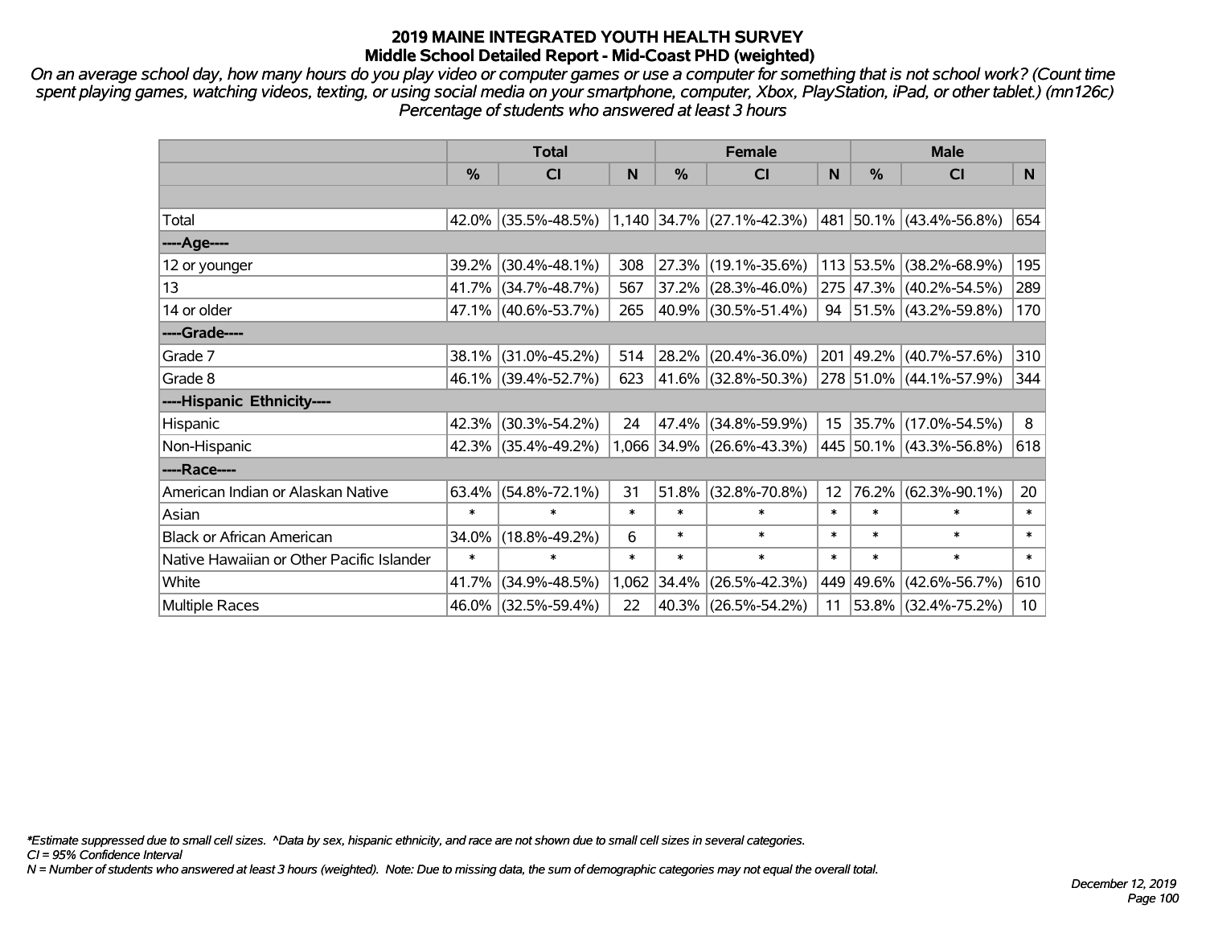# 2019 MAINE INTEGRATED YOUTH HEALTH SURVEY
## Middle School Detailed Report - Mid-Coast PHD (weighted)

*On an average school day, how many hours do you play video or computer games or use a computer for something that is not school work? (Count time spent playing games, watching videos, texting, or using social media on your smartphone, computer, Xbox, PlayStation, iPad, or other tablet.) (mn126c) Percentage of students who answered at least 3 hours*

| | Total | | | Female | | | Male | | |
|---|---|---|---|---|---|---|---|---|---|
| | % | CI | N | % | CI | N | % | CI | N |
| | | | | | | | | | |
| Total | 42.0% | (35.5%-48.5%) | 1,140 | 34.7% | (27.1%-42.3%) | 481 | 50.1% | (43.4%-56.8%) | 654 |
| ----Age---- | | | | | | | | | |
| 12 or younger | 39.2% | (30.4%-48.1%) | 308 | 27.3% | (19.1%-35.6%) | 113 | 53.5% | (38.2%-68.9%) | 195 |
| 13 | 41.7% | (34.7%-48.7%) | 567 | 37.2% | (28.3%-46.0%) | 275 | 47.3% | (40.2%-54.5%) | 289 |
| 14 or older | 47.1% | (40.6%-53.7%) | 265 | 40.9% | (30.5%-51.4%) | 94 | 51.5% | (43.2%-59.8%) | 170 |
| ----Grade---- | | | | | | | | | |
| Grade 7 | 38.1% | (31.0%-45.2%) | 514 | 28.2% | (20.4%-36.0%) | 201 | 49.2% | (40.7%-57.6%) | 310 |
| Grade 8 | 46.1% | (39.4%-52.7%) | 623 | 41.6% | (32.8%-50.3%) | 278 | 51.0% | (44.1%-57.9%) | 344 |
| ----Hispanic Ethnicity---- | | | | | | | | | |
| Hispanic | 42.3% | (30.3%-54.2%) | 24 | 47.4% | (34.8%-59.9%) | 15 | 35.7% | (17.0%-54.5%) | 8 |
| Non-Hispanic | 42.3% | (35.4%-49.2%) | 1,066 | 34.9% | (26.6%-43.3%) | 445 | 50.1% | (43.3%-56.8%) | 618 |
| ----Race---- | | | | | | | | | |
| American Indian or Alaskan Native | 63.4% | (54.8%-72.1%) | 31 | 51.8% | (32.8%-70.8%) | 12 | 76.2% | (62.3%-90.1%) | 20 |
| Asian | * | * | * | * | * | * | * | * | * |
| Black or African American | 34.0% | (18.8%-49.2%) | 6 | * | * | * | * | * | * |
| Native Hawaiian or Other Pacific Islander | * | * | * | * | * | * | * | * | * |
| White | 41.7% | (34.9%-48.5%) | 1,062 | 34.4% | (26.5%-42.3%) | 449 | 49.6% | (42.6%-56.7%) | 610 |
| Multiple Races | 46.0% | (32.5%-59.4%) | 22 | 40.3% | (26.5%-54.2%) | 11 | 53.8% | (32.4%-75.2%) | 10 |

*Estimate suppressed due to small cell sizes. ^Data by sex, hispanic ethnicity, and race are not shown due to small cell sizes in several categories.
CI = 95% Confidence Interval
N = Number of students who answered at least 3 hours (weighted). Note: Due to missing data, the sum of demographic categories may not equal the overall total.

December 12, 2019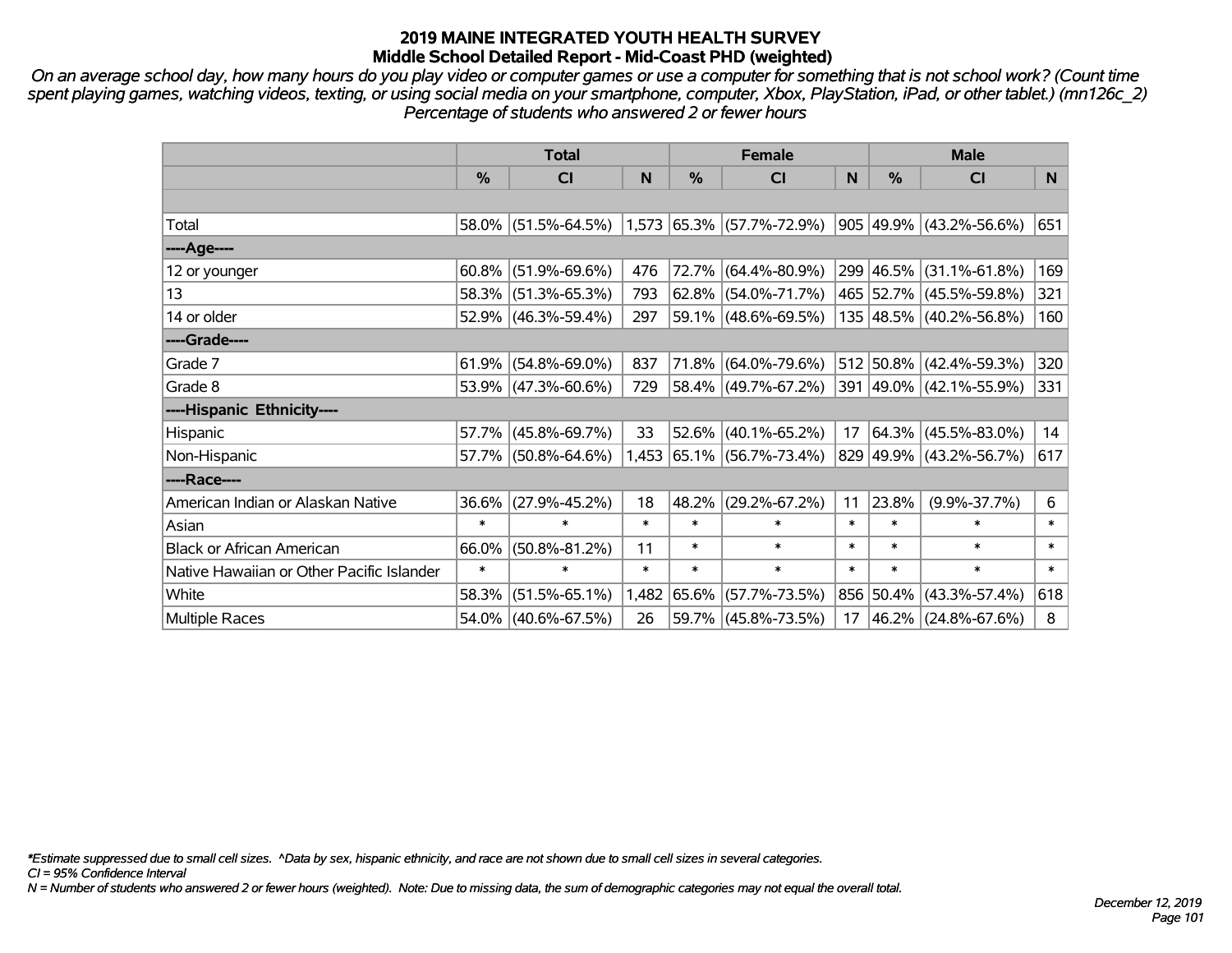# 2019 MAINE INTEGRATED YOUTH HEALTH SURVEY
## Middle School Detailed Report - Mid-Coast PHD (weighted)

*On an average school day, how many hours do you play video or computer games or use a computer for something that is not school work? (Count time spent playing games, watching videos, texting, or using social media on your smartphone, computer, Xbox, PlayStation, iPad, or other tablet.) (mn126c_2)*
*Percentage of students who answered 2 or fewer hours*

| | Total | | | Female | | | Male | | |
|---|---|---|---|---|---|---|---|---|---|
| | % | CI | N | % | CI | N | % | CI | N |
| | | | | | | | | | |
| Total | 58.0% | (51.5%-64.5%) | 1,573 | 65.3% | (57.7%-72.9%) | 905 | 49.9% | (43.2%-56.6%) | 651 |
| ----Age---- | | | | | | | | | |
| 12 or younger | 60.8% | (51.9%-69.6%) | 476 | 72.7% | (64.4%-80.9%) | 299 | 46.5% | (31.1%-61.8%) | 169 |
| 13 | 58.3% | (51.3%-65.3%) | 793 | 62.8% | (54.0%-71.7%) | 465 | 52.7% | (45.5%-59.8%) | 321 |
| 14 or older | 52.9% | (46.3%-59.4%) | 297 | 59.1% | (48.6%-69.5%) | 135 | 48.5% | (40.2%-56.8%) | 160 |
| ----Grade---- | | | | | | | | | |
| Grade 7 | 61.9% | (54.8%-69.0%) | 837 | 71.8% | (64.0%-79.6%) | 512 | 50.8% | (42.4%-59.3%) | 320 |
| Grade 8 | 53.9% | (47.3%-60.6%) | 729 | 58.4% | (49.7%-67.2%) | 391 | 49.0% | (42.1%-55.9%) | 331 |
| ----Hispanic Ethnicity---- | | | | | | | | | |
| Hispanic | 57.7% | (45.8%-69.7%) | 33 | 52.6% | (40.1%-65.2%) | 17 | 64.3% | (45.5%-83.0%) | 14 |
| Non-Hispanic | 57.7% | (50.8%-64.6%) | 1,453 | 65.1% | (56.7%-73.4%) | 829 | 49.9% | (43.2%-56.7%) | 617 |
| ----Race---- | | | | | | | | | |
| American Indian or Alaskan Native | 36.6% | (27.9%-45.2%) | 18 | 48.2% | (29.2%-67.2%) | 11 | 23.8% | (9.9%-37.7%) | 6 |
| Asian | * | * | * | * | * | * | * | * | * |
| Black or African American | 66.0% | (50.8%-81.2%) | 11 | * | * | * | * | * | * |
| Native Hawaiian or Other Pacific Islander | * | * | * | * | * | * | * | * | * |
| White | 58.3% | (51.5%-65.1%) | 1,482 | 65.6% | (57.7%-73.5%) | 856 | 50.4% | (43.3%-57.4%) | 618 |
| Multiple Races | 54.0% | (40.6%-67.5%) | 26 | 59.7% | (45.8%-73.5%) | 17 | 46.2% | (24.8%-67.6%) | 8 |

*\*Estimate suppressed due to small cell sizes. ^Data by sex, hispanic ethnicity, and race are not shown due to small cell sizes in several categories.*
*CI = 95% Confidence Interval*
*N = Number of students who answered 2 or fewer hours (weighted). Note: Due to missing data, the sum of demographic categories may not equal the overall total.*

*December 12, 2019*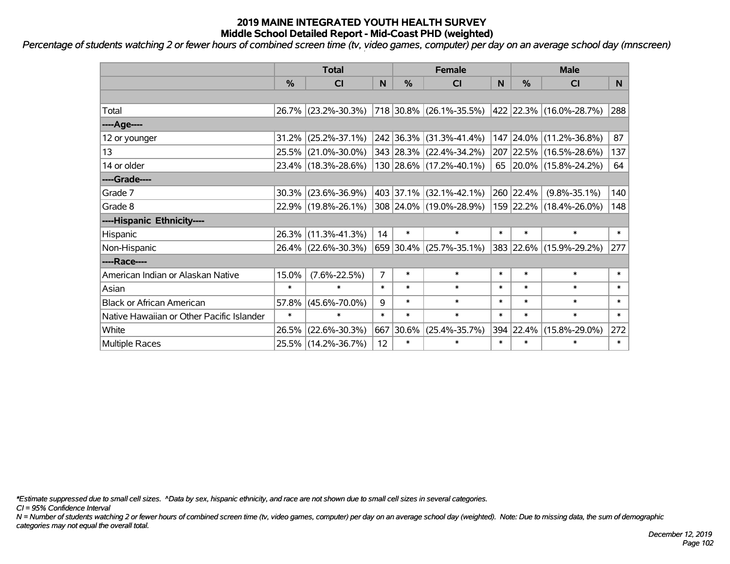# 2019 MAINE INTEGRATED YOUTH HEALTH SURVEY
## Middle School Detailed Report - Mid-Coast PHD (weighted)

*Percentage of students watching 2 or fewer hours of combined screen time (tv, video games, computer) per day on an average school day (mnscreen)*

| | Total | | | Female | | | Male | | |
|---|---|---|---|---|---|---|---|---|---|
| | % | CI | N | % | CI | N | % | CI | N |
| | | | | | | | | | |
| Total | 26.7% | (23.2%-30.3%) | 718 | 30.8% | (26.1%-35.5%) | 422 | 22.3% | (16.0%-28.7%) | 288 |
| ----Age---- | | | | | | | | | |
| 12 or younger | 31.2% | (25.2%-37.1%) | 242 | 36.3% | (31.3%-41.4%) | 147 | 24.0% | (11.2%-36.8%) | 87 |
| 13 | 25.5% | (21.0%-30.0%) | 343 | 28.3% | (22.4%-34.2%) | 207 | 22.5% | (16.5%-28.6%) | 137 |
| 14 or older | 23.4% | (18.3%-28.6%) | 130 | 28.6% | (17.2%-40.1%) | 65 | 20.0% | (15.8%-24.2%) | 64 |
| ----Grade---- | | | | | | | | | |
| Grade 7 | 30.3% | (23.6%-36.9%) | 403 | 37.1% | (32.1%-42.1%) | 260 | 22.4% | (9.8%-35.1%) | 140 |
| Grade 8 | 22.9% | (19.8%-26.1%) | 308 | 24.0% | (19.0%-28.9%) | 159 | 22.2% | (18.4%-26.0%) | 148 |
| ----Hispanic Ethnicity---- | | | | | | | | | |
| Hispanic | 26.3% | (11.3%-41.3%) | 14 | * | * | * | * | * | * |
| Non-Hispanic | 26.4% | (22.6%-30.3%) | 659 | 30.4% | (25.7%-35.1%) | 383 | 22.6% | (15.9%-29.2%) | 277 |
| ----Race---- | | | | | | | | | |
| American Indian or Alaskan Native | 15.0% | (7.6%-22.5%) | 7 | * | * | * | * | * | * |
| Asian | * | * | * | * | * | * | * | * | * |
| Black or African American | 57.8% | (45.6%-70.0%) | 9 | * | * | * | * | * | * |
| Native Hawaiian or Other Pacific Islander | * | * | * | * | * | * | * | * | * |
| White | 26.5% | (22.6%-30.3%) | 667 | 30.6% | (25.4%-35.7%) | 394 | 22.4% | (15.8%-29.0%) | 272 |
| Multiple Races | 25.5% | (14.2%-36.7%) | 12 | * | * | * | * | * | * |

*Estimate suppressed due to small cell sizes. ^Data by sex, hispanic ethnicity, and race are not shown due to small cell sizes in several categories.

CI = 95% Confidence Interval

N = Number of students watching 2 or fewer hours of combined screen time (tv, video games, computer) per day on an average school day (weighted). Note: Due to missing data, the sum of demographic categories may not equal the overall total.

December 12, 2019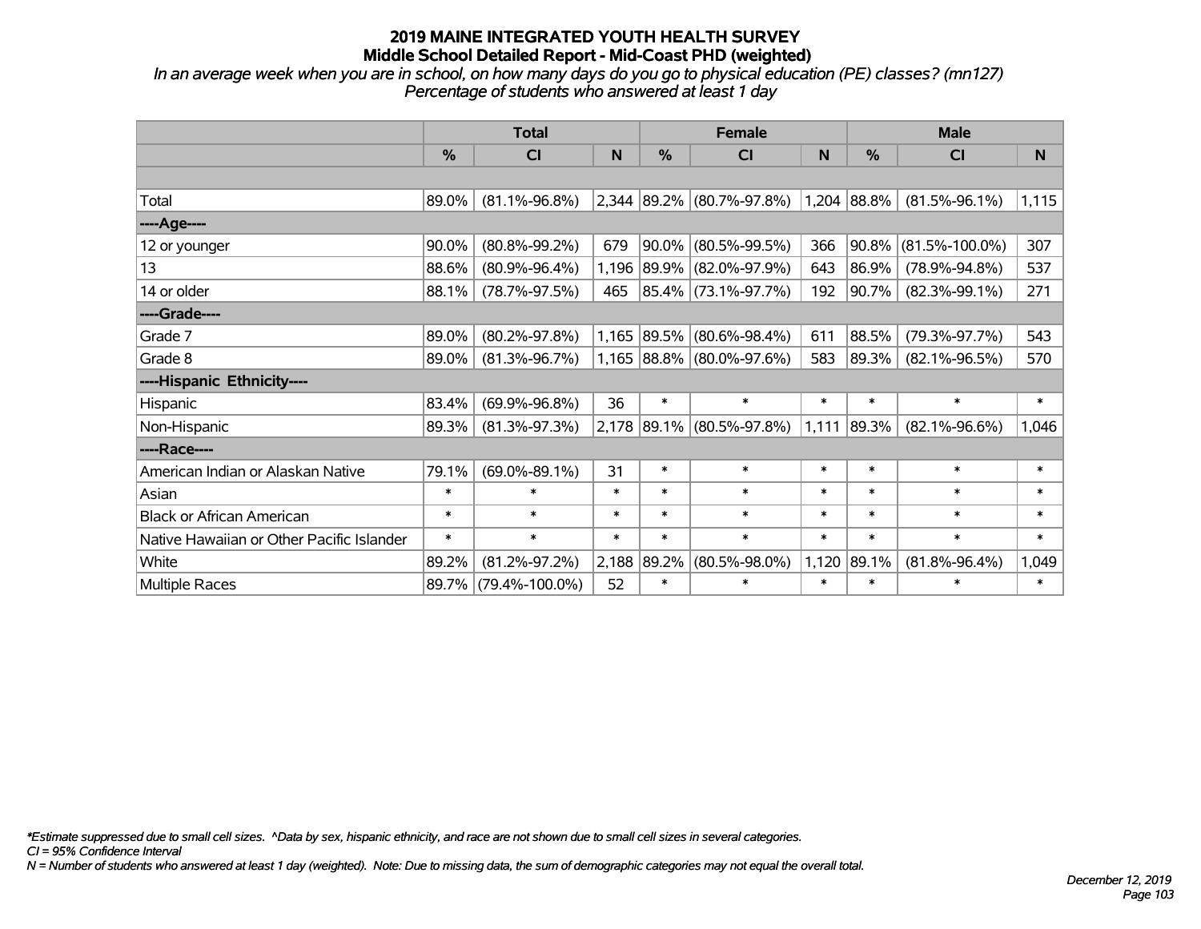# 2019 MAINE INTEGRATED YOUTH HEALTH SURVEY
## Middle School Detailed Report - Mid-Coast PHD (weighted)

*In an average week when you are in school, on how many days do you go to physical education (PE) classes? (mn127)*
*Percentage of students who answered at least 1 day*

| | Total | | | Female | | | Male | | |
|---|---|---|---|---|---|---|---|---|---|
| | % | CI | N | % | CI | N | % | CI | N |
| Total | 89.0% | (81.1%-96.8%) | 2,344 | 89.2% | (80.7%-97.8%) | 1,204 | 88.8% | (81.5%-96.1%) | 1,115 |
| ----Age---- | | | | | | | | | |
| 12 or younger | 90.0% | (80.8%-99.2%) | 679 | 90.0% | (80.5%-99.5%) | 366 | 90.8% | (81.5%-100.0%) | 307 |
| 13 | 88.6% | (80.9%-96.4%) | 1,196 | 89.9% | (82.0%-97.9%) | 643 | 86.9% | (78.9%-94.8%) | 537 |
| 14 or older | 88.1% | (78.7%-97.5%) | 465 | 85.4% | (73.1%-97.7%) | 192 | 90.7% | (82.3%-99.1%) | 271 |
| ----Grade---- | | | | | | | | | |
| Grade 7 | 89.0% | (80.2%-97.8%) | 1,165 | 89.5% | (80.6%-98.4%) | 611 | 88.5% | (79.3%-97.7%) | 543 |
| Grade 8 | 89.0% | (81.3%-96.7%) | 1,165 | 88.8% | (80.0%-97.6%) | 583 | 89.3% | (82.1%-96.5%) | 570 |
| ----Hispanic Ethnicity---- | | | | | | | | | |
| Hispanic | 83.4% | (69.9%-96.8%) | 36 | * | * | * | * | * | * |
| Non-Hispanic | 89.3% | (81.3%-97.3%) | 2,178 | 89.1% | (80.5%-97.8%) | 1,111 | 89.3% | (82.1%-96.6%) | 1,046 |
| ----Race---- | | | | | | | | | |
| American Indian or Alaskan Native | 79.1% | (69.0%-89.1%) | 31 | * | * | * | * | * | * |
| Asian | * | * | * | * | * | * | * | * | * |
| Black or African American | * | * | * | * | * | * | * | * | * |
| Native Hawaiian or Other Pacific Islander | * | * | * | * | * | * | * | * | * |
| White | 89.2% | (81.2%-97.2%) | 2,188 | 89.2% | (80.5%-98.0%) | 1,120 | 89.1% | (81.8%-96.4%) | 1,049 |
| Multiple Races | 89.7% | (79.4%-100.0%) | 52 | * | * | * | * | * | * |

*\*Estimate suppressed due to small cell sizes. ^Data by sex, hispanic ethnicity, and race are not shown due to small cell sizes in several categories.*
*CI = 95% Confidence Interval*
*N = Number of students who answered at least 1 day (weighted). Note: Due to missing data, the sum of demographic categories may not equal the overall total.*

*December 12, 2019*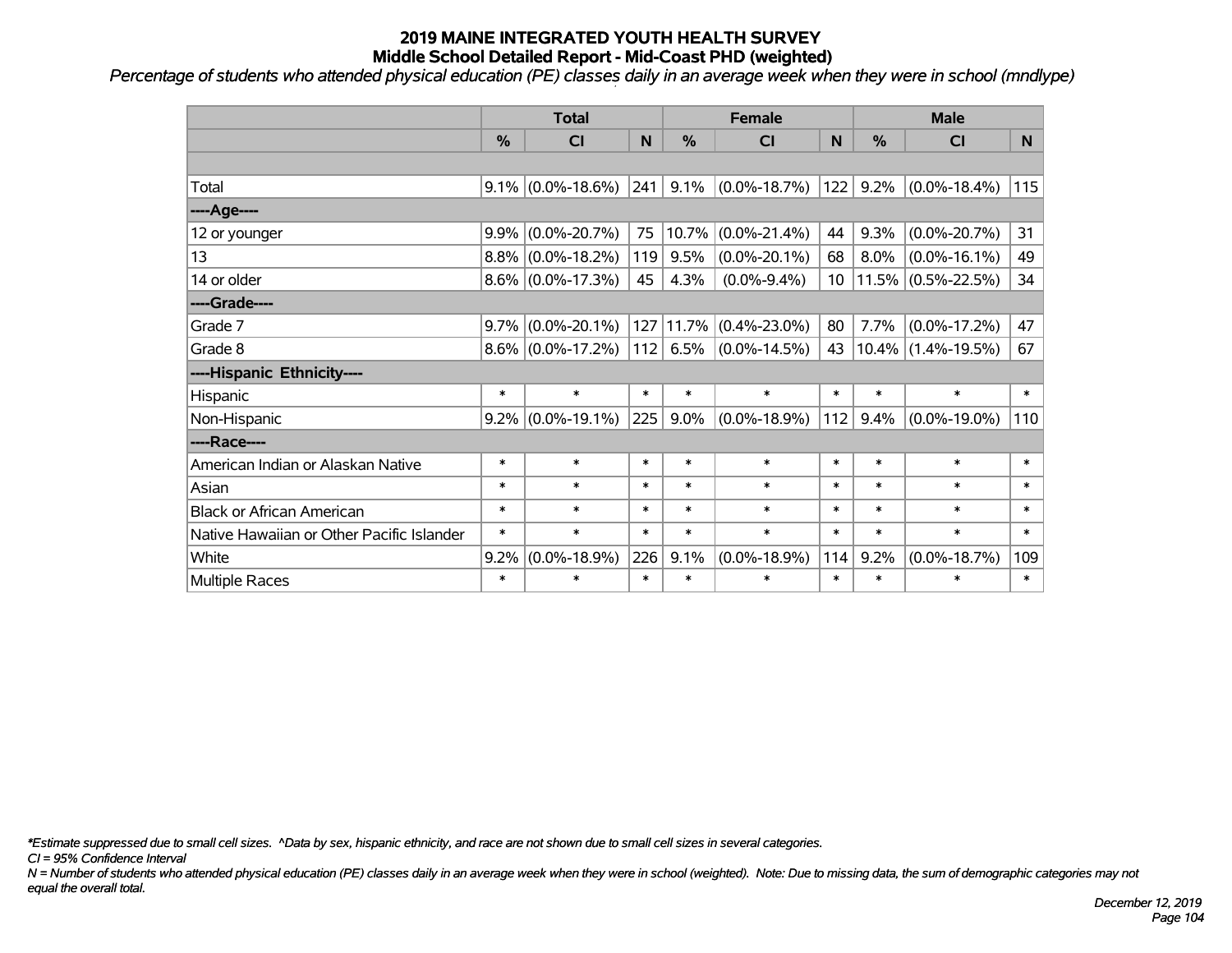# 2019 MAINE INTEGRATED YOUTH HEALTH SURVEY
## Middle School Detailed Report - Mid-Coast PHD (weighted)

*Percentage of students who attended physical education (PE) classes daily in an average week when they were in school (mndlype)*

| | Total | | | Female | | | Male | | |
|---|---|---|---|---|---|---|---|---|---|
| | % | CI | N | % | CI | N | % | CI | N |
| | | | | | | | | | |
| Total | 9.1% | (0.0%-18.6%) | 241 | 9.1% | (0.0%-18.7%) | 122 | 9.2% | (0.0%-18.4%) | 115 |
| ----Age---- | | | | | | | | | |
| 12 or younger | 9.9% | (0.0%-20.7%) | 75 | 10.7% | (0.0%-21.4%) | 44 | 9.3% | (0.0%-20.7%) | 31 |
| 13 | 8.8% | (0.0%-18.2%) | 119 | 9.5% | (0.0%-20.1%) | 68 | 8.0% | (0.0%-16.1%) | 49 |
| 14 or older | 8.6% | (0.0%-17.3%) | 45 | 4.3% | (0.0%-9.4%) | 10 | 11.5% | (0.5%-22.5%) | 34 |
| ----Grade---- | | | | | | | | | |
| Grade 7 | 9.7% | (0.0%-20.1%) | 127 | 11.7% | (0.4%-23.0%) | 80 | 7.7% | (0.0%-17.2%) | 47 |
| Grade 8 | 8.6% | (0.0%-17.2%) | 112 | 6.5% | (0.0%-14.5%) | 43 | 10.4% | (1.4%-19.5%) | 67 |
| ----Hispanic Ethnicity---- | | | | | | | | | |
| Hispanic | * | * | * | * | * | * | * | * | * |
| Non-Hispanic | 9.2% | (0.0%-19.1%) | 225 | 9.0% | (0.0%-18.9%) | 112 | 9.4% | (0.0%-19.0%) | 110 |
| ----Race---- | | | | | | | | | |
| American Indian or Alaskan Native | * | * | * | * | * | * | * | * | * |
| Asian | * | * | * | * | * | * | * | * | * |
| Black or African American | * | * | * | * | * | * | * | * | * |
| Native Hawaiian or Other Pacific Islander | * | * | * | * | * | * | * | * | * |
| White | 9.2% | (0.0%-18.9%) | 226 | 9.1% | (0.0%-18.9%) | 114 | 9.2% | (0.0%-18.7%) | 109 |
| Multiple Races | * | * | * | * | * | * | * | * | * |

*\*Estimate suppressed due to small cell sizes. ^Data by sex, hispanic ethnicity, and race are not shown due to small cell sizes in several categories.*

*CI = 95% Confidence Interval*

*N = Number of students who attended physical education (PE) classes daily in an average week when they were in school (weighted). Note: Due to missing data, the sum of demographic categories may not equal the overall total.*

*December 12, 2019*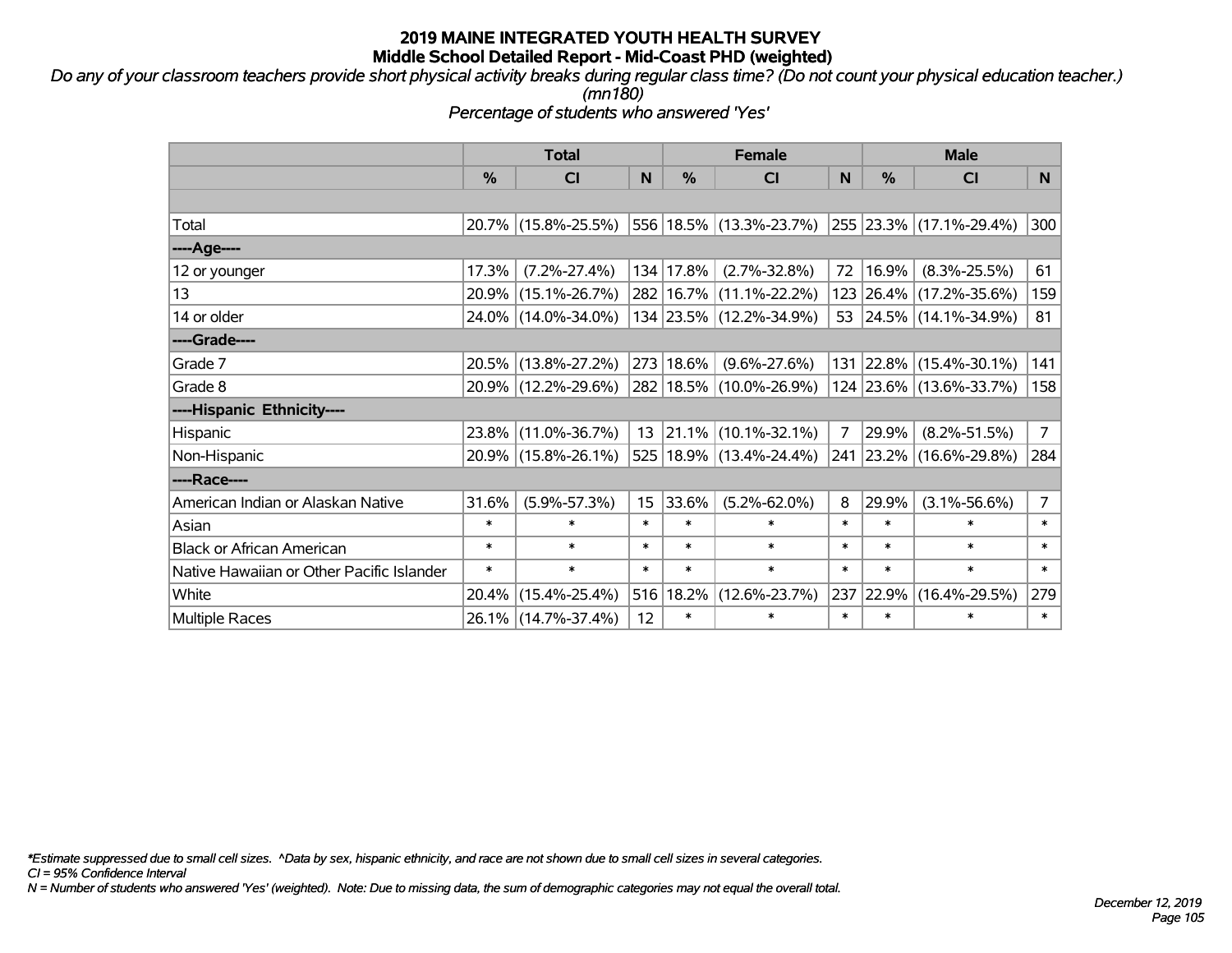# 2019 MAINE INTEGRATED YOUTH HEALTH SURVEY
## Middle School Detailed Report - Mid-Coast PHD (weighted)

*Do any of your classroom teachers provide short physical activity breaks during regular class time? (Do not count your physical education teacher.) (mn180)*

*Percentage of students who answered 'Yes'*

| | Total | | | Female | | | Male | | |
|---|---|---|---|---|---|---|---|---|---|
| | % | CI | N | % | CI | N | % | CI | N |
| Total | 20.7% | (15.8%-25.5%) | 556 | 18.5% | (13.3%-23.7%) | 255 | 23.3% | (17.1%-29.4%) | 300 |
| ----Age---- | | | | | | | | | |
| 12 or younger | 17.3% | (7.2%-27.4%) | 134 | 17.8% | (2.7%-32.8%) | 72 | 16.9% | (8.3%-25.5%) | 61 |
| 13 | 20.9% | (15.1%-26.7%) | 282 | 16.7% | (11.1%-22.2%) | 123 | 26.4% | (17.2%-35.6%) | 159 |
| 14 or older | 24.0% | (14.0%-34.0%) | 134 | 23.5% | (12.2%-34.9%) | 53 | 24.5% | (14.1%-34.9%) | 81 |
| ----Grade---- | | | | | | | | | |
| Grade 7 | 20.5% | (13.8%-27.2%) | 273 | 18.6% | (9.6%-27.6%) | 131 | 22.8% | (15.4%-30.1%) | 141 |
| Grade 8 | 20.9% | (12.2%-29.6%) | 282 | 18.5% | (10.0%-26.9%) | 124 | 23.6% | (13.6%-33.7%) | 158 |
| ----Hispanic Ethnicity---- | | | | | | | | | |
| Hispanic | 23.8% | (11.0%-36.7%) | 13 | 21.1% | (10.1%-32.1%) | 7 | 29.9% | (8.2%-51.5%) | 7 |
| Non-Hispanic | 20.9% | (15.8%-26.1%) | 525 | 18.9% | (13.4%-24.4%) | 241 | 23.2% | (16.6%-29.8%) | 284 |
| ----Race---- | | | | | | | | | |
| American Indian or Alaskan Native | 31.6% | (5.9%-57.3%) | 15 | 33.6% | (5.2%-62.0%) | 8 | 29.9% | (3.1%-56.6%) | 7 |
| Asian | * | * | * | * | * | * | * | * | * |
| Black or African American | * | * | * | * | * | * | * | * | * |
| Native Hawaiian or Other Pacific Islander | * | * | * | * | * | * | * | * | * |
| White | 20.4% | (15.4%-25.4%) | 516 | 18.2% | (12.6%-23.7%) | 237 | 22.9% | (16.4%-29.5%) | 279 |
| Multiple Races | 26.1% | (14.7%-37.4%) | 12 | * | * | * | * | * | * |

*\*Estimate suppressed due to small cell sizes. ^Data by sex, hispanic ethnicity, and race are not shown due to small cell sizes in several categories.*

*CI = 95% Confidence Interval*

*N = Number of students who answered 'Yes' (weighted). Note: Due to missing data, the sum of demographic categories may not equal the overall total.*

*December 12, 2019*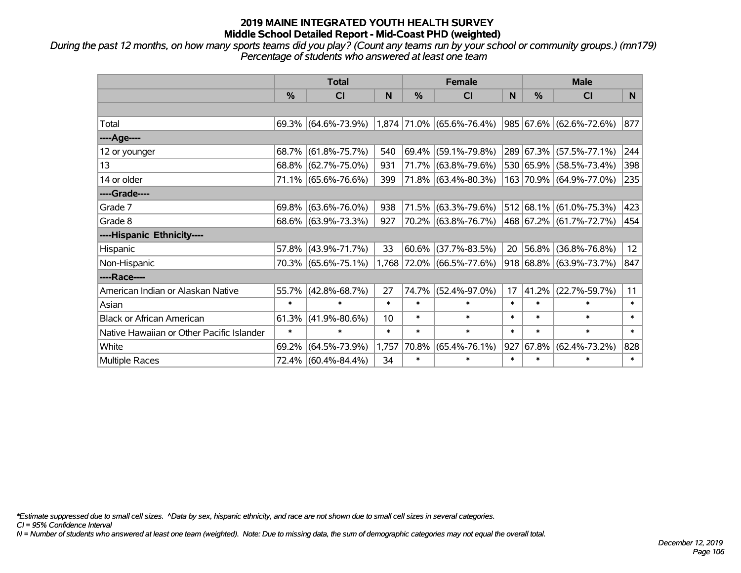# 2019 MAINE INTEGRATED YOUTH HEALTH SURVEY
## Middle School Detailed Report - Mid-Coast PHD (weighted)

*During the past 12 months, on how many sports teams did you play? (Count any teams run by your school or community groups.) (mn179)*
*Percentage of students who answered at least one team*

| | Total | | | Female | | | Male | | |
|---|---|---|---|---|---|---|---|---|---|
| | % | CI | N | % | CI | N | % | CI | N |
| | | | | | | | | | |
| Total | 69.3% | (64.6%-73.9%) | 1,874 | 71.0% | (65.6%-76.4%) | 985 | 67.6% | (62.6%-72.6%) | 877 |
| ----Age---- | | | | | | | | | |
| 12 or younger | 68.7% | (61.8%-75.7%) | 540 | 69.4% | (59.1%-79.8%) | 289 | 67.3% | (57.5%-77.1%) | 244 |
| 13 | 68.8% | (62.7%-75.0%) | 931 | 71.7% | (63.8%-79.6%) | 530 | 65.9% | (58.5%-73.4%) | 398 |
| 14 or older | 71.1% | (65.6%-76.6%) | 399 | 71.8% | (63.4%-80.3%) | 163 | 70.9% | (64.9%-77.0%) | 235 |
| ----Grade---- | | | | | | | | | |
| Grade 7 | 69.8% | (63.6%-76.0%) | 938 | 71.5% | (63.3%-79.6%) | 512 | 68.1% | (61.0%-75.3%) | 423 |
| Grade 8 | 68.6% | (63.9%-73.3%) | 927 | 70.2% | (63.8%-76.7%) | 468 | 67.2% | (61.7%-72.7%) | 454 |
| ----Hispanic Ethnicity---- | | | | | | | | | |
| Hispanic | 57.8% | (43.9%-71.7%) | 33 | 60.6% | (37.7%-83.5%) | 20 | 56.8% | (36.8%-76.8%) | 12 |
| Non-Hispanic | 70.3% | (65.6%-75.1%) | 1,768 | 72.0% | (66.5%-77.6%) | 918 | 68.8% | (63.9%-73.7%) | 847 |
| ----Race---- | | | | | | | | | |
| American Indian or Alaskan Native | 55.7% | (42.8%-68.7%) | 27 | 74.7% | (52.4%-97.0%) | 17 | 41.2% | (22.7%-59.7%) | 11 |
| Asian | * | * | * | * | * | * | * | * | * |
| Black or African American | 61.3% | (41.9%-80.6%) | 10 | * | * | * | * | * | * |
| Native Hawaiian or Other Pacific Islander | * | * | * | * | * | * | * | * | * |
| White | 69.2% | (64.5%-73.9%) | 1,757 | 70.8% | (65.4%-76.1%) | 927 | 67.8% | (62.4%-73.2%) | 828 |
| Multiple Races | 72.4% | (60.4%-84.4%) | 34 | * | * | * | * | * | * |

*\*Estimate suppressed due to small cell sizes. ^Data by sex, hispanic ethnicity, and race are not shown due to small cell sizes in several categories.*
*CI = 95% Confidence Interval*
*N = Number of students who answered at least one team (weighted). Note: Due to missing data, the sum of demographic categories may not equal the overall total.*

*December 12, 2019*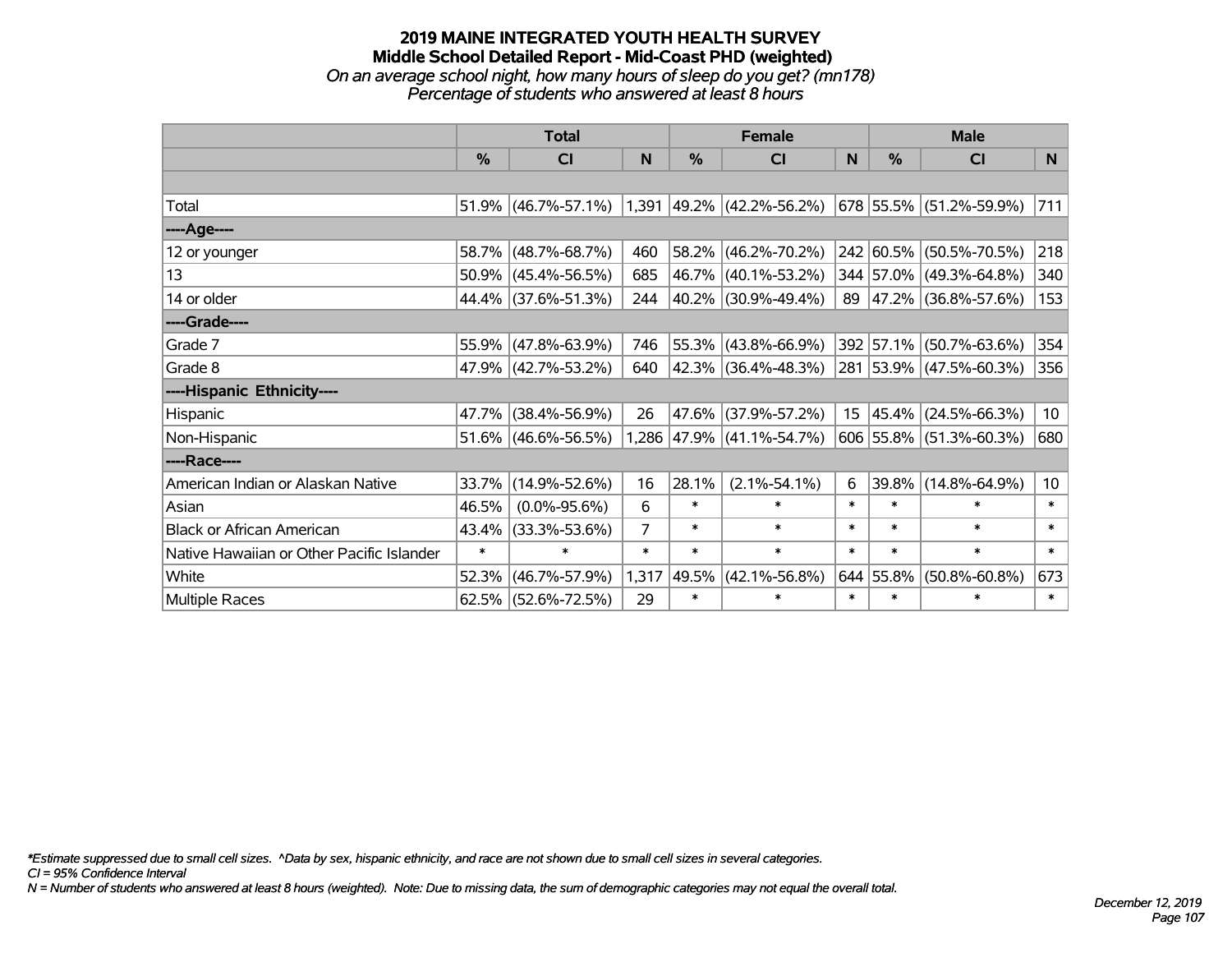# 2019 MAINE INTEGRATED YOUTH HEALTH SURVEY
## Middle School Detailed Report - Mid-Coast PHD (weighted)
*On an average school night, how many hours of sleep do you get? (mn178)*
*Percentage of students who answered at least 8 hours*

| | Total | | | Female | | | Male | | |
|---|---|---|---|---|---|---|---|---|---|
| | % | CI | N | % | CI | N | % | CI | N |
| Total | 51.9% | (46.7%-57.1%) | 1,391 | 49.2% | (42.2%-56.2%) | 678 | 55.5% | (51.2%-59.9%) | 711 |
| ----Age---- | | | | | | | | | |
| 12 or younger | 58.7% | (48.7%-68.7%) | 460 | 58.2% | (46.2%-70.2%) | 242 | 60.5% | (50.5%-70.5%) | 218 |
| 13 | 50.9% | (45.4%-56.5%) | 685 | 46.7% | (40.1%-53.2%) | 344 | 57.0% | (49.3%-64.8%) | 340 |
| 14 or older | 44.4% | (37.6%-51.3%) | 244 | 40.2% | (30.9%-49.4%) | 89 | 47.2% | (36.8%-57.6%) | 153 |
| ----Grade---- | | | | | | | | | |
| Grade 7 | 55.9% | (47.8%-63.9%) | 746 | 55.3% | (43.8%-66.9%) | 392 | 57.1% | (50.7%-63.6%) | 354 |
| Grade 8 | 47.9% | (42.7%-53.2%) | 640 | 42.3% | (36.4%-48.3%) | 281 | 53.9% | (47.5%-60.3%) | 356 |
| ----Hispanic Ethnicity---- | | | | | | | | | |
| Hispanic | 47.7% | (38.4%-56.9%) | 26 | 47.6% | (37.9%-57.2%) | 15 | 45.4% | (24.5%-66.3%) | 10 |
| Non-Hispanic | 51.6% | (46.6%-56.5%) | 1,286 | 47.9% | (41.1%-54.7%) | 606 | 55.8% | (51.3%-60.3%) | 680 |
| ----Race---- | | | | | | | | | |
| American Indian or Alaskan Native | 33.7% | (14.9%-52.6%) | 16 | 28.1% | (2.1%-54.1%) | 6 | 39.8% | (14.8%-64.9%) | 10 |
| Asian | 46.5% | (0.0%-95.6%) | 6 | * | * | * | * | * | * |
| Black or African American | 43.4% | (33.3%-53.6%) | 7 | * | * | * | * | * | * |
| Native Hawaiian or Other Pacific Islander | * | * | * | * | * | * | * | * | * |
| White | 52.3% | (46.7%-57.9%) | 1,317 | 49.5% | (42.1%-56.8%) | 644 | 55.8% | (50.8%-60.8%) | 673 |
| Multiple Races | 62.5% | (52.6%-72.5%) | 29 | * | * | * | * | * | * |

*\*Estimate suppressed due to small cell sizes. ^Data by sex, hispanic ethnicity, and race are not shown due to small cell sizes in several categories.*
*CI = 95% Confidence Interval*
*N = Number of students who answered at least 8 hours (weighted). Note: Due to missing data, the sum of demographic categories may not equal the overall total.*

*December 12, 2019*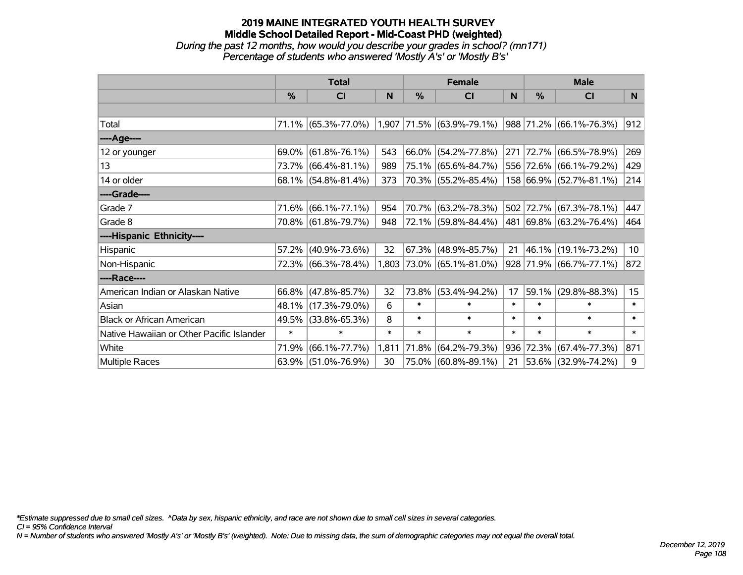# 2019 MAINE INTEGRATED YOUTH HEALTH SURVEY

## Middle School Detailed Report - Mid-Coast PHD (weighted)

*During the past 12 months, how would you describe your grades in school? (mn171)*

*Percentage of students who answered 'Mostly A's' or 'Mostly B's'*

| | Total | | | Female | | | Male | | |
|---|---|---|---|---|---|---|---|---|---|
| | % | CI | N | % | CI | N | % | CI | N |
| Total | 71.1% | (65.3%-77.0%) | 1,907 | 71.5% | (63.9%-79.1%) | 988 | 71.2% | (66.1%-76.3%) | 912 |
| ----Age---- | | | | | | | | | |
| 12 or younger | 69.0% | (61.8%-76.1%) | 543 | 66.0% | (54.2%-77.8%) | 271 | 72.7% | (66.5%-78.9%) | 269 |
| 13 | 73.7% | (66.4%-81.1%) | 989 | 75.1% | (65.6%-84.7%) | 556 | 72.6% | (66.1%-79.2%) | 429 |
| 14 or older | 68.1% | (54.8%-81.4%) | 373 | 70.3% | (55.2%-85.4%) | 158 | 66.9% | (52.7%-81.1%) | 214 |
| ----Grade---- | | | | | | | | | |
| Grade 7 | 71.6% | (66.1%-77.1%) | 954 | 70.7% | (63.2%-78.3%) | 502 | 72.7% | (67.3%-78.1%) | 447 |
| Grade 8 | 70.8% | (61.8%-79.7%) | 948 | 72.1% | (59.8%-84.4%) | 481 | 69.8% | (63.2%-76.4%) | 464 |
| ----Hispanic Ethnicity---- | | | | | | | | | |
| Hispanic | 57.2% | (40.9%-73.6%) | 32 | 67.3% | (48.9%-85.7%) | 21 | 46.1% | (19.1%-73.2%) | 10 |
| Non-Hispanic | 72.3% | (66.3%-78.4%) | 1,803 | 73.0% | (65.1%-81.0%) | 928 | 71.9% | (66.7%-77.1%) | 872 |
| ----Race---- | | | | | | | | | |
| American Indian or Alaskan Native | 66.8% | (47.8%-85.7%) | 32 | 73.8% | (53.4%-94.2%) | 17 | 59.1% | (29.8%-88.3%) | 15 |
| Asian | 48.1% | (17.3%-79.0%) | 6 | * | * | * | * | * | * |
| Black or African American | 49.5% | (33.8%-65.3%) | 8 | * | * | * | * | * | * |
| Native Hawaiian or Other Pacific Islander | * | * | * | * | * | * | * | * | * |
| White | 71.9% | (66.1%-77.7%) | 1,811 | 71.8% | (64.2%-79.3%) | 936 | 72.3% | (67.4%-77.3%) | 871 |
| Multiple Races | 63.9% | (51.0%-76.9%) | 30 | 75.0% | (60.8%-89.1%) | 21 | 53.6% | (32.9%-74.2%) | 9 |

*\*Estimate suppressed due to small cell sizes. ^Data by sex, hispanic ethnicity, and race are not shown due to small cell sizes in several categories.*

*CI = 95% Confidence Interval*

*N = Number of students who answered 'Mostly A's' or 'Mostly B's' (weighted). Note: Due to missing data, the sum of demographic categories may not equal the overall total.*

*December 12, 2019*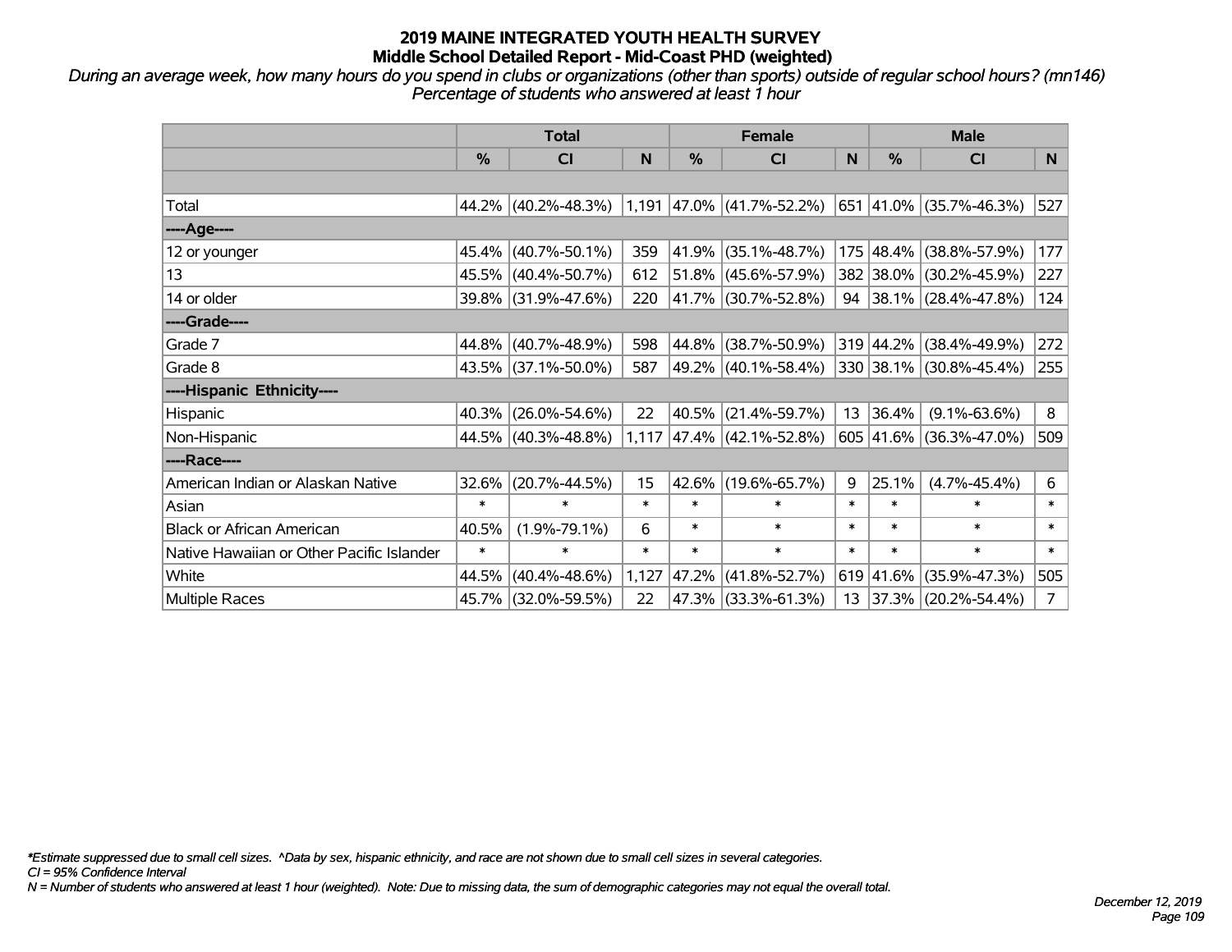# 2019 MAINE INTEGRATED YOUTH HEALTH SURVEY
## Middle School Detailed Report - Mid-Coast PHD (weighted)

*During an average week, how many hours do you spend in clubs or organizations (other than sports) outside of regular school hours? (mn146)*
*Percentage of students who answered at least 1 hour*

| | Total | | | Female | | | Male | | |
|---|---|---|---|---|---|---|---|---|---|
| | % | CI | N | % | CI | N | % | CI | N |
| Total | 44.2% | (40.2%-48.3%) | 1,191 | 47.0% | (41.7%-52.2%) | 651 | 41.0% | (35.7%-46.3%) | 527 |
| ----Age---- | | | | | | | | | |
| 12 or younger | 45.4% | (40.7%-50.1%) | 359 | 41.9% | (35.1%-48.7%) | 175 | 48.4% | (38.8%-57.9%) | 177 |
| 13 | 45.5% | (40.4%-50.7%) | 612 | 51.8% | (45.6%-57.9%) | 382 | 38.0% | (30.2%-45.9%) | 227 |
| 14 or older | 39.8% | (31.9%-47.6%) | 220 | 41.7% | (30.7%-52.8%) | 94 | 38.1% | (28.4%-47.8%) | 124 |
| ----Grade---- | | | | | | | | | |
| Grade 7 | 44.8% | (40.7%-48.9%) | 598 | 44.8% | (38.7%-50.9%) | 319 | 44.2% | (38.4%-49.9%) | 272 |
| Grade 8 | 43.5% | (37.1%-50.0%) | 587 | 49.2% | (40.1%-58.4%) | 330 | 38.1% | (30.8%-45.4%) | 255 |
| ----Hispanic Ethnicity---- | | | | | | | | | |
| Hispanic | 40.3% | (26.0%-54.6%) | 22 | 40.5% | (21.4%-59.7%) | 13 | 36.4% | (9.1%-63.6%) | 8 |
| Non-Hispanic | 44.5% | (40.3%-48.8%) | 1,117 | 47.4% | (42.1%-52.8%) | 605 | 41.6% | (36.3%-47.0%) | 509 |
| ----Race---- | | | | | | | | | |
| American Indian or Alaskan Native | 32.6% | (20.7%-44.5%) | 15 | 42.6% | (19.6%-65.7%) | 9 | 25.1% | (4.7%-45.4%) | 6 |
| Asian | * | * | * | * | * | * | * | * | * |
| Black or African American | 40.5% | (1.9%-79.1%) | 6 | * | * | * | * | * | * |
| Native Hawaiian or Other Pacific Islander | * | * | * | * | * | * | * | * | * |
| White | 44.5% | (40.4%-48.6%) | 1,127 | 47.2% | (41.8%-52.7%) | 619 | 41.6% | (35.9%-47.3%) | 505 |
| Multiple Races | 45.7% | (32.0%-59.5%) | 22 | 47.3% | (33.3%-61.3%) | 13 | 37.3% | (20.2%-54.4%) | 7 |

*Estimate suppressed due to small cell sizes. ^Data by sex, hispanic ethnicity, and race are not shown due to small cell sizes in several categories.
CI = 95% Confidence Interval
N = Number of students who answered at least 1 hour (weighted). Note: Due to missing data, the sum of demographic categories may not equal the overall total.

December 12, 2019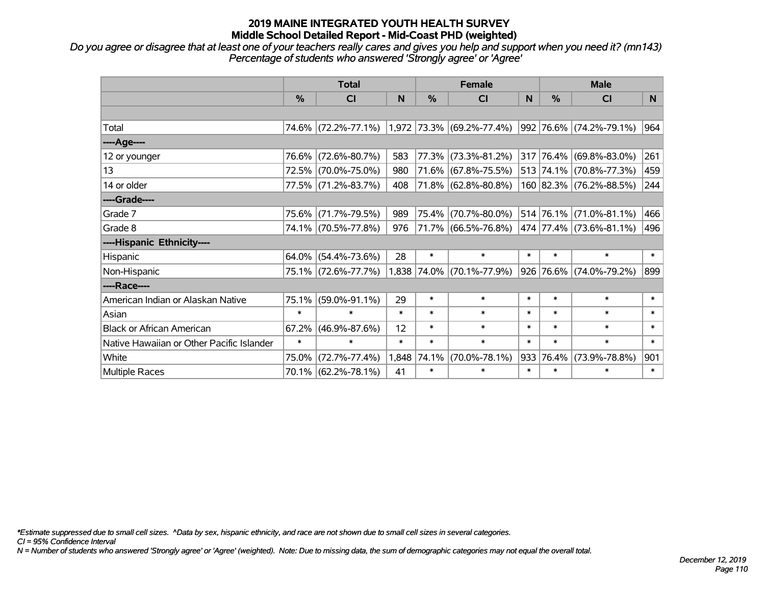# 2019 MAINE INTEGRATED YOUTH HEALTH SURVEY
## Middle School Detailed Report - Mid-Coast PHD (weighted)

*Do you agree or disagree that at least one of your teachers really cares and gives you help and support when you need it? (mn143)*
*Percentage of students who answered 'Strongly agree' or 'Agree'*

| | Total | | | Female | | | Male | | |
|---|---|---|---|---|---|---|---|---|---|
| | % | CI | N | % | CI | N | % | CI | N |
| | | | | | | | | | |
| Total | 74.6% | (72.2%-77.1%) | 1,972 | 73.3% | (69.2%-77.4%) | 992 | 76.6% | (74.2%-79.1%) | 964 |
| ----Age---- | | | | | | | | | |
| 12 or younger | 76.6% | (72.6%-80.7%) | 583 | 77.3% | (73.3%-81.2%) | 317 | 76.4% | (69.8%-83.0%) | 261 |
| 13 | 72.5% | (70.0%-75.0%) | 980 | 71.6% | (67.8%-75.5%) | 513 | 74.1% | (70.8%-77.3%) | 459 |
| 14 or older | 77.5% | (71.2%-83.7%) | 408 | 71.8% | (62.8%-80.8%) | 160 | 82.3% | (76.2%-88.5%) | 244 |
| ----Grade---- | | | | | | | | | |
| Grade 7 | 75.6% | (71.7%-79.5%) | 989 | 75.4% | (70.7%-80.0%) | 514 | 76.1% | (71.0%-81.1%) | 466 |
| Grade 8 | 74.1% | (70.5%-77.8%) | 976 | 71.7% | (66.5%-76.8%) | 474 | 77.4% | (73.6%-81.1%) | 496 |
| ----Hispanic Ethnicity---- | | | | | | | | | |
| Hispanic | 64.0% | (54.4%-73.6%) | 28 | * | * | * | * | * | * |
| Non-Hispanic | 75.1% | (72.6%-77.7%) | 1,838 | 74.0% | (70.1%-77.9%) | 926 | 76.6% | (74.0%-79.2%) | 899 |
| ----Race---- | | | | | | | | | |
| American Indian or Alaskan Native | 75.1% | (59.0%-91.1%) | 29 | * | * | * | * | * | * |
| Asian | * | * | * | * | * | * | * | * | * |
| Black or African American | 67.2% | (46.9%-87.6%) | 12 | * | * | * | * | * | * |
| Native Hawaiian or Other Pacific Islander | * | * | * | * | * | * | * | * | * |
| White | 75.0% | (72.7%-77.4%) | 1,848 | 74.1% | (70.0%-78.1%) | 933 | 76.4% | (73.9%-78.8%) | 901 |
| Multiple Races | 70.1% | (62.2%-78.1%) | 41 | * | * | * | * | * | * |

*Estimate suppressed due to small cell sizes. ^Data by sex, hispanic ethnicity, and race are not shown due to small cell sizes in several categories.
*CI = 95% Confidence Interval*
*N = Number of students who answered 'Strongly agree' or 'Agree' (weighted). Note: Due to missing data, the sum of demographic categories may not equal the overall total.*

*December 12, 2019*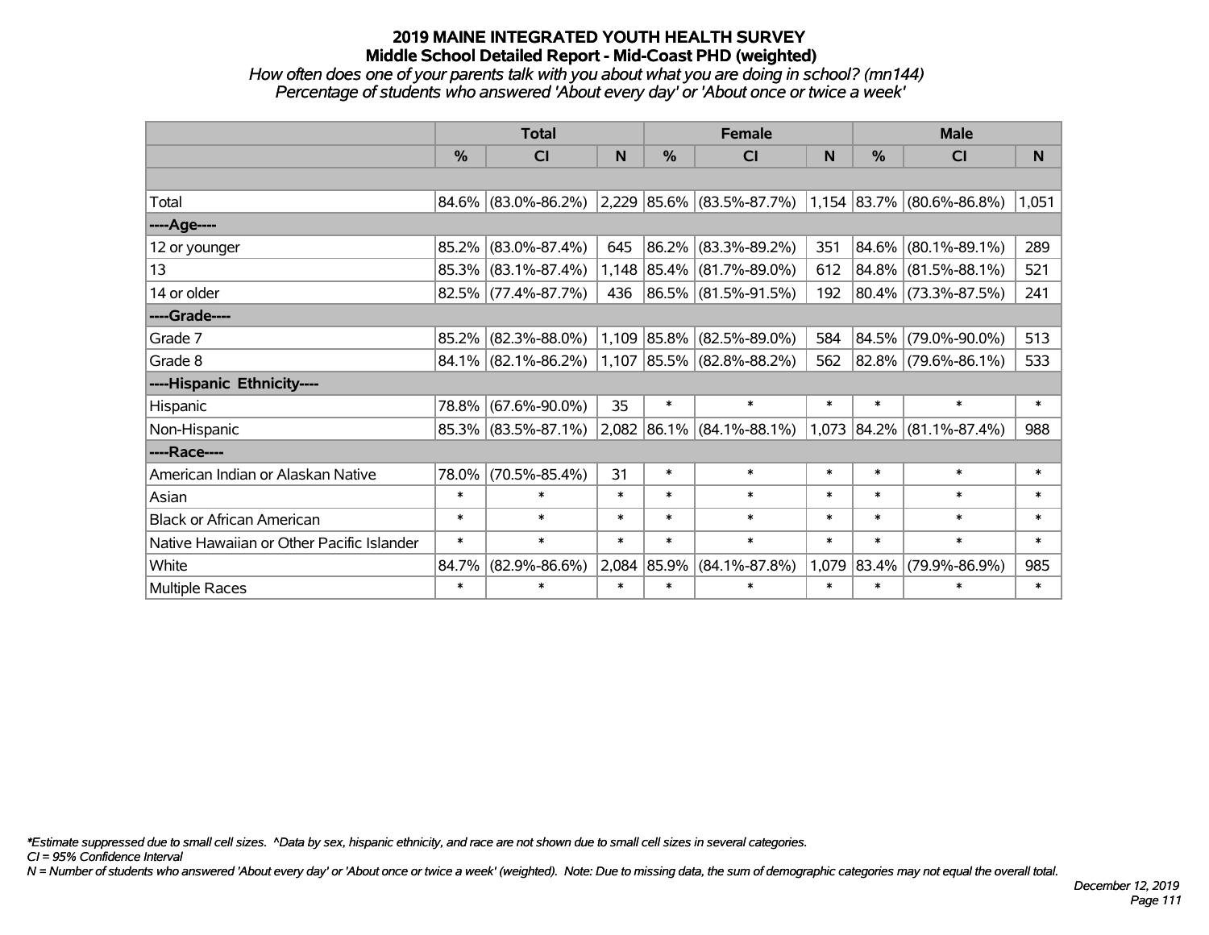# 2019 MAINE INTEGRATED YOUTH HEALTH SURVEY

## Middle School Detailed Report - Mid-Coast PHD (weighted)

*How often does one of your parents talk with you about what you are doing in school? (mn144)*

*Percentage of students who answered 'About every day' or 'About once or twice a week'*

| | Total | | | Female | | | Male | | |
|---|---|---|---|---|---|---|---|---|---|
| | % | CI | N | % | CI | N | % | CI | N |
| | | | | | | | | | |
| Total | 84.6% | (83.0%-86.2%) | 2,229 | 85.6% | (83.5%-87.7%) | 1,154 | 83.7% | (80.6%-86.8%) | 1,051 |
| ----Age---- | | | | | | | | | |
| 12 or younger | 85.2% | (83.0%-87.4%) | 645 | 86.2% | (83.3%-89.2%) | 351 | 84.6% | (80.1%-89.1%) | 289 |
| 13 | 85.3% | (83.1%-87.4%) | 1,148 | 85.4% | (81.7%-89.0%) | 612 | 84.8% | (81.5%-88.1%) | 521 |
| 14 or older | 82.5% | (77.4%-87.7%) | 436 | 86.5% | (81.5%-91.5%) | 192 | 80.4% | (73.3%-87.5%) | 241 |
| ----Grade---- | | | | | | | | | |
| Grade 7 | 85.2% | (82.3%-88.0%) | 1,109 | 85.8% | (82.5%-89.0%) | 584 | 84.5% | (79.0%-90.0%) | 513 |
| Grade 8 | 84.1% | (82.1%-86.2%) | 1,107 | 85.5% | (82.8%-88.2%) | 562 | 82.8% | (79.6%-86.1%) | 533 |
| ----Hispanic Ethnicity---- | | | | | | | | | |
| Hispanic | 78.8% | (67.6%-90.0%) | 35 | * | * | * | * | * | * |
| Non-Hispanic | 85.3% | (83.5%-87.1%) | 2,082 | 86.1% | (84.1%-88.1%) | 1,073 | 84.2% | (81.1%-87.4%) | 988 |
| ----Race---- | | | | | | | | | |
| American Indian or Alaskan Native | 78.0% | (70.5%-85.4%) | 31 | * | * | * | * | * | * |
| Asian | * | * | * | * | * | * | * | * | * |
| Black or African American | * | * | * | * | * | * | * | * | * |
| Native Hawaiian or Other Pacific Islander | * | * | * | * | * | * | * | * | * |
| White | 84.7% | (82.9%-86.6%) | 2,084 | 85.9% | (84.1%-87.8%) | 1,079 | 83.4% | (79.9%-86.9%) | 985 |
| Multiple Races | * | * | * | * | * | * | * | * | * |

*\*Estimate suppressed due to small cell sizes. ^Data by sex, hispanic ethnicity, and race are not shown due to small cell sizes in several categories.*

*CI = 95% Confidence Interval*

*N = Number of students who answered 'About every day' or 'About once or twice a week' (weighted). Note: Due to missing data, the sum of demographic categories may not equal the overall total.*

*December 12, 2019*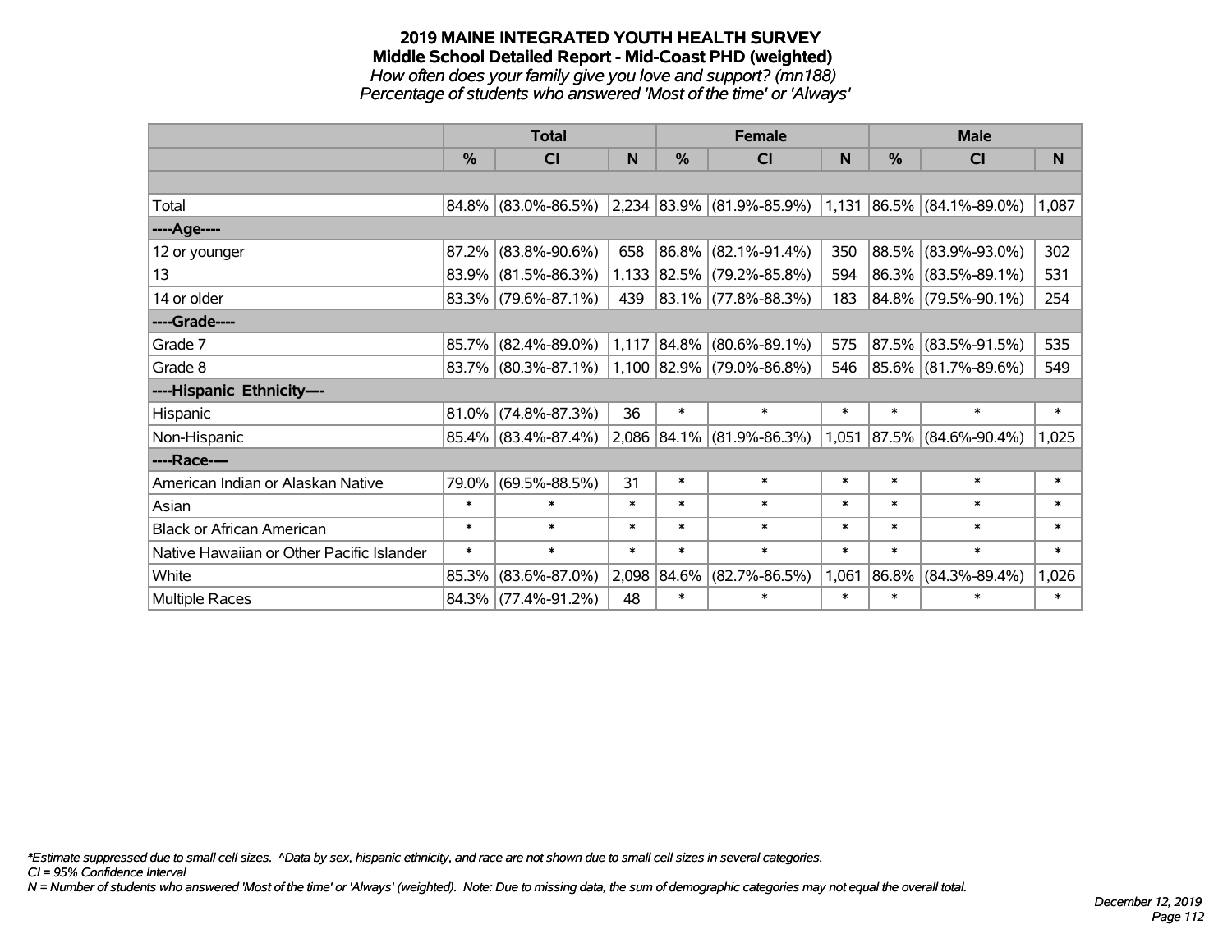# 2019 MAINE INTEGRATED YOUTH HEALTH SURVEY
## Middle School Detailed Report - Mid-Coast PHD (weighted)
*How often does your family give you love and support? (mn188)*
*Percentage of students who answered 'Most of the time' or 'Always'*

| | Total | | | Female | | | Male | | |
|---|---|---|---|---|---|---|---|---|---|
| | % | CI | N | % | CI | N | % | CI | N |
| Total | 84.8% | (83.0%-86.5%) | 2,234 | 83.9% | (81.9%-85.9%) | 1,131 | 86.5% | (84.1%-89.0%) | 1,087 |
| ----Age---- | | | | | | | | | |
| 12 or younger | 87.2% | (83.8%-90.6%) | 658 | 86.8% | (82.1%-91.4%) | 350 | 88.5% | (83.9%-93.0%) | 302 |
| 13 | 83.9% | (81.5%-86.3%) | 1,133 | 82.5% | (79.2%-85.8%) | 594 | 86.3% | (83.5%-89.1%) | 531 |
| 14 or older | 83.3% | (79.6%-87.1%) | 439 | 83.1% | (77.8%-88.3%) | 183 | 84.8% | (79.5%-90.1%) | 254 |
| ----Grade---- | | | | | | | | | |
| Grade 7 | 85.7% | (82.4%-89.0%) | 1,117 | 84.8% | (80.6%-89.1%) | 575 | 87.5% | (83.5%-91.5%) | 535 |
| Grade 8 | 83.7% | (80.3%-87.1%) | 1,100 | 82.9% | (79.0%-86.8%) | 546 | 85.6% | (81.7%-89.6%) | 549 |
| ----Hispanic Ethnicity---- | | | | | | | | | |
| Hispanic | 81.0% | (74.8%-87.3%) | 36 | * | * | * | * | * | * |
| Non-Hispanic | 85.4% | (83.4%-87.4%) | 2,086 | 84.1% | (81.9%-86.3%) | 1,051 | 87.5% | (84.6%-90.4%) | 1,025 |
| ----Race---- | | | | | | | | | |
| American Indian or Alaskan Native | 79.0% | (69.5%-88.5%) | 31 | * | * | * | * | * | * |
| Asian | * | * | * | * | * | * | * | * | * |
| Black or African American | * | * | * | * | * | * | * | * | * |
| Native Hawaiian or Other Pacific Islander | * | * | * | * | * | * | * | * | * |
| White | 85.3% | (83.6%-87.0%) | 2,098 | 84.6% | (82.7%-86.5%) | 1,061 | 86.8% | (84.3%-89.4%) | 1,026 |
| Multiple Races | 84.3% | (77.4%-91.2%) | 48 | * | * | * | * | * | * |

*\*Estimate suppressed due to small cell sizes. ^Data by sex, hispanic ethnicity, and race are not shown due to small cell sizes in several categories.*
*CI = 95% Confidence Interval*
*N = Number of students who answered 'Most of the time' or 'Always' (weighted). Note: Due to missing data, the sum of demographic categories may not equal the overall total.*

*December 12, 2019*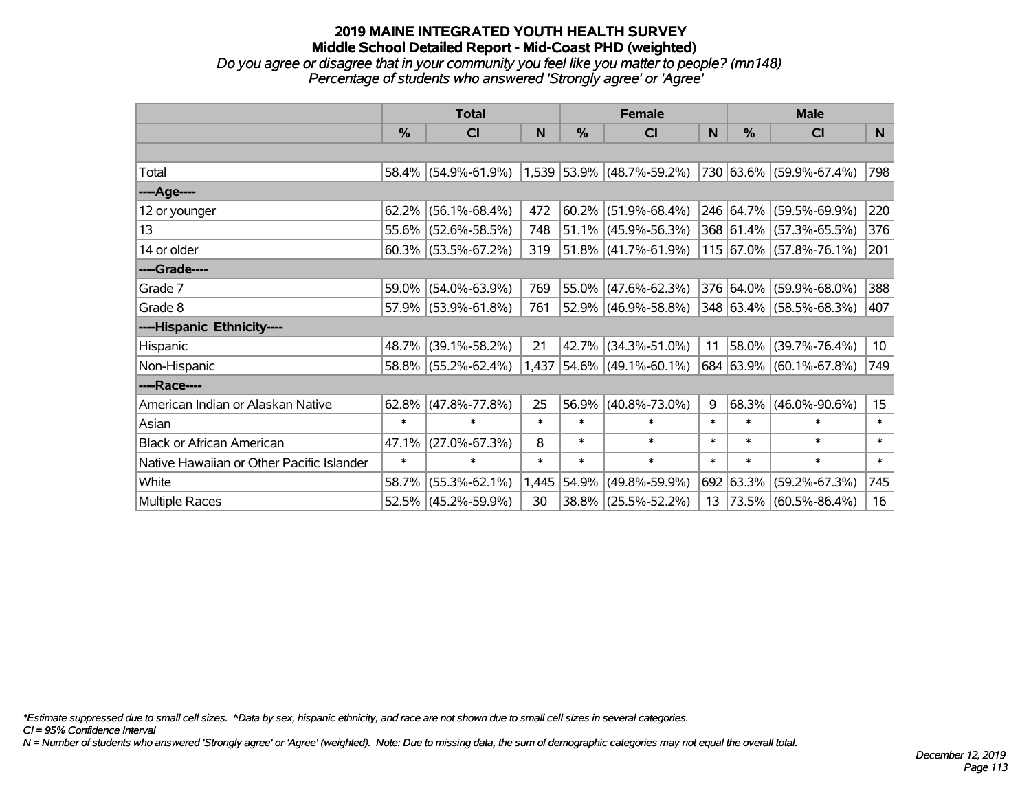# 2019 MAINE INTEGRATED YOUTH HEALTH SURVEY
## Middle School Detailed Report - Mid-Coast PHD (weighted)
*Do you agree or disagree that in your community you feel like you matter to people? (mn148)*
*Percentage of students who answered 'Strongly agree' or 'Agree'*

| | Total | | | Female | | | Male | | |
|---|---|---|---|---|---|---|---|---|---|
| | % | CI | N | % | CI | N | % | CI | N |
| Total | 58.4% | (54.9%-61.9%) | 1,539 | 53.9% | (48.7%-59.2%) | 730 | 63.6% | (59.9%-67.4%) | 798 |
| ----Age---- | | | | | | | | | |
| 12 or younger | 62.2% | (56.1%-68.4%) | 472 | 60.2% | (51.9%-68.4%) | 246 | 64.7% | (59.5%-69.9%) | 220 |
| 13 | 55.6% | (52.6%-58.5%) | 748 | 51.1% | (45.9%-56.3%) | 368 | 61.4% | (57.3%-65.5%) | 376 |
| 14 or older | 60.3% | (53.5%-67.2%) | 319 | 51.8% | (41.7%-61.9%) | 115 | 67.0% | (57.8%-76.1%) | 201 |
| ----Grade---- | | | | | | | | | |
| Grade 7 | 59.0% | (54.0%-63.9%) | 769 | 55.0% | (47.6%-62.3%) | 376 | 64.0% | (59.9%-68.0%) | 388 |
| Grade 8 | 57.9% | (53.9%-61.8%) | 761 | 52.9% | (46.9%-58.8%) | 348 | 63.4% | (58.5%-68.3%) | 407 |
| ----Hispanic Ethnicity---- | | | | | | | | | |
| Hispanic | 48.7% | (39.1%-58.2%) | 21 | 42.7% | (34.3%-51.0%) | 11 | 58.0% | (39.7%-76.4%) | 10 |
| Non-Hispanic | 58.8% | (55.2%-62.4%) | 1,437 | 54.6% | (49.1%-60.1%) | 684 | 63.9% | (60.1%-67.8%) | 749 |
| ----Race---- | | | | | | | | | |
| American Indian or Alaskan Native | 62.8% | (47.8%-77.8%) | 25 | 56.9% | (40.8%-73.0%) | 9 | 68.3% | (46.0%-90.6%) | 15 |
| Asian | * | * | * | * | * | * | * | * | * |
| Black or African American | 47.1% | (27.0%-67.3%) | 8 | * | * | * | * | * | * |
| Native Hawaiian or Other Pacific Islander | * | * | * | * | * | * | * | * | * |
| White | 58.7% | (55.3%-62.1%) | 1,445 | 54.9% | (49.8%-59.9%) | 692 | 63.3% | (59.2%-67.3%) | 745 |
| Multiple Races | 52.5% | (45.2%-59.9%) | 30 | 38.8% | (25.5%-52.2%) | 13 | 73.5% | (60.5%-86.4%) | 16 |

*\*Estimate suppressed due to small cell sizes. ^Data by sex, hispanic ethnicity, and race are not shown due to small cell sizes in several categories.*
*CI = 95% Confidence Interval*
*N = Number of students who answered 'Strongly agree' or 'Agree' (weighted). Note: Due to missing data, the sum of demographic categories may not equal the overall total.*

*December 12, 2019*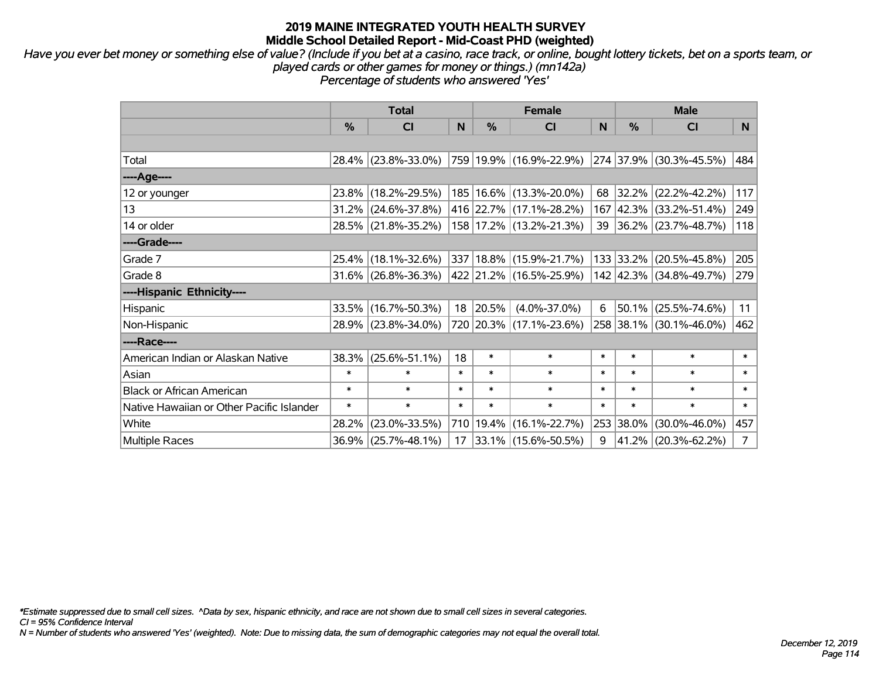# 2019 MAINE INTEGRATED YOUTH HEALTH SURVEY
## Middle School Detailed Report - Mid-Coast PHD (weighted)

*Have you ever bet money or something else of value? (Include if you bet at a casino, race track, or online, bought lottery tickets, bet on a sports team, or played cards or other games for money or things.) (mn142a)*
*Percentage of students who answered 'Yes'*

| | Total | | | Female | | | Male | | |
|---|---|---|---|---|---|---|---|---|---|
| | % | CI | N | % | CI | N | % | CI | N |
| | | | | | | | | | |
| Total | 28.4% | (23.8%-33.0%) | 759 | 19.9% | (16.9%-22.9%) | 274 | 37.9% | (30.3%-45.5%) | 484 |
| ----Age---- | | | | | | | | | |
| 12 or younger | 23.8% | (18.2%-29.5%) | 185 | 16.6% | (13.3%-20.0%) | 68 | 32.2% | (22.2%-42.2%) | 117 |
| 13 | 31.2% | (24.6%-37.8%) | 416 | 22.7% | (17.1%-28.2%) | 167 | 42.3% | (33.2%-51.4%) | 249 |
| 14 or older | 28.5% | (21.8%-35.2%) | 158 | 17.2% | (13.2%-21.3%) | 39 | 36.2% | (23.7%-48.7%) | 118 |
| ----Grade---- | | | | | | | | | |
| Grade 7 | 25.4% | (18.1%-32.6%) | 337 | 18.8% | (15.9%-21.7%) | 133 | 33.2% | (20.5%-45.8%) | 205 |
| Grade 8 | 31.6% | (26.8%-36.3%) | 422 | 21.2% | (16.5%-25.9%) | 142 | 42.3% | (34.8%-49.7%) | 279 |
| ----Hispanic Ethnicity---- | | | | | | | | | |
| Hispanic | 33.5% | (16.7%-50.3%) | 18 | 20.5% | (4.0%-37.0%) | 6 | 50.1% | (25.5%-74.6%) | 11 |
| Non-Hispanic | 28.9% | (23.8%-34.0%) | 720 | 20.3% | (17.1%-23.6%) | 258 | 38.1% | (30.1%-46.0%) | 462 |
| ----Race---- | | | | | | | | | |
| American Indian or Alaskan Native | 38.3% | (25.6%-51.1%) | 18 | * | * | * | * | * | * |
| Asian | * | * | * | * | * | * | * | * | * |
| Black or African American | * | * | * | * | * | * | * | * | * |
| Native Hawaiian or Other Pacific Islander | * | * | * | * | * | * | * | * | * |
| White | 28.2% | (23.0%-33.5%) | 710 | 19.4% | (16.1%-22.7%) | 253 | 38.0% | (30.0%-46.0%) | 457 |
| Multiple Races | 36.9% | (25.7%-48.1%) | 17 | 33.1% | (15.6%-50.5%) | 9 | 41.2% | (20.3%-62.2%) | 7 |

*\*Estimate suppressed due to small cell sizes. ^Data by sex, hispanic ethnicity, and race are not shown due to small cell sizes in several categories.*
*CI = 95% Confidence Interval*
*N = Number of students who answered 'Yes' (weighted). Note: Due to missing data, the sum of demographic categories may not equal the overall total.*

*December 12, 2019*